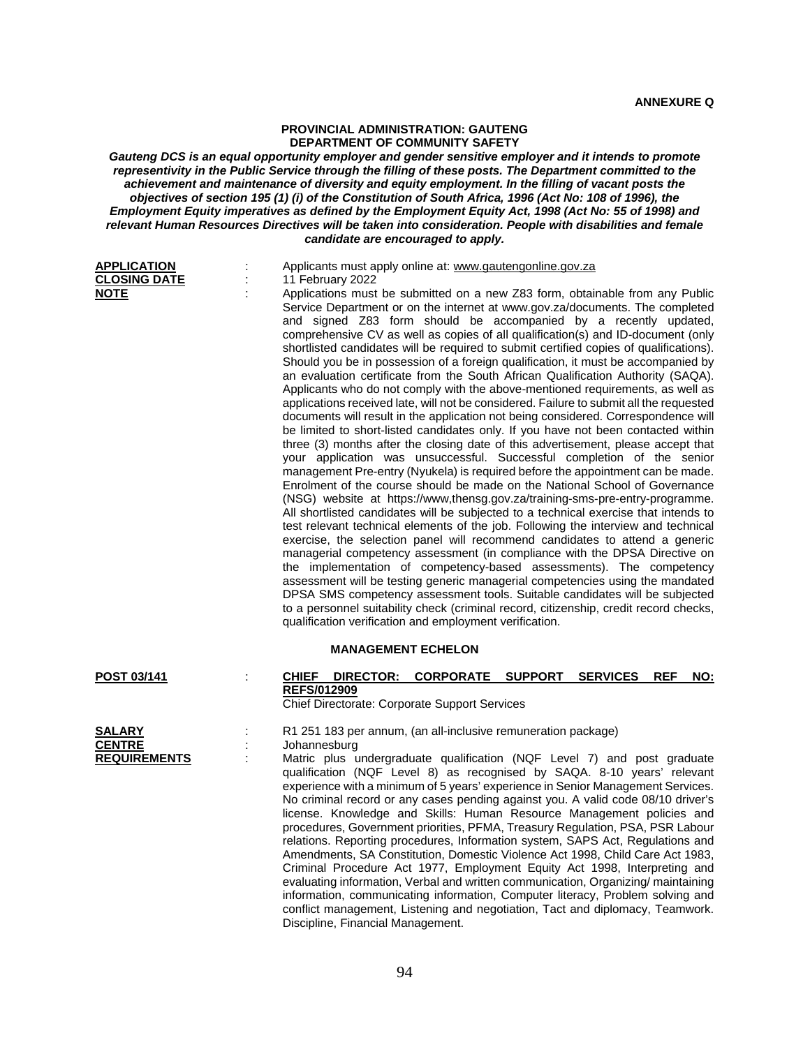**ANNEXURE Q**

**PROVINCIAL ADMINISTRATION: GAUTENG**
**DEPARTMENT OF COMMUNITY SAFETY**

***Gauteng DCS is an equal opportunity employer and gender sensitive employer and it intends to promote representivity in the Public Service through the filling of these posts. The Department committed to the achievement and maintenance of diversity and equity employment. In the filling of vacant posts the objectives of section 195 (1) (i) of the Constitution of South Africa, 1996 (Act No: 108 of 1996), the Employment Equity imperatives as defined by the Employment Equity Act, 1998 (Act No: 55 of 1998) and relevant Human Resources Directives will be taken into consideration. People with disabilities and female candidate are encouraged to apply.***

**APPLICATION** : Applicants must apply online at: www.gautengonline.gov.za

**CLOSING DATE** : 11 February 2022

**NOTE** : Applications must be submitted on a new Z83 form, obtainable from any Public Service Department or on the internet at www.gov.za/documents. The completed and signed Z83 form should be accompanied by a recently updated, comprehensive CV as well as copies of all qualification(s) and ID-document (only shortlisted candidates will be required to submit certified copies of qualifications). Should you be in possession of a foreign qualification, it must be accompanied by an evaluation certificate from the South African Qualification Authority (SAQA). Applicants who do not comply with the above-mentioned requirements, as well as applications received late, will not be considered. Failure to submit all the requested documents will result in the application not being considered. Correspondence will be limited to short-listed candidates only. If you have not been contacted within three (3) months after the closing date of this advertisement, please accept that your application was unsuccessful. Successful completion of the senior management Pre-entry (Nyukela) is required before the appointment can be made. Enrolment of the course should be made on the National School of Governance (NSG) website at https://www,thensg.gov.za/training-sms-pre-entry-programme. All shortlisted candidates will be subjected to a technical exercise that intends to test relevant technical elements of the job. Following the interview and technical exercise, the selection panel will recommend candidates to attend a generic managerial competency assessment (in compliance with the DPSA Directive on the implementation of competency-based assessments). The competency assessment will be testing generic managerial competencies using the mandated DPSA SMS competency assessment tools. Suitable candidates will be subjected to a personnel suitability check (criminal record, citizenship, credit record checks, qualification verification and employment verification.

**MANAGEMENT ECHELON**

**POST 03/141** : **CHIEF DIRECTOR: CORPORATE SUPPORT SERVICES REF NO: REFS/012909**
Chief Directorate: Corporate Support Services

**SALARY** : R1 251 183 per annum, (an all-inclusive remuneration package)

**CENTRE** : Johannesburg

**REQUIREMENTS** : Matric plus undergraduate qualification (NQF Level 7) and post graduate qualification (NQF Level 8) as recognised by SAQA. 8-10 years' relevant experience with a minimum of 5 years' experience in Senior Management Services. No criminal record or any cases pending against you. A valid code 08/10 driver's license. Knowledge and Skills: Human Resource Management policies and procedures, Government priorities, PFMA, Treasury Regulation, PSA, PSR Labour relations. Reporting procedures, Information system, SAPS Act, Regulations and Amendments, SA Constitution, Domestic Violence Act 1998, Child Care Act 1983, Criminal Procedure Act 1977, Employment Equity Act 1998, Interpreting and evaluating information, Verbal and written communication, Organizing/ maintaining information, communicating information, Computer literacy, Problem solving and conflict management, Listening and negotiation, Tact and diplomacy, Teamwork. Discipline, Financial Management.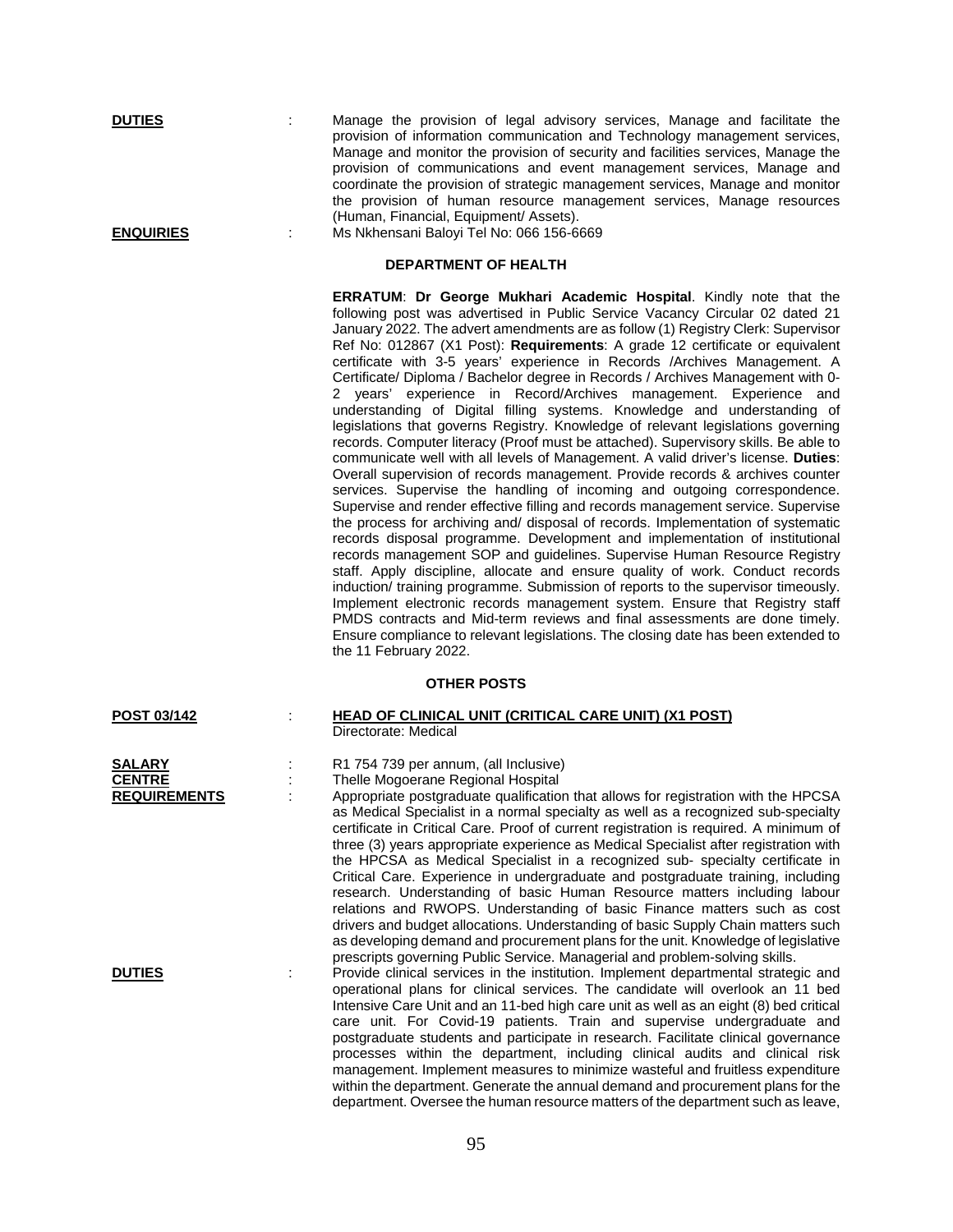**DUTIES** : Manage the provision of legal advisory services, Manage and facilitate the provision of information communication and Technology management services, Manage and monitor the provision of security and facilities services, Manage the provision of communications and event management services, Manage and coordinate the provision of strategic management services, Manage and monitor the provision of human resource management services, Manage resources (Human, Financial, Equipment/ Assets).

**ENQUIRIES** : Ms Nkhensani Baloyi Tel No: 066 156-6669

## DEPARTMENT OF HEALTH

**ERRATUM**: **Dr George Mukhari Academic Hospital**. Kindly note that the following post was advertised in Public Service Vacancy Circular 02 dated 21 January 2022. The advert amendments are as follow (1) Registry Clerk: Supervisor Ref No: 012867 (X1 Post): **Requirements**: A grade 12 certificate or equivalent certificate with 3-5 years' experience in Records /Archives Management. A Certificate/ Diploma / Bachelor degree in Records / Archives Management with 0-2 years' experience in Record/Archives management. Experience and understanding of Digital filling systems. Knowledge and understanding of legislations that governs Registry. Knowledge of relevant legislations governing records. Computer literacy (Proof must be attached). Supervisory skills. Be able to communicate well with all levels of Management. A valid driver's license. **Duties**: Overall supervision of records management. Provide records & archives counter services. Supervise the handling of incoming and outgoing correspondence. Supervise and render effective filling and records management service. Supervise the process for archiving and/ disposal of records. Implementation of systematic records disposal programme. Development and implementation of institutional records management SOP and guidelines. Supervise Human Resource Registry staff. Apply discipline, allocate and ensure quality of work. Conduct records induction/ training programme. Submission of reports to the supervisor timeously. Implement electronic records management system. Ensure that Registry staff PMDS contracts and Mid-term reviews and final assessments are done timely. Ensure compliance to relevant legislations. The closing date has been extended to the 11 February 2022.

## OTHER POSTS

**POST 03/142** : **HEAD OF CLINICAL UNIT (CRITICAL CARE UNIT) (X1 POST)**
Directorate: Medical

**SALARY** : R1 754 739 per annum, (all Inclusive)

**CENTRE** : Thelle Mogoerane Regional Hospital

**REQUIREMENTS** : Appropriate postgraduate qualification that allows for registration with the HPCSA as Medical Specialist in a normal specialty as well as a recognized sub-specialty certificate in Critical Care. Proof of current registration is required. A minimum of three (3) years appropriate experience as Medical Specialist after registration with the HPCSA as Medical Specialist in a recognized sub- specialty certificate in Critical Care. Experience in undergraduate and postgraduate training, including research. Understanding of basic Human Resource matters including labour relations and RWOPS. Understanding of basic Finance matters such as cost drivers and budget allocations. Understanding of basic Supply Chain matters such as developing demand and procurement plans for the unit. Knowledge of legislative prescripts governing Public Service. Managerial and problem-solving skills.

**DUTIES** : Provide clinical services in the institution. Implement departmental strategic and operational plans for clinical services. The candidate will overlook an 11 bed Intensive Care Unit and an 11-bed high care unit as well as an eight (8) bed critical care unit. For Covid-19 patients. Train and supervise undergraduate and postgraduate students and participate in research. Facilitate clinical governance processes within the department, including clinical audits and clinical risk management. Implement measures to minimize wasteful and fruitless expenditure within the department. Generate the annual demand and procurement plans for the department. Oversee the human resource matters of the department such as leave,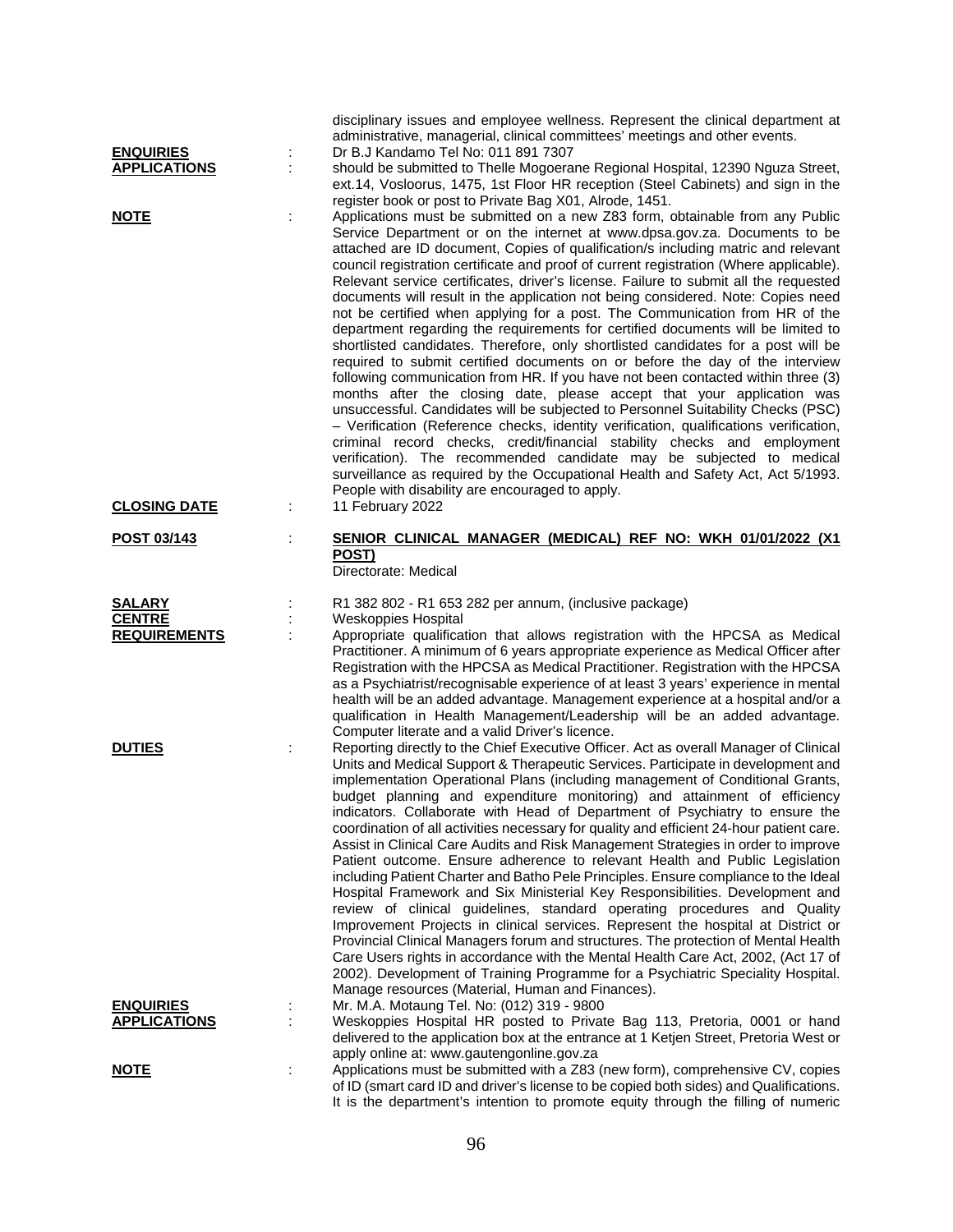disciplinary issues and employee wellness. Represent the clinical department at administrative, managerial, clinical committees' meetings and other events.

**ENQUIRIES** : Dr B.J Kandamo Tel No: 011 891 7307

**APPLICATIONS** : should be submitted to Thelle Mogoerane Regional Hospital, 12390 Nguza Street, ext.14, Vosloorus, 1475, 1st Floor HR reception (Steel Cabinets) and sign in the register book or post to Private Bag X01, Alrode, 1451.

**NOTE** : Applications must be submitted on a new Z83 form, obtainable from any Public Service Department or on the internet at www.dpsa.gov.za. Documents to be attached are ID document, Copies of qualification/s including matric and relevant council registration certificate and proof of current registration (Where applicable). Relevant service certificates, driver's license. Failure to submit all the requested documents will result in the application not being considered. Note: Copies need not be certified when applying for a post. The Communication from HR of the department regarding the requirements for certified documents will be limited to shortlisted candidates. Therefore, only shortlisted candidates for a post will be required to submit certified documents on or before the day of the interview following communication from HR. If you have not been contacted within three (3) months after the closing date, please accept that your application was unsuccessful. Candidates will be subjected to Personnel Suitability Checks (PSC) – Verification (Reference checks, identity verification, qualifications verification, criminal record checks, credit/financial stability checks and employment verification). The recommended candidate may be subjected to medical surveillance as required by the Occupational Health and Safety Act, Act 5/1993. People with disability are encouraged to apply.

**CLOSING DATE** : 11 February 2022

**POST 03/143** : **SENIOR CLINICAL MANAGER (MEDICAL) REF NO: WKH 01/01/2022 (X1 POST)**
Directorate: Medical

**SALARY** : R1 382 802 - R1 653 282 per annum, (inclusive package)

**CENTRE** : Weskoppies Hospital

**REQUIREMENTS** : Appropriate qualification that allows registration with the HPCSA as Medical Practitioner. A minimum of 6 years appropriate experience as Medical Officer after Registration with the HPCSA as Medical Practitioner. Registration with the HPCSA as a Psychiatrist/recognisable experience of at least 3 years' experience in mental health will be an added advantage. Management experience at a hospital and/or a qualification in Health Management/Leadership will be an added advantage. Computer literate and a valid Driver's licence.

**DUTIES** : Reporting directly to the Chief Executive Officer. Act as overall Manager of Clinical Units and Medical Support & Therapeutic Services. Participate in development and implementation Operational Plans (including management of Conditional Grants, budget planning and expenditure monitoring) and attainment of efficiency indicators. Collaborate with Head of Department of Psychiatry to ensure the coordination of all activities necessary for quality and efficient 24-hour patient care. Assist in Clinical Care Audits and Risk Management Strategies in order to improve Patient outcome. Ensure adherence to relevant Health and Public Legislation including Patient Charter and Batho Pele Principles. Ensure compliance to the Ideal Hospital Framework and Six Ministerial Key Responsibilities. Development and review of clinical guidelines, standard operating procedures and Quality Improvement Projects in clinical services. Represent the hospital at District or Provincial Clinical Managers forum and structures. The protection of Mental Health Care Users rights in accordance with the Mental Health Care Act, 2002, (Act 17 of 2002). Development of Training Programme for a Psychiatric Speciality Hospital. Manage resources (Material, Human and Finances).

**ENQUIRIES** : Mr. M.A. Motaung Tel. No: (012) 319 - 9800

**APPLICATIONS** : Weskoppies Hospital HR posted to Private Bag 113, Pretoria, 0001 or hand delivered to the application box at the entrance at 1 Ketjen Street, Pretoria West or apply online at: www.gautengonline.gov.za

**NOTE** : Applications must be submitted with a Z83 (new form), comprehensive CV, copies of ID (smart card ID and driver's license to be copied both sides) and Qualifications. It is the department's intention to promote equity through the filling of numeric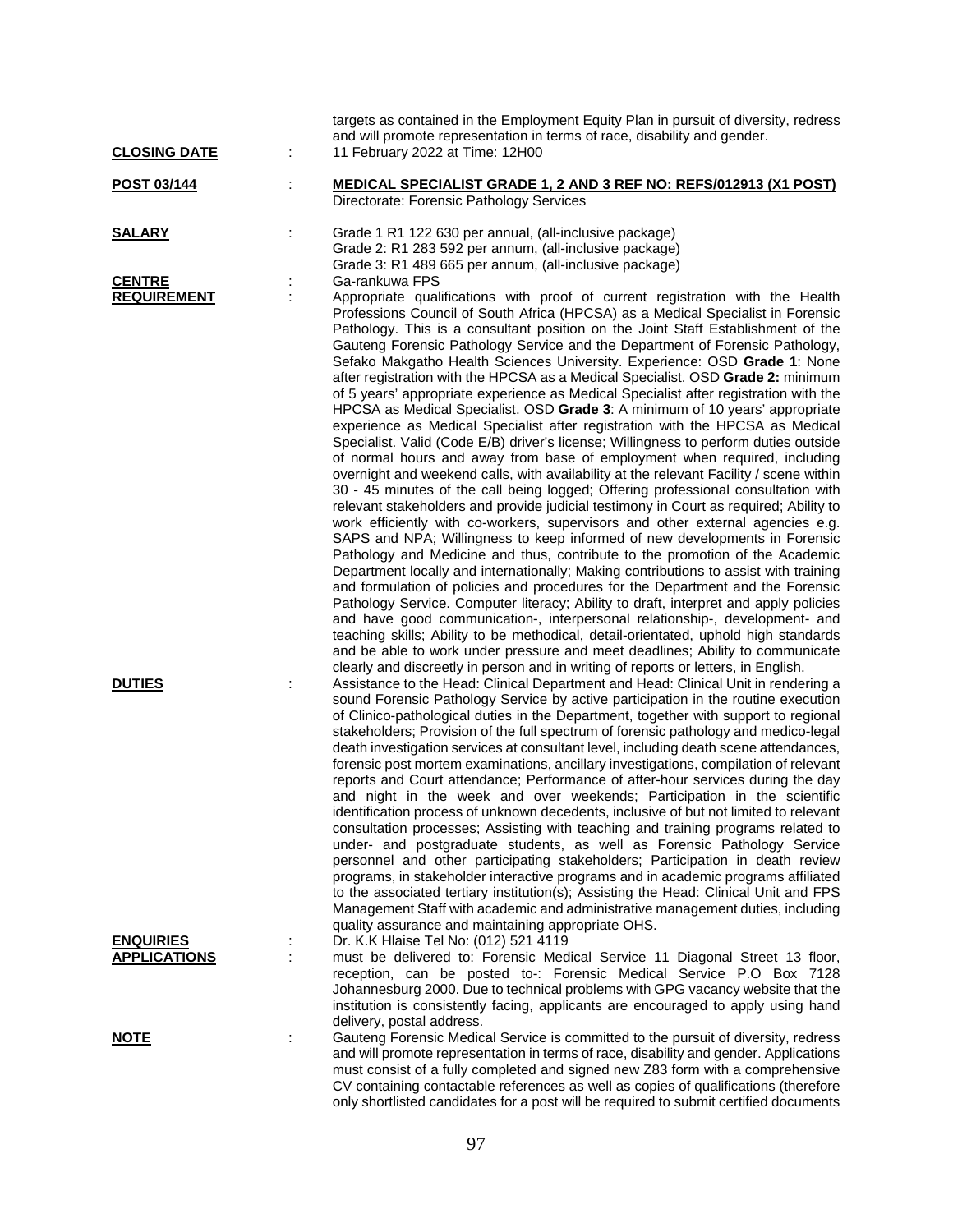targets as contained in the Employment Equity Plan in pursuit of diversity, redress and will promote representation in terms of race, disability and gender.

**CLOSING DATE** : 11 February 2022 at Time: 12H00

**POST 03/144** : **MEDICAL SPECIALIST GRADE 1, 2 AND 3 REF NO: REFS/012913 (X1 POST)**
Directorate: Forensic Pathology Services

**SALARY** : Grade 1 R1 122 630 per annual, (all-inclusive package)
Grade 2: R1 283 592 per annum, (all-inclusive package)
Grade 3: R1 489 665 per annum, (all-inclusive package)

**CENTRE** : Ga-rankuwa FPS

**REQUIREMENT** : Appropriate qualifications with proof of current registration with the Health Professions Council of South Africa (HPCSA) as a Medical Specialist in Forensic Pathology. This is a consultant position on the Joint Staff Establishment of the Gauteng Forensic Pathology Service and the Department of Forensic Pathology, Sefako Makgatho Health Sciences University. Experience: OSD **Grade 1**: None after registration with the HPCSA as a Medical Specialist. OSD **Grade 2:** minimum of 5 years' appropriate experience as Medical Specialist after registration with the HPCSA as Medical Specialist. OSD **Grade 3**: A minimum of 10 years' appropriate experience as Medical Specialist after registration with the HPCSA as Medical Specialist. Valid (Code E/B) driver's license; Willingness to perform duties outside of normal hours and away from base of employment when required, including overnight and weekend calls, with availability at the relevant Facility / scene within 30 - 45 minutes of the call being logged; Offering professional consultation with relevant stakeholders and provide judicial testimony in Court as required; Ability to work efficiently with co-workers, supervisors and other external agencies e.g. SAPS and NPA; Willingness to keep informed of new developments in Forensic Pathology and Medicine and thus, contribute to the promotion of the Academic Department locally and internationally; Making contributions to assist with training and formulation of policies and procedures for the Department and the Forensic Pathology Service. Computer literacy; Ability to draft, interpret and apply policies and have good communication-, interpersonal relationship-, development- and teaching skills; Ability to be methodical, detail-orientated, uphold high standards and be able to work under pressure and meet deadlines; Ability to communicate clearly and discreetly in person and in writing of reports or letters, in English.

**DUTIES** : Assistance to the Head: Clinical Department and Head: Clinical Unit in rendering a sound Forensic Pathology Service by active participation in the routine execution of Clinico-pathological duties in the Department, together with support to regional stakeholders; Provision of the full spectrum of forensic pathology and medico-legal death investigation services at consultant level, including death scene attendances, forensic post mortem examinations, ancillary investigations, compilation of relevant reports and Court attendance; Performance of after-hour services during the day and night in the week and over weekends; Participation in the scientific identification process of unknown decedents, inclusive of but not limited to relevant consultation processes; Assisting with teaching and training programs related to under- and postgraduate students, as well as Forensic Pathology Service personnel and other participating stakeholders; Participation in death review programs, in stakeholder interactive programs and in academic programs affiliated to the associated tertiary institution(s); Assisting the Head: Clinical Unit and FPS Management Staff with academic and administrative management duties, including quality assurance and maintaining appropriate OHS.

**ENQUIRIES** : Dr. K.K Hlaise Tel No: (012) 521 4119

**APPLICATIONS** : must be delivered to: Forensic Medical Service 11 Diagonal Street 13 floor, reception, can be posted to-: Forensic Medical Service P.O Box 7128 Johannesburg 2000. Due to technical problems with GPG vacancy website that the institution is consistently facing, applicants are encouraged to apply using hand delivery, postal address.

**NOTE** : Gauteng Forensic Medical Service is committed to the pursuit of diversity, redress and will promote representation in terms of race, disability and gender. Applications must consist of a fully completed and signed new Z83 form with a comprehensive CV containing contactable references as well as copies of qualifications (therefore only shortlisted candidates for a post will be required to submit certified documents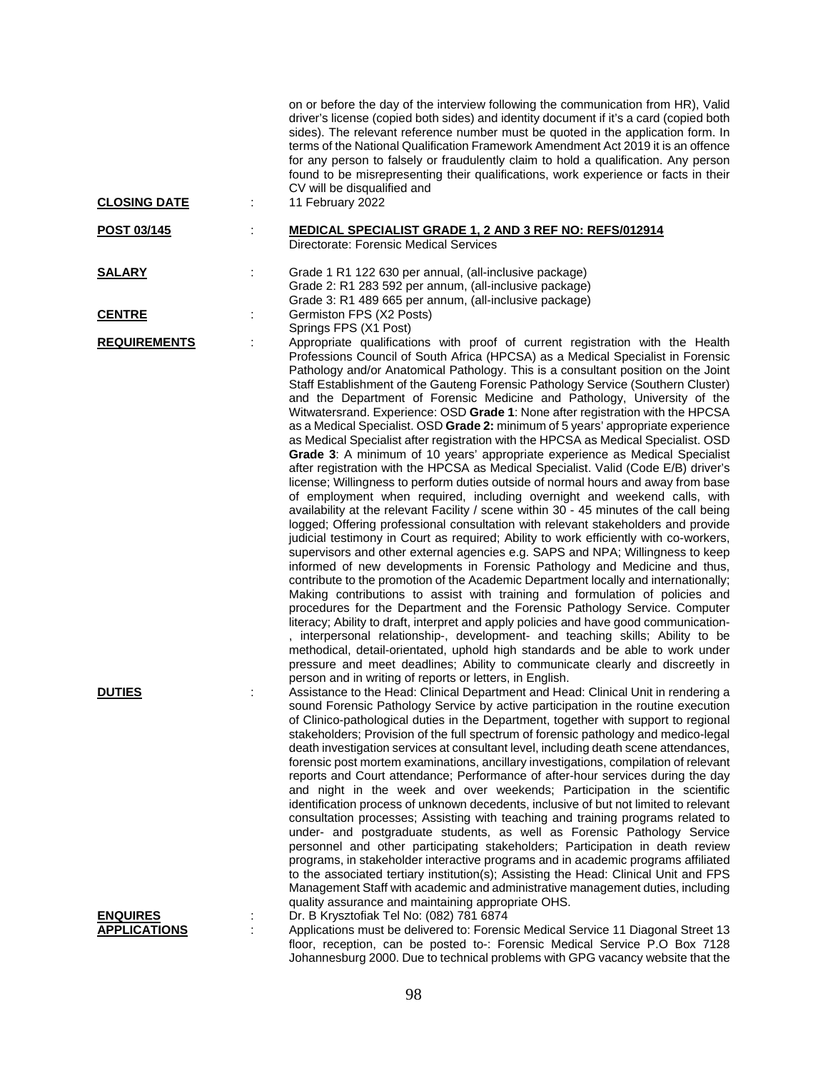on or before the day of the interview following the communication from HR), Valid driver's license (copied both sides) and identity document if it's a card (copied both sides). The relevant reference number must be quoted in the application form. In terms of the National Qualification Framework Amendment Act 2019 it is an offence for any person to falsely or fraudulently claim to hold a qualification. Any person found to be misrepresenting their qualifications, work experience or facts in their CV will be disqualified and

**CLOSING DATE** : 11 February 2022

**POST 03/145** : **MEDICAL SPECIALIST GRADE 1, 2 AND 3 REF NO: REFS/012914**
Directorate: Forensic Medical Services

**SALARY** : Grade 1 R1 122 630 per annual, (all-inclusive package)
Grade 2: R1 283 592 per annum, (all-inclusive package)
Grade 3: R1 489 665 per annum, (all-inclusive package)

**CENTRE** : Germiston FPS (X2 Posts)
Springs FPS (X1 Post)

**REQUIREMENTS** : Appropriate qualifications with proof of current registration with the Health Professions Council of South Africa (HPCSA) as a Medical Specialist in Forensic Pathology and/or Anatomical Pathology. This is a consultant position on the Joint Staff Establishment of the Gauteng Forensic Pathology Service (Southern Cluster) and the Department of Forensic Medicine and Pathology, University of the Witwatersrand. Experience: OSD **Grade 1**: None after registration with the HPCSA as a Medical Specialist. OSD **Grade 2:** minimum of 5 years' appropriate experience as Medical Specialist after registration with the HPCSA as Medical Specialist. OSD **Grade 3**: A minimum of 10 years' appropriate experience as Medical Specialist after registration with the HPCSA as Medical Specialist. Valid (Code E/B) driver's license; Willingness to perform duties outside of normal hours and away from base of employment when required, including overnight and weekend calls, with availability at the relevant Facility / scene within 30 - 45 minutes of the call being logged; Offering professional consultation with relevant stakeholders and provide judicial testimony in Court as required; Ability to work efficiently with co-workers, supervisors and other external agencies e.g. SAPS and NPA; Willingness to keep informed of new developments in Forensic Pathology and Medicine and thus, contribute to the promotion of the Academic Department locally and internationally; Making contributions to assist with training and formulation of policies and procedures for the Department and the Forensic Pathology Service. Computer literacy; Ability to draft, interpret and apply policies and have good communication-, interpersonal relationship-, development- and teaching skills; Ability to be methodical, detail-orientated, uphold high standards and be able to work under pressure and meet deadlines; Ability to communicate clearly and discreetly in person and in writing of reports or letters, in English.

**DUTIES** : Assistance to the Head: Clinical Department and Head: Clinical Unit in rendering a sound Forensic Pathology Service by active participation in the routine execution of Clinico-pathological duties in the Department, together with support to regional stakeholders; Provision of the full spectrum of forensic pathology and medico-legal death investigation services at consultant level, including death scene attendances, forensic post mortem examinations, ancillary investigations, compilation of relevant reports and Court attendance; Performance of after-hour services during the day and night in the week and over weekends; Participation in the scientific identification process of unknown decedents, inclusive of but not limited to relevant consultation processes; Assisting with teaching and training programs related to under- and postgraduate students, as well as Forensic Pathology Service personnel and other participating stakeholders; Participation in death review programs, in stakeholder interactive programs and in academic programs affiliated to the associated tertiary institution(s); Assisting the Head: Clinical Unit and FPS Management Staff with academic and administrative management duties, including quality assurance and maintaining appropriate OHS.

**ENQUIRES** : Dr. B Krysztofiak Tel No: (082) 781 6874

**APPLICATIONS** : Applications must be delivered to: Forensic Medical Service 11 Diagonal Street 13 floor, reception, can be posted to-: Forensic Medical Service P.O Box 7128 Johannesburg 2000. Due to technical problems with GPG vacancy website that the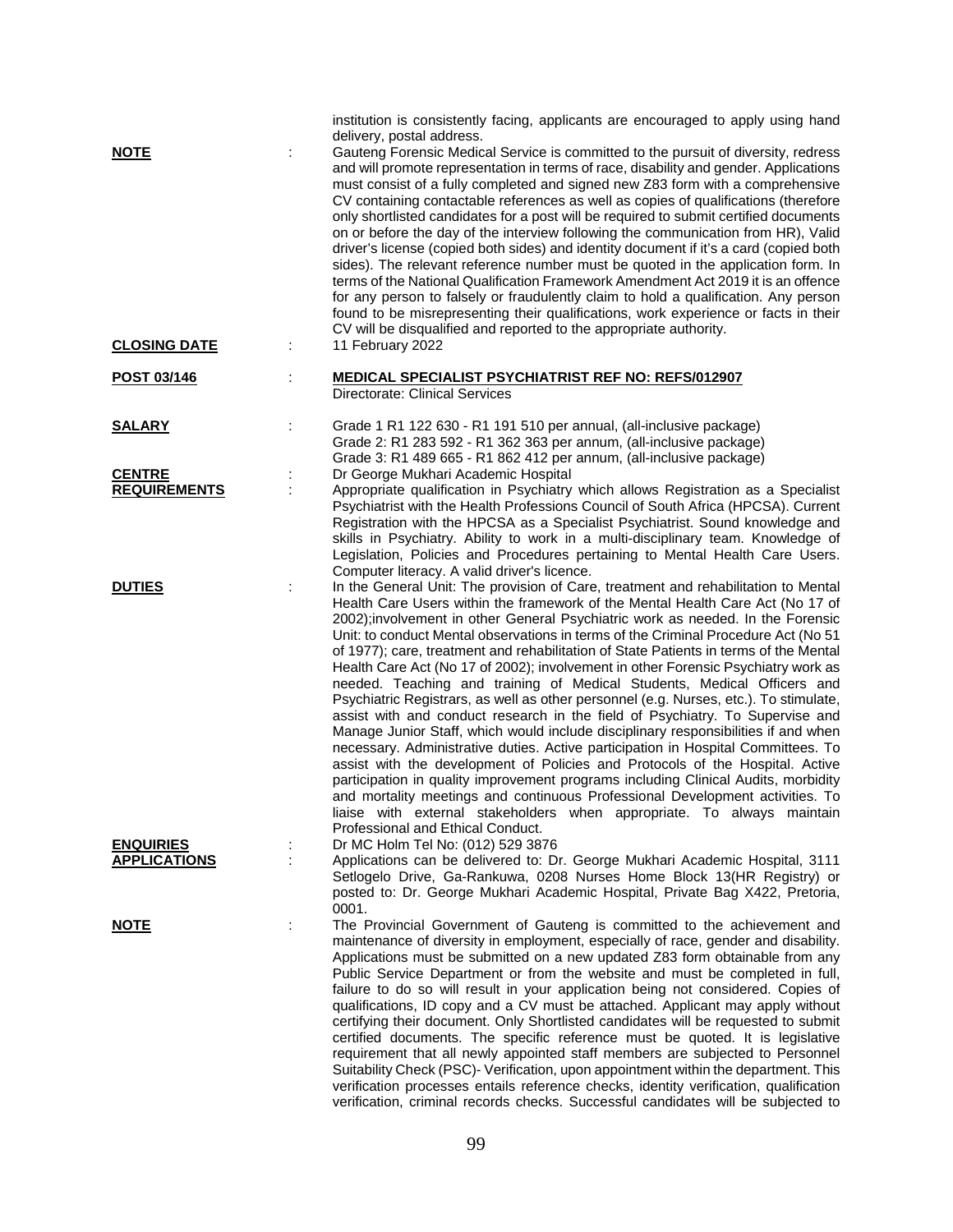institution is consistently facing, applicants are encouraged to apply using hand delivery, postal address.

**NOTE** : Gauteng Forensic Medical Service is committed to the pursuit of diversity, redress and will promote representation in terms of race, disability and gender. Applications must consist of a fully completed and signed new Z83 form with a comprehensive CV containing contactable references as well as copies of qualifications (therefore only shortlisted candidates for a post will be required to submit certified documents on or before the day of the interview following the communication from HR), Valid driver's license (copied both sides) and identity document if it's a card (copied both sides). The relevant reference number must be quoted in the application form. In terms of the National Qualification Framework Amendment Act 2019 it is an offence for any person to falsely or fraudulently claim to hold a qualification. Any person found to be misrepresenting their qualifications, work experience or facts in their CV will be disqualified and reported to the appropriate authority.

**CLOSING DATE** : 11 February 2022

**POST 03/146** : **MEDICAL SPECIALIST PSYCHIATRIST REF NO: REFS/012907**
Directorate: Clinical Services

**SALARY** : Grade 1 R1 122 630 - R1 191 510 per annual, (all-inclusive package)
Grade 2: R1 283 592 - R1 362 363 per annum, (all-inclusive package)
Grade 3: R1 489 665 - R1 862 412 per annum, (all-inclusive package)

**CENTRE** : Dr George Mukhari Academic Hospital

**REQUIREMENTS** : Appropriate qualification in Psychiatry which allows Registration as a Specialist Psychiatrist with the Health Professions Council of South Africa (HPCSA). Current Registration with the HPCSA as a Specialist Psychiatrist. Sound knowledge and skills in Psychiatry. Ability to work in a multi-disciplinary team. Knowledge of Legislation, Policies and Procedures pertaining to Mental Health Care Users. Computer literacy. A valid driver's licence.

**DUTIES** : In the General Unit: The provision of Care, treatment and rehabilitation to Mental Health Care Users within the framework of the Mental Health Care Act (No 17 of 2002);involvement in other General Psychiatric work as needed. In the Forensic Unit: to conduct Mental observations in terms of the Criminal Procedure Act (No 51 of 1977); care, treatment and rehabilitation of State Patients in terms of the Mental Health Care Act (No 17 of 2002); involvement in other Forensic Psychiatry work as needed. Teaching and training of Medical Students, Medical Officers and Psychiatric Registrars, as well as other personnel (e.g. Nurses, etc.). To stimulate, assist with and conduct research in the field of Psychiatry. To Supervise and Manage Junior Staff, which would include disciplinary responsibilities if and when necessary. Administrative duties. Active participation in Hospital Committees. To assist with the development of Policies and Protocols of the Hospital. Active participation in quality improvement programs including Clinical Audits, morbidity and mortality meetings and continuous Professional Development activities. To liaise with external stakeholders when appropriate. To always maintain Professional and Ethical Conduct.

**ENQUIRIES** : Dr MC Holm Tel No: (012) 529 3876

**APPLICATIONS** : Applications can be delivered to: Dr. George Mukhari Academic Hospital, 3111 Setlogelo Drive, Ga-Rankuwa, 0208 Nurses Home Block 13(HR Registry) or posted to: Dr. George Mukhari Academic Hospital, Private Bag X422, Pretoria, 0001.

**NOTE** : The Provincial Government of Gauteng is committed to the achievement and maintenance of diversity in employment, especially of race, gender and disability. Applications must be submitted on a new updated Z83 form obtainable from any Public Service Department or from the website and must be completed in full, failure to do so will result in your application being not considered. Copies of qualifications, ID copy and a CV must be attached. Applicant may apply without certifying their document. Only Shortlisted candidates will be requested to submit certified documents. The specific reference must be quoted. It is legislative requirement that all newly appointed staff members are subjected to Personnel Suitability Check (PSC)- Verification, upon appointment within the department. This verification processes entails reference checks, identity verification, qualification verification, criminal records checks. Successful candidates will be subjected to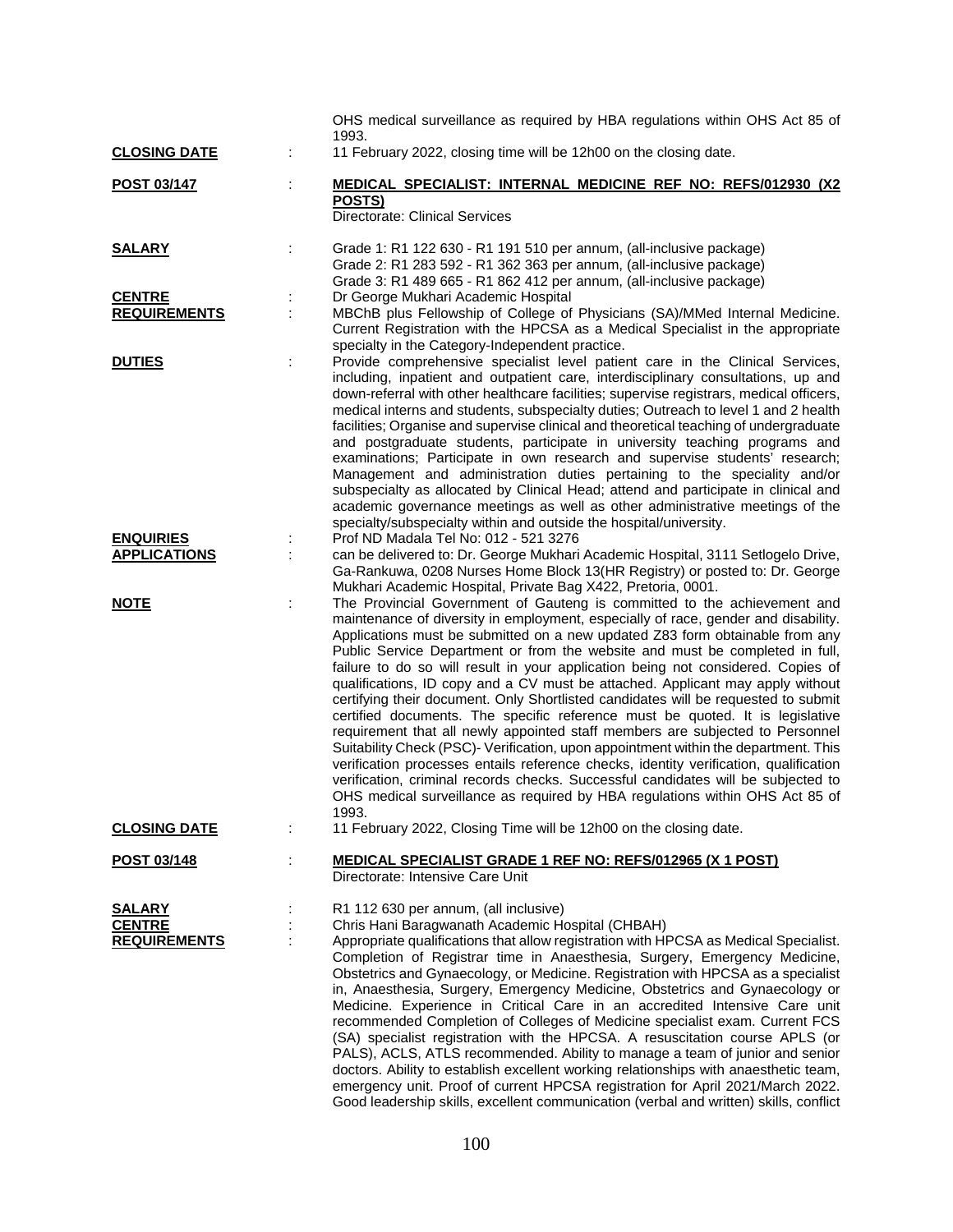OHS medical surveillance as required by HBA regulations within OHS Act 85 of 1993.

**CLOSING DATE** : 11 February 2022, closing time will be 12h00 on the closing date.

**POST 03/147** : **MEDICAL SPECIALIST: INTERNAL MEDICINE REF NO: REFS/012930 (X2 POSTS)**
Directorate: Clinical Services

**SALARY** : Grade 1: R1 122 630 - R1 191 510 per annum, (all-inclusive package)
Grade 2: R1 283 592 - R1 362 363 per annum, (all-inclusive package)
Grade 3: R1 489 665 - R1 862 412 per annum, (all-inclusive package)

**CENTRE** : Dr George Mukhari Academic Hospital

**REQUIREMENTS** : MBChB plus Fellowship of College of Physicians (SA)/MMed Internal Medicine. Current Registration with the HPCSA as a Medical Specialist in the appropriate specialty in the Category-Independent practice.

**DUTIES** : Provide comprehensive specialist level patient care in the Clinical Services, including, inpatient and outpatient care, interdisciplinary consultations, up and down-referral with other healthcare facilities; supervise registrars, medical officers, medical interns and students, subspecialty duties; Outreach to level 1 and 2 health facilities; Organise and supervise clinical and theoretical teaching of undergraduate and postgraduate students, participate in university teaching programs and examinations; Participate in own research and supervise students' research; Management and administration duties pertaining to the speciality and/or subspecialty as allocated by Clinical Head; attend and participate in clinical and academic governance meetings as well as other administrative meetings of the specialty/subspecialty within and outside the hospital/university.

**ENQUIRIES** : Prof ND Madala Tel No: 012 - 521 3276

**APPLICATIONS** : can be delivered to: Dr. George Mukhari Academic Hospital, 3111 Setlogelo Drive, Ga-Rankuwa, 0208 Nurses Home Block 13(HR Registry) or posted to: Dr. George Mukhari Academic Hospital, Private Bag X422, Pretoria, 0001.

**NOTE** : The Provincial Government of Gauteng is committed to the achievement and maintenance of diversity in employment, especially of race, gender and disability. Applications must be submitted on a new updated Z83 form obtainable from any Public Service Department or from the website and must be completed in full, failure to do so will result in your application being not considered. Copies of qualifications, ID copy and a CV must be attached. Applicant may apply without certifying their document. Only Shortlisted candidates will be requested to submit certified documents. The specific reference must be quoted. It is legislative requirement that all newly appointed staff members are subjected to Personnel Suitability Check (PSC)- Verification, upon appointment within the department. This verification processes entails reference checks, identity verification, qualification verification, criminal records checks. Successful candidates will be subjected to OHS medical surveillance as required by HBA regulations within OHS Act 85 of 1993.

**CLOSING DATE** : 11 February 2022, Closing Time will be 12h00 on the closing date.

**POST 03/148** : **MEDICAL SPECIALIST GRADE 1 REF NO: REFS/012965 (X 1 POST)**
Directorate: Intensive Care Unit

**SALARY** : R1 112 630 per annum, (all inclusive)

**CENTRE** : Chris Hani Baragwanath Academic Hospital (CHBAH)

**REQUIREMENTS** : Appropriate qualifications that allow registration with HPCSA as Medical Specialist. Completion of Registrar time in Anaesthesia, Surgery, Emergency Medicine, Obstetrics and Gynaecology, or Medicine. Registration with HPCSA as a specialist in, Anaesthesia, Surgery, Emergency Medicine, Obstetrics and Gynaecology or Medicine. Experience in Critical Care in an accredited Intensive Care unit recommended Completion of Colleges of Medicine specialist exam. Current FCS (SA) specialist registration with the HPCSA. A resuscitation course APLS (or PALS), ACLS, ATLS recommended. Ability to manage a team of junior and senior doctors. Ability to establish excellent working relationships with anaesthetic team, emergency unit. Proof of current HPCSA registration for April 2021/March 2022. Good leadership skills, excellent communication (verbal and written) skills, conflict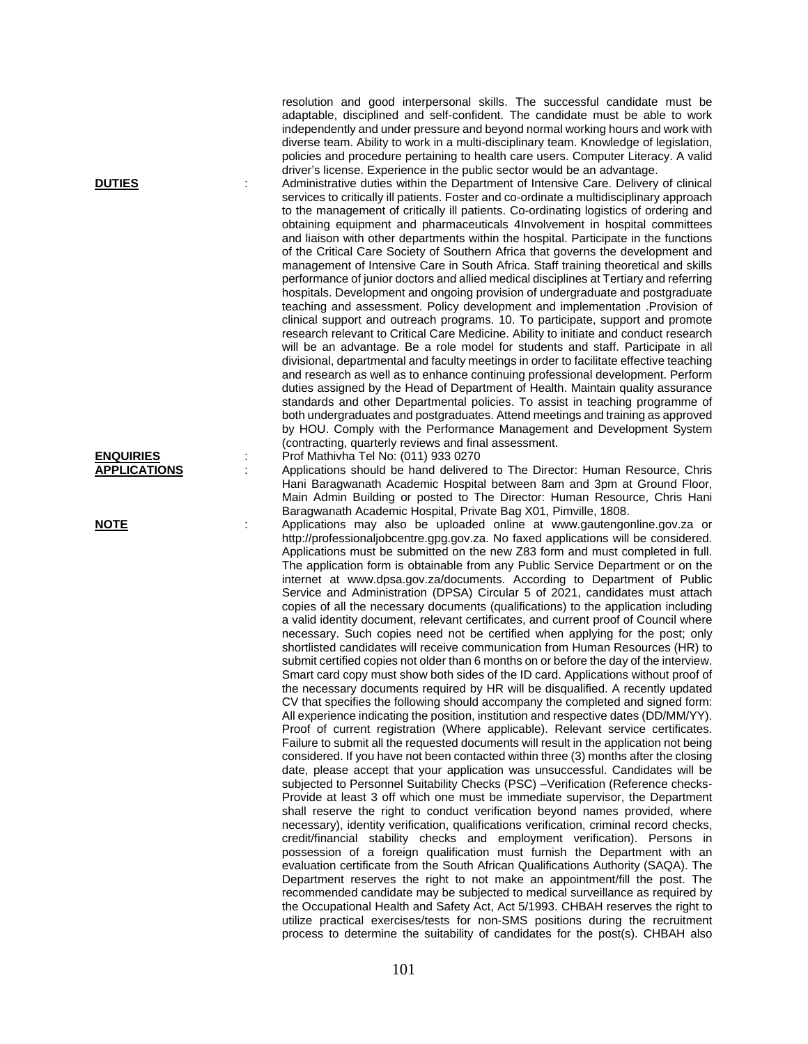resolution and good interpersonal skills. The successful candidate must be adaptable, disciplined and self-confident. The candidate must be able to work independently and under pressure and beyond normal working hours and work with diverse team. Ability to work in a multi-disciplinary team. Knowledge of legislation, policies and procedure pertaining to health care users. Computer Literacy. A valid driver's license. Experience in the public sector would be an advantage.

**DUTIES** : Administrative duties within the Department of Intensive Care. Delivery of clinical services to critically ill patients. Foster and co-ordinate a multidisciplinary approach to the management of critically ill patients. Co-ordinating logistics of ordering and obtaining equipment and pharmaceuticals 4Involvement in hospital committees and liaison with other departments within the hospital. Participate in the functions of the Critical Care Society of Southern Africa that governs the development and management of Intensive Care in South Africa. Staff training theoretical and skills performance of junior doctors and allied medical disciplines at Tertiary and referring hospitals. Development and ongoing provision of undergraduate and postgraduate teaching and assessment. Policy development and implementation .Provision of clinical support and outreach programs. 10. To participate, support and promote research relevant to Critical Care Medicine. Ability to initiate and conduct research will be an advantage. Be a role model for students and staff. Participate in all divisional, departmental and faculty meetings in order to facilitate effective teaching and research as well as to enhance continuing professional development. Perform duties assigned by the Head of Department of Health. Maintain quality assurance standards and other Departmental policies. To assist in teaching programme of both undergraduates and postgraduates. Attend meetings and training as approved by HOU. Comply with the Performance Management and Development System (contracting, quarterly reviews and final assessment.

**ENQUIRIES** : Prof Mathivha Tel No: (011) 933 0270

**APPLICATIONS** : Applications should be hand delivered to The Director: Human Resource, Chris Hani Baragwanath Academic Hospital between 8am and 3pm at Ground Floor, Main Admin Building or posted to The Director: Human Resource, Chris Hani Baragwanath Academic Hospital, Private Bag X01, Pimville, 1808.

**NOTE** : Applications may also be uploaded online at www.gautengonline.gov.za or http://professionaljobcentre.gpg.gov.za. No faxed applications will be considered. Applications must be submitted on the new Z83 form and must completed in full. The application form is obtainable from any Public Service Department or on the internet at www.dpsa.gov.za/documents. According to Department of Public Service and Administration (DPSA) Circular 5 of 2021, candidates must attach copies of all the necessary documents (qualifications) to the application including a valid identity document, relevant certificates, and current proof of Council where necessary. Such copies need not be certified when applying for the post; only shortlisted candidates will receive communication from Human Resources (HR) to submit certified copies not older than 6 months on or before the day of the interview. Smart card copy must show both sides of the ID card. Applications without proof of the necessary documents required by HR will be disqualified. A recently updated CV that specifies the following should accompany the completed and signed form: All experience indicating the position, institution and respective dates (DD/MM/YY). Proof of current registration (Where applicable). Relevant service certificates. Failure to submit all the requested documents will result in the application not being considered. If you have not been contacted within three (3) months after the closing date, please accept that your application was unsuccessful. Candidates will be subjected to Personnel Suitability Checks (PSC) –Verification (Reference checks- Provide at least 3 off which one must be immediate supervisor, the Department shall reserve the right to conduct verification beyond names provided, where necessary), identity verification, qualifications verification, criminal record checks, credit/financial stability checks and employment verification). Persons in possession of a foreign qualification must furnish the Department with an evaluation certificate from the South African Qualifications Authority (SAQA). The Department reserves the right to not make an appointment/fill the post. The recommended candidate may be subjected to medical surveillance as required by the Occupational Health and Safety Act, Act 5/1993. CHBAH reserves the right to utilize practical exercises/tests for non-SMS positions during the recruitment process to determine the suitability of candidates for the post(s). CHBAH also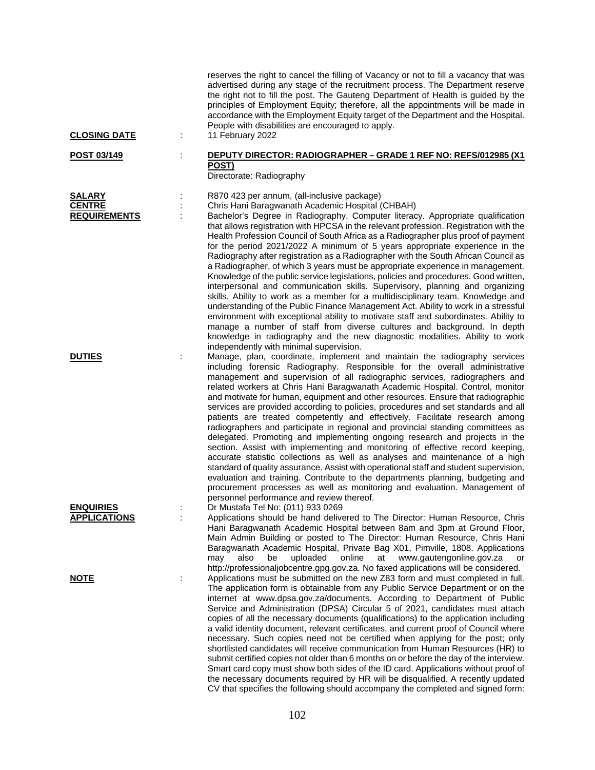reserves the right to cancel the filling of Vacancy or not to fill a vacancy that was advertised during any stage of the recruitment process. The Department reserve the right not to fill the post. The Gauteng Department of Health is guided by the principles of Employment Equity; therefore, all the appointments will be made in accordance with the Employment Equity target of the Department and the Hospital. People with disabilities are encouraged to apply.

**CLOSING DATE** : 11 February 2022

**POST 03/149** : **DEPUTY DIRECTOR: RADIOGRAPHER – GRADE 1 REF NO: REFS/012985 (X1 POST)**

Directorate: Radiography

**SALARY** : R870 423 per annum, (all-inclusive package)

**CENTRE** : Chris Hani Baragwanath Academic Hospital (CHBAH)

**REQUIREMENTS** : Bachelor's Degree in Radiography. Computer literacy. Appropriate qualification that allows registration with HPCSA in the relevant profession. Registration with the Health Profession Council of South Africa as a Radiographer plus proof of payment for the period 2021/2022 A minimum of 5 years appropriate experience in the Radiography after registration as a Radiographer with the South African Council as a Radiographer, of which 3 years must be appropriate experience in management. Knowledge of the public service legislations, policies and procedures. Good written, interpersonal and communication skills. Supervisory, planning and organizing skills. Ability to work as a member for a multidisciplinary team. Knowledge and understanding of the Public Finance Management Act. Ability to work in a stressful environment with exceptional ability to motivate staff and subordinates. Ability to manage a number of staff from diverse cultures and background. In depth knowledge in radiography and the new diagnostic modalities. Ability to work independently with minimal supervision.

**DUTIES** : Manage, plan, coordinate, implement and maintain the radiography services including forensic Radiography. Responsible for the overall administrative management and supervision of all radiographic services, radiographers and related workers at Chris Hani Baragwanath Academic Hospital. Control, monitor and motivate for human, equipment and other resources. Ensure that radiographic services are provided according to policies, procedures and set standards and all patients are treated competently and effectively. Facilitate research among radiographers and participate in regional and provincial standing committees as delegated. Promoting and implementing ongoing research and projects in the section. Assist with implementing and monitoring of effective record keeping, accurate statistic collections as well as analyses and maintenance of a high standard of quality assurance. Assist with operational staff and student supervision, evaluation and training. Contribute to the departments planning, budgeting and procurement processes as well as monitoring and evaluation. Management of personnel performance and review thereof.

**ENQUIRIES** : Dr Mustafa Tel No: (011) 933 0269

**APPLICATIONS** : Applications should be hand delivered to The Director: Human Resource, Chris Hani Baragwanath Academic Hospital between 8am and 3pm at Ground Floor, Main Admin Building or posted to The Director: Human Resource, Chris Hani Baragwanath Academic Hospital, Private Bag X01, Pimville, 1808. Applications may also be uploaded online at www.gautengonline.gov.za or http://professionaljobcentre.gpg.gov.za. No faxed applications will be considered.

**NOTE** : Applications must be submitted on the new Z83 form and must completed in full. The application form is obtainable from any Public Service Department or on the internet at www.dpsa.gov.za/documents. According to Department of Public Service and Administration (DPSA) Circular 5 of 2021, candidates must attach copies of all the necessary documents (qualifications) to the application including a valid identity document, relevant certificates, and current proof of Council where necessary. Such copies need not be certified when applying for the post; only shortlisted candidates will receive communication from Human Resources (HR) to submit certified copies not older than 6 months on or before the day of the interview. Smart card copy must show both sides of the ID card. Applications without proof of the necessary documents required by HR will be disqualified. A recently updated CV that specifies the following should accompany the completed and signed form: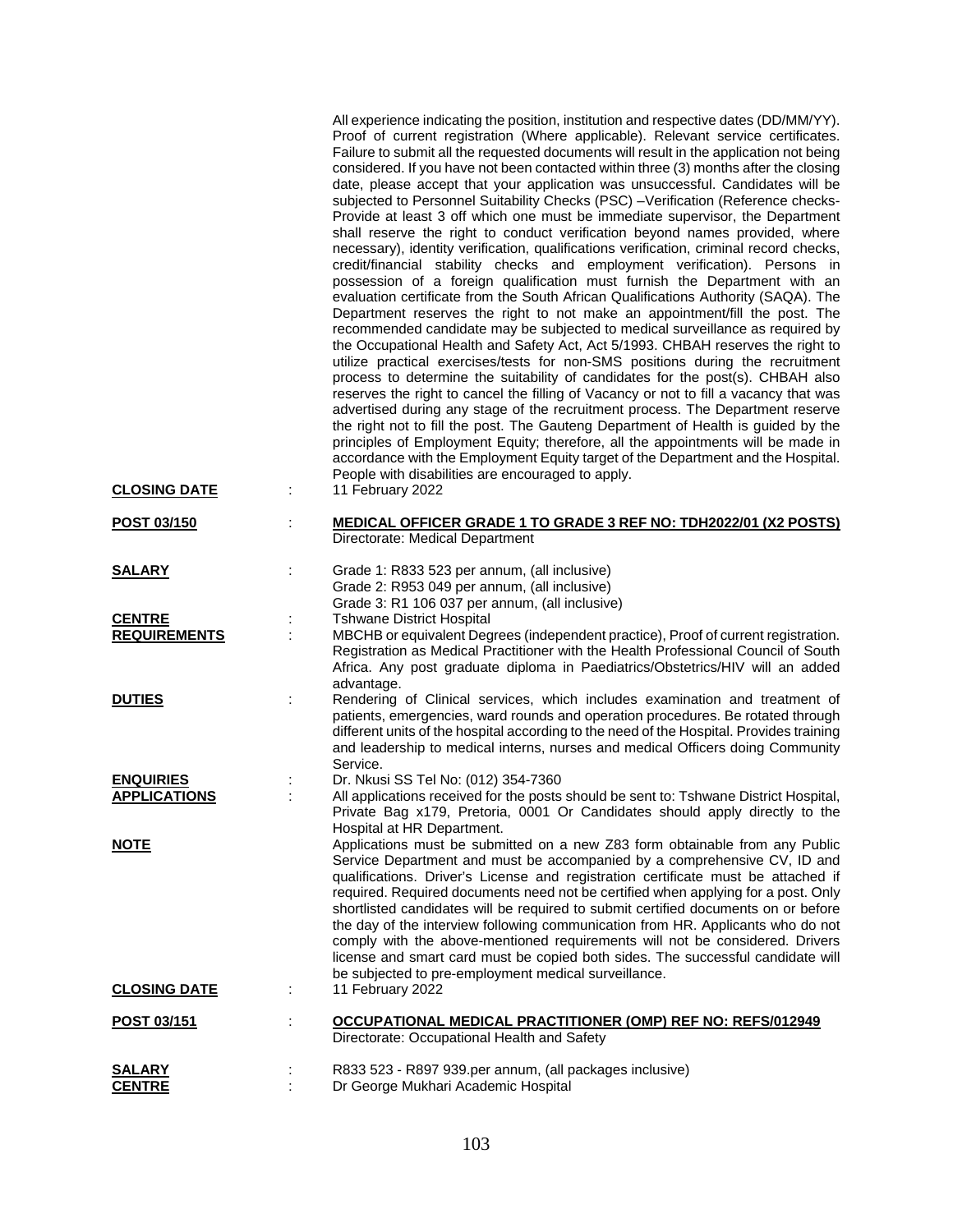All experience indicating the position, institution and respective dates (DD/MM/YY). Proof of current registration (Where applicable). Relevant service certificates. Failure to submit all the requested documents will result in the application not being considered. If you have not been contacted within three (3) months after the closing date, please accept that your application was unsuccessful. Candidates will be subjected to Personnel Suitability Checks (PSC) –Verification (Reference checks- Provide at least 3 off which one must be immediate supervisor, the Department shall reserve the right to conduct verification beyond names provided, where necessary), identity verification, qualifications verification, criminal record checks, credit/financial stability checks and employment verification). Persons in possession of a foreign qualification must furnish the Department with an evaluation certificate from the South African Qualifications Authority (SAQA). The Department reserves the right to not make an appointment/fill the post. The recommended candidate may be subjected to medical surveillance as required by the Occupational Health and Safety Act, Act 5/1993. CHBAH reserves the right to utilize practical exercises/tests for non-SMS positions during the recruitment process to determine the suitability of candidates for the post(s). CHBAH also reserves the right to cancel the filling of Vacancy or not to fill a vacancy that was advertised during any stage of the recruitment process. The Department reserve the right not to fill the post. The Gauteng Department of Health is guided by the principles of Employment Equity; therefore, all the appointments will be made in accordance with the Employment Equity target of the Department and the Hospital. People with disabilities are encouraged to apply.

**CLOSING DATE** : 11 February 2022

**POST 03/150** : **MEDICAL OFFICER GRADE 1 TO GRADE 3 REF NO: TDH2022/01 (X2 POSTS)**
Directorate: Medical Department

**SALARY** : Grade 1: R833 523 per annum, (all inclusive)
Grade 2: R953 049 per annum, (all inclusive)
Grade 3: R1 106 037 per annum, (all inclusive)

**CENTRE** : Tshwane District Hospital

**REQUIREMENTS** : MBCHB or equivalent Degrees (independent practice), Proof of current registration. Registration as Medical Practitioner with the Health Professional Council of South Africa. Any post graduate diploma in Paediatrics/Obstetrics/HIV will an added advantage.

**DUTIES** : Rendering of Clinical services, which includes examination and treatment of patients, emergencies, ward rounds and operation procedures. Be rotated through different units of the hospital according to the need of the Hospital. Provides training and leadership to medical interns, nurses and medical Officers doing Community Service.

**ENQUIRIES** : Dr. Nkusi SS Tel No: (012) 354-7360

**APPLICATIONS** : All applications received for the posts should be sent to: Tshwane District Hospital, Private Bag x179, Pretoria, 0001 Or Candidates should apply directly to the Hospital at HR Department.

**NOTE** : Applications must be submitted on a new Z83 form obtainable from any Public Service Department and must be accompanied by a comprehensive CV, ID and qualifications. Driver's License and registration certificate must be attached if required. Required documents need not be certified when applying for a post. Only shortlisted candidates will be required to submit certified documents on or before the day of the interview following communication from HR. Applicants who do not comply with the above-mentioned requirements will not be considered. Drivers license and smart card must be copied both sides. The successful candidate will be subjected to pre-employment medical surveillance.

**CLOSING DATE** : 11 February 2022

**POST 03/151** : **OCCUPATIONAL MEDICAL PRACTITIONER (OMP) REF NO: REFS/012949**
Directorate: Occupational Health and Safety

**SALARY** : R833 523 - R897 939.per annum, (all packages inclusive)

**CENTRE** : Dr George Mukhari Academic Hospital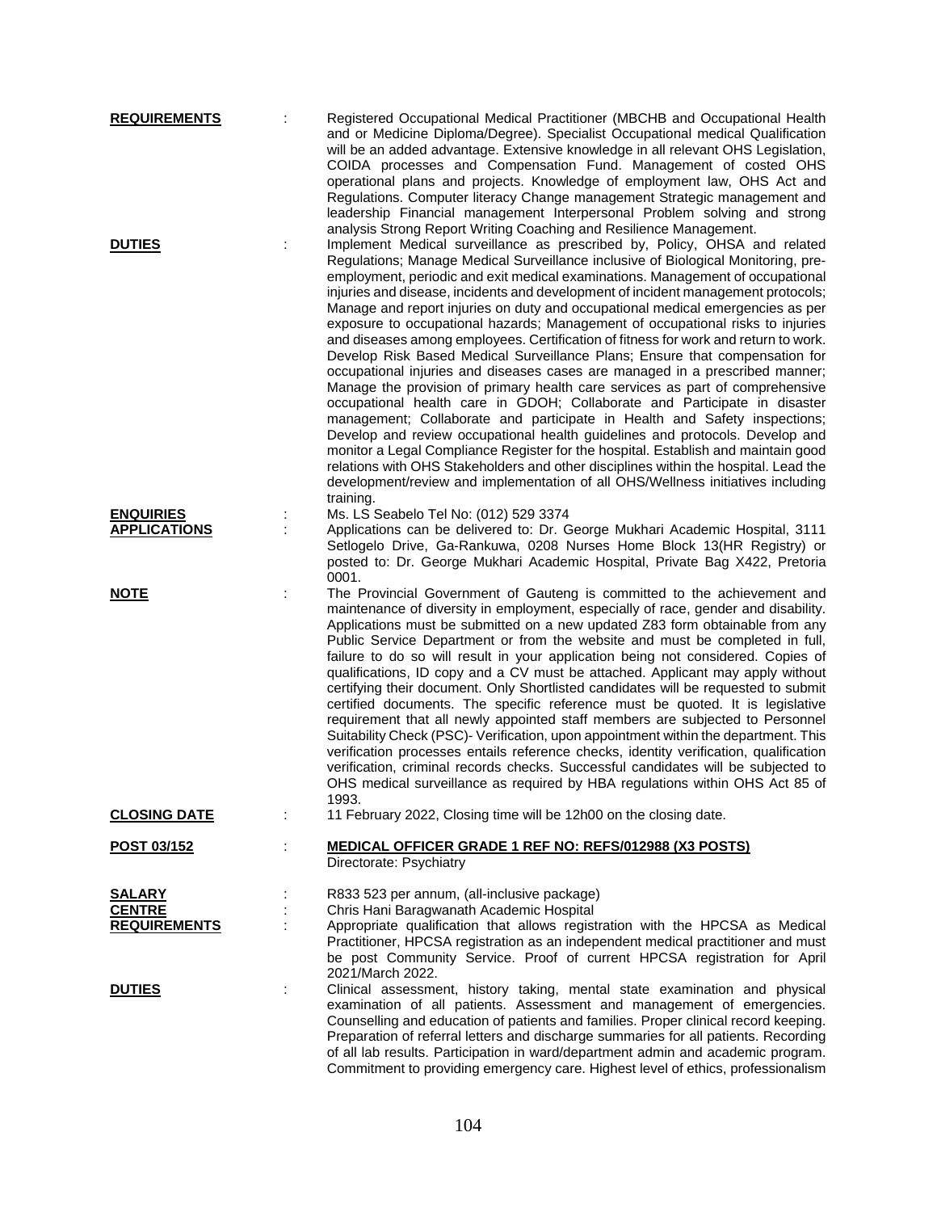**REQUIREMENTS** : Registered Occupational Medical Practitioner (MBCHB and Occupational Health and or Medicine Diploma/Degree). Specialist Occupational medical Qualification will be an added advantage. Extensive knowledge in all relevant OHS Legislation, COIDA processes and Compensation Fund. Management of costed OHS operational plans and projects. Knowledge of employment law, OHS Act and Regulations. Computer literacy Change management Strategic management and leadership Financial management Interpersonal Problem solving and strong analysis Strong Report Writing Coaching and Resilience Management.

**DUTIES** : Implement Medical surveillance as prescribed by, Policy, OHSA and related Regulations; Manage Medical Surveillance inclusive of Biological Monitoring, pre-employment, periodic and exit medical examinations. Management of occupational injuries and disease, incidents and development of incident management protocols; Manage and report injuries on duty and occupational medical emergencies as per exposure to occupational hazards; Management of occupational risks to injuries and diseases among employees. Certification of fitness for work and return to work. Develop Risk Based Medical Surveillance Plans; Ensure that compensation for occupational injuries and diseases cases are managed in a prescribed manner; Manage the provision of primary health care services as part of comprehensive occupational health care in GDOH; Collaborate and Participate in disaster management; Collaborate and participate in Health and Safety inspections; Develop and review occupational health guidelines and protocols. Develop and monitor a Legal Compliance Register for the hospital. Establish and maintain good relations with OHS Stakeholders and other disciplines within the hospital. Lead the development/review and implementation of all OHS/Wellness initiatives including training.

**ENQUIRIES** : Ms. LS Seabelo Tel No: (012) 529 3374

**APPLICATIONS** : Applications can be delivered to: Dr. George Mukhari Academic Hospital, 3111 Setlogelo Drive, Ga-Rankuwa, 0208 Nurses Home Block 13(HR Registry) or posted to: Dr. George Mukhari Academic Hospital, Private Bag X422, Pretoria 0001.

**NOTE** : The Provincial Government of Gauteng is committed to the achievement and maintenance of diversity in employment, especially of race, gender and disability. Applications must be submitted on a new updated Z83 form obtainable from any Public Service Department or from the website and must be completed in full, failure to do so will result in your application being not considered. Copies of qualifications, ID copy and a CV must be attached. Applicant may apply without certifying their document. Only Shortlisted candidates will be requested to submit certified documents. The specific reference must be quoted. It is legislative requirement that all newly appointed staff members are subjected to Personnel Suitability Check (PSC)- Verification, upon appointment within the department. This verification processes entails reference checks, identity verification, qualification verification, criminal records checks. Successful candidates will be subjected to OHS medical surveillance as required by HBA regulations within OHS Act 85 of 1993.

**CLOSING DATE** : 11 February 2022, Closing time will be 12h00 on the closing date.

## POST 03/152 : MEDICAL OFFICER GRADE 1 REF NO: REFS/012988 (X3 POSTS)

Directorate: Psychiatry

**SALARY** : R833 523 per annum, (all-inclusive package)

**CENTRE** : Chris Hani Baragwanath Academic Hospital

**REQUIREMENTS** : Appropriate qualification that allows registration with the HPCSA as Medical Practitioner, HPCSA registration as an independent medical practitioner and must be post Community Service. Proof of current HPCSA registration for April 2021/March 2022.

**DUTIES** : Clinical assessment, history taking, mental state examination and physical examination of all patients. Assessment and management of emergencies. Counselling and education of patients and families. Proper clinical record keeping. Preparation of referral letters and discharge summaries for all patients. Recording of all lab results. Participation in ward/department admin and academic program. Commitment to providing emergency care. Highest level of ethics, professionalism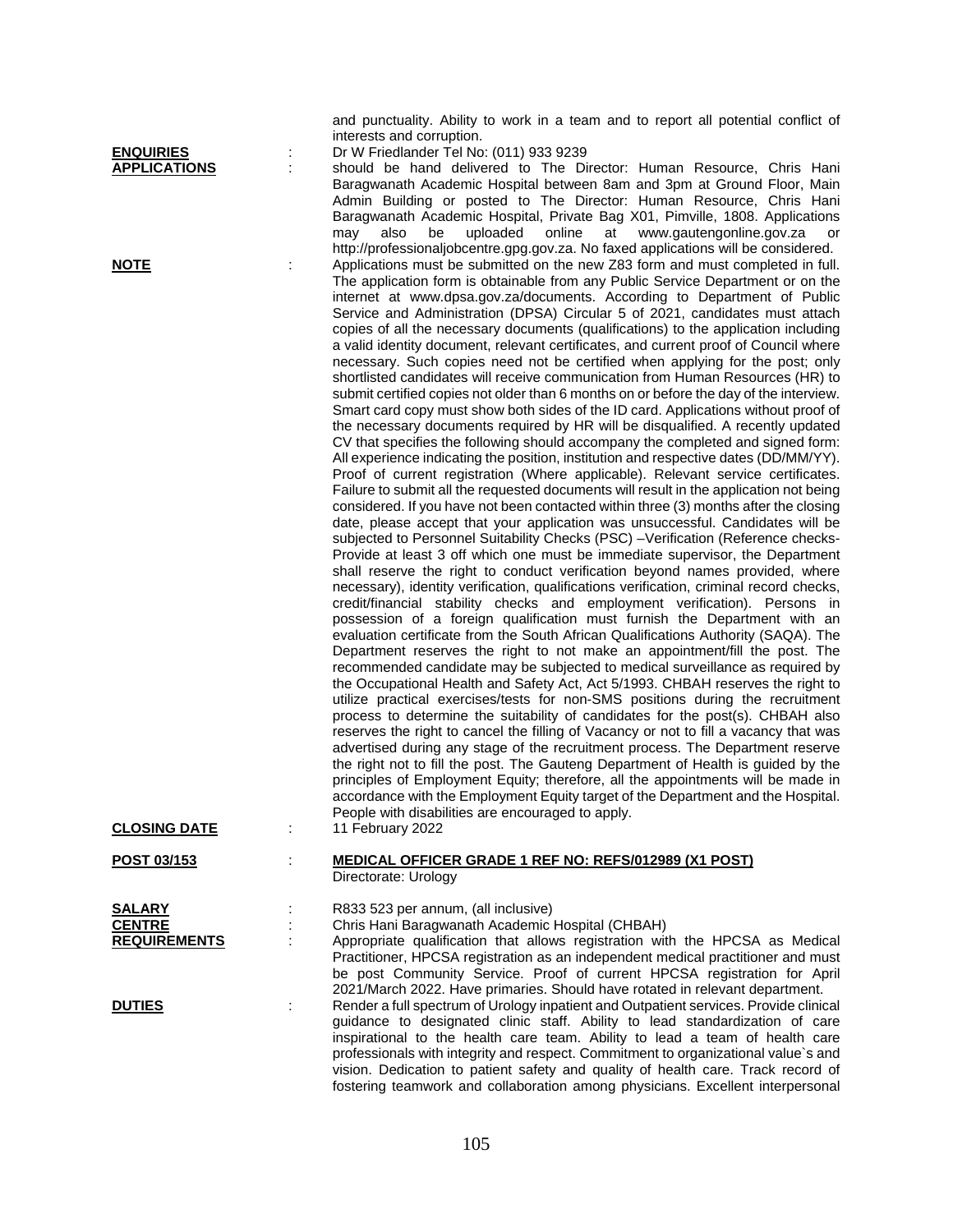and punctuality. Ability to work in a team and to report all potential conflict of interests and corruption.

**ENQUIRIES** : Dr W Friedlander Tel No: (011) 933 9239

**APPLICATIONS** : should be hand delivered to The Director: Human Resource, Chris Hani Baragwanath Academic Hospital between 8am and 3pm at Ground Floor, Main Admin Building or posted to The Director: Human Resource, Chris Hani Baragwanath Academic Hospital, Private Bag X01, Pimville, 1808. Applications may also be uploaded online at www.gautengonline.gov.za or http://professionaljobcentre.gpg.gov.za. No faxed applications will be considered.

**NOTE** : Applications must be submitted on the new Z83 form and must completed in full. The application form is obtainable from any Public Service Department or on the internet at www.dpsa.gov.za/documents. According to Department of Public Service and Administration (DPSA) Circular 5 of 2021, candidates must attach copies of all the necessary documents (qualifications) to the application including a valid identity document, relevant certificates, and current proof of Council where necessary. Such copies need not be certified when applying for the post; only shortlisted candidates will receive communication from Human Resources (HR) to submit certified copies not older than 6 months on or before the day of the interview. Smart card copy must show both sides of the ID card. Applications without proof of the necessary documents required by HR will be disqualified. A recently updated CV that specifies the following should accompany the completed and signed form: All experience indicating the position, institution and respective dates (DD/MM/YY). Proof of current registration (Where applicable). Relevant service certificates. Failure to submit all the requested documents will result in the application not being considered. If you have not been contacted within three (3) months after the closing date, please accept that your application was unsuccessful. Candidates will be subjected to Personnel Suitability Checks (PSC) –Verification (Reference checks- Provide at least 3 off which one must be immediate supervisor, the Department shall reserve the right to conduct verification beyond names provided, where necessary), identity verification, qualifications verification, criminal record checks, credit/financial stability checks and employment verification). Persons in possession of a foreign qualification must furnish the Department with an evaluation certificate from the South African Qualifications Authority (SAQA). The Department reserves the right to not make an appointment/fill the post. The recommended candidate may be subjected to medical surveillance as required by the Occupational Health and Safety Act, Act 5/1993. CHBAH reserves the right to utilize practical exercises/tests for non-SMS positions during the recruitment process to determine the suitability of candidates for the post(s). CHBAH also reserves the right to cancel the filling of Vacancy or not to fill a vacancy that was advertised during any stage of the recruitment process. The Department reserve the right not to fill the post. The Gauteng Department of Health is guided by the principles of Employment Equity; therefore, all the appointments will be made in accordance with the Employment Equity target of the Department and the Hospital. People with disabilities are encouraged to apply.

**CLOSING DATE** : 11 February 2022

**POST 03/153** : **MEDICAL OFFICER GRADE 1 REF NO: REFS/012989 (X1 POST)**
Directorate: Urology

**SALARY** : R833 523 per annum, (all inclusive)

**CENTRE** : Chris Hani Baragwanath Academic Hospital (CHBAH)

**REQUIREMENTS** : Appropriate qualification that allows registration with the HPCSA as Medical Practitioner, HPCSA registration as an independent medical practitioner and must be post Community Service. Proof of current HPCSA registration for April 2021/March 2022. Have primaries. Should have rotated in relevant department.

**DUTIES** : Render a full spectrum of Urology inpatient and Outpatient services. Provide clinical guidance to designated clinic staff. Ability to lead standardization of care inspirational to the health care team. Ability to lead a team of health care professionals with integrity and respect. Commitment to organizational value`s and vision. Dedication to patient safety and quality of health care. Track record of fostering teamwork and collaboration among physicians. Excellent interpersonal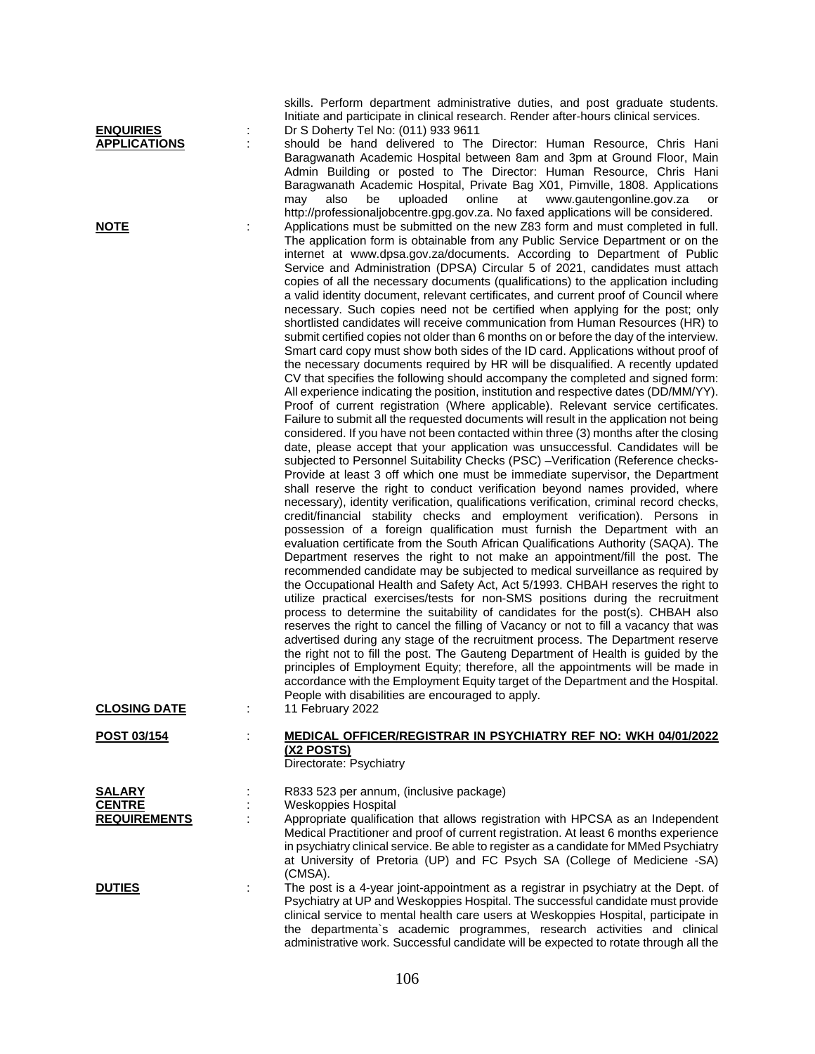skills. Perform department administrative duties, and post graduate students. Initiate and participate in clinical research. Render after-hours clinical services.

**ENQUIRIES** : Dr S Doherty Tel No: (011) 933 9611

**APPLICATIONS** : should be hand delivered to The Director: Human Resource, Chris Hani Baragwanath Academic Hospital between 8am and 3pm at Ground Floor, Main Admin Building or posted to The Director: Human Resource, Chris Hani Baragwanath Academic Hospital, Private Bag X01, Pimville, 1808. Applications may also be uploaded online at www.gautengonline.gov.za or http://professionaljobcentre.gpg.gov.za. No faxed applications will be considered.

**NOTE** : Applications must be submitted on the new Z83 form and must completed in full. The application form is obtainable from any Public Service Department or on the internet at www.dpsa.gov.za/documents. According to Department of Public Service and Administration (DPSA) Circular 5 of 2021, candidates must attach copies of all the necessary documents (qualifications) to the application including a valid identity document, relevant certificates, and current proof of Council where necessary. Such copies need not be certified when applying for the post; only shortlisted candidates will receive communication from Human Resources (HR) to submit certified copies not older than 6 months on or before the day of the interview. Smart card copy must show both sides of the ID card. Applications without proof of the necessary documents required by HR will be disqualified. A recently updated CV that specifies the following should accompany the completed and signed form: All experience indicating the position, institution and respective dates (DD/MM/YY). Proof of current registration (Where applicable). Relevant service certificates. Failure to submit all the requested documents will result in the application not being considered. If you have not been contacted within three (3) months after the closing date, please accept that your application was unsuccessful. Candidates will be subjected to Personnel Suitability Checks (PSC) –Verification (Reference checks-Provide at least 3 off which one must be immediate supervisor, the Department shall reserve the right to conduct verification beyond names provided, where necessary), identity verification, qualifications verification, criminal record checks, credit/financial stability checks and employment verification). Persons in possession of a foreign qualification must furnish the Department with an evaluation certificate from the South African Qualifications Authority (SAQA). The Department reserves the right to not make an appointment/fill the post. The recommended candidate may be subjected to medical surveillance as required by the Occupational Health and Safety Act, Act 5/1993. CHBAH reserves the right to utilize practical exercises/tests for non-SMS positions during the recruitment process to determine the suitability of candidates for the post(s). CHBAH also reserves the right to cancel the filling of Vacancy or not to fill a vacancy that was advertised during any stage of the recruitment process. The Department reserve the right not to fill the post. The Gauteng Department of Health is guided by the principles of Employment Equity; therefore, all the appointments will be made in accordance with the Employment Equity target of the Department and the Hospital. People with disabilities are encouraged to apply.

**CLOSING DATE** : 11 February 2022

**POST 03/154** : **MEDICAL OFFICER/REGISTRAR IN PSYCHIATRY REF NO: WKH 04/01/2022 (X2 POSTS)**
Directorate: Psychiatry

**SALARY** : R833 523 per annum, (inclusive package)

**CENTRE** : Weskoppies Hospital

**REQUIREMENTS** : Appropriate qualification that allows registration with HPCSA as an Independent Medical Practitioner and proof of current registration. At least 6 months experience in psychiatry clinical service. Be able to register as a candidate for MMed Psychiatry at University of Pretoria (UP) and FC Psych SA (College of Mediciene -SA) (CMSA).

**DUTIES** : The post is a 4-year joint-appointment as a registrar in psychiatry at the Dept. of Psychiatry at UP and Weskoppies Hospital. The successful candidate must provide clinical service to mental health care users at Weskoppies Hospital, participate in the departmenta`s academic programmes, research activities and clinical administrative work. Successful candidate will be expected to rotate through all the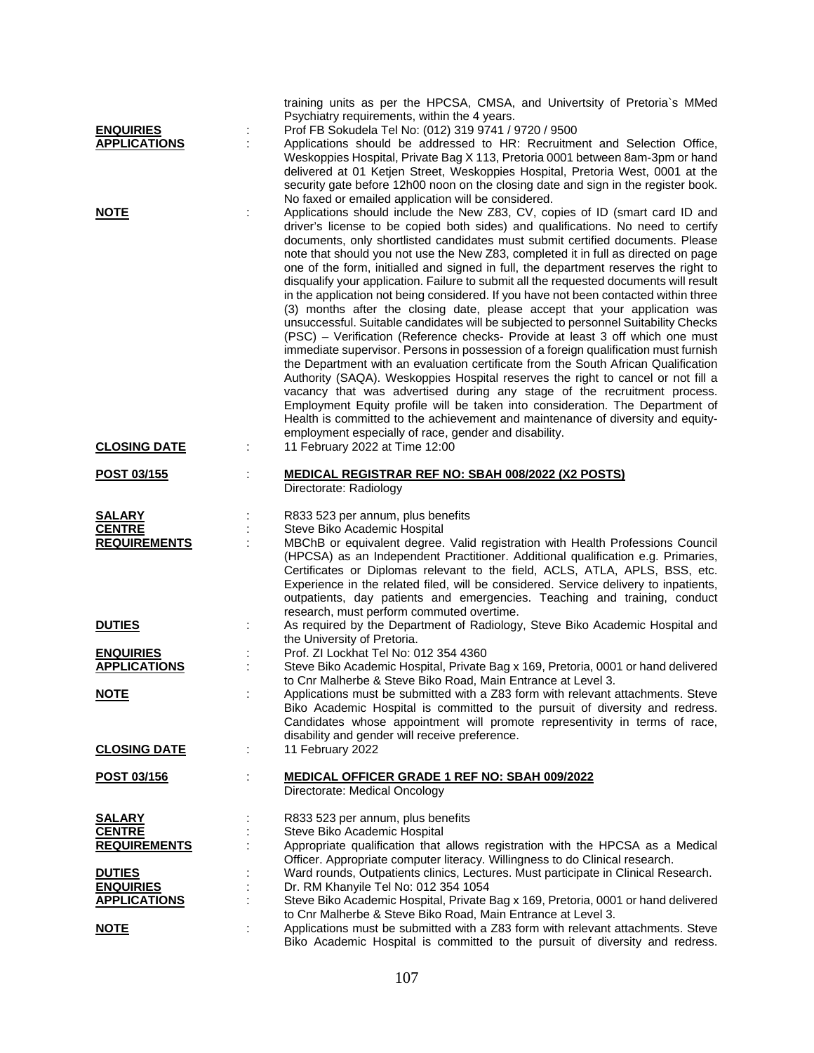training units as per the HPCSA, CMSA, and Univertsity of Pretoria`s MMed Psychiatry requirements, within the 4 years.

**ENQUIRIES** : Prof FB Sokudela Tel No: (012) 319 9741 / 9720 / 9500

**APPLICATIONS** : Applications should be addressed to HR: Recruitment and Selection Office, Weskoppies Hospital, Private Bag X 113, Pretoria 0001 between 8am-3pm or hand delivered at 01 Ketjen Street, Weskoppies Hospital, Pretoria West, 0001 at the security gate before 12h00 noon on the closing date and sign in the register book. No faxed or emailed application will be considered.

**NOTE** : Applications should include the New Z83, CV, copies of ID (smart card ID and driver's license to be copied both sides) and qualifications. No need to certify documents, only shortlisted candidates must submit certified documents. Please note that should you not use the New Z83, completed it in full as directed on page one of the form, initialled and signed in full, the department reserves the right to disqualify your application. Failure to submit all the requested documents will result in the application not being considered. If you have not been contacted within three (3) months after the closing date, please accept that your application was unsuccessful. Suitable candidates will be subjected to personnel Suitability Checks (PSC) – Verification (Reference checks- Provide at least 3 off which one must immediate supervisor. Persons in possession of a foreign qualification must furnish the Department with an evaluation certificate from the South African Qualification Authority (SAQA). Weskoppies Hospital reserves the right to cancel or not fill a vacancy that was advertised during any stage of the recruitment process. Employment Equity profile will be taken into consideration. The Department of Health is committed to the achievement and maintenance of diversity and equity-employment especially of race, gender and disability.

**CLOSING DATE** : 11 February 2022 at Time 12:00

**POST 03/155** : **MEDICAL REGISTRAR REF NO: SBAH 008/2022 (X2 POSTS)**
Directorate: Radiology

**SALARY** : R833 523 per annum, plus benefits

**CENTRE** : Steve Biko Academic Hospital

**REQUIREMENTS** : MBChB or equivalent degree. Valid registration with Health Professions Council (HPCSA) as an Independent Practitioner. Additional qualification e.g. Primaries, Certificates or Diplomas relevant to the field, ACLS, ATLA, APLS, BSS, etc. Experience in the related filed, will be considered. Service delivery to inpatients, outpatients, day patients and emergencies. Teaching and training, conduct research, must perform commuted overtime.

**DUTIES** : As required by the Department of Radiology, Steve Biko Academic Hospital and the University of Pretoria.

**ENQUIRIES** : Prof. ZI Lockhat Tel No: 012 354 4360

**APPLICATIONS** : Steve Biko Academic Hospital, Private Bag x 169, Pretoria, 0001 or hand delivered to Cnr Malherbe & Steve Biko Road, Main Entrance at Level 3.

**NOTE** : Applications must be submitted with a Z83 form with relevant attachments. Steve Biko Academic Hospital is committed to the pursuit of diversity and redress. Candidates whose appointment will promote representivity in terms of race, disability and gender will receive preference.

**CLOSING DATE** : 11 February 2022

**POST 03/156** : **MEDICAL OFFICER GRADE 1 REF NO: SBAH 009/2022**
Directorate: Medical Oncology

**SALARY** : R833 523 per annum, plus benefits

**CENTRE** : Steve Biko Academic Hospital

**REQUIREMENTS** : Appropriate qualification that allows registration with the HPCSA as a Medical Officer. Appropriate computer literacy. Willingness to do Clinical research.

**DUTIES** : Ward rounds, Outpatients clinics, Lectures. Must participate in Clinical Research.

**ENQUIRIES** : Dr. RM Khanyile Tel No: 012 354 1054

**APPLICATIONS** : Steve Biko Academic Hospital, Private Bag x 169, Pretoria, 0001 or hand delivered to Cnr Malherbe & Steve Biko Road, Main Entrance at Level 3.

**NOTE** : Applications must be submitted with a Z83 form with relevant attachments. Steve Biko Academic Hospital is committed to the pursuit of diversity and redress.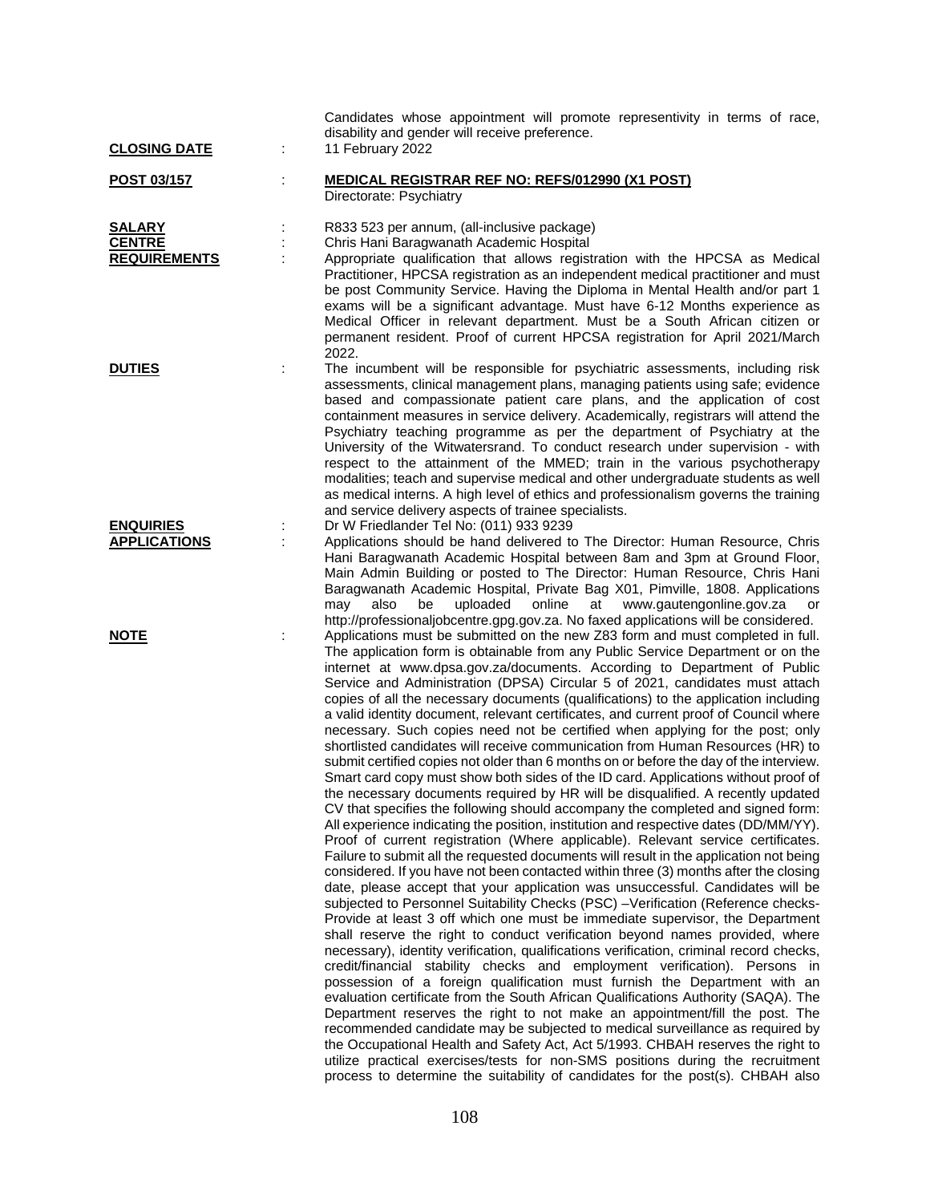Candidates whose appointment will promote representivity in terms of race, disability and gender will receive preference.

**CLOSING DATE** : 11 February 2022

**POST 03/157** : **MEDICAL REGISTRAR REF NO: REFS/012990 (X1 POST)**
Directorate: Psychiatry

**SALARY** : R833 523 per annum, (all-inclusive package)

**CENTRE** : Chris Hani Baragwanath Academic Hospital

**REQUIREMENTS** : Appropriate qualification that allows registration with the HPCSA as Medical Practitioner, HPCSA registration as an independent medical practitioner and must be post Community Service. Having the Diploma in Mental Health and/or part 1 exams will be a significant advantage. Must have 6-12 Months experience as Medical Officer in relevant department. Must be a South African citizen or permanent resident. Proof of current HPCSA registration for April 2021/March 2022.

**DUTIES** : The incumbent will be responsible for psychiatric assessments, including risk assessments, clinical management plans, managing patients using safe; evidence based and compassionate patient care plans, and the application of cost containment measures in service delivery. Academically, registrars will attend the Psychiatry teaching programme as per the department of Psychiatry at the University of the Witwatersrand. To conduct research under supervision - with respect to the attainment of the MMED; train in the various psychotherapy modalities; teach and supervise medical and other undergraduate students as well as medical interns. A high level of ethics and professionalism governs the training and service delivery aspects of trainee specialists.

**ENQUIRIES** : Dr W Friedlander Tel No: (011) 933 9239

**APPLICATIONS** : Applications should be hand delivered to The Director: Human Resource, Chris Hani Baragwanath Academic Hospital between 8am and 3pm at Ground Floor, Main Admin Building or posted to The Director: Human Resource, Chris Hani Baragwanath Academic Hospital, Private Bag X01, Pimville, 1808. Applications may also be uploaded online at www.gautengonline.gov.za or http://professionaljobcentre.gpg.gov.za. No faxed applications will be considered.

**NOTE** : Applications must be submitted on the new Z83 form and must completed in full. The application form is obtainable from any Public Service Department or on the internet at www.dpsa.gov.za/documents. According to Department of Public Service and Administration (DPSA) Circular 5 of 2021, candidates must attach copies of all the necessary documents (qualifications) to the application including a valid identity document, relevant certificates, and current proof of Council where necessary. Such copies need not be certified when applying for the post; only shortlisted candidates will receive communication from Human Resources (HR) to submit certified copies not older than 6 months on or before the day of the interview. Smart card copy must show both sides of the ID card. Applications without proof of the necessary documents required by HR will be disqualified. A recently updated CV that specifies the following should accompany the completed and signed form: All experience indicating the position, institution and respective dates (DD/MM/YY). Proof of current registration (Where applicable). Relevant service certificates. Failure to submit all the requested documents will result in the application not being considered. If you have not been contacted within three (3) months after the closing date, please accept that your application was unsuccessful. Candidates will be subjected to Personnel Suitability Checks (PSC) –Verification (Reference checks- Provide at least 3 off which one must be immediate supervisor, the Department shall reserve the right to conduct verification beyond names provided, where necessary), identity verification, qualifications verification, criminal record checks, credit/financial stability checks and employment verification). Persons in possession of a foreign qualification must furnish the Department with an evaluation certificate from the South African Qualifications Authority (SAQA). The Department reserves the right to not make an appointment/fill the post. The recommended candidate may be subjected to medical surveillance as required by the Occupational Health and Safety Act, Act 5/1993. CHBAH reserves the right to utilize practical exercises/tests for non-SMS positions during the recruitment process to determine the suitability of candidates for the post(s). CHBAH also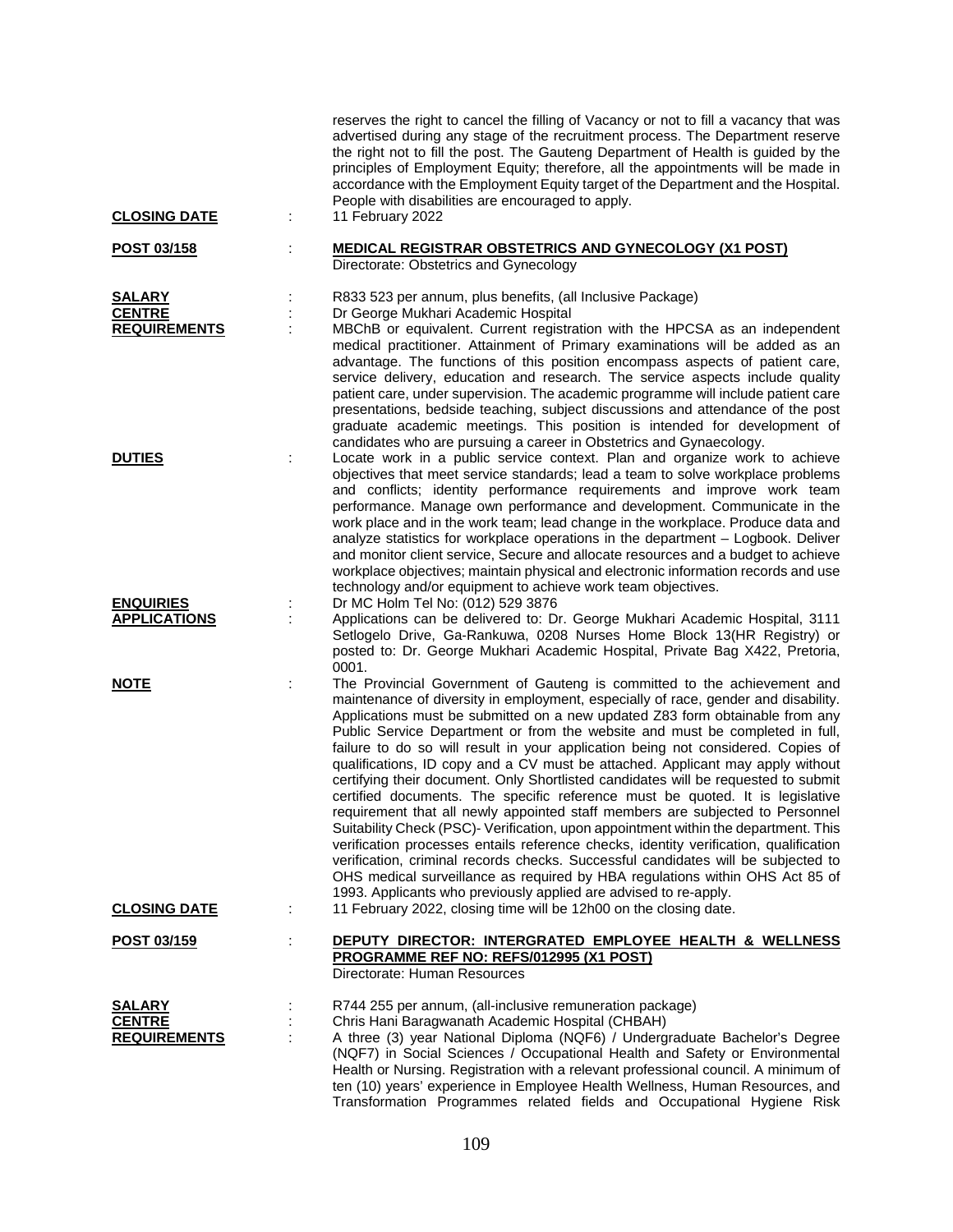reserves the right to cancel the filling of Vacancy or not to fill a vacancy that was advertised during any stage of the recruitment process. The Department reserve the right not to fill the post. The Gauteng Department of Health is guided by the principles of Employment Equity; therefore, all the appointments will be made in accordance with the Employment Equity target of the Department and the Hospital. People with disabilities are encouraged to apply.

**CLOSING DATE** : 11 February 2022

**POST 03/158** : **MEDICAL REGISTRAR OBSTETRICS AND GYNECOLOGY (X1 POST)**
Directorate: Obstetrics and Gynecology

**SALARY** : R833 523 per annum, plus benefits, (all Inclusive Package)

**CENTRE** : Dr George Mukhari Academic Hospital

**REQUIREMENTS** : MBChB or equivalent. Current registration with the HPCSA as an independent medical practitioner. Attainment of Primary examinations will be added as an advantage. The functions of this position encompass aspects of patient care, service delivery, education and research. The service aspects include quality patient care, under supervision. The academic programme will include patient care presentations, bedside teaching, subject discussions and attendance of the post graduate academic meetings. This position is intended for development of candidates who are pursuing a career in Obstetrics and Gynaecology.

**DUTIES** : Locate work in a public service context. Plan and organize work to achieve objectives that meet service standards; lead a team to solve workplace problems and conflicts; identity performance requirements and improve work team performance. Manage own performance and development. Communicate in the work place and in the work team; lead change in the workplace. Produce data and analyze statistics for workplace operations in the department – Logbook. Deliver and monitor client service, Secure and allocate resources and a budget to achieve workplace objectives; maintain physical and electronic information records and use technology and/or equipment to achieve work team objectives.

**ENQUIRIES** : Dr MC Holm Tel No: (012) 529 3876

**APPLICATIONS** : Applications can be delivered to: Dr. George Mukhari Academic Hospital, 3111 Setlogelo Drive, Ga-Rankuwa, 0208 Nurses Home Block 13(HR Registry) or posted to: Dr. George Mukhari Academic Hospital, Private Bag X422, Pretoria, 0001.

**NOTE** : The Provincial Government of Gauteng is committed to the achievement and maintenance of diversity in employment, especially of race, gender and disability. Applications must be submitted on a new updated Z83 form obtainable from any Public Service Department or from the website and must be completed in full, failure to do so will result in your application being not considered. Copies of qualifications, ID copy and a CV must be attached. Applicant may apply without certifying their document. Only Shortlisted candidates will be requested to submit certified documents. The specific reference must be quoted. It is legislative requirement that all newly appointed staff members are subjected to Personnel Suitability Check (PSC)- Verification, upon appointment within the department. This verification processes entails reference checks, identity verification, qualification verification, criminal records checks. Successful candidates will be subjected to OHS medical surveillance as required by HBA regulations within OHS Act 85 of 1993. Applicants who previously applied are advised to re-apply.

**CLOSING DATE** : 11 February 2022, closing time will be 12h00 on the closing date.

**POST 03/159** : **DEPUTY DIRECTOR: INTERGRATED EMPLOYEE HEALTH & WELLNESS PROGRAMME REF NO: REFS/012995 (X1 POST)**
Directorate: Human Resources

**SALARY** : R744 255 per annum, (all-inclusive remuneration package)

**CENTRE** : Chris Hani Baragwanath Academic Hospital (CHBAH)

**REQUIREMENTS** : A three (3) year National Diploma (NQF6) / Undergraduate Bachelor's Degree (NQF7) in Social Sciences / Occupational Health and Safety or Environmental Health or Nursing. Registration with a relevant professional council. A minimum of ten (10) years' experience in Employee Health Wellness, Human Resources, and Transformation Programmes related fields and Occupational Hygiene Risk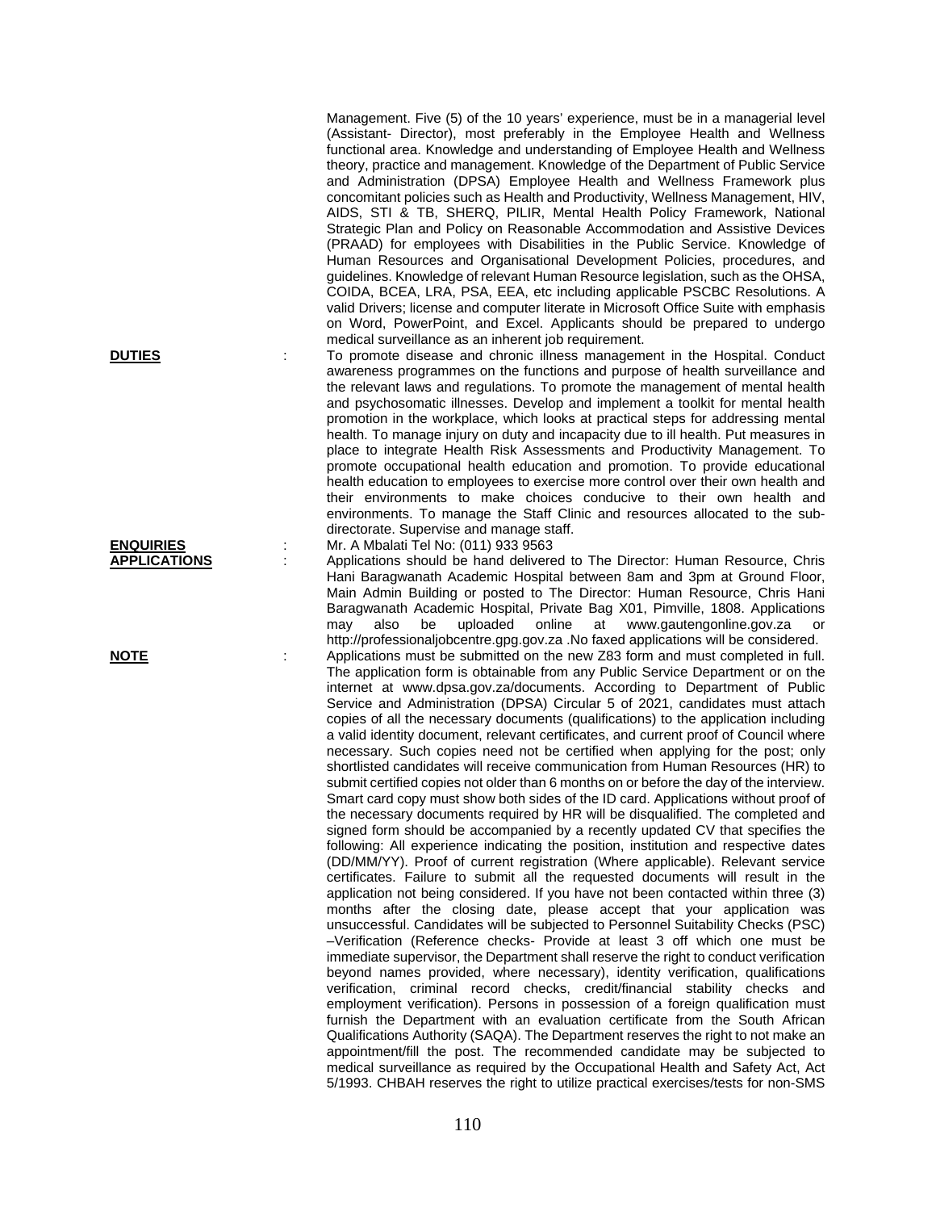Management. Five (5) of the 10 years' experience, must be in a managerial level (Assistant- Director), most preferably in the Employee Health and Wellness functional area. Knowledge and understanding of Employee Health and Wellness theory, practice and management. Knowledge of the Department of Public Service and Administration (DPSA) Employee Health and Wellness Framework plus concomitant policies such as Health and Productivity, Wellness Management, HIV, AIDS, STI & TB, SHERQ, PILIR, Mental Health Policy Framework, National Strategic Plan and Policy on Reasonable Accommodation and Assistive Devices (PRAAD) for employees with Disabilities in the Public Service. Knowledge of Human Resources and Organisational Development Policies, procedures, and guidelines. Knowledge of relevant Human Resource legislation, such as the OHSA, COIDA, BCEA, LRA, PSA, EEA, etc including applicable PSCBC Resolutions. A valid Drivers; license and computer literate in Microsoft Office Suite with emphasis on Word, PowerPoint, and Excel. Applicants should be prepared to undergo medical surveillance as an inherent job requirement.

**DUTIES** : To promote disease and chronic illness management in the Hospital. Conduct awareness programmes on the functions and purpose of health surveillance and the relevant laws and regulations. To promote the management of mental health and psychosomatic illnesses. Develop and implement a toolkit for mental health promotion in the workplace, which looks at practical steps for addressing mental health. To manage injury on duty and incapacity due to ill health. Put measures in place to integrate Health Risk Assessments and Productivity Management. To promote occupational health education and promotion. To provide educational health education to employees to exercise more control over their own health and their environments to make choices conducive to their own health and environments. To manage the Staff Clinic and resources allocated to the sub-directorate. Supervise and manage staff.

**ENQUIRIES** : Mr. A Mbalati Tel No: (011) 933 9563

**APPLICATIONS** : Applications should be hand delivered to The Director: Human Resource, Chris Hani Baragwanath Academic Hospital between 8am and 3pm at Ground Floor, Main Admin Building or posted to The Director: Human Resource, Chris Hani Baragwanath Academic Hospital, Private Bag X01, Pimville, 1808. Applications may also be uploaded online at www.gautengonline.gov.za or http://professionaljobcentre.gpg.gov.za .No faxed applications will be considered.

**NOTE** : Applications must be submitted on the new Z83 form and must completed in full. The application form is obtainable from any Public Service Department or on the internet at www.dpsa.gov.za/documents. According to Department of Public Service and Administration (DPSA) Circular 5 of 2021, candidates must attach copies of all the necessary documents (qualifications) to the application including a valid identity document, relevant certificates, and current proof of Council where necessary. Such copies need not be certified when applying for the post; only shortlisted candidates will receive communication from Human Resources (HR) to submit certified copies not older than 6 months on or before the day of the interview. Smart card copy must show both sides of the ID card. Applications without proof of the necessary documents required by HR will be disqualified. The completed and signed form should be accompanied by a recently updated CV that specifies the following: All experience indicating the position, institution and respective dates (DD/MM/YY). Proof of current registration (Where applicable). Relevant service certificates. Failure to submit all the requested documents will result in the application not being considered. If you have not been contacted within three (3) months after the closing date, please accept that your application was unsuccessful. Candidates will be subjected to Personnel Suitability Checks (PSC) –Verification (Reference checks- Provide at least 3 off which one must be immediate supervisor, the Department shall reserve the right to conduct verification beyond names provided, where necessary), identity verification, qualifications verification, criminal record checks, credit/financial stability checks and employment verification). Persons in possession of a foreign qualification must furnish the Department with an evaluation certificate from the South African Qualifications Authority (SAQA). The Department reserves the right to not make an appointment/fill the post. The recommended candidate may be subjected to medical surveillance as required by the Occupational Health and Safety Act, Act 5/1993. CHBAH reserves the right to utilize practical exercises/tests for non-SMS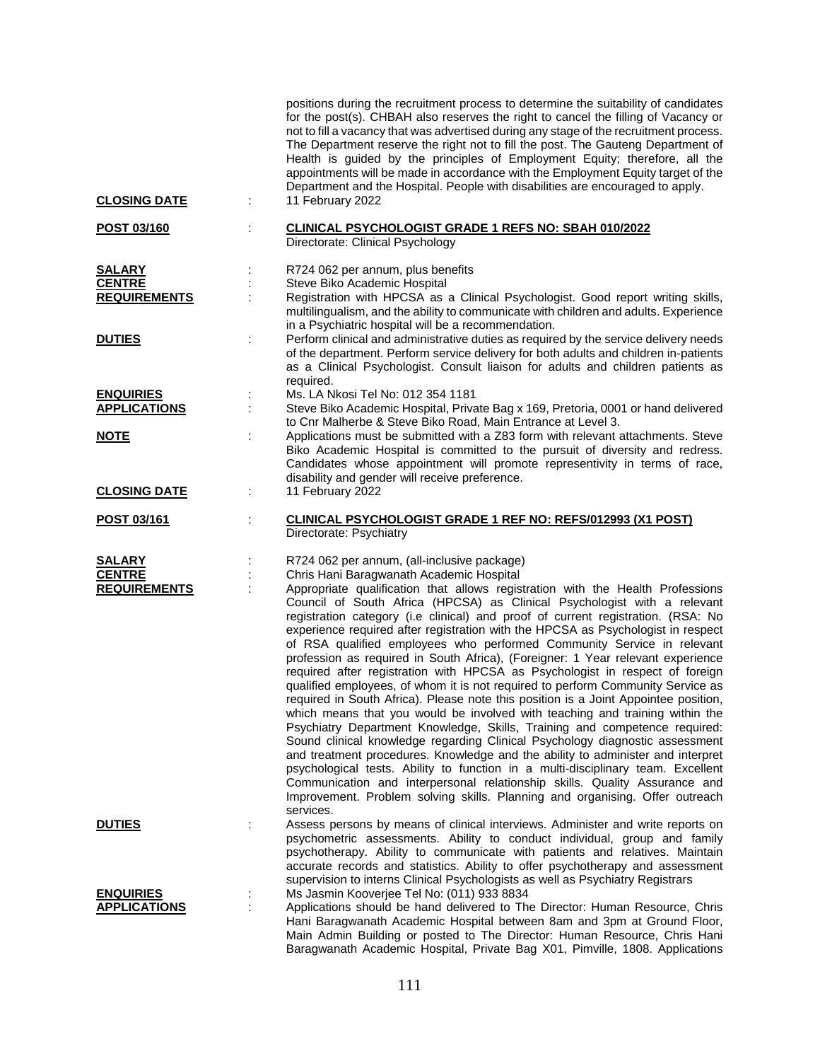positions during the recruitment process to determine the suitability of candidates for the post(s). CHBAH also reserves the right to cancel the filling of Vacancy or not to fill a vacancy that was advertised during any stage of the recruitment process. The Department reserve the right not to fill the post. The Gauteng Department of Health is guided by the principles of Employment Equity; therefore, all the appointments will be made in accordance with the Employment Equity target of the Department and the Hospital. People with disabilities are encouraged to apply.

**CLOSING DATE** : 11 February 2022

**POST 03/160** : **CLINICAL PSYCHOLOGIST GRADE 1 REFS NO: SBAH 010/2022**
Directorate: Clinical Psychology

**SALARY** : R724 062 per annum, plus benefits

**CENTRE** : Steve Biko Academic Hospital

**REQUIREMENTS** : Registration with HPCSA as a Clinical Psychologist. Good report writing skills, multilingualism, and the ability to communicate with children and adults. Experience in a Psychiatric hospital will be a recommendation.

**DUTIES** : Perform clinical and administrative duties as required by the service delivery needs of the department. Perform service delivery for both adults and children in-patients as a Clinical Psychologist. Consult liaison for adults and children patients as required.

**ENQUIRIES** : Ms. LA Nkosi Tel No: 012 354 1181

**APPLICATIONS** : Steve Biko Academic Hospital, Private Bag x 169, Pretoria, 0001 or hand delivered to Cnr Malherbe & Steve Biko Road, Main Entrance at Level 3.

**NOTE** : Applications must be submitted with a Z83 form with relevant attachments. Steve Biko Academic Hospital is committed to the pursuit of diversity and redress. Candidates whose appointment will promote representivity in terms of race, disability and gender will receive preference.

**CLOSING DATE** : 11 February 2022

**POST 03/161** : **CLINICAL PSYCHOLOGIST GRADE 1 REF NO: REFS/012993 (X1 POST)**
Directorate: Psychiatry

**SALARY** : R724 062 per annum, (all-inclusive package)

**CENTRE** : Chris Hani Baragwanath Academic Hospital

**REQUIREMENTS** : Appropriate qualification that allows registration with the Health Professions Council of South Africa (HPCSA) as Clinical Psychologist with a relevant registration category (i.e clinical) and proof of current registration. (RSA: No experience required after registration with the HPCSA as Psychologist in respect of RSA qualified employees who performed Community Service in relevant profession as required in South Africa), (Foreigner: 1 Year relevant experience required after registration with HPCSA as Psychologist in respect of foreign qualified employees, of whom it is not required to perform Community Service as required in South Africa). Please note this position is a Joint Appointee position, which means that you would be involved with teaching and training within the Psychiatry Department Knowledge, Skills, Training and competence required: Sound clinical knowledge regarding Clinical Psychology diagnostic assessment and treatment procedures. Knowledge and the ability to administer and interpret psychological tests. Ability to function in a multi-disciplinary team. Excellent Communication and interpersonal relationship skills. Quality Assurance and Improvement. Problem solving skills. Planning and organising. Offer outreach services.

**DUTIES** : Assess persons by means of clinical interviews. Administer and write reports on psychometric assessments. Ability to conduct individual, group and family psychotherapy. Ability to communicate with patients and relatives. Maintain accurate records and statistics. Ability to offer psychotherapy and assessment supervision to interns Clinical Psychologists as well as Psychiatry Registrars

**ENQUIRIES** : Ms Jasmin Kooverjee Tel No: (011) 933 8834

**APPLICATIONS** : Applications should be hand delivered to The Director: Human Resource, Chris Hani Baragwanath Academic Hospital between 8am and 3pm at Ground Floor, Main Admin Building or posted to The Director: Human Resource, Chris Hani Baragwanath Academic Hospital, Private Bag X01, Pimville, 1808. Applications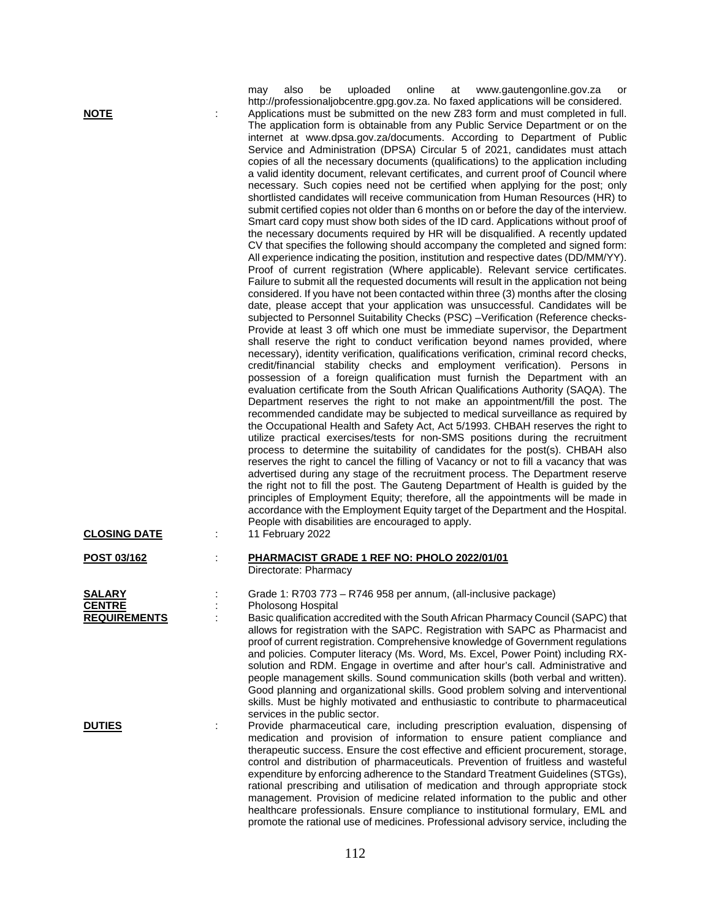may also be uploaded online at www.gautengonline.gov.za or http://professionaljobcentre.gpg.gov.za. No faxed applications will be considered.

**NOTE** : Applications must be submitted on the new Z83 form and must completed in full. The application form is obtainable from any Public Service Department or on the internet at www.dpsa.gov.za/documents. According to Department of Public Service and Administration (DPSA) Circular 5 of 2021, candidates must attach copies of all the necessary documents (qualifications) to the application including a valid identity document, relevant certificates, and current proof of Council where necessary. Such copies need not be certified when applying for the post; only shortlisted candidates will receive communication from Human Resources (HR) to submit certified copies not older than 6 months on or before the day of the interview. Smart card copy must show both sides of the ID card. Applications without proof of the necessary documents required by HR will be disqualified. A recently updated CV that specifies the following should accompany the completed and signed form: All experience indicating the position, institution and respective dates (DD/MM/YY). Proof of current registration (Where applicable). Relevant service certificates. Failure to submit all the requested documents will result in the application not being considered. If you have not been contacted within three (3) months after the closing date, please accept that your application was unsuccessful. Candidates will be subjected to Personnel Suitability Checks (PSC) –Verification (Reference checks- Provide at least 3 off which one must be immediate supervisor, the Department shall reserve the right to conduct verification beyond names provided, where necessary), identity verification, qualifications verification, criminal record checks, credit/financial stability checks and employment verification). Persons in possession of a foreign qualification must furnish the Department with an evaluation certificate from the South African Qualifications Authority (SAQA). The Department reserves the right to not make an appointment/fill the post. The recommended candidate may be subjected to medical surveillance as required by the Occupational Health and Safety Act, Act 5/1993. CHBAH reserves the right to utilize practical exercises/tests for non-SMS positions during the recruitment process to determine the suitability of candidates for the post(s). CHBAH also reserves the right to cancel the filling of Vacancy or not to fill a vacancy that was advertised during any stage of the recruitment process. The Department reserve the right not to fill the post. The Gauteng Department of Health is guided by the principles of Employment Equity; therefore, all the appointments will be made in accordance with the Employment Equity target of the Department and the Hospital. People with disabilities are encouraged to apply.

**CLOSING DATE** : 11 February 2022

**POST 03/162** : **PHARMACIST GRADE 1 REF NO: PHOLO 2022/01/01**
Directorate: Pharmacy

**SALARY** : Grade 1: R703 773 – R746 958 per annum, (all-inclusive package)

**CENTRE** : Pholosong Hospital

**REQUIREMENTS** : Basic qualification accredited with the South African Pharmacy Council (SAPC) that allows for registration with the SAPC. Registration with SAPC as Pharmacist and proof of current registration. Comprehensive knowledge of Government regulations and policies. Computer literacy (Ms. Word, Ms. Excel, Power Point) including RX-solution and RDM. Engage in overtime and after hour's call. Administrative and people management skills. Sound communication skills (both verbal and written). Good planning and organizational skills. Good problem solving and interventional skills. Must be highly motivated and enthusiastic to contribute to pharmaceutical services in the public sector.

**DUTIES** : Provide pharmaceutical care, including prescription evaluation, dispensing of medication and provision of information to ensure patient compliance and therapeutic success. Ensure the cost effective and efficient procurement, storage, control and distribution of pharmaceuticals. Prevention of fruitless and wasteful expenditure by enforcing adherence to the Standard Treatment Guidelines (STGs), rational prescribing and utilisation of medication and through appropriate stock management. Provision of medicine related information to the public and other healthcare professionals. Ensure compliance to institutional formulary, EML and promote the rational use of medicines. Professional advisory service, including the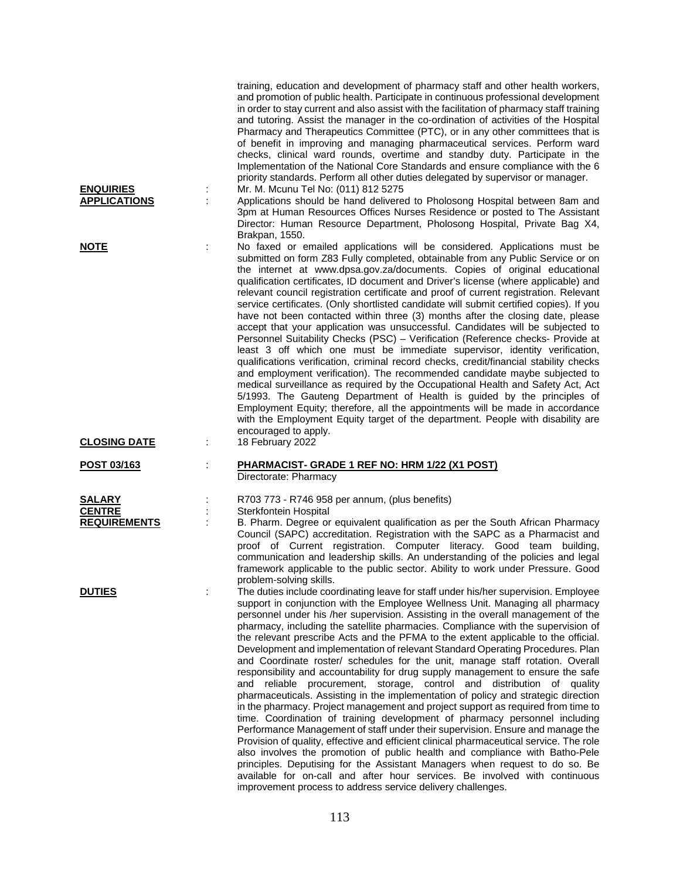training, education and development of pharmacy staff and other health workers, and promotion of public health. Participate in continuous professional development in order to stay current and also assist with the facilitation of pharmacy staff training and tutoring. Assist the manager in the co-ordination of activities of the Hospital Pharmacy and Therapeutics Committee (PTC), or in any other committees that is of benefit in improving and managing pharmaceutical services. Perform ward checks, clinical ward rounds, overtime and standby duty. Participate in the Implementation of the National Core Standards and ensure compliance with the 6 priority standards. Perform all other duties delegated by supervisor or manager.

**ENQUIRIES** : Mr. M. Mcunu Tel No: (011) 812 5275

**APPLICATIONS** : Applications should be hand delivered to Pholosong Hospital between 8am and 3pm at Human Resources Offices Nurses Residence or posted to The Assistant Director: Human Resource Department, Pholosong Hospital, Private Bag X4, Brakpan, 1550.

**NOTE** : No faxed or emailed applications will be considered. Applications must be submitted on form Z83 Fully completed, obtainable from any Public Service or on the internet at www.dpsa.gov.za/documents. Copies of original educational qualification certificates, ID document and Driver's license (where applicable) and relevant council registration certificate and proof of current registration. Relevant service certificates. (Only shortlisted candidate will submit certified copies). If you have not been contacted within three (3) months after the closing date, please accept that your application was unsuccessful. Candidates will be subjected to Personnel Suitability Checks (PSC) – Verification (Reference checks- Provide at least 3 off which one must be immediate supervisor, identity verification, qualifications verification, criminal record checks, credit/financial stability checks and employment verification). The recommended candidate maybe subjected to medical surveillance as required by the Occupational Health and Safety Act, Act 5/1993. The Gauteng Department of Health is guided by the principles of Employment Equity; therefore, all the appointments will be made in accordance with the Employment Equity target of the department. People with disability are encouraged to apply.

**CLOSING DATE** : 18 February 2022

**POST 03/163** : **PHARMACIST- GRADE 1 REF NO: HRM 1/22 (X1 POST)**
Directorate: Pharmacy

**SALARY** : R703 773 - R746 958 per annum, (plus benefits)

**CENTRE** : Sterkfontein Hospital

**REQUIREMENTS** : B. Pharm. Degree or equivalent qualification as per the South African Pharmacy Council (SAPC) accreditation. Registration with the SAPC as a Pharmacist and proof of Current registration. Computer literacy. Good team building, communication and leadership skills. An understanding of the policies and legal framework applicable to the public sector. Ability to work under Pressure. Good problem-solving skills.

**DUTIES** : The duties include coordinating leave for staff under his/her supervision. Employee support in conjunction with the Employee Wellness Unit. Managing all pharmacy personnel under his /her supervision. Assisting in the overall management of the pharmacy, including the satellite pharmacies. Compliance with the supervision of the relevant prescribe Acts and the PFMA to the extent applicable to the official. Development and implementation of relevant Standard Operating Procedures. Plan and Coordinate roster/ schedules for the unit, manage staff rotation. Overall responsibility and accountability for drug supply management to ensure the safe and reliable procurement, storage, control and distribution of quality pharmaceuticals. Assisting in the implementation of policy and strategic direction in the pharmacy. Project management and project support as required from time to time. Coordination of training development of pharmacy personnel including Performance Management of staff under their supervision. Ensure and manage the Provision of quality, effective and efficient clinical pharmaceutical service. The role also involves the promotion of public health and compliance with Batho-Pele principles. Deputising for the Assistant Managers when request to do so. Be available for on-call and after hour services. Be involved with continuous improvement process to address service delivery challenges.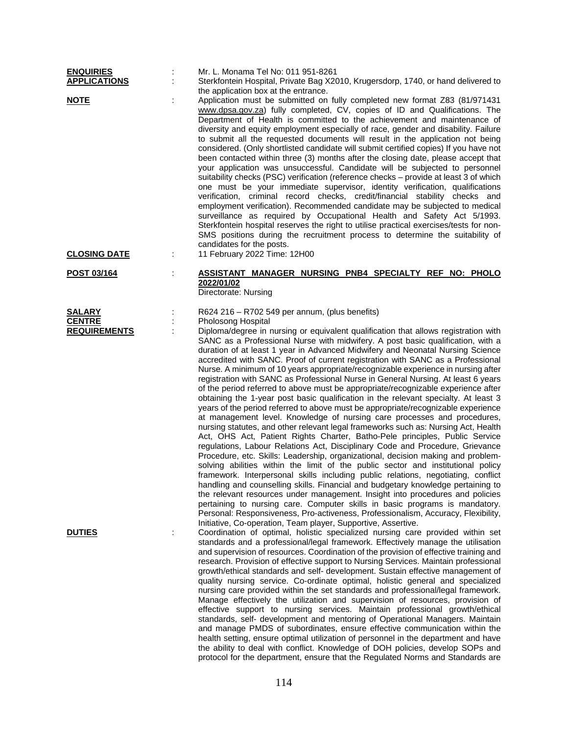**ENQUIRIES** : Mr. L. Monama Tel No: 011 951-8261

**APPLICATIONS** : Sterkfontein Hospital, Private Bag X2010, Krugersdorp, 1740, or hand delivered to the application box at the entrance.

**NOTE** : Application must be submitted on fully completed new format Z83 (81/971431 www.dpsa.gov.za) fully completed, CV, copies of ID and Qualifications. The Department of Health is committed to the achievement and maintenance of diversity and equity employment especially of race, gender and disability. Failure to submit all the requested documents will result in the application not being considered. (Only shortlisted candidate will submit certified copies) If you have not been contacted within three (3) months after the closing date, please accept that your application was unsuccessful. Candidate will be subjected to personnel suitability checks (PSC) verification (reference checks – provide at least 3 of which one must be your immediate supervisor, identity verification, qualifications verification, criminal record checks, credit/financial stability checks and employment verification). Recommended candidate may be subjected to medical surveillance as required by Occupational Health and Safety Act 5/1993. Sterkfontein hospital reserves the right to utilise practical exercises/tests for non-SMS positions during the recruitment process to determine the suitability of candidates for the posts.

**CLOSING DATE** : 11 February 2022 Time: 12H00

**POST 03/164** : **ASSISTANT MANAGER NURSING PNB4 SPECIALTY REF NO: PHOLO 2022/01/02**
Directorate: Nursing

**SALARY** : R624 216 – R702 549 per annum, (plus benefits)

**CENTRE** : Pholosong Hospital

**REQUIREMENTS** : Diploma/degree in nursing or equivalent qualification that allows registration with SANC as a Professional Nurse with midwifery. A post basic qualification, with a duration of at least 1 year in Advanced Midwifery and Neonatal Nursing Science accredited with SANC. Proof of current registration with SANC as a Professional Nurse. A minimum of 10 years appropriate/recognizable experience in nursing after registration with SANC as Professional Nurse in General Nursing. At least 6 years of the period referred to above must be appropriate/recognizable experience after obtaining the 1-year post basic qualification in the relevant specialty. At least 3 years of the period referred to above must be appropriate/recognizable experience at management level. Knowledge of nursing care processes and procedures, nursing statutes, and other relevant legal frameworks such as: Nursing Act, Health Act, OHS Act, Patient Rights Charter, Batho-Pele principles, Public Service regulations, Labour Relations Act, Disciplinary Code and Procedure, Grievance Procedure, etc. Skills: Leadership, organizational, decision making and problem-solving abilities within the limit of the public sector and institutional policy framework. Interpersonal skills including public relations, negotiating, conflict handling and counselling skills. Financial and budgetary knowledge pertaining to the relevant resources under management. Insight into procedures and policies pertaining to nursing care. Computer skills in basic programs is mandatory. Personal: Responsiveness, Pro-activeness, Professionalism, Accuracy, Flexibility, Initiative, Co-operation, Team player, Supportive, Assertive.

**DUTIES** : Coordination of optimal, holistic specialized nursing care provided within set standards and a professional/legal framework. Effectively manage the utilisation and supervision of resources. Coordination of the provision of effective training and research. Provision of effective support to Nursing Services. Maintain professional growth/ethical standards and self- development. Sustain effective management of quality nursing service. Co-ordinate optimal, holistic general and specialized nursing care provided within the set standards and professional/legal framework. Manage effectively the utilization and supervision of resources, provision of effective support to nursing services. Maintain professional growth/ethical standards, self- development and mentoring of Operational Managers. Maintain and manage PMDS of subordinates, ensure effective communication within the health setting, ensure optimal utilization of personnel in the department and have the ability to deal with conflict. Knowledge of DOH policies, develop SOPs and protocol for the department, ensure that the Regulated Norms and Standards are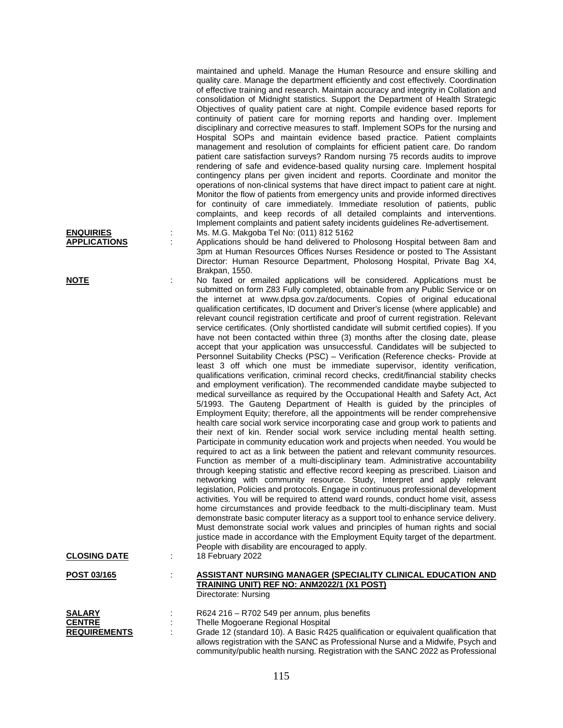maintained and upheld. Manage the Human Resource and ensure skilling and quality care. Manage the department efficiently and cost effectively. Coordination of effective training and research. Maintain accuracy and integrity in Collation and consolidation of Midnight statistics. Support the Department of Health Strategic Objectives of quality patient care at night. Compile evidence based reports for continuity of patient care for morning reports and handing over. Implement disciplinary and corrective measures to staff. Implement SOPs for the nursing and Hospital SOPs and maintain evidence based practice. Patient complaints management and resolution of complaints for efficient patient care. Do random patient care satisfaction surveys? Random nursing 75 records audits to improve rendering of safe and evidence-based quality nursing care. Implement hospital contingency plans per given incident and reports. Coordinate and monitor the operations of non-clinical systems that have direct impact to patient care at night. Monitor the flow of patients from emergency units and provide informed directives for continuity of care immediately. Immediate resolution of patients, public complaints, and keep records of all detailed complaints and interventions. Implement complaints and patient safety incidents guidelines Re-advertisement.

**ENQUIRIES** : Ms. M.G. Makgoba Tel No: (011) 812 5162

**APPLICATIONS** : Applications should be hand delivered to Pholosong Hospital between 8am and 3pm at Human Resources Offices Nurses Residence or posted to The Assistant Director: Human Resource Department, Pholosong Hospital, Private Bag X4, Brakpan, 1550.

**NOTE** : No faxed or emailed applications will be considered. Applications must be submitted on form Z83 Fully completed, obtainable from any Public Service or on the internet at www.dpsa.gov.za/documents. Copies of original educational qualification certificates, ID document and Driver's license (where applicable) and relevant council registration certificate and proof of current registration. Relevant service certificates. (Only shortlisted candidate will submit certified copies). If you have not been contacted within three (3) months after the closing date, please accept that your application was unsuccessful. Candidates will be subjected to Personnel Suitability Checks (PSC) – Verification (Reference checks- Provide at least 3 off which one must be immediate supervisor, identity verification, qualifications verification, criminal record checks, credit/financial stability checks and employment verification). The recommended candidate maybe subjected to medical surveillance as required by the Occupational Health and Safety Act, Act 5/1993. The Gauteng Department of Health is guided by the principles of Employment Equity; therefore, all the appointments will be render comprehensive health care social work service incorporating case and group work to patients and their next of kin. Render social work service including mental health setting. Participate in community education work and projects when needed. You would be required to act as a link between the patient and relevant community resources. Function as member of a multi-disciplinary team. Administrative accountability through keeping statistic and effective record keeping as prescribed. Liaison and networking with community resource. Study, Interpret and apply relevant legislation, Policies and protocols. Engage in continuous professional development activities. You will be required to attend ward rounds, conduct home visit, assess home circumstances and provide feedback to the multi-disciplinary team. Must demonstrate basic computer literacy as a support tool to enhance service delivery. Must demonstrate social work values and principles of human rights and social justice made in accordance with the Employment Equity target of the department. People with disability are encouraged to apply.

**CLOSING DATE** : 18 February 2022

**POST 03/165** : **ASSISTANT NURSING MANAGER (SPECIALITY CLINICAL EDUCATION AND TRAINING UNIT) REF NO: ANM2022/1 (X1 POST)**
Directorate: Nursing

**SALARY** : R624 216 – R702 549 per annum, plus benefits

**CENTRE** : Thelle Mogoerane Regional Hospital

**REQUIREMENTS** : Grade 12 (standard 10). A Basic R425 qualification or equivalent qualification that allows registration with the SANC as Professional Nurse and a Midwife, Psych and community/public health nursing. Registration with the SANC 2022 as Professional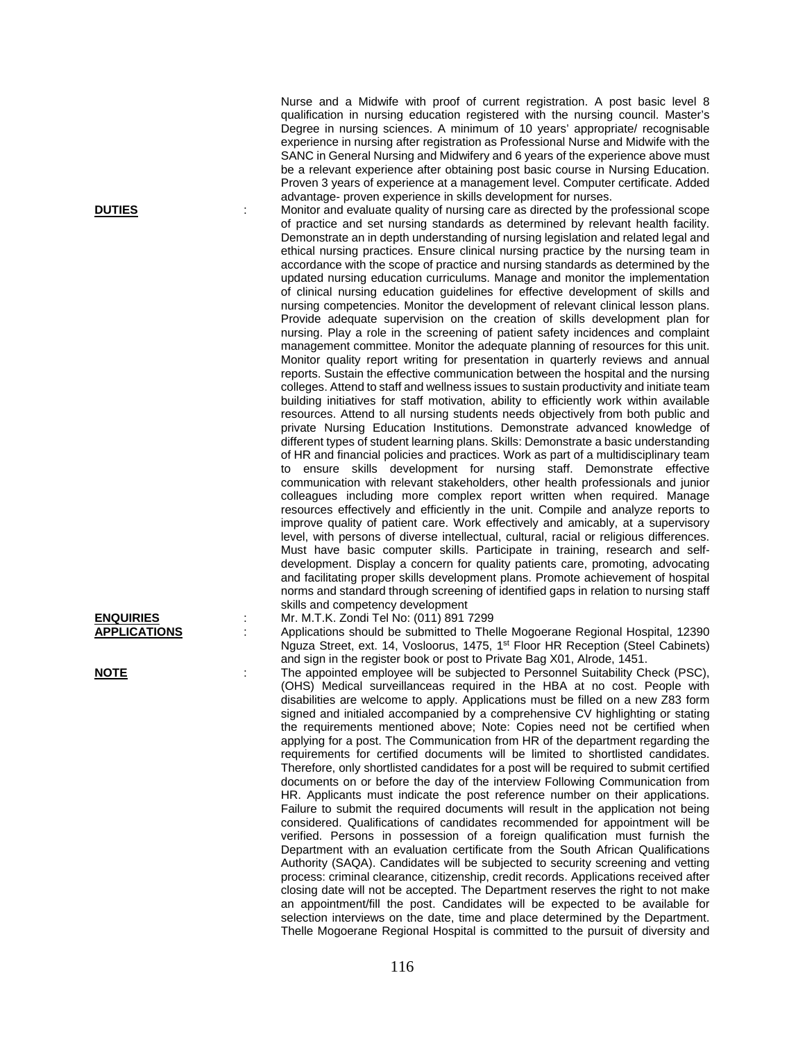Nurse and a Midwife with proof of current registration. A post basic level 8 qualification in nursing education registered with the nursing council. Master's Degree in nursing sciences. A minimum of 10 years' appropriate/ recognisable experience in nursing after registration as Professional Nurse and Midwife with the SANC in General Nursing and Midwifery and 6 years of the experience above must be a relevant experience after obtaining post basic course in Nursing Education. Proven 3 years of experience at a management level. Computer certificate. Added advantage- proven experience in skills development for nurses.

**DUTIES** : Monitor and evaluate quality of nursing care as directed by the professional scope of practice and set nursing standards as determined by relevant health facility. Demonstrate an in depth understanding of nursing legislation and related legal and ethical nursing practices. Ensure clinical nursing practice by the nursing team in accordance with the scope of practice and nursing standards as determined by the updated nursing education curriculums. Manage and monitor the implementation of clinical nursing education guidelines for effective development of skills and nursing competencies. Monitor the development of relevant clinical lesson plans. Provide adequate supervision on the creation of skills development plan for nursing. Play a role in the screening of patient safety incidences and complaint management committee. Monitor the adequate planning of resources for this unit. Monitor quality report writing for presentation in quarterly reviews and annual reports. Sustain the effective communication between the hospital and the nursing colleges. Attend to staff and wellness issues to sustain productivity and initiate team building initiatives for staff motivation, ability to efficiently work within available resources. Attend to all nursing students needs objectively from both public and private Nursing Education Institutions. Demonstrate advanced knowledge of different types of student learning plans. Skills: Demonstrate a basic understanding of HR and financial policies and practices. Work as part of a multidisciplinary team to ensure skills development for nursing staff. Demonstrate effective communication with relevant stakeholders, other health professionals and junior colleagues including more complex report written when required. Manage resources effectively and efficiently in the unit. Compile and analyze reports to improve quality of patient care. Work effectively and amicably, at a supervisory level, with persons of diverse intellectual, cultural, racial or religious differences. Must have basic computer skills. Participate in training, research and self-development. Display a concern for quality patients care, promoting, advocating and facilitating proper skills development plans. Promote achievement of hospital norms and standard through screening of identified gaps in relation to nursing staff skills and competency development

**ENQUIRIES** : Mr. M.T.K. Zondi Tel No: (011) 891 7299

**APPLICATIONS** : Applications should be submitted to Thelle Mogoerane Regional Hospital, 12390 Nguza Street, ext. 14, Vosloorus, 1475, 1st Floor HR Reception (Steel Cabinets) and sign in the register book or post to Private Bag X01, Alrode, 1451.

**NOTE** : The appointed employee will be subjected to Personnel Suitability Check (PSC), (OHS) Medical surveillanceas required in the HBA at no cost. People with disabilities are welcome to apply. Applications must be filled on a new Z83 form signed and initialed accompanied by a comprehensive CV highlighting or stating the requirements mentioned above; Note: Copies need not be certified when applying for a post. The Communication from HR of the department regarding the requirements for certified documents will be limited to shortlisted candidates. Therefore, only shortlisted candidates for a post will be required to submit certified documents on or before the day of the interview Following Communication from HR. Applicants must indicate the post reference number on their applications. Failure to submit the required documents will result in the application not being considered. Qualifications of candidates recommended for appointment will be verified. Persons in possession of a foreign qualification must furnish the Department with an evaluation certificate from the South African Qualifications Authority (SAQA). Candidates will be subjected to security screening and vetting process: criminal clearance, citizenship, credit records. Applications received after closing date will not be accepted. The Department reserves the right to not make an appointment/fill the post. Candidates will be expected to be available for selection interviews on the date, time and place determined by the Department. Thelle Mogoerane Regional Hospital is committed to the pursuit of diversity and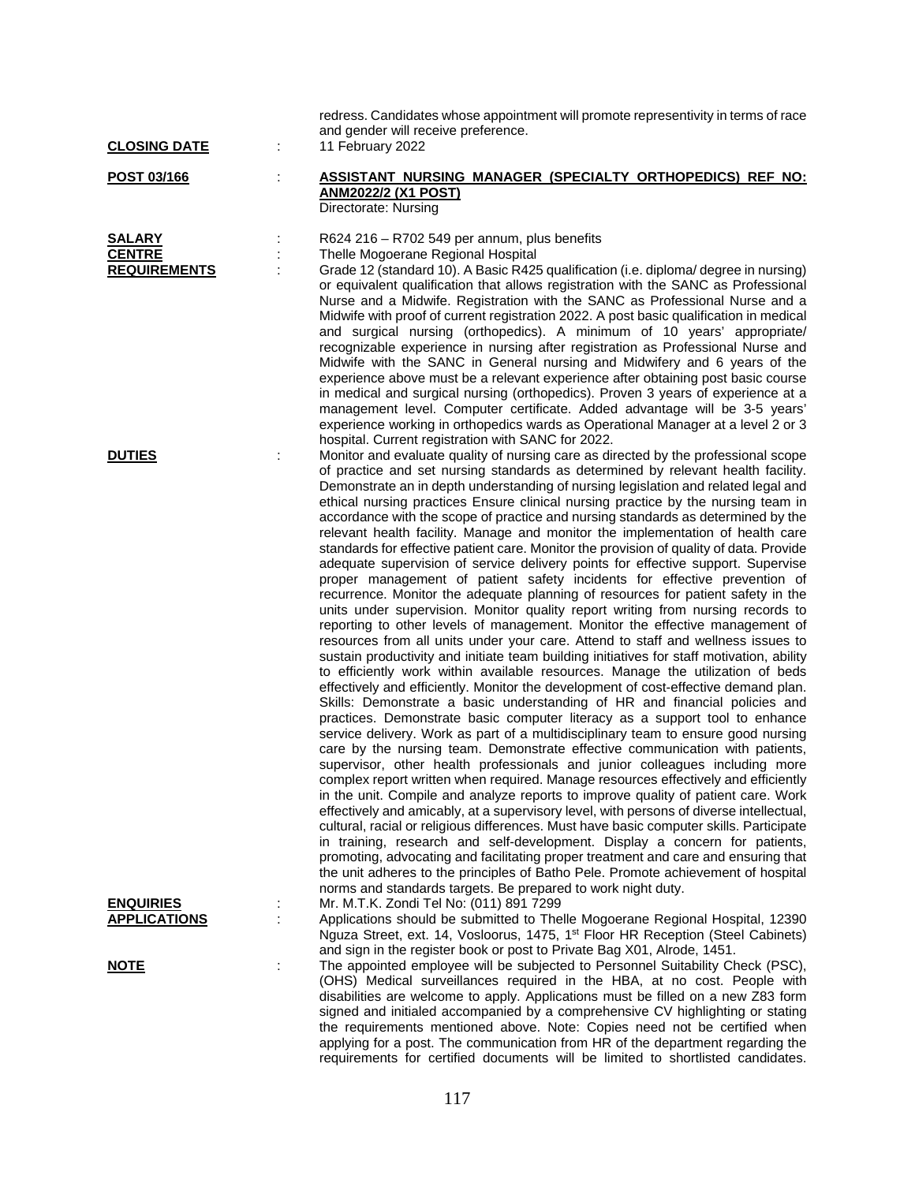redress. Candidates whose appointment will promote representivity in terms of race and gender will receive preference.

**CLOSING DATE** : 11 February 2022

**POST 03/166** : **ASSISTANT NURSING MANAGER (SPECIALTY ORTHOPEDICS) REF NO: ANM2022/2 (X1 POST)**
Directorate: Nursing

**SALARY** : R624 216 – R702 549 per annum, plus benefits

**CENTRE** : Thelle Mogoerane Regional Hospital

**REQUIREMENTS** : Grade 12 (standard 10). A Basic R425 qualification (i.e. diploma/ degree in nursing) or equivalent qualification that allows registration with the SANC as Professional Nurse and a Midwife. Registration with the SANC as Professional Nurse and a Midwife with proof of current registration 2022. A post basic qualification in medical and surgical nursing (orthopedics). A minimum of 10 years' appropriate/ recognizable experience in nursing after registration as Professional Nurse and Midwife with the SANC in General nursing and Midwifery and 6 years of the experience above must be a relevant experience after obtaining post basic course in medical and surgical nursing (orthopedics). Proven 3 years of experience at a management level. Computer certificate. Added advantage will be 3-5 years' experience working in orthopedics wards as Operational Manager at a level 2 or 3 hospital. Current registration with SANC for 2022.

**DUTIES** : Monitor and evaluate quality of nursing care as directed by the professional scope of practice and set nursing standards as determined by relevant health facility. Demonstrate an in depth understanding of nursing legislation and related legal and ethical nursing practices Ensure clinical nursing practice by the nursing team in accordance with the scope of practice and nursing standards as determined by the relevant health facility. Manage and monitor the implementation of health care standards for effective patient care. Monitor the provision of quality of data. Provide adequate supervision of service delivery points for effective support. Supervise proper management of patient safety incidents for effective prevention of recurrence. Monitor the adequate planning of resources for patient safety in the units under supervision. Monitor quality report writing from nursing records to reporting to other levels of management. Monitor the effective management of resources from all units under your care. Attend to staff and wellness issues to sustain productivity and initiate team building initiatives for staff motivation, ability to efficiently work within available resources. Manage the utilization of beds effectively and efficiently. Monitor the development of cost-effective demand plan. Skills: Demonstrate a basic understanding of HR and financial policies and practices. Demonstrate basic computer literacy as a support tool to enhance service delivery. Work as part of a multidisciplinary team to ensure good nursing care by the nursing team. Demonstrate effective communication with patients, supervisor, other health professionals and junior colleagues including more complex report written when required. Manage resources effectively and efficiently in the unit. Compile and analyze reports to improve quality of patient care. Work effectively and amicably, at a supervisory level, with persons of diverse intellectual, cultural, racial or religious differences. Must have basic computer skills. Participate in training, research and self-development. Display a concern for patients, promoting, advocating and facilitating proper treatment and care and ensuring that the unit adheres to the principles of Batho Pele. Promote achievement of hospital norms and standards targets. Be prepared to work night duty.

**ENQUIRIES** : Mr. M.T.K. Zondi Tel No: (011) 891 7299

**APPLICATIONS** : Applications should be submitted to Thelle Mogoerane Regional Hospital, 12390 Nguza Street, ext. 14, Vosloorus, 1475, 1st Floor HR Reception (Steel Cabinets) and sign in the register book or post to Private Bag X01, Alrode, 1451.

**NOTE** : The appointed employee will be subjected to Personnel Suitability Check (PSC), (OHS) Medical surveillances required in the HBA, at no cost. People with disabilities are welcome to apply. Applications must be filled on a new Z83 form signed and initialed accompanied by a comprehensive CV highlighting or stating the requirements mentioned above. Note: Copies need not be certified when applying for a post. The communication from HR of the department regarding the requirements for certified documents will be limited to shortlisted candidates.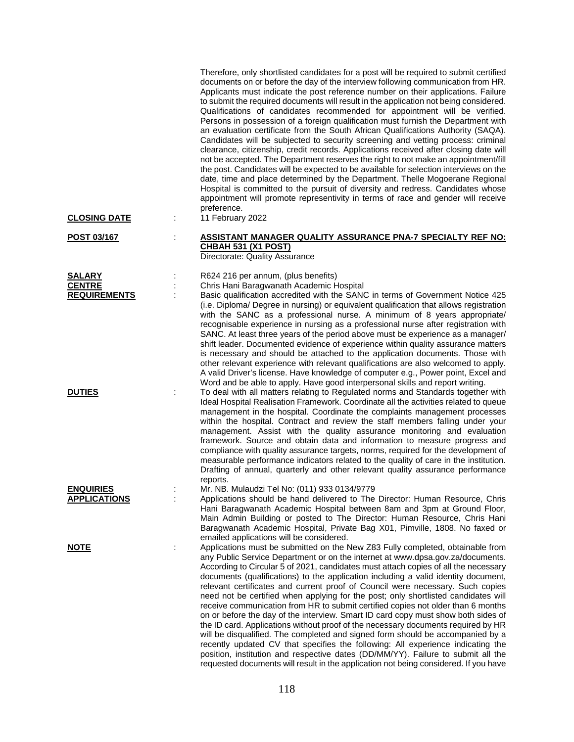Therefore, only shortlisted candidates for a post will be required to submit certified documents on or before the day of the interview following communication from HR. Applicants must indicate the post reference number on their applications. Failure to submit the required documents will result in the application not being considered. Qualifications of candidates recommended for appointment will be verified. Persons in possession of a foreign qualification must furnish the Department with an evaluation certificate from the South African Qualifications Authority (SAQA). Candidates will be subjected to security screening and vetting process: criminal clearance, citizenship, credit records. Applications received after closing date will not be accepted. The Department reserves the right to not make an appointment/fill the post. Candidates will be expected to be available for selection interviews on the date, time and place determined by the Department. Thelle Mogoerane Regional Hospital is committed to the pursuit of diversity and redress. Candidates whose appointment will promote representivity in terms of race and gender will receive preference.

**CLOSING DATE** : 11 February 2022

**POST 03/167** : **ASSISTANT MANAGER QUALITY ASSURANCE PNA-7 SPECIALTY REF NO: CHBAH 531 (X1 POST)**
Directorate: Quality Assurance

**SALARY** : R624 216 per annum, (plus benefits)

**CENTRE** : Chris Hani Baragwanath Academic Hospital

**REQUIREMENTS** : Basic qualification accredited with the SANC in terms of Government Notice 425 (i.e. Diploma/ Degree in nursing) or equivalent qualification that allows registration with the SANC as a professional nurse. A minimum of 8 years appropriate/ recognisable experience in nursing as a professional nurse after registration with SANC. At least three years of the period above must be experience as a manager/ shift leader. Documented evidence of experience within quality assurance matters is necessary and should be attached to the application documents. Those with other relevant experience with relevant qualifications are also welcomed to apply. A valid Driver's license. Have knowledge of computer e.g., Power point, Excel and Word and be able to apply. Have good interpersonal skills and report writing.

**DUTIES** : To deal with all matters relating to Regulated norms and Standards together with Ideal Hospital Realisation Framework. Coordinate all the activities related to queue management in the hospital. Coordinate the complaints management processes within the hospital. Contract and review the staff members falling under your management. Assist with the quality assurance monitoring and evaluation framework. Source and obtain data and information to measure progress and compliance with quality assurance targets, norms, required for the development of measurable performance indicators related to the quality of care in the institution. Drafting of annual, quarterly and other relevant quality assurance performance reports.

**ENQUIRIES** : Mr. NB. Mulaudzi Tel No: (011) 933 0134/9779

**APPLICATIONS** : Applications should be hand delivered to The Director: Human Resource, Chris Hani Baragwanath Academic Hospital between 8am and 3pm at Ground Floor, Main Admin Building or posted to The Director: Human Resource, Chris Hani Baragwanath Academic Hospital, Private Bag X01, Pimville, 1808. No faxed or emailed applications will be considered.

**NOTE** : Applications must be submitted on the New Z83 Fully completed, obtainable from any Public Service Department or on the internet at www.dpsa.gov.za/documents. According to Circular 5 of 2021, candidates must attach copies of all the necessary documents (qualifications) to the application including a valid identity document, relevant certificates and current proof of Council were necessary. Such copies need not be certified when applying for the post; only shortlisted candidates will receive communication from HR to submit certified copies not older than 6 months on or before the day of the interview. Smart ID card copy must show both sides of the ID card. Applications without proof of the necessary documents required by HR will be disqualified. The completed and signed form should be accompanied by a recently updated CV that specifies the following: All experience indicating the position, institution and respective dates (DD/MM/YY). Failure to submit all the requested documents will result in the application not being considered. If you have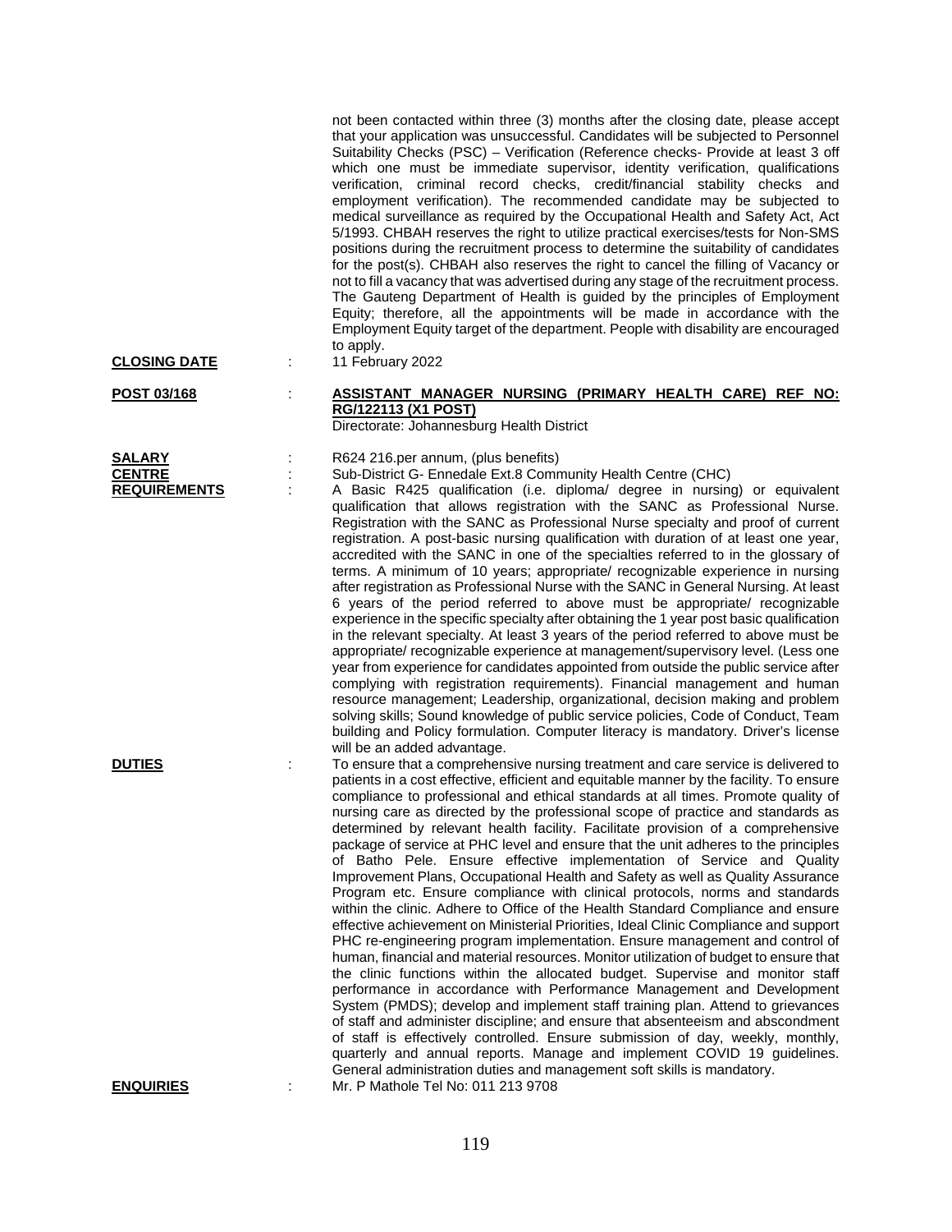not been contacted within three (3) months after the closing date, please accept that your application was unsuccessful. Candidates will be subjected to Personnel Suitability Checks (PSC) – Verification (Reference checks- Provide at least 3 off which one must be immediate supervisor, identity verification, qualifications verification, criminal record checks, credit/financial stability checks and employment verification). The recommended candidate may be subjected to medical surveillance as required by the Occupational Health and Safety Act, Act 5/1993. CHBAH reserves the right to utilize practical exercises/tests for Non-SMS positions during the recruitment process to determine the suitability of candidates for the post(s). CHBAH also reserves the right to cancel the filling of Vacancy or not to fill a vacancy that was advertised during any stage of the recruitment process. The Gauteng Department of Health is guided by the principles of Employment Equity; therefore, all the appointments will be made in accordance with the Employment Equity target of the department. People with disability are encouraged to apply.

**CLOSING DATE** : 11 February 2022

**POST 03/168** : **ASSISTANT MANAGER NURSING (PRIMARY HEALTH CARE) REF NO: RG/122113 (X1 POST)**
Directorate: Johannesburg Health District

**SALARY** : R624 216.per annum, (plus benefits)

**CENTRE** : Sub-District G- Ennedale Ext.8 Community Health Centre (CHC)

**REQUIREMENTS** : A Basic R425 qualification (i.e. diploma/ degree in nursing) or equivalent qualification that allows registration with the SANC as Professional Nurse. Registration with the SANC as Professional Nurse specialty and proof of current registration. A post-basic nursing qualification with duration of at least one year, accredited with the SANC in one of the specialties referred to in the glossary of terms. A minimum of 10 years; appropriate/ recognizable experience in nursing after registration as Professional Nurse with the SANC in General Nursing. At least 6 years of the period referred to above must be appropriate/ recognizable experience in the specific specialty after obtaining the 1 year post basic qualification in the relevant specialty. At least 3 years of the period referred to above must be appropriate/ recognizable experience at management/supervisory level. (Less one year from experience for candidates appointed from outside the public service after complying with registration requirements). Financial management and human resource management; Leadership, organizational, decision making and problem solving skills; Sound knowledge of public service policies, Code of Conduct, Team building and Policy formulation. Computer literacy is mandatory. Driver's license will be an added advantage.

**DUTIES** : To ensure that a comprehensive nursing treatment and care service is delivered to patients in a cost effective, efficient and equitable manner by the facility. To ensure compliance to professional and ethical standards at all times. Promote quality of nursing care as directed by the professional scope of practice and standards as determined by relevant health facility. Facilitate provision of a comprehensive package of service at PHC level and ensure that the unit adheres to the principles of Batho Pele. Ensure effective implementation of Service and Quality Improvement Plans, Occupational Health and Safety as well as Quality Assurance Program etc. Ensure compliance with clinical protocols, norms and standards within the clinic. Adhere to Office of the Health Standard Compliance and ensure effective achievement on Ministerial Priorities, Ideal Clinic Compliance and support PHC re-engineering program implementation. Ensure management and control of human, financial and material resources. Monitor utilization of budget to ensure that the clinic functions within the allocated budget. Supervise and monitor staff performance in accordance with Performance Management and Development System (PMDS); develop and implement staff training plan. Attend to grievances of staff and administer discipline; and ensure that absenteeism and abscondment of staff is effectively controlled. Ensure submission of day, weekly, monthly, quarterly and annual reports. Manage and implement COVID 19 guidelines. General administration duties and management soft skills is mandatory.

**ENQUIRIES** : Mr. P Mathole Tel No: 011 213 9708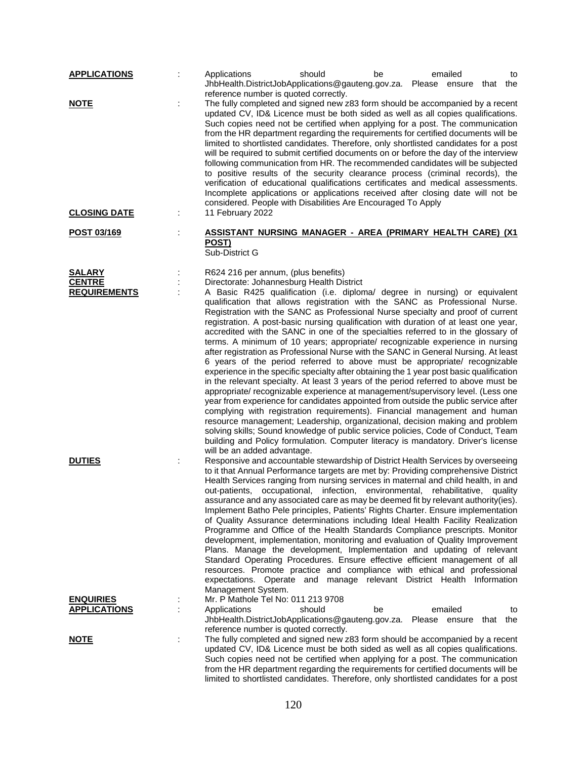**APPLICATIONS** : Applications should be emailed to JhbHealth.DistrictJobApplications@gauteng.gov.za. Please ensure that the reference number is quoted correctly.

**NOTE** : The fully completed and signed new z83 form should be accompanied by a recent updated CV, ID& Licence must be both sided as well as all copies qualifications. Such copies need not be certified when applying for a post. The communication from the HR department regarding the requirements for certified documents will be limited to shortlisted candidates. Therefore, only shortlisted candidates for a post will be required to submit certified documents on or before the day of the interview following communication from HR. The recommended candidates will be subjected to positive results of the security clearance process (criminal records), the verification of educational qualifications certificates and medical assessments. Incomplete applications or applications received after closing date will not be considered. People with Disabilities Are Encouraged To Apply

**CLOSING DATE** : 11 February 2022

**POST 03/169** : **ASSISTANT NURSING MANAGER - AREA (PRIMARY HEALTH CARE) (X1 POST)**
Sub-District G

**SALARY** : R624 216 per annum, (plus benefits)

**CENTRE** : Directorate: Johannesburg Health District

**REQUIREMENTS** : A Basic R425 qualification (i.e. diploma/ degree in nursing) or equivalent qualification that allows registration with the SANC as Professional Nurse. Registration with the SANC as Professional Nurse specialty and proof of current registration. A post-basic nursing qualification with duration of at least one year, accredited with the SANC in one of the specialties referred to in the glossary of terms. A minimum of 10 years; appropriate/ recognizable experience in nursing after registration as Professional Nurse with the SANC in General Nursing. At least 6 years of the period referred to above must be appropriate/ recognizable experience in the specific specialty after obtaining the 1 year post basic qualification in the relevant specialty. At least 3 years of the period referred to above must be appropriate/ recognizable experience at management/supervisory level. (Less one year from experience for candidates appointed from outside the public service after complying with registration requirements). Financial management and human resource management; Leadership, organizational, decision making and problem solving skills; Sound knowledge of public service policies, Code of Conduct, Team building and Policy formulation. Computer literacy is mandatory. Driver's license will be an added advantage.

**DUTIES** : Responsive and accountable stewardship of District Health Services by overseeing to it that Annual Performance targets are met by: Providing comprehensive District Health Services ranging from nursing services in maternal and child health, in and out-patients, occupational, infection, environmental, rehabilitative, quality assurance and any associated care as may be deemed fit by relevant authority(ies). Implement Batho Pele principles, Patients' Rights Charter. Ensure implementation of Quality Assurance determinations including Ideal Health Facility Realization Programme and Office of the Health Standards Compliance prescripts. Monitor development, implementation, monitoring and evaluation of Quality Improvement Plans. Manage the development, Implementation and updating of relevant Standard Operating Procedures. Ensure effective efficient management of all resources. Promote practice and compliance with ethical and professional expectations. Operate and manage relevant District Health Information Management System.

**ENQUIRIES** : Mr. P Mathole Tel No: 011 213 9708

**APPLICATIONS** : Applications should be emailed to JhbHealth.DistrictJobApplications@gauteng.gov.za. Please ensure that the reference number is quoted correctly.

**NOTE** : The fully completed and signed new z83 form should be accompanied by a recent updated CV, ID& Licence must be both sided as well as all copies qualifications. Such copies need not be certified when applying for a post. The communication from the HR department regarding the requirements for certified documents will be limited to shortlisted candidates. Therefore, only shortlisted candidates for a post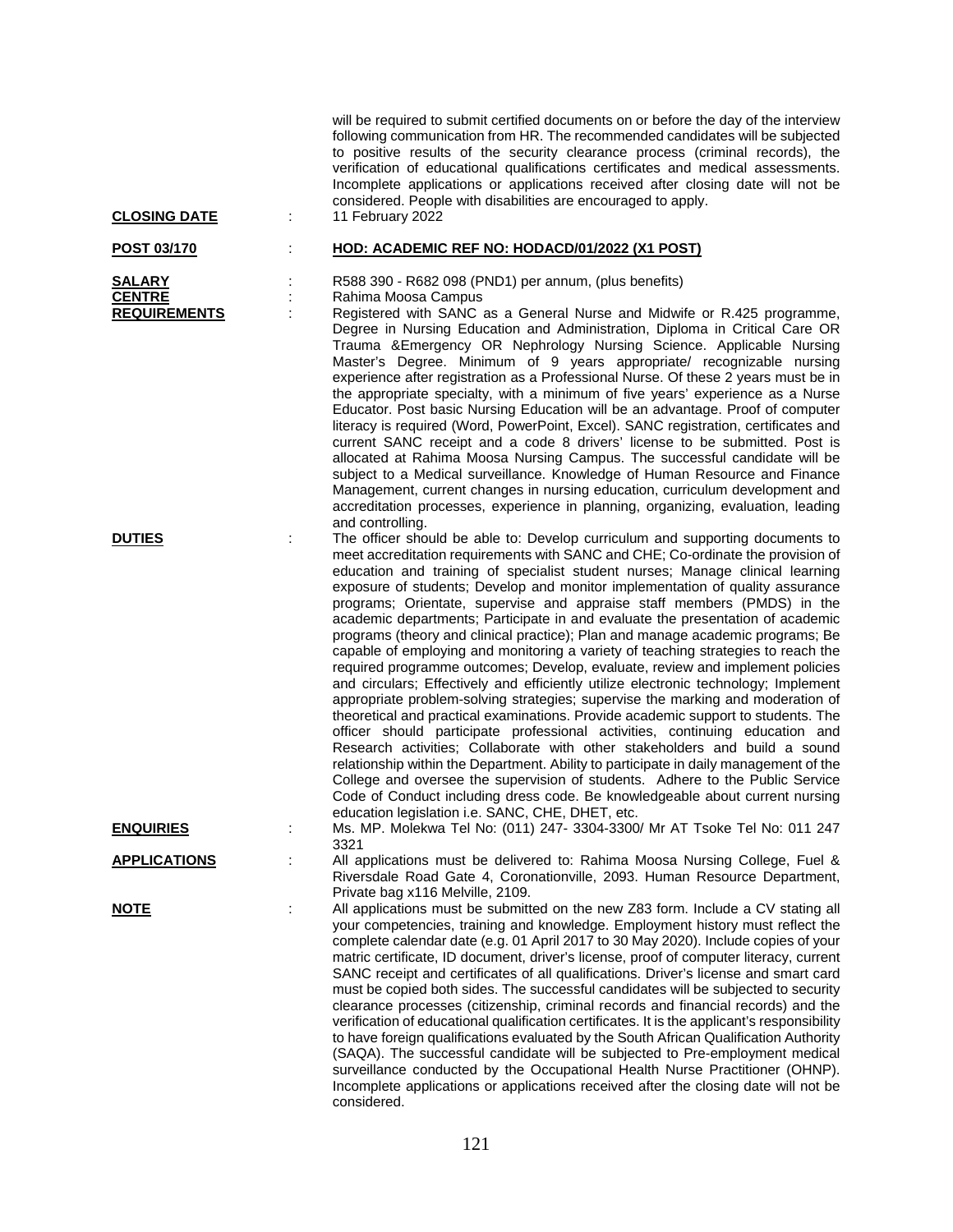will be required to submit certified documents on or before the day of the interview following communication from HR. The recommended candidates will be subjected to positive results of the security clearance process (criminal records), the verification of educational qualifications certificates and medical assessments. Incomplete applications or applications received after closing date will not be considered. People with disabilities are encouraged to apply.

**CLOSING DATE** : 11 February 2022

**POST 03/170** : **HOD: ACADEMIC REF NO: HODACD/01/2022 (X1 POST)**

**SALARY** : R588 390 - R682 098 (PND1) per annum, (plus benefits)

**CENTRE** : Rahima Moosa Campus

**REQUIREMENTS** : Registered with SANC as a General Nurse and Midwife or R.425 programme, Degree in Nursing Education and Administration, Diploma in Critical Care OR Trauma &Emergency OR Nephrology Nursing Science. Applicable Nursing Master's Degree. Minimum of 9 years appropriate/ recognizable nursing experience after registration as a Professional Nurse. Of these 2 years must be in the appropriate specialty, with a minimum of five years' experience as a Nurse Educator. Post basic Nursing Education will be an advantage. Proof of computer literacy is required (Word, PowerPoint, Excel). SANC registration, certificates and current SANC receipt and a code 8 drivers' license to be submitted. Post is allocated at Rahima Moosa Nursing Campus. The successful candidate will be subject to a Medical surveillance. Knowledge of Human Resource and Finance Management, current changes in nursing education, curriculum development and accreditation processes, experience in planning, organizing, evaluation, leading and controlling.

**DUTIES** : The officer should be able to: Develop curriculum and supporting documents to meet accreditation requirements with SANC and CHE; Co-ordinate the provision of education and training of specialist student nurses; Manage clinical learning exposure of students; Develop and monitor implementation of quality assurance programs; Orientate, supervise and appraise staff members (PMDS) in the academic departments; Participate in and evaluate the presentation of academic programs (theory and clinical practice); Plan and manage academic programs; Be capable of employing and monitoring a variety of teaching strategies to reach the required programme outcomes; Develop, evaluate, review and implement policies and circulars; Effectively and efficiently utilize electronic technology; Implement appropriate problem-solving strategies; supervise the marking and moderation of theoretical and practical examinations. Provide academic support to students. The officer should participate professional activities, continuing education and Research activities; Collaborate with other stakeholders and build a sound relationship within the Department. Ability to participate in daily management of the College and oversee the supervision of students. Adhere to the Public Service Code of Conduct including dress code. Be knowledgeable about current nursing education legislation i.e. SANC, CHE, DHET, etc.

**ENQUIRIES** : Ms. MP. Molekwa Tel No: (011) 247- 3304-3300/ Mr AT Tsoke Tel No: 011 247 3321

**APPLICATIONS** : All applications must be delivered to: Rahima Moosa Nursing College, Fuel & Riversdale Road Gate 4, Coronationville, 2093. Human Resource Department, Private bag x116 Melville, 2109.

**NOTE** : All applications must be submitted on the new Z83 form. Include a CV stating all your competencies, training and knowledge. Employment history must reflect the complete calendar date (e.g. 01 April 2017 to 30 May 2020). Include copies of your matric certificate, ID document, driver's license, proof of computer literacy, current SANC receipt and certificates of all qualifications. Driver's license and smart card must be copied both sides. The successful candidates will be subjected to security clearance processes (citizenship, criminal records and financial records) and the verification of educational qualification certificates. It is the applicant's responsibility to have foreign qualifications evaluated by the South African Qualification Authority (SAQA). The successful candidate will be subjected to Pre-employment medical surveillance conducted by the Occupational Health Nurse Practitioner (OHNP). Incomplete applications or applications received after the closing date will not be considered.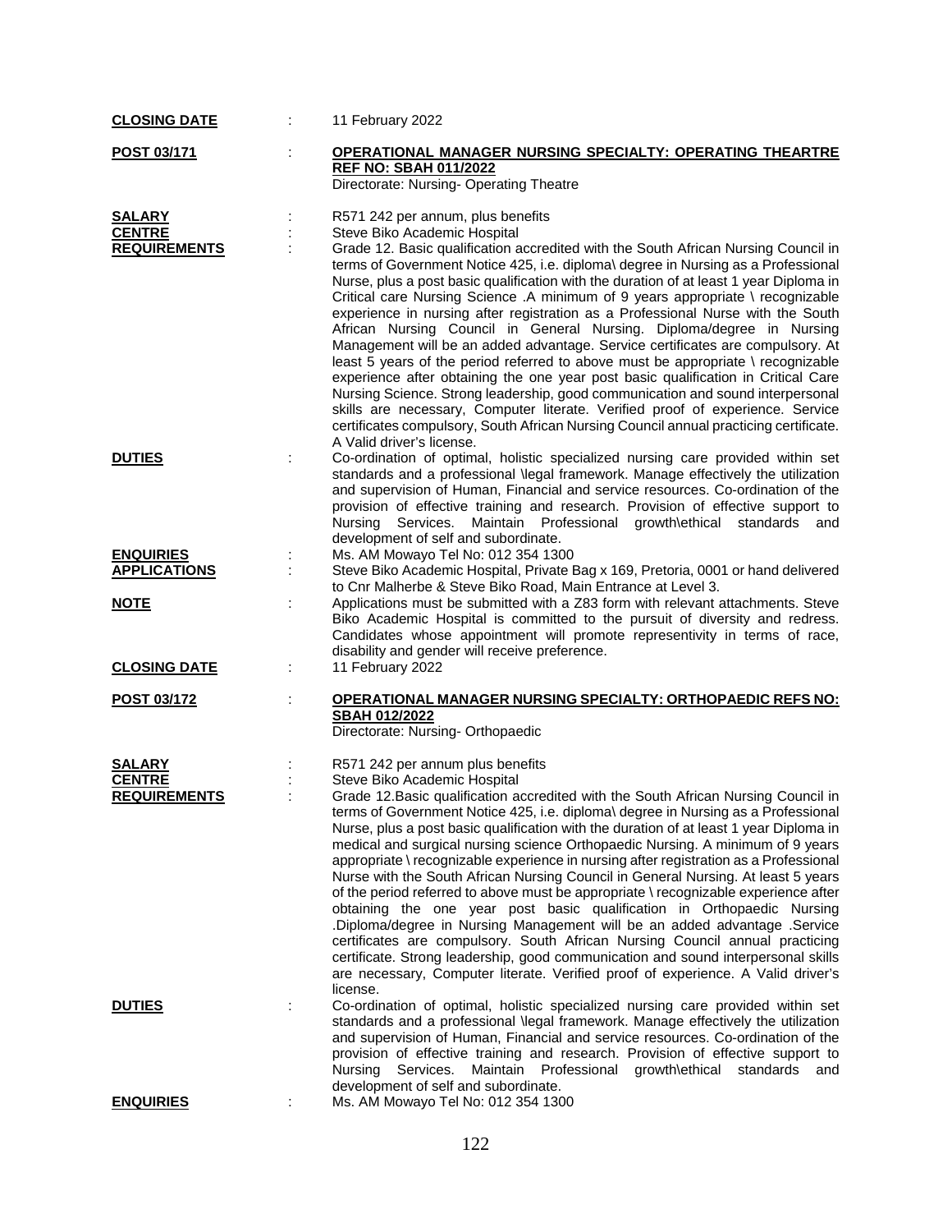**CLOSING DATE** : 11 February 2022

**POST 03/171** : **OPERATIONAL MANAGER NURSING SPECIALTY: OPERATING THEARTRE REF NO: SBAH 011/2022**
Directorate: Nursing- Operating Theatre

**SALARY** : R571 242 per annum, plus benefits

**CENTRE** : Steve Biko Academic Hospital

**REQUIREMENTS** : Grade 12. Basic qualification accredited with the South African Nursing Council in terms of Government Notice 425, i.e. diploma\ degree in Nursing as a Professional Nurse, plus a post basic qualification with the duration of at least 1 year Diploma in Critical care Nursing Science .A minimum of 9 years appropriate \ recognizable experience in nursing after registration as a Professional Nurse with the South African Nursing Council in General Nursing. Diploma/degree in Nursing Management will be an added advantage. Service certificates are compulsory. At least 5 years of the period referred to above must be appropriate \ recognizable experience after obtaining the one year post basic qualification in Critical Care Nursing Science. Strong leadership, good communication and sound interpersonal skills are necessary, Computer literate. Verified proof of experience. Service certificates compulsory, South African Nursing Council annual practicing certificate. A Valid driver's license.

**DUTIES** : Co-ordination of optimal, holistic specialized nursing care provided within set standards and a professional \legal framework. Manage effectively the utilization and supervision of Human, Financial and service resources. Co-ordination of the provision of effective training and research. Provision of effective support to Nursing Services. Maintain Professional growth\ethical standards and development of self and subordinate.

**ENQUIRIES** : Ms. AM Mowayo Tel No: 012 354 1300

**APPLICATIONS** : Steve Biko Academic Hospital, Private Bag x 169, Pretoria, 0001 or hand delivered to Cnr Malherbe & Steve Biko Road, Main Entrance at Level 3.

**NOTE** : Applications must be submitted with a Z83 form with relevant attachments. Steve Biko Academic Hospital is committed to the pursuit of diversity and redress. Candidates whose appointment will promote representivity in terms of race, disability and gender will receive preference.

**CLOSING DATE** : 11 February 2022

**POST 03/172** : **OPERATIONAL MANAGER NURSING SPECIALTY: ORTHOPAEDIC REFS NO: SBAH 012/2022**
Directorate: Nursing- Orthopaedic

**SALARY** : R571 242 per annum plus benefits

**CENTRE** : Steve Biko Academic Hospital

**REQUIREMENTS** : Grade 12.Basic qualification accredited with the South African Nursing Council in terms of Government Notice 425, i.e. diploma\ degree in Nursing as a Professional Nurse, plus a post basic qualification with the duration of at least 1 year Diploma in medical and surgical nursing science Orthopaedic Nursing. A minimum of 9 years appropriate \ recognizable experience in nursing after registration as a Professional Nurse with the South African Nursing Council in General Nursing. At least 5 years of the period referred to above must be appropriate \ recognizable experience after obtaining the one year post basic qualification in Orthopaedic Nursing .Diploma/degree in Nursing Management will be an added advantage .Service certificates are compulsory. South African Nursing Council annual practicing certificate. Strong leadership, good communication and sound interpersonal skills are necessary, Computer literate. Verified proof of experience. A Valid driver's license.

**DUTIES** : Co-ordination of optimal, holistic specialized nursing care provided within set standards and a professional \legal framework. Manage effectively the utilization and supervision of Human, Financial and service resources. Co-ordination of the provision of effective training and research. Provision of effective support to Nursing Services. Maintain Professional growth\ethical standards and development of self and subordinate.

**ENQUIRIES** : Ms. AM Mowayo Tel No: 012 354 1300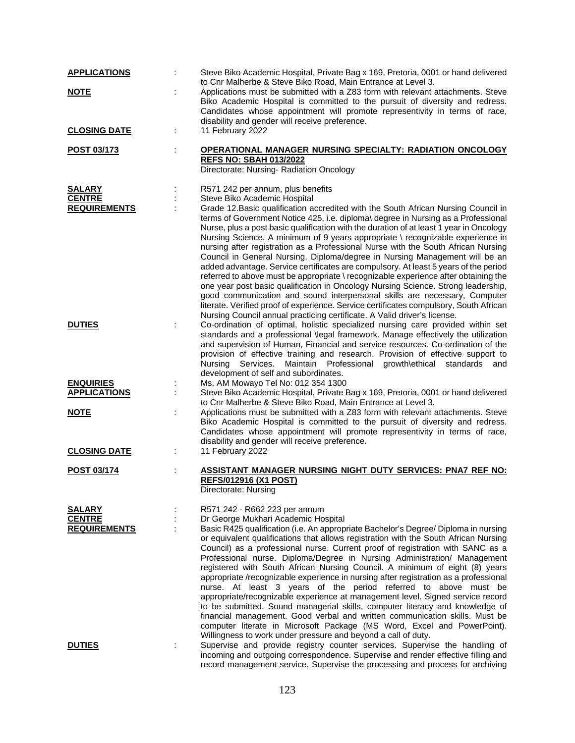**APPLICATIONS** : Steve Biko Academic Hospital, Private Bag x 169, Pretoria, 0001 or hand delivered to Cnr Malherbe & Steve Biko Road, Main Entrance at Level 3.

**NOTE** : Applications must be submitted with a Z83 form with relevant attachments. Steve Biko Academic Hospital is committed to the pursuit of diversity and redress. Candidates whose appointment will promote representivity in terms of race, disability and gender will receive preference.

**CLOSING DATE** : 11 February 2022

**POST 03/173** : **OPERATIONAL MANAGER NURSING SPECIALTY: RADIATION ONCOLOGY REFS NO: SBAH 013/2022**
Directorate: Nursing- Radiation Oncology

**SALARY** : R571 242 per annum, plus benefits

**CENTRE** : Steve Biko Academic Hospital

**REQUIREMENTS** : Grade 12.Basic qualification accredited with the South African Nursing Council in terms of Government Notice 425, i.e. diploma\ degree in Nursing as a Professional Nurse, plus a post basic qualification with the duration of at least 1 year in Oncology Nursing Science. A minimum of 9 years appropriate \ recognizable experience in nursing after registration as a Professional Nurse with the South African Nursing Council in General Nursing. Diploma/degree in Nursing Management will be an added advantage. Service certificates are compulsory. At least 5 years of the period referred to above must be appropriate \ recognizable experience after obtaining the one year post basic qualification in Oncology Nursing Science. Strong leadership, good communication and sound interpersonal skills are necessary, Computer literate. Verified proof of experience. Service certificates compulsory, South African Nursing Council annual practicing certificate. A Valid driver's license.

**DUTIES** : Co-ordination of optimal, holistic specialized nursing care provided within set standards and a professional \legal framework. Manage effectively the utilization and supervision of Human, Financial and service resources. Co-ordination of the provision of effective training and research. Provision of effective support to Nursing Services. Maintain Professional growth\ethical standards and development of self and subordinates.

**ENQUIRIES** : Ms. AM Mowayo Tel No: 012 354 1300

**APPLICATIONS** : Steve Biko Academic Hospital, Private Bag x 169, Pretoria, 0001 or hand delivered to Cnr Malherbe & Steve Biko Road, Main Entrance at Level 3.

**NOTE** : Applications must be submitted with a Z83 form with relevant attachments. Steve Biko Academic Hospital is committed to the pursuit of diversity and redress. Candidates whose appointment will promote representivity in terms of race, disability and gender will receive preference.

**CLOSING DATE** : 11 February 2022

**POST 03/174** : **ASSISTANT MANAGER NURSING NIGHT DUTY SERVICES: PNA7 REF NO: REFS/012916 (X1 POST)**
Directorate: Nursing

**SALARY** : R571 242 - R662 223 per annum

**CENTRE** : Dr George Mukhari Academic Hospital

**REQUIREMENTS** : Basic R425 qualification (i.e. An appropriate Bachelor's Degree/ Diploma in nursing or equivalent qualifications that allows registration with the South African Nursing Council) as a professional nurse. Current proof of registration with SANC as a Professional nurse. Diploma/Degree in Nursing Administration/ Management registered with South African Nursing Council. A minimum of eight (8) years appropriate /recognizable experience in nursing after registration as a professional nurse. At least 3 years of the period referred to above must be appropriate/recognizable experience at management level. Signed service record to be submitted. Sound managerial skills, computer literacy and knowledge of financial management. Good verbal and written communication skills. Must be computer literate in Microsoft Package (MS Word, Excel and PowerPoint). Willingness to work under pressure and beyond a call of duty.

**DUTIES** : Supervise and provide registry counter services. Supervise the handling of incoming and outgoing correspondence. Supervise and render effective filling and record management service. Supervise the processing and process for archiving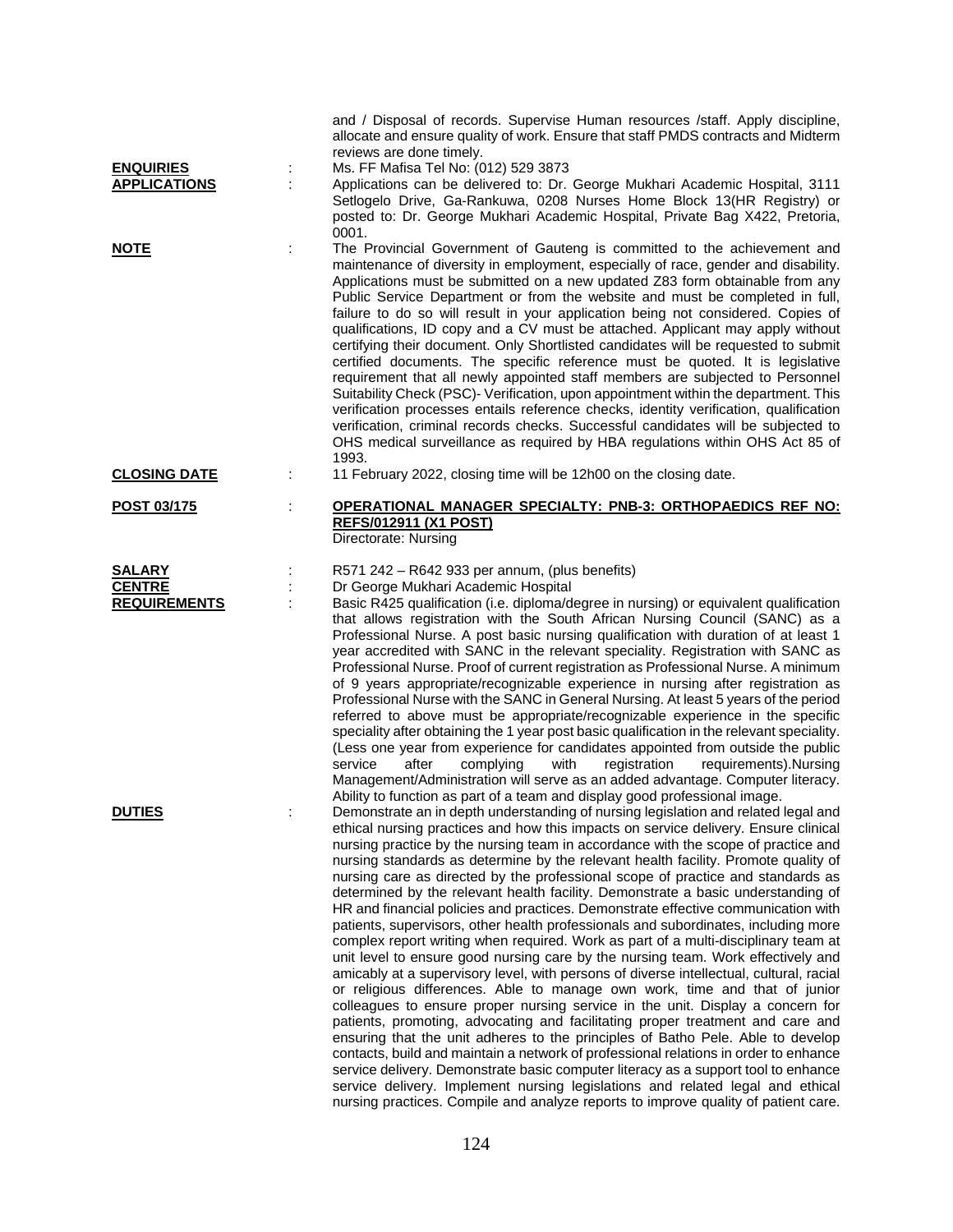and / Disposal of records. Supervise Human resources /staff. Apply discipline, allocate and ensure quality of work. Ensure that staff PMDS contracts and Midterm reviews are done timely.

**ENQUIRIES** : Ms. FF Mafisa Tel No: (012) 529 3873

**APPLICATIONS** : Applications can be delivered to: Dr. George Mukhari Academic Hospital, 3111 Setlogelo Drive, Ga-Rankuwa, 0208 Nurses Home Block 13(HR Registry) or posted to: Dr. George Mukhari Academic Hospital, Private Bag X422, Pretoria, 0001.

**NOTE** : The Provincial Government of Gauteng is committed to the achievement and maintenance of diversity in employment, especially of race, gender and disability. Applications must be submitted on a new updated Z83 form obtainable from any Public Service Department or from the website and must be completed in full, failure to do so will result in your application being not considered. Copies of qualifications, ID copy and a CV must be attached. Applicant may apply without certifying their document. Only Shortlisted candidates will be requested to submit certified documents. The specific reference must be quoted. It is legislative requirement that all newly appointed staff members are subjected to Personnel Suitability Check (PSC)- Verification, upon appointment within the department. This verification processes entails reference checks, identity verification, qualification verification, criminal records checks. Successful candidates will be subjected to OHS medical surveillance as required by HBA regulations within OHS Act 85 of 1993.

**CLOSING DATE** : 11 February 2022, closing time will be 12h00 on the closing date.

**POST 03/175** : **OPERATIONAL MANAGER SPECIALTY: PNB-3: ORTHOPAEDICS REF NO: REFS/012911 (X1 POST)**
Directorate: Nursing

**SALARY** : R571 242 – R642 933 per annum, (plus benefits)

**CENTRE** : Dr George Mukhari Academic Hospital

**REQUIREMENTS** : Basic R425 qualification (i.e. diploma/degree in nursing) or equivalent qualification that allows registration with the South African Nursing Council (SANC) as a Professional Nurse. A post basic nursing qualification with duration of at least 1 year accredited with SANC in the relevant speciality. Registration with SANC as Professional Nurse. Proof of current registration as Professional Nurse. A minimum of 9 years appropriate/recognizable experience in nursing after registration as Professional Nurse with the SANC in General Nursing. At least 5 years of the period referred to above must be appropriate/recognizable experience in the specific speciality after obtaining the 1 year post basic qualification in the relevant speciality. (Less one year from experience for candidates appointed from outside the public service after complying with registration requirements).Nursing Management/Administration will serve as an added advantage. Computer literacy. Ability to function as part of a team and display good professional image.

**DUTIES** : Demonstrate an in depth understanding of nursing legislation and related legal and ethical nursing practices and how this impacts on service delivery. Ensure clinical nursing practice by the nursing team in accordance with the scope of practice and nursing standards as determine by the relevant health facility. Promote quality of nursing care as directed by the professional scope of practice and standards as determined by the relevant health facility. Demonstrate a basic understanding of HR and financial policies and practices. Demonstrate effective communication with patients, supervisors, other health professionals and subordinates, including more complex report writing when required. Work as part of a multi-disciplinary team at unit level to ensure good nursing care by the nursing team. Work effectively and amicably at a supervisory level, with persons of diverse intellectual, cultural, racial or religious differences. Able to manage own work, time and that of junior colleagues to ensure proper nursing service in the unit. Display a concern for patients, promoting, advocating and facilitating proper treatment and care and ensuring that the unit adheres to the principles of Batho Pele. Able to develop contacts, build and maintain a network of professional relations in order to enhance service delivery. Demonstrate basic computer literacy as a support tool to enhance service delivery. Implement nursing legislations and related legal and ethical nursing practices. Compile and analyze reports to improve quality of patient care.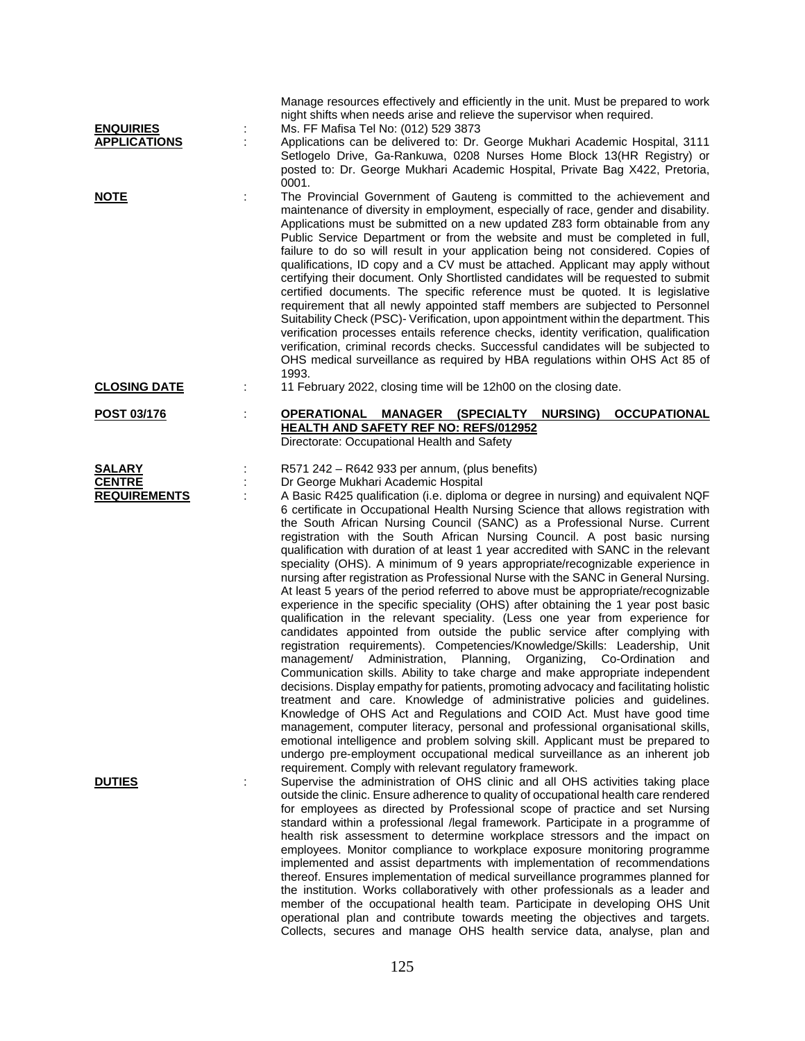Manage resources effectively and efficiently in the unit. Must be prepared to work night shifts when needs arise and relieve the supervisor when required.

**ENQUIRIES** : Ms. FF Mafisa Tel No: (012) 529 3873

**APPLICATIONS** : Applications can be delivered to: Dr. George Mukhari Academic Hospital, 3111 Setlogelo Drive, Ga-Rankuwa, 0208 Nurses Home Block 13(HR Registry) or posted to: Dr. George Mukhari Academic Hospital, Private Bag X422, Pretoria, 0001.

**NOTE** : The Provincial Government of Gauteng is committed to the achievement and maintenance of diversity in employment, especially of race, gender and disability. Applications must be submitted on a new updated Z83 form obtainable from any Public Service Department or from the website and must be completed in full, failure to do so will result in your application being not considered. Copies of qualifications, ID copy and a CV must be attached. Applicant may apply without certifying their document. Only Shortlisted candidates will be requested to submit certified documents. The specific reference must be quoted. It is legislative requirement that all newly appointed staff members are subjected to Personnel Suitability Check (PSC)- Verification, upon appointment within the department. This verification processes entails reference checks, identity verification, qualification verification, criminal records checks. Successful candidates will be subjected to OHS medical surveillance as required by HBA regulations within OHS Act 85 of 1993.

**CLOSING DATE** : 11 February 2022, closing time will be 12h00 on the closing date.

**POST 03/176** : **OPERATIONAL MANAGER (SPECIALTY NURSING) OCCUPATIONAL HEALTH AND SAFETY REF NO: REFS/012952**
Directorate: Occupational Health and Safety

**SALARY** : R571 242 – R642 933 per annum, (plus benefits)

**CENTRE** : Dr George Mukhari Academic Hospital

**REQUIREMENTS** : A Basic R425 qualification (i.e. diploma or degree in nursing) and equivalent NQF 6 certificate in Occupational Health Nursing Science that allows registration with the South African Nursing Council (SANC) as a Professional Nurse. Current registration with the South African Nursing Council. A post basic nursing qualification with duration of at least 1 year accredited with SANC in the relevant speciality (OHS). A minimum of 9 years appropriate/recognizable experience in nursing after registration as Professional Nurse with the SANC in General Nursing. At least 5 years of the period referred to above must be appropriate/recognizable experience in the specific speciality (OHS) after obtaining the 1 year post basic qualification in the relevant speciality. (Less one year from experience for candidates appointed from outside the public service after complying with registration requirements). Competencies/Knowledge/Skills: Leadership, Unit management/ Administration, Planning, Organizing, Co-Ordination and Communication skills. Ability to take charge and make appropriate independent decisions. Display empathy for patients, promoting advocacy and facilitating holistic treatment and care. Knowledge of administrative policies and guidelines. Knowledge of OHS Act and Regulations and COID Act. Must have good time management, computer literacy, personal and professional organisational skills, emotional intelligence and problem solving skill. Applicant must be prepared to undergo pre-employment occupational medical surveillance as an inherent job requirement. Comply with relevant regulatory framework.

**DUTIES** : Supervise the administration of OHS clinic and all OHS activities taking place outside the clinic. Ensure adherence to quality of occupational health care rendered for employees as directed by Professional scope of practice and set Nursing standard within a professional /legal framework. Participate in a programme of health risk assessment to determine workplace stressors and the impact on employees. Monitor compliance to workplace exposure monitoring programme implemented and assist departments with implementation of recommendations thereof. Ensures implementation of medical surveillance programmes planned for the institution. Works collaboratively with other professionals as a leader and member of the occupational health team. Participate in developing OHS Unit operational plan and contribute towards meeting the objectives and targets. Collects, secures and manage OHS health service data, analyse, plan and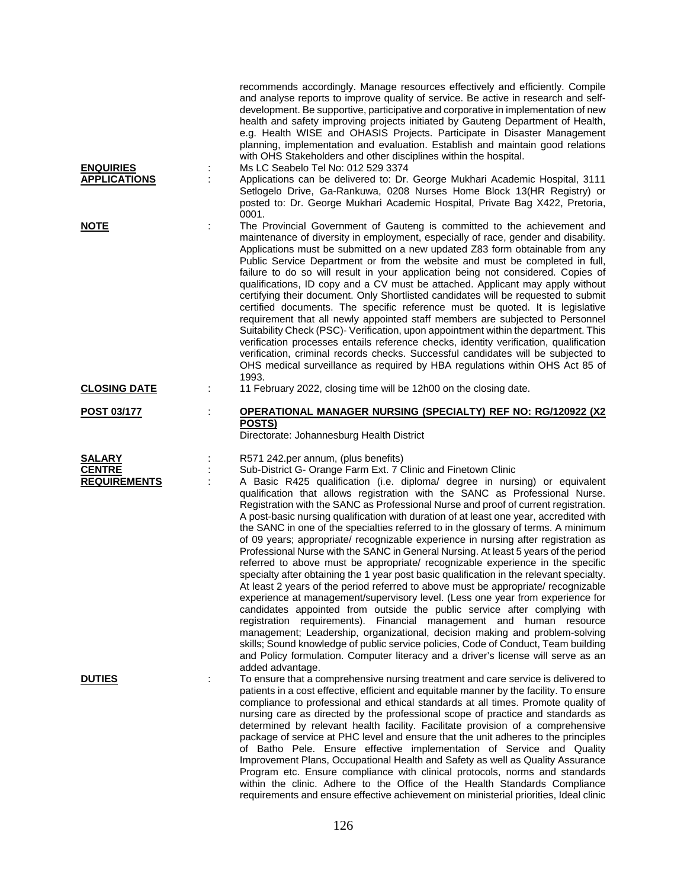recommends accordingly. Manage resources effectively and efficiently. Compile and analyse reports to improve quality of service. Be active in research and self-development. Be supportive, participative and corporative in implementation of new health and safety improving projects initiated by Gauteng Department of Health, e.g. Health WISE and OHASIS Projects. Participate in Disaster Management planning, implementation and evaluation. Establish and maintain good relations with OHS Stakeholders and other disciplines within the hospital.

**ENQUIRIES** : Ms LC Seabelo Tel No: 012 529 3374

**APPLICATIONS** : Applications can be delivered to: Dr. George Mukhari Academic Hospital, 3111 Setlogelo Drive, Ga-Rankuwa, 0208 Nurses Home Block 13(HR Registry) or posted to: Dr. George Mukhari Academic Hospital, Private Bag X422, Pretoria, 0001.

**NOTE** : The Provincial Government of Gauteng is committed to the achievement and maintenance of diversity in employment, especially of race, gender and disability. Applications must be submitted on a new updated Z83 form obtainable from any Public Service Department or from the website and must be completed in full, failure to do so will result in your application being not considered. Copies of qualifications, ID copy and a CV must be attached. Applicant may apply without certifying their document. Only Shortlisted candidates will be requested to submit certified documents. The specific reference must be quoted. It is legislative requirement that all newly appointed staff members are subjected to Personnel Suitability Check (PSC)- Verification, upon appointment within the department. This verification processes entails reference checks, identity verification, qualification verification, criminal records checks. Successful candidates will be subjected to OHS medical surveillance as required by HBA regulations within OHS Act 85 of 1993.

**CLOSING DATE** : 11 February 2022, closing time will be 12h00 on the closing date.

**POST 03/177** : **OPERATIONAL MANAGER NURSING (SPECIALTY) REF NO: RG/120922 (X2 POSTS)**

Directorate: Johannesburg Health District

**SALARY** : R571 242.per annum, (plus benefits)

**CENTRE** : Sub-District G- Orange Farm Ext. 7 Clinic and Finetown Clinic

**REQUIREMENTS** : A Basic R425 qualification (i.e. diploma/ degree in nursing) or equivalent qualification that allows registration with the SANC as Professional Nurse. Registration with the SANC as Professional Nurse and proof of current registration. A post-basic nursing qualification with duration of at least one year, accredited with the SANC in one of the specialties referred to in the glossary of terms. A minimum of 09 years; appropriate/ recognizable experience in nursing after registration as Professional Nurse with the SANC in General Nursing. At least 5 years of the period referred to above must be appropriate/ recognizable experience in the specific specialty after obtaining the 1 year post basic qualification in the relevant specialty. At least 2 years of the period referred to above must be appropriate/ recognizable experience at management/supervisory level. (Less one year from experience for candidates appointed from outside the public service after complying with registration requirements). Financial management and human resource management; Leadership, organizational, decision making and problem-solving skills; Sound knowledge of public service policies, Code of Conduct, Team building and Policy formulation. Computer literacy and a driver's license will serve as an added advantage.

**DUTIES** : To ensure that a comprehensive nursing treatment and care service is delivered to patients in a cost effective, efficient and equitable manner by the facility. To ensure compliance to professional and ethical standards at all times. Promote quality of nursing care as directed by the professional scope of practice and standards as determined by relevant health facility. Facilitate provision of a comprehensive package of service at PHC level and ensure that the unit adheres to the principles of Batho Pele. Ensure effective implementation of Service and Quality Improvement Plans, Occupational Health and Safety as well as Quality Assurance Program etc. Ensure compliance with clinical protocols, norms and standards within the clinic. Adhere to the Office of the Health Standards Compliance requirements and ensure effective achievement on ministerial priorities, Ideal clinic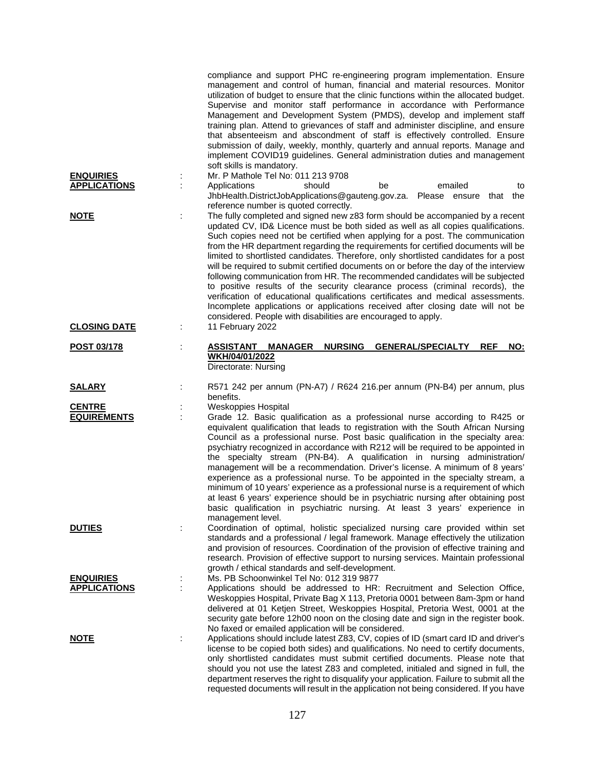compliance and support PHC re-engineering program implementation. Ensure management and control of human, financial and material resources. Monitor utilization of budget to ensure that the clinic functions within the allocated budget. Supervise and monitor staff performance in accordance with Performance Management and Development System (PMDS), develop and implement staff training plan. Attend to grievances of staff and administer discipline, and ensure that absenteeism and abscondment of staff is effectively controlled. Ensure submission of daily, weekly, monthly, quarterly and annual reports. Manage and implement COVID19 guidelines. General administration duties and management soft skills is mandatory.

**ENQUIRIES** : Mr. P Mathole Tel No: 011 213 9708

**APPLICATIONS** : Applications should be emailed to JhbHealth.DistrictJobApplications@gauteng.gov.za. Please ensure that the reference number is quoted correctly.

**NOTE** : The fully completed and signed new z83 form should be accompanied by a recent updated CV, ID& Licence must be both sided as well as all copies qualifications. Such copies need not be certified when applying for a post. The communication from the HR department regarding the requirements for certified documents will be limited to shortlisted candidates. Therefore, only shortlisted candidates for a post will be required to submit certified documents on or before the day of the interview following communication from HR. The recommended candidates will be subjected to positive results of the security clearance process (criminal records), the verification of educational qualifications certificates and medical assessments. Incomplete applications or applications received after closing date will not be considered. People with disabilities are encouraged to apply.

**CLOSING DATE** : 11 February 2022

**POST 03/178** : **ASSISTANT MANAGER NURSING GENERAL/SPECIALTY REF NO: WKH/04/01/2022**

Directorate: Nursing

**SALARY** : R571 242 per annum (PN-A7) / R624 216.per annum (PN-B4) per annum, plus benefits.

**CENTRE** : Weskoppies Hospital

**EQUIREMENTS** : Grade 12. Basic qualification as a professional nurse according to R425 or equivalent qualification that leads to registration with the South African Nursing Council as a professional nurse. Post basic qualification in the specialty area: psychiatry recognized in accordance with R212 will be required to be appointed in the specialty stream (PN-B4). A qualification in nursing administration/ management will be a recommendation. Driver's license. A minimum of 8 years' experience as a professional nurse. To be appointed in the specialty stream, a minimum of 10 years' experience as a professional nurse is a requirement of which at least 6 years' experience should be in psychiatric nursing after obtaining post basic qualification in psychiatric nursing. At least 3 years' experience in management level.

**DUTIES** : Coordination of optimal, holistic specialized nursing care provided within set standards and a professional / legal framework. Manage effectively the utilization and provision of resources. Coordination of the provision of effective training and research. Provision of effective support to nursing services. Maintain professional growth / ethical standards and self-development.

**ENQUIRIES** : Ms. PB Schoonwinkel Tel No: 012 319 9877

**APPLICATIONS** : Applications should be addressed to HR: Recruitment and Selection Office, Weskoppies Hospital, Private Bag X 113, Pretoria 0001 between 8am-3pm or hand delivered at 01 Ketjen Street, Weskoppies Hospital, Pretoria West, 0001 at the security gate before 12h00 noon on the closing date and sign in the register book. No faxed or emailed application will be considered.

**NOTE** : Applications should include latest Z83, CV, copies of ID (smart card ID and driver's license to be copied both sides) and qualifications. No need to certify documents, only shortlisted candidates must submit certified documents. Please note that should you not use the latest Z83 and completed, initialed and signed in full, the department reserves the right to disqualify your application. Failure to submit all the requested documents will result in the application not being considered. If you have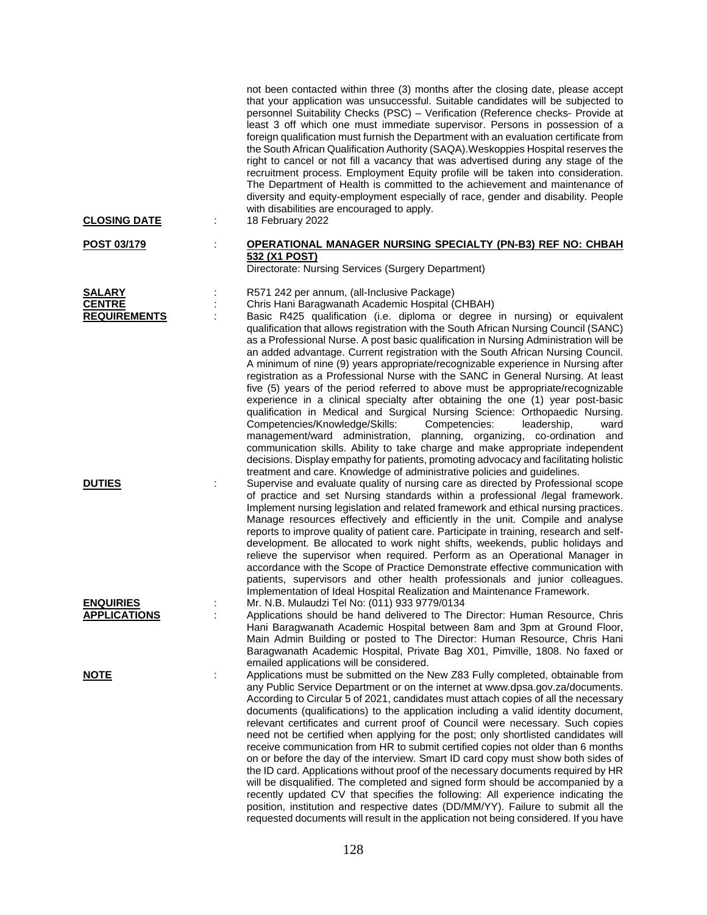not been contacted within three (3) months after the closing date, please accept that your application was unsuccessful. Suitable candidates will be subjected to personnel Suitability Checks (PSC) – Verification (Reference checks- Provide at least 3 off which one must immediate supervisor. Persons in possession of a foreign qualification must furnish the Department with an evaluation certificate from the South African Qualification Authority (SAQA).Weskoppies Hospital reserves the right to cancel or not fill a vacancy that was advertised during any stage of the recruitment process. Employment Equity profile will be taken into consideration. The Department of Health is committed to the achievement and maintenance of diversity and equity-employment especially of race, gender and disability. People with disabilities are encouraged to apply.

**CLOSING DATE** : 18 February 2022

**POST 03/179** : **OPERATIONAL MANAGER NURSING SPECIALTY (PN-B3) REF NO: CHBAH 532 (X1 POST)**

Directorate: Nursing Services (Surgery Department)

**SALARY** : R571 242 per annum, (all-Inclusive Package)

**CENTRE** : Chris Hani Baragwanath Academic Hospital (CHBAH)

**REQUIREMENTS** : Basic R425 qualification (i.e. diploma or degree in nursing) or equivalent qualification that allows registration with the South African Nursing Council (SANC) as a Professional Nurse. A post basic qualification in Nursing Administration will be an added advantage. Current registration with the South African Nursing Council. A minimum of nine (9) years appropriate/recognizable experience in Nursing after registration as a Professional Nurse with the SANC in General Nursing. At least five (5) years of the period referred to above must be appropriate/recognizable experience in a clinical specialty after obtaining the one (1) year post-basic qualification in Medical and Surgical Nursing Science: Orthopaedic Nursing. Competencies/Knowledge/Skills: Competencies: leadership, ward management/ward administration, planning, organizing, co-ordination and communication skills. Ability to take charge and make appropriate independent decisions. Display empathy for patients, promoting advocacy and facilitating holistic treatment and care. Knowledge of administrative policies and guidelines.

**DUTIES** : Supervise and evaluate quality of nursing care as directed by Professional scope of practice and set Nursing standards within a professional /legal framework. Implement nursing legislation and related framework and ethical nursing practices. Manage resources effectively and efficiently in the unit. Compile and analyse reports to improve quality of patient care. Participate in training, research and self-development. Be allocated to work night shifts, weekends, public holidays and relieve the supervisor when required. Perform as an Operational Manager in accordance with the Scope of Practice Demonstrate effective communication with patients, supervisors and other health professionals and junior colleagues. Implementation of Ideal Hospital Realization and Maintenance Framework.

**ENQUIRIES** : Mr. N.B. Mulaudzi Tel No: (011) 933 9779/0134

**APPLICATIONS** : Applications should be hand delivered to The Director: Human Resource, Chris Hani Baragwanath Academic Hospital between 8am and 3pm at Ground Floor, Main Admin Building or posted to The Director: Human Resource, Chris Hani Baragwanath Academic Hospital, Private Bag X01, Pimville, 1808. No faxed or emailed applications will be considered.

**NOTE** : Applications must be submitted on the New Z83 Fully completed, obtainable from any Public Service Department or on the internet at www.dpsa.gov.za/documents. According to Circular 5 of 2021, candidates must attach copies of all the necessary documents (qualifications) to the application including a valid identity document, relevant certificates and current proof of Council were necessary. Such copies need not be certified when applying for the post; only shortlisted candidates will receive communication from HR to submit certified copies not older than 6 months on or before the day of the interview. Smart ID card copy must show both sides of the ID card. Applications without proof of the necessary documents required by HR will be disqualified. The completed and signed form should be accompanied by a recently updated CV that specifies the following: All experience indicating the position, institution and respective dates (DD/MM/YY). Failure to submit all the requested documents will result in the application not being considered. If you have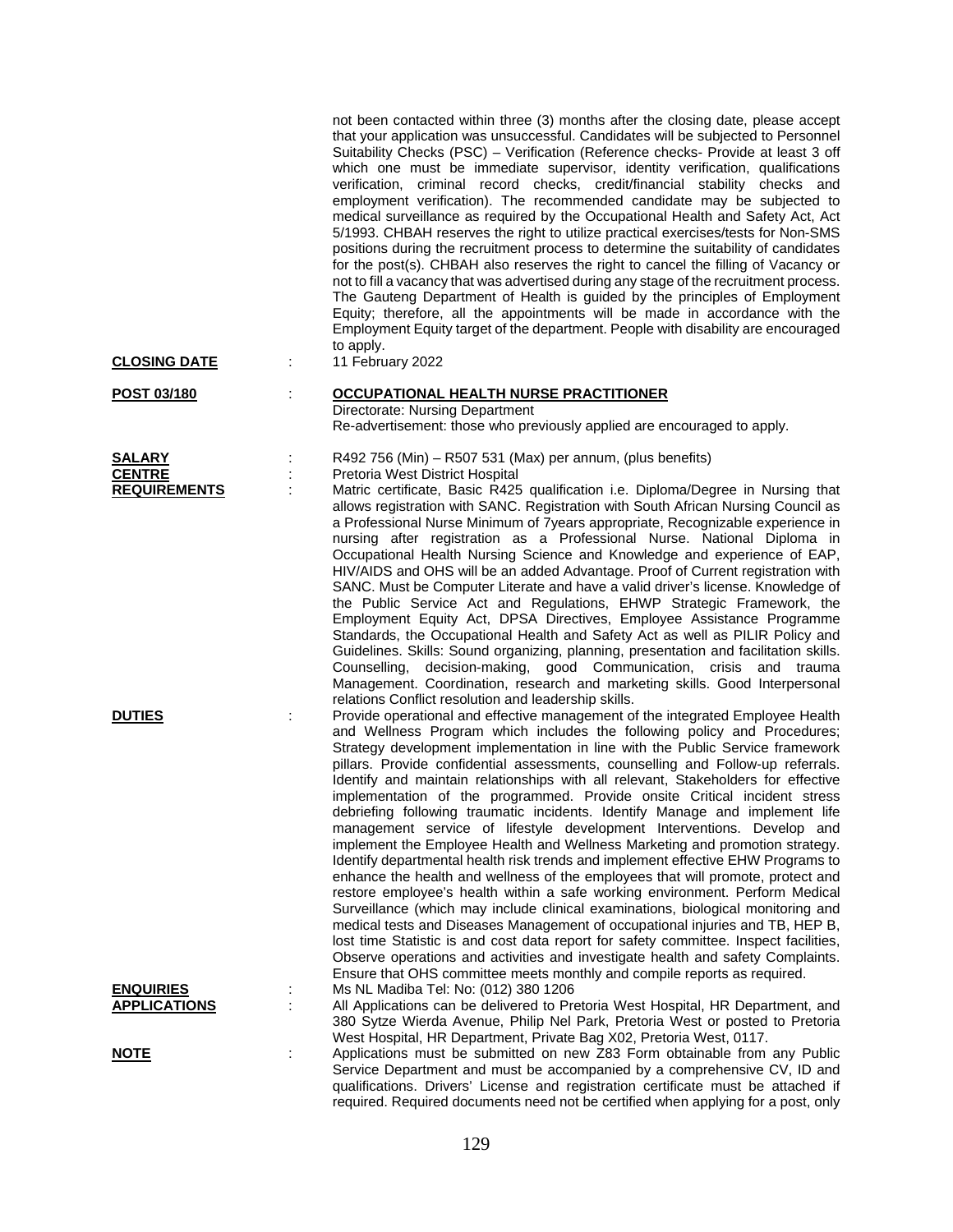not been contacted within three (3) months after the closing date, please accept that your application was unsuccessful. Candidates will be subjected to Personnel Suitability Checks (PSC) – Verification (Reference checks- Provide at least 3 off which one must be immediate supervisor, identity verification, qualifications verification, criminal record checks, credit/financial stability checks and employment verification). The recommended candidate may be subjected to medical surveillance as required by the Occupational Health and Safety Act, Act 5/1993. CHBAH reserves the right to utilize practical exercises/tests for Non-SMS positions during the recruitment process to determine the suitability of candidates for the post(s). CHBAH also reserves the right to cancel the filling of Vacancy or not to fill a vacancy that was advertised during any stage of the recruitment process. The Gauteng Department of Health is guided by the principles of Employment Equity; therefore, all the appointments will be made in accordance with the Employment Equity target of the department. People with disability are encouraged to apply.

**CLOSING DATE** : 11 February 2022

**POST 03/180** : **OCCUPATIONAL HEALTH NURSE PRACTITIONER**
Directorate: Nursing Department
Re-advertisement: those who previously applied are encouraged to apply.

**SALARY** : R492 756 (Min) – R507 531 (Max) per annum, (plus benefits)

**CENTRE** : Pretoria West District Hospital

**REQUIREMENTS** : Matric certificate, Basic R425 qualification i.e. Diploma/Degree in Nursing that allows registration with SANC. Registration with South African Nursing Council as a Professional Nurse Minimum of 7years appropriate, Recognizable experience in nursing after registration as a Professional Nurse. National Diploma in Occupational Health Nursing Science and Knowledge and experience of EAP, HIV/AIDS and OHS will be an added Advantage. Proof of Current registration with SANC. Must be Computer Literate and have a valid driver's license. Knowledge of the Public Service Act and Regulations, EHWP Strategic Framework, the Employment Equity Act, DPSA Directives, Employee Assistance Programme Standards, the Occupational Health and Safety Act as well as PILIR Policy and Guidelines. Skills: Sound organizing, planning, presentation and facilitation skills. Counselling, decision-making, good Communication, crisis and trauma Management. Coordination, research and marketing skills. Good Interpersonal relations Conflict resolution and leadership skills.

**DUTIES** : Provide operational and effective management of the integrated Employee Health and Wellness Program which includes the following policy and Procedures; Strategy development implementation in line with the Public Service framework pillars. Provide confidential assessments, counselling and Follow-up referrals. Identify and maintain relationships with all relevant, Stakeholders for effective implementation of the programmed. Provide onsite Critical incident stress debriefing following traumatic incidents. Identify Manage and implement life management service of lifestyle development Interventions. Develop and implement the Employee Health and Wellness Marketing and promotion strategy. Identify departmental health risk trends and implement effective EHW Programs to enhance the health and wellness of the employees that will promote, protect and restore employee's health within a safe working environment. Perform Medical Surveillance (which may include clinical examinations, biological monitoring and medical tests and Diseases Management of occupational injuries and TB, HEP B, lost time Statistic is and cost data report for safety committee. Inspect facilities, Observe operations and activities and investigate health and safety Complaints. Ensure that OHS committee meets monthly and compile reports as required.

**ENQUIRIES** : Ms NL Madiba Tel: No: (012) 380 1206

**APPLICATIONS** : All Applications can be delivered to Pretoria West Hospital, HR Department, and 380 Sytze Wierda Avenue, Philip Nel Park, Pretoria West or posted to Pretoria West Hospital, HR Department, Private Bag X02, Pretoria West, 0117.

**NOTE** : Applications must be submitted on new Z83 Form obtainable from any Public Service Department and must be accompanied by a comprehensive CV, ID and qualifications. Drivers' License and registration certificate must be attached if required. Required documents need not be certified when applying for a post, only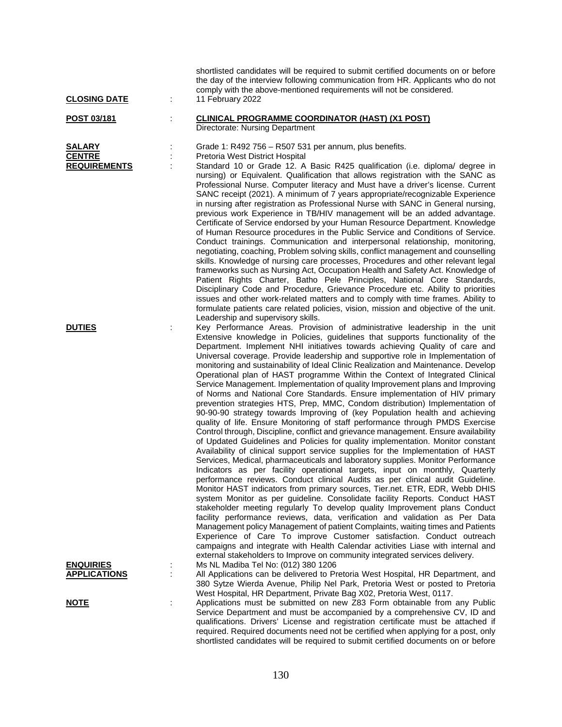shortlisted candidates will be required to submit certified documents on or before the day of the interview following communication from HR. Applicants who do not comply with the above-mentioned requirements will not be considered.

**CLOSING DATE** : 11 February 2022

**POST 03/181** : **CLINICAL PROGRAMME COORDINATOR (HAST) (X1 POST)**
Directorate: Nursing Department

**SALARY** : Grade 1: R492 756 – R507 531 per annum, plus benefits.

**CENTRE** : Pretoria West District Hospital

**REQUIREMENTS** : Standard 10 or Grade 12. A Basic R425 qualification (i.e. diploma/ degree in nursing) or Equivalent. Qualification that allows registration with the SANC as Professional Nurse. Computer literacy and Must have a driver's license. Current SANC receipt (2021). A minimum of 7 years appropriate/recognizable Experience in nursing after registration as Professional Nurse with SANC in General nursing, previous work Experience in TB/HIV management will be an added advantage. Certificate of Service endorsed by your Human Resource Department. Knowledge of Human Resource procedures in the Public Service and Conditions of Service. Conduct trainings. Communication and interpersonal relationship, monitoring, negotiating, coaching, Problem solving skills, conflict management and counselling skills. Knowledge of nursing care processes, Procedures and other relevant legal frameworks such as Nursing Act, Occupation Health and Safety Act. Knowledge of Patient Rights Charter, Batho Pele Principles, National Core Standards, Disciplinary Code and Procedure, Grievance Procedure etc. Ability to priorities issues and other work-related matters and to comply with time frames. Ability to formulate patients care related policies, vision, mission and objective of the unit. Leadership and supervisory skills.

**DUTIES** : Key Performance Areas. Provision of administrative leadership in the unit Extensive knowledge in Policies, guidelines that supports functionality of the Department. Implement NHI initiatives towards achieving Quality of care and Universal coverage. Provide leadership and supportive role in Implementation of monitoring and sustainability of Ideal Clinic Realization and Maintenance. Develop Operational plan of HAST programme Within the Context of Integrated Clinical Service Management. Implementation of quality Improvement plans and Improving of Norms and National Core Standards. Ensure implementation of HIV primary prevention strategies HTS, Prep, MMC, Condom distribution) Implementation of 90-90-90 strategy towards Improving of (key Population health and achieving quality of life. Ensure Monitoring of staff performance through PMDS Exercise Control through, Discipline, conflict and grievance management. Ensure availability of Updated Guidelines and Policies for quality implementation. Monitor constant Availability of clinical support service supplies for the Implementation of HAST Services, Medical, pharmaceuticals and laboratory supplies. Monitor Performance Indicators as per facility operational targets, input on monthly, Quarterly performance reviews. Conduct clinical Audits as per clinical audit Guideline. Monitor HAST indicators from primary sources, Tier.net. ETR, EDR, Webb DHIS system Monitor as per guideline. Consolidate facility Reports. Conduct HAST stakeholder meeting regularly To develop quality Improvement plans Conduct facility performance reviews, data, verification and validation as Per Data Management policy Management of patient Complaints, waiting times and Patients Experience of Care To improve Customer satisfaction. Conduct outreach campaigns and integrate with Health Calendar activities Liase with internal and external stakeholders to Improve on community integrated services delivery.

**ENQUIRIES** : Ms NL Madiba Tel No: (012) 380 1206

**APPLICATIONS** : All Applications can be delivered to Pretoria West Hospital, HR Department, and 380 Sytze Wierda Avenue, Philip Nel Park, Pretoria West or posted to Pretoria West Hospital, HR Department, Private Bag X02, Pretoria West, 0117.

**NOTE** : Applications must be submitted on new Z83 Form obtainable from any Public Service Department and must be accompanied by a comprehensive CV, ID and qualifications. Drivers' License and registration certificate must be attached if required. Required documents need not be certified when applying for a post, only shortlisted candidates will be required to submit certified documents on or before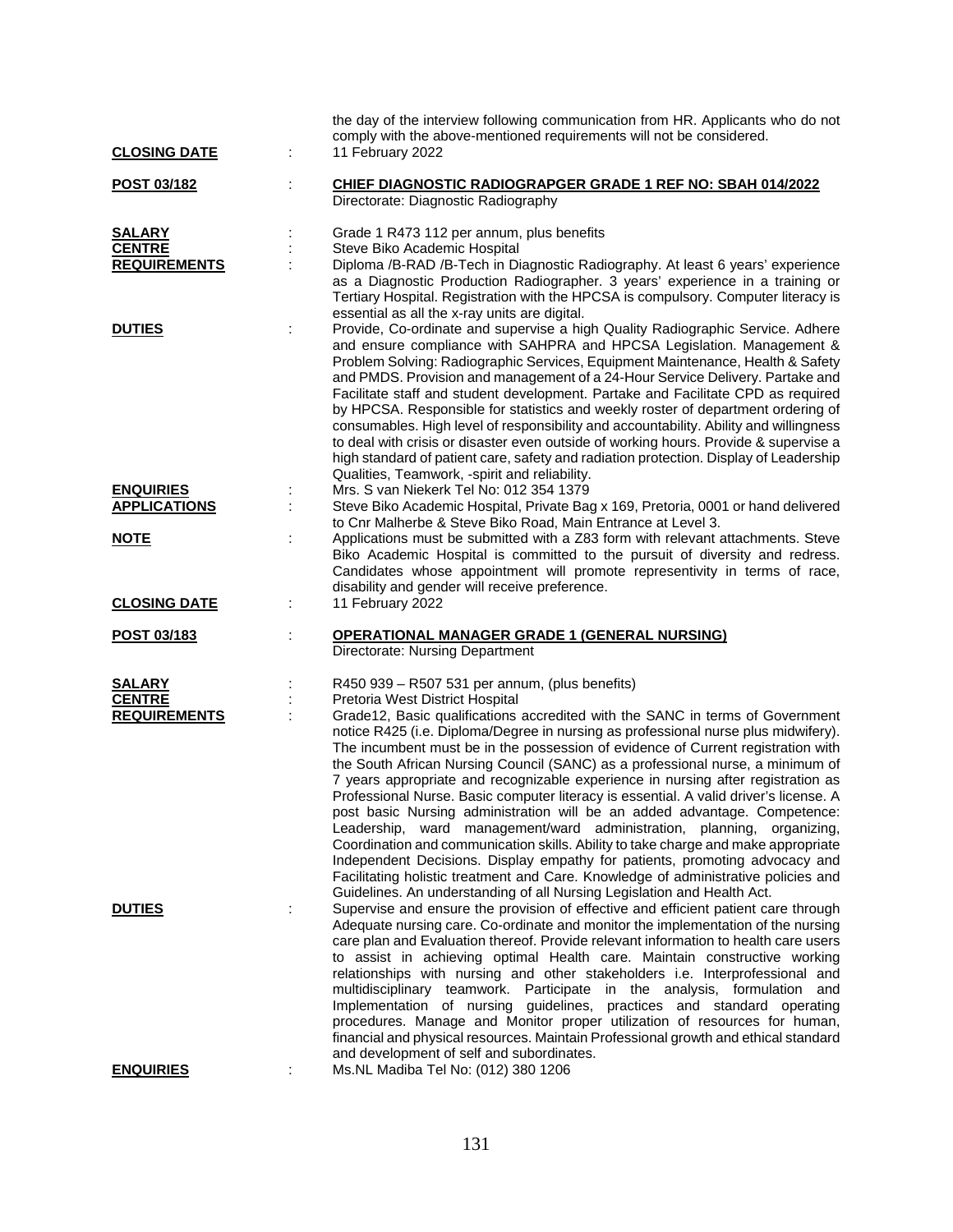the day of the interview following communication from HR. Applicants who do not comply with the above-mentioned requirements will not be considered.

**CLOSING DATE** : 11 February 2022

**POST 03/182** : **CHIEF DIAGNOSTIC RADIOGRAPGER GRADE 1 REF NO: SBAH 014/2022**
Directorate: Diagnostic Radiography

**SALARY** : Grade 1 R473 112 per annum, plus benefits

**CENTRE** : Steve Biko Academic Hospital

**REQUIREMENTS** : Diploma /B-RAD /B-Tech in Diagnostic Radiography. At least 6 years' experience as a Diagnostic Production Radiographer. 3 years' experience in a training or Tertiary Hospital. Registration with the HPCSA is compulsory. Computer literacy is essential as all the x-ray units are digital.

**DUTIES** : Provide, Co-ordinate and supervise a high Quality Radiographic Service. Adhere and ensure compliance with SAHPRA and HPCSA Legislation. Management & Problem Solving: Radiographic Services, Equipment Maintenance, Health & Safety and PMDS. Provision and management of a 24-Hour Service Delivery. Partake and Facilitate staff and student development. Partake and Facilitate CPD as required by HPCSA. Responsible for statistics and weekly roster of department ordering of consumables. High level of responsibility and accountability. Ability and willingness to deal with crisis or disaster even outside of working hours. Provide & supervise a high standard of patient care, safety and radiation protection. Display of Leadership Qualities, Teamwork, -spirit and reliability.

**ENQUIRIES** : Mrs. S van Niekerk Tel No: 012 354 1379

**APPLICATIONS** : Steve Biko Academic Hospital, Private Bag x 169, Pretoria, 0001 or hand delivered to Cnr Malherbe & Steve Biko Road, Main Entrance at Level 3.

**NOTE** : Applications must be submitted with a Z83 form with relevant attachments. Steve Biko Academic Hospital is committed to the pursuit of diversity and redress. Candidates whose appointment will promote representivity in terms of race, disability and gender will receive preference.

**CLOSING DATE** : 11 February 2022

**POST 03/183** : **OPERATIONAL MANAGER GRADE 1 (GENERAL NURSING)**
Directorate: Nursing Department

**SALARY** : R450 939 – R507 531 per annum, (plus benefits)

**CENTRE** : Pretoria West District Hospital

**REQUIREMENTS** : Grade12, Basic qualifications accredited with the SANC in terms of Government notice R425 (i.e. Diploma/Degree in nursing as professional nurse plus midwifery). The incumbent must be in the possession of evidence of Current registration with the South African Nursing Council (SANC) as a professional nurse, a minimum of 7 years appropriate and recognizable experience in nursing after registration as Professional Nurse. Basic computer literacy is essential. A valid driver's license. A post basic Nursing administration will be an added advantage. Competence: Leadership, ward management/ward administration, planning, organizing, Coordination and communication skills. Ability to take charge and make appropriate Independent Decisions. Display empathy for patients, promoting advocacy and Facilitating holistic treatment and Care. Knowledge of administrative policies and Guidelines. An understanding of all Nursing Legislation and Health Act.

**DUTIES** : Supervise and ensure the provision of effective and efficient patient care through Adequate nursing care. Co-ordinate and monitor the implementation of the nursing care plan and Evaluation thereof. Provide relevant information to health care users to assist in achieving optimal Health care. Maintain constructive working relationships with nursing and other stakeholders i.e. Interprofessional and multidisciplinary teamwork. Participate in the analysis, formulation and Implementation of nursing guidelines, practices and standard operating procedures. Manage and Monitor proper utilization of resources for human, financial and physical resources. Maintain Professional growth and ethical standard and development of self and subordinates.

**ENQUIRIES** : Ms.NL Madiba Tel No: (012) 380 1206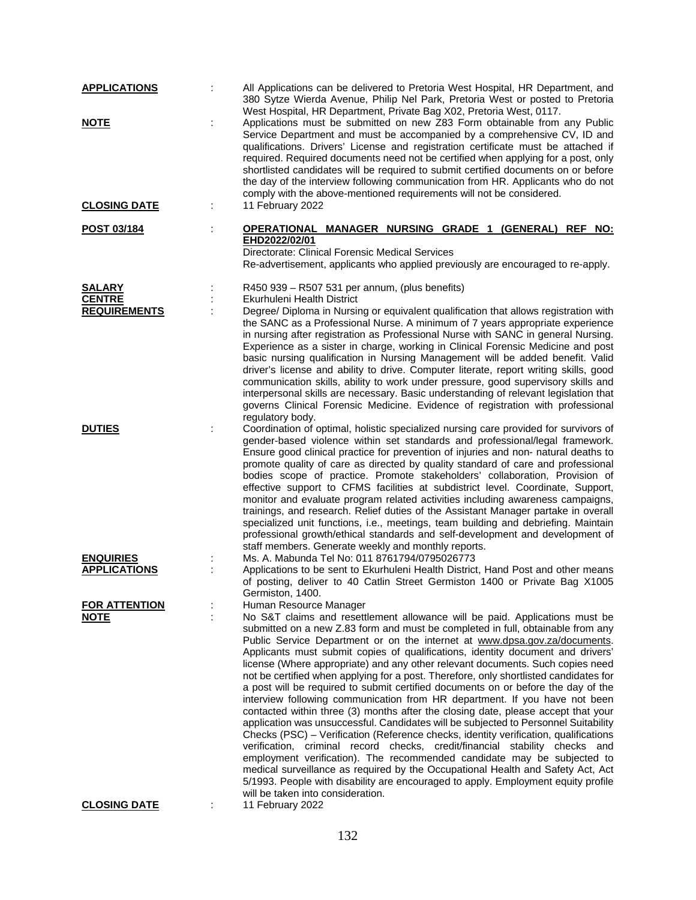**APPLICATIONS** : All Applications can be delivered to Pretoria West Hospital, HR Department, and 380 Sytze Wierda Avenue, Philip Nel Park, Pretoria West or posted to Pretoria West Hospital, HR Department, Private Bag X02, Pretoria West, 0117.

**NOTE** : Applications must be submitted on new Z83 Form obtainable from any Public Service Department and must be accompanied by a comprehensive CV, ID and qualifications. Drivers' License and registration certificate must be attached if required. Required documents need not be certified when applying for a post, only shortlisted candidates will be required to submit certified documents on or before the day of the interview following communication from HR. Applicants who do not comply with the above-mentioned requirements will not be considered.

**CLOSING DATE** : 11 February 2022

**POST 03/184** : **OPERATIONAL MANAGER NURSING GRADE 1 (GENERAL) REF NO: EHD2022/02/01**

Directorate: Clinical Forensic Medical Services

Re-advertisement, applicants who applied previously are encouraged to re-apply.

**SALARY** : R450 939 – R507 531 per annum, (plus benefits)

**CENTRE** : Ekurhuleni Health District

**REQUIREMENTS** : Degree/ Diploma in Nursing or equivalent qualification that allows registration with the SANC as a Professional Nurse. A minimum of 7 years appropriate experience in nursing after registration as Professional Nurse with SANC in general Nursing. Experience as a sister in charge, working in Clinical Forensic Medicine and post basic nursing qualification in Nursing Management will be added benefit. Valid driver's license and ability to drive. Computer literate, report writing skills, good communication skills, ability to work under pressure, good supervisory skills and interpersonal skills are necessary. Basic understanding of relevant legislation that governs Clinical Forensic Medicine. Evidence of registration with professional regulatory body.

**DUTIES** : Coordination of optimal, holistic specialized nursing care provided for survivors of gender-based violence within set standards and professional/legal framework. Ensure good clinical practice for prevention of injuries and non- natural deaths to promote quality of care as directed by quality standard of care and professional bodies scope of practice. Promote stakeholders' collaboration, Provision of effective support to CFMS facilities at subdistrict level. Coordinate, Support, monitor and evaluate program related activities including awareness campaigns, trainings, and research. Relief duties of the Assistant Manager partake in overall specialized unit functions, i.e., meetings, team building and debriefing. Maintain professional growth/ethical standards and self-development and development of staff members. Generate weekly and monthly reports.

**ENQUIRIES** : Ms. A. Mabunda Tel No: 011 8761794/0795026773

**APPLICATIONS** : Applications to be sent to Ekurhuleni Health District, Hand Post and other means of posting, deliver to 40 Catlin Street Germiston 1400 or Private Bag X1005 Germiston, 1400.

**FOR ATTENTION** : Human Resource Manager

**NOTE** : No S&T claims and resettlement allowance will be paid. Applications must be submitted on a new Z.83 form and must be completed in full, obtainable from any Public Service Department or on the internet at www.dpsa.gov.za/documents. Applicants must submit copies of qualifications, identity document and drivers' license (Where appropriate) and any other relevant documents. Such copies need not be certified when applying for a post. Therefore, only shortlisted candidates for a post will be required to submit certified documents on or before the day of the interview following communication from HR department. If you have not been contacted within three (3) months after the closing date, please accept that your application was unsuccessful. Candidates will be subjected to Personnel Suitability Checks (PSC) – Verification (Reference checks, identity verification, qualifications verification, criminal record checks, credit/financial stability checks and employment verification). The recommended candidate may be subjected to medical surveillance as required by the Occupational Health and Safety Act, Act 5/1993. People with disability are encouraged to apply. Employment equity profile will be taken into consideration.

**CLOSING DATE** : 11 February 2022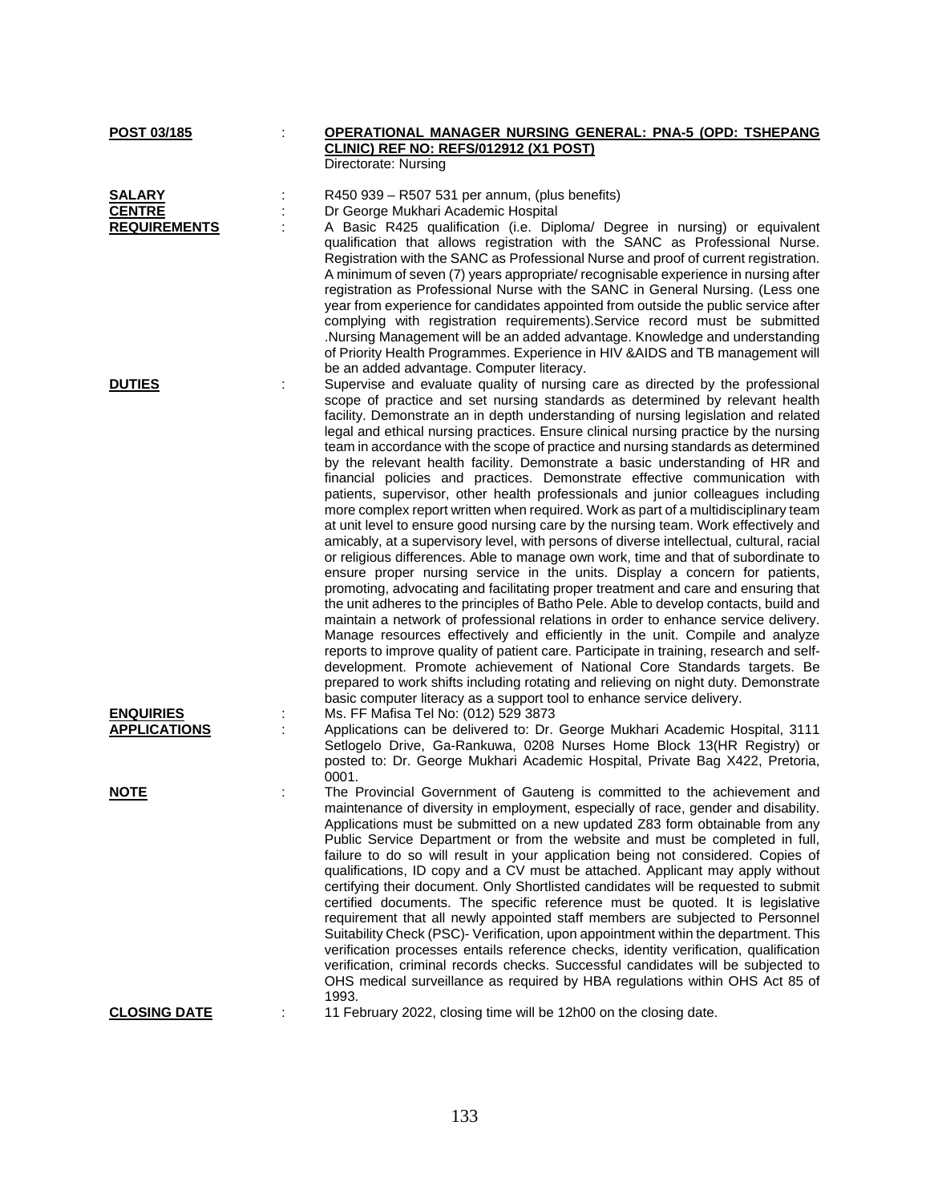**POST 03/185** : **OPERATIONAL MANAGER NURSING GENERAL: PNA-5 (OPD: TSHEPANG CLINIC) REF NO: REFS/012912 (X1 POST)**
Directorate: Nursing

**SALARY** : R450 939 – R507 531 per annum, (plus benefits)

**CENTRE** : Dr George Mukhari Academic Hospital

**REQUIREMENTS** : A Basic R425 qualification (i.e. Diploma/ Degree in nursing) or equivalent qualification that allows registration with the SANC as Professional Nurse. Registration with the SANC as Professional Nurse and proof of current registration. A minimum of seven (7) years appropriate/ recognisable experience in nursing after registration as Professional Nurse with the SANC in General Nursing. (Less one year from experience for candidates appointed from outside the public service after complying with registration requirements).Service record must be submitted .Nursing Management will be an added advantage. Knowledge and understanding of Priority Health Programmes. Experience in HIV &AIDS and TB management will be an added advantage. Computer literacy.

**DUTIES** : Supervise and evaluate quality of nursing care as directed by the professional scope of practice and set nursing standards as determined by relevant health facility. Demonstrate an in depth understanding of nursing legislation and related legal and ethical nursing practices. Ensure clinical nursing practice by the nursing team in accordance with the scope of practice and nursing standards as determined by the relevant health facility. Demonstrate a basic understanding of HR and financial policies and practices. Demonstrate effective communication with patients, supervisor, other health professionals and junior colleagues including more complex report written when required. Work as part of a multidisciplinary team at unit level to ensure good nursing care by the nursing team. Work effectively and amicably, at a supervisory level, with persons of diverse intellectual, cultural, racial or religious differences. Able to manage own work, time and that of subordinate to ensure proper nursing service in the units. Display a concern for patients, promoting, advocating and facilitating proper treatment and care and ensuring that the unit adheres to the principles of Batho Pele. Able to develop contacts, build and maintain a network of professional relations in order to enhance service delivery. Manage resources effectively and efficiently in the unit. Compile and analyze reports to improve quality of patient care. Participate in training, research and self-development. Promote achievement of National Core Standards targets. Be prepared to work shifts including rotating and relieving on night duty. Demonstrate basic computer literacy as a support tool to enhance service delivery.

**ENQUIRIES** : Ms. FF Mafisa Tel No: (012) 529 3873

**APPLICATIONS** : Applications can be delivered to: Dr. George Mukhari Academic Hospital, 3111 Setlogelo Drive, Ga-Rankuwa, 0208 Nurses Home Block 13(HR Registry) or posted to: Dr. George Mukhari Academic Hospital, Private Bag X422, Pretoria, 0001.

**NOTE** : The Provincial Government of Gauteng is committed to the achievement and maintenance of diversity in employment, especially of race, gender and disability. Applications must be submitted on a new updated Z83 form obtainable from any Public Service Department or from the website and must be completed in full, failure to do so will result in your application being not considered. Copies of qualifications, ID copy and a CV must be attached. Applicant may apply without certifying their document. Only Shortlisted candidates will be requested to submit certified documents. The specific reference must be quoted. It is legislative requirement that all newly appointed staff members are subjected to Personnel Suitability Check (PSC)- Verification, upon appointment within the department. This verification processes entails reference checks, identity verification, qualification verification, criminal records checks. Successful candidates will be subjected to OHS medical surveillance as required by HBA regulations within OHS Act 85 of 1993.

**CLOSING DATE** : 11 February 2022, closing time will be 12h00 on the closing date.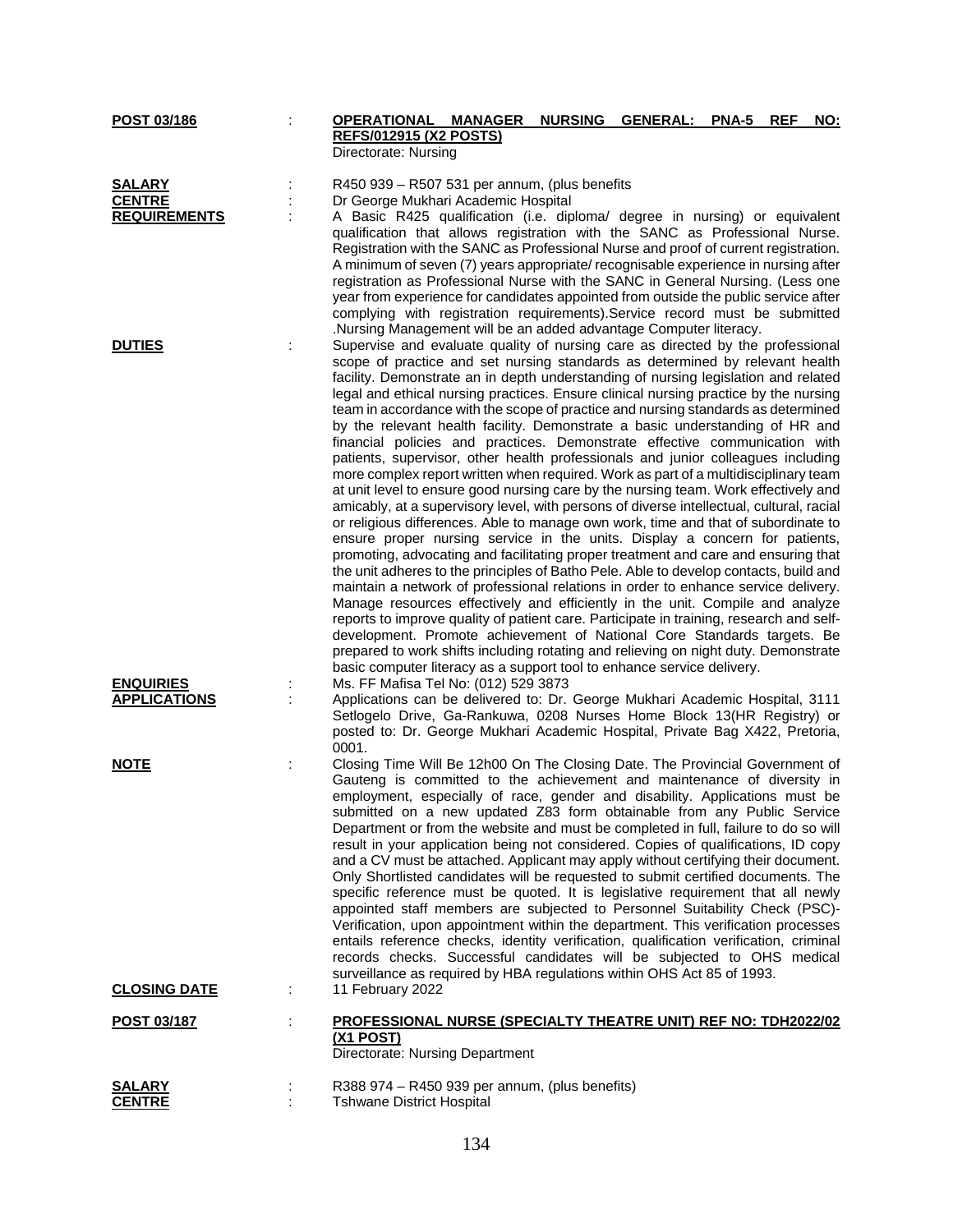**POST 03/186** : **OPERATIONAL MANAGER NURSING GENERAL: PNA-5 REF NO: REFS/012915 (X2 POSTS)**
Directorate: Nursing

**SALARY** : R450 939 – R507 531 per annum, (plus benefits

**CENTRE** : Dr George Mukhari Academic Hospital

**REQUIREMENTS** : A Basic R425 qualification (i.e. diploma/ degree in nursing) or equivalent qualification that allows registration with the SANC as Professional Nurse. Registration with the SANC as Professional Nurse and proof of current registration. A minimum of seven (7) years appropriate/ recognisable experience in nursing after registration as Professional Nurse with the SANC in General Nursing. (Less one year from experience for candidates appointed from outside the public service after complying with registration requirements).Service record must be submitted .Nursing Management will be an added advantage Computer literacy.

**DUTIES** : Supervise and evaluate quality of nursing care as directed by the professional scope of practice and set nursing standards as determined by relevant health facility. Demonstrate an in depth understanding of nursing legislation and related legal and ethical nursing practices. Ensure clinical nursing practice by the nursing team in accordance with the scope of practice and nursing standards as determined by the relevant health facility. Demonstrate a basic understanding of HR and financial policies and practices. Demonstrate effective communication with patients, supervisor, other health professionals and junior colleagues including more complex report written when required. Work as part of a multidisciplinary team at unit level to ensure good nursing care by the nursing team. Work effectively and amicably, at a supervisory level, with persons of diverse intellectual, cultural, racial or religious differences. Able to manage own work, time and that of subordinate to ensure proper nursing service in the units. Display a concern for patients, promoting, advocating and facilitating proper treatment and care and ensuring that the unit adheres to the principles of Batho Pele. Able to develop contacts, build and maintain a network of professional relations in order to enhance service delivery. Manage resources effectively and efficiently in the unit. Compile and analyze reports to improve quality of patient care. Participate in training, research and self-development. Promote achievement of National Core Standards targets. Be prepared to work shifts including rotating and relieving on night duty. Demonstrate basic computer literacy as a support tool to enhance service delivery.

**ENQUIRIES** : Ms. FF Mafisa Tel No: (012) 529 3873

**APPLICATIONS** : Applications can be delivered to: Dr. George Mukhari Academic Hospital, 3111 Setlogelo Drive, Ga-Rankuwa, 0208 Nurses Home Block 13(HR Registry) or posted to: Dr. George Mukhari Academic Hospital, Private Bag X422, Pretoria, 0001.

**NOTE** : Closing Time Will Be 12h00 On The Closing Date. The Provincial Government of Gauteng is committed to the achievement and maintenance of diversity in employment, especially of race, gender and disability. Applications must be submitted on a new updated Z83 form obtainable from any Public Service Department or from the website and must be completed in full, failure to do so will result in your application being not considered. Copies of qualifications, ID copy and a CV must be attached. Applicant may apply without certifying their document. Only Shortlisted candidates will be requested to submit certified documents. The specific reference must be quoted. It is legislative requirement that all newly appointed staff members are subjected to Personnel Suitability Check (PSC)-Verification, upon appointment within the department. This verification processes entails reference checks, identity verification, qualification verification, criminal records checks. Successful candidates will be subjected to OHS medical surveillance as required by HBA regulations within OHS Act 85 of 1993.

**CLOSING DATE** : 11 February 2022

**POST 03/187** : **PROFESSIONAL NURSE (SPECIALTY THEATRE UNIT) REF NO: TDH2022/02 (X1 POST)**
Directorate: Nursing Department

**SALARY** : R388 974 – R450 939 per annum, (plus benefits)

**CENTRE** : Tshwane District Hospital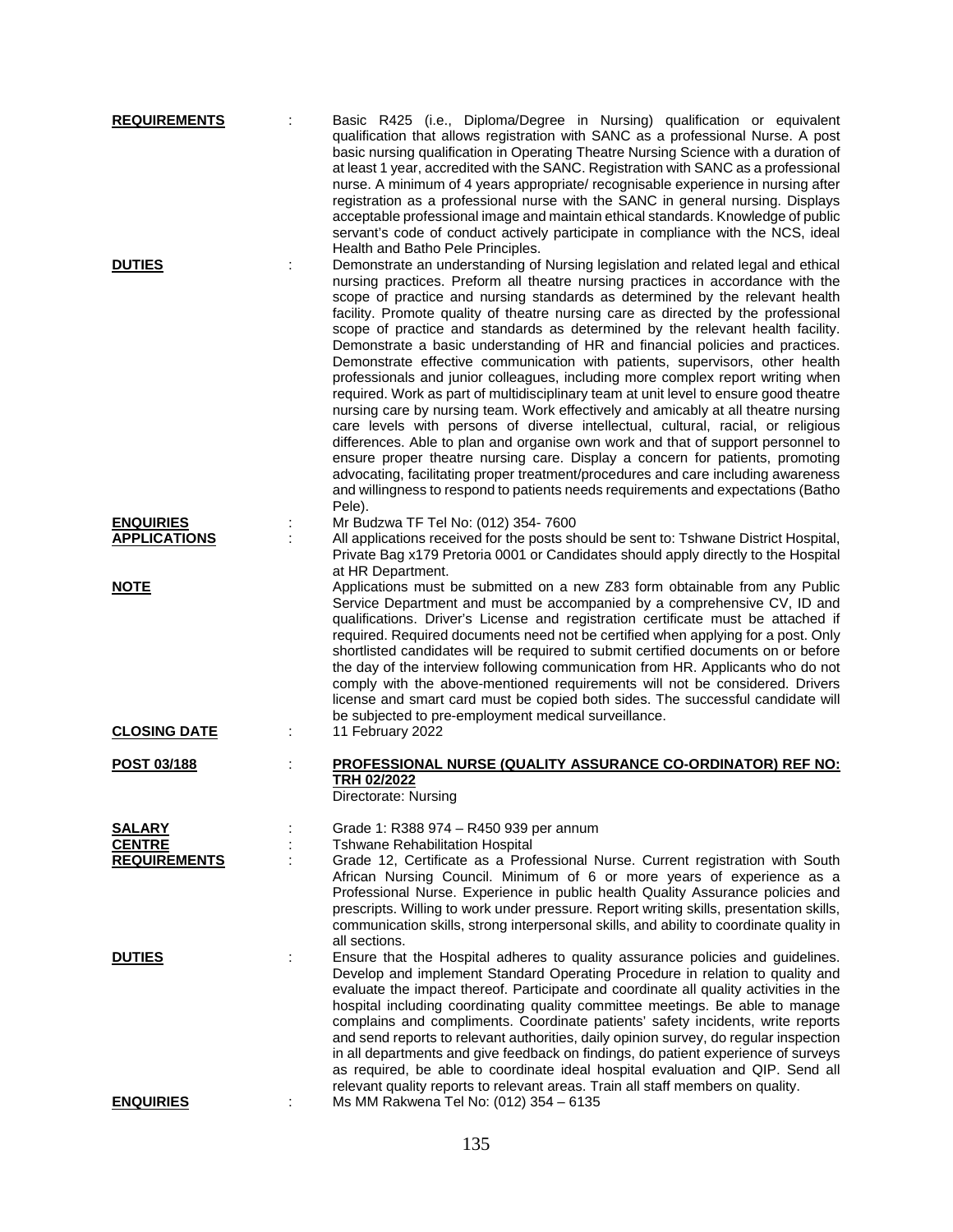**REQUIREMENTS** : Basic R425 (i.e., Diploma/Degree in Nursing) qualification or equivalent qualification that allows registration with SANC as a professional Nurse. A post basic nursing qualification in Operating Theatre Nursing Science with a duration of at least 1 year, accredited with the SANC. Registration with SANC as a professional nurse. A minimum of 4 years appropriate/ recognisable experience in nursing after registration as a professional nurse with the SANC in general nursing. Displays acceptable professional image and maintain ethical standards. Knowledge of public servant's code of conduct actively participate in compliance with the NCS, ideal Health and Batho Pele Principles.

**DUTIES** : Demonstrate an understanding of Nursing legislation and related legal and ethical nursing practices. Preform all theatre nursing practices in accordance with the scope of practice and nursing standards as determined by the relevant health facility. Promote quality of theatre nursing care as directed by the professional scope of practice and standards as determined by the relevant health facility. Demonstrate a basic understanding of HR and financial policies and practices. Demonstrate effective communication with patients, supervisors, other health professionals and junior colleagues, including more complex report writing when required. Work as part of multidisciplinary team at unit level to ensure good theatre nursing care by nursing team. Work effectively and amicably at all theatre nursing care levels with persons of diverse intellectual, cultural, racial, or religious differences. Able to plan and organise own work and that of support personnel to ensure proper theatre nursing care. Display a concern for patients, promoting advocating, facilitating proper treatment/procedures and care including awareness and willingness to respond to patients needs requirements and expectations (Batho Pele).

**ENQUIRIES** : Mr Budzwa TF Tel No: (012) 354- 7600

**APPLICATIONS** : All applications received for the posts should be sent to: Tshwane District Hospital, Private Bag x179 Pretoria 0001 or Candidates should apply directly to the Hospital at HR Department.

**NOTE** : Applications must be submitted on a new Z83 form obtainable from any Public Service Department and must be accompanied by a comprehensive CV, ID and qualifications. Driver's License and registration certificate must be attached if required. Required documents need not be certified when applying for a post. Only shortlisted candidates will be required to submit certified documents on or before the day of the interview following communication from HR. Applicants who do not comply with the above-mentioned requirements will not be considered. Drivers license and smart card must be copied both sides. The successful candidate will be subjected to pre-employment medical surveillance.

**CLOSING DATE** : 11 February 2022

**POST 03/188** : **PROFESSIONAL NURSE (QUALITY ASSURANCE CO-ORDINATOR) REF NO: TRH 02/2022**
Directorate: Nursing

**SALARY** : Grade 1: R388 974 – R450 939 per annum

**CENTRE** : Tshwane Rehabilitation Hospital

**REQUIREMENTS** : Grade 12, Certificate as a Professional Nurse. Current registration with South African Nursing Council. Minimum of 6 or more years of experience as a Professional Nurse. Experience in public health Quality Assurance policies and prescripts. Willing to work under pressure. Report writing skills, presentation skills, communication skills, strong interpersonal skills, and ability to coordinate quality in all sections.

**DUTIES** : Ensure that the Hospital adheres to quality assurance policies and guidelines. Develop and implement Standard Operating Procedure in relation to quality and evaluate the impact thereof. Participate and coordinate all quality activities in the hospital including coordinating quality committee meetings. Be able to manage complains and compliments. Coordinate patients' safety incidents, write reports and send reports to relevant authorities, daily opinion survey, do regular inspection in all departments and give feedback on findings, do patient experience of surveys as required, be able to coordinate ideal hospital evaluation and QIP. Send all relevant quality reports to relevant areas. Train all staff members on quality.

**ENQUIRIES** : Ms MM Rakwena Tel No: (012) 354 – 6135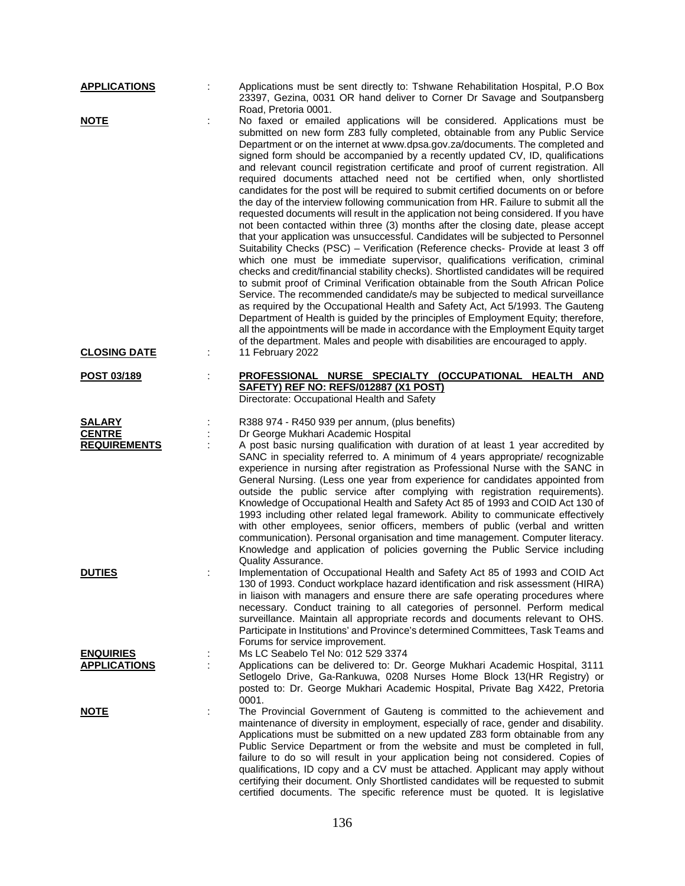**APPLICATIONS** : Applications must be sent directly to: Tshwane Rehabilitation Hospital, P.O Box 23397, Gezina, 0031 OR hand deliver to Corner Dr Savage and Soutpansberg Road, Pretoria 0001.

**NOTE** : No faxed or emailed applications will be considered. Applications must be submitted on new form Z83 fully completed, obtainable from any Public Service Department or on the internet at www.dpsa.gov.za/documents. The completed and signed form should be accompanied by a recently updated CV, ID, qualifications and relevant council registration certificate and proof of current registration. All required documents attached need not be certified when, only shortlisted candidates for the post will be required to submit certified documents on or before the day of the interview following communication from HR. Failure to submit all the requested documents will result in the application not being considered. If you have not been contacted within three (3) months after the closing date, please accept that your application was unsuccessful. Candidates will be subjected to Personnel Suitability Checks (PSC) – Verification (Reference checks- Provide at least 3 off which one must be immediate supervisor, qualifications verification, criminal checks and credit/financial stability checks). Shortlisted candidates will be required to submit proof of Criminal Verification obtainable from the South African Police Service. The recommended candidate/s may be subjected to medical surveillance as required by the Occupational Health and Safety Act, Act 5/1993. The Gauteng Department of Health is guided by the principles of Employment Equity; therefore, all the appointments will be made in accordance with the Employment Equity target of the department. Males and people with disabilities are encouraged to apply.

**CLOSING DATE** : 11 February 2022

**POST 03/189** : **PROFESSIONAL NURSE SPECIALTY (OCCUPATIONAL HEALTH AND SAFETY) REF NO: REFS/012887 (X1 POST)**
Directorate: Occupational Health and Safety

**SALARY** : R388 974 - R450 939 per annum, (plus benefits)

**CENTRE** : Dr George Mukhari Academic Hospital

**REQUIREMENTS** : A post basic nursing qualification with duration of at least 1 year accredited by SANC in speciality referred to. A minimum of 4 years appropriate/ recognizable experience in nursing after registration as Professional Nurse with the SANC in General Nursing. (Less one year from experience for candidates appointed from outside the public service after complying with registration requirements). Knowledge of Occupational Health and Safety Act 85 of 1993 and COID Act 130 of 1993 including other related legal framework. Ability to communicate effectively with other employees, senior officers, members of public (verbal and written communication). Personal organisation and time management. Computer literacy. Knowledge and application of policies governing the Public Service including Quality Assurance.

**DUTIES** : Implementation of Occupational Health and Safety Act 85 of 1993 and COID Act 130 of 1993. Conduct workplace hazard identification and risk assessment (HIRA) in liaison with managers and ensure there are safe operating procedures where necessary. Conduct training to all categories of personnel. Perform medical surveillance. Maintain all appropriate records and documents relevant to OHS. Participate in Institutions' and Province's determined Committees, Task Teams and Forums for service improvement.

**ENQUIRIES** : Ms LC Seabelo Tel No: 012 529 3374

**APPLICATIONS** : Applications can be delivered to: Dr. George Mukhari Academic Hospital, 3111 Setlogelo Drive, Ga-Rankuwa, 0208 Nurses Home Block 13(HR Registry) or posted to: Dr. George Mukhari Academic Hospital, Private Bag X422, Pretoria 0001.

**NOTE** : The Provincial Government of Gauteng is committed to the achievement and maintenance of diversity in employment, especially of race, gender and disability. Applications must be submitted on a new updated Z83 form obtainable from any Public Service Department or from the website and must be completed in full, failure to do so will result in your application being not considered. Copies of qualifications, ID copy and a CV must be attached. Applicant may apply without certifying their document. Only Shortlisted candidates will be requested to submit certified documents. The specific reference must be quoted. It is legislative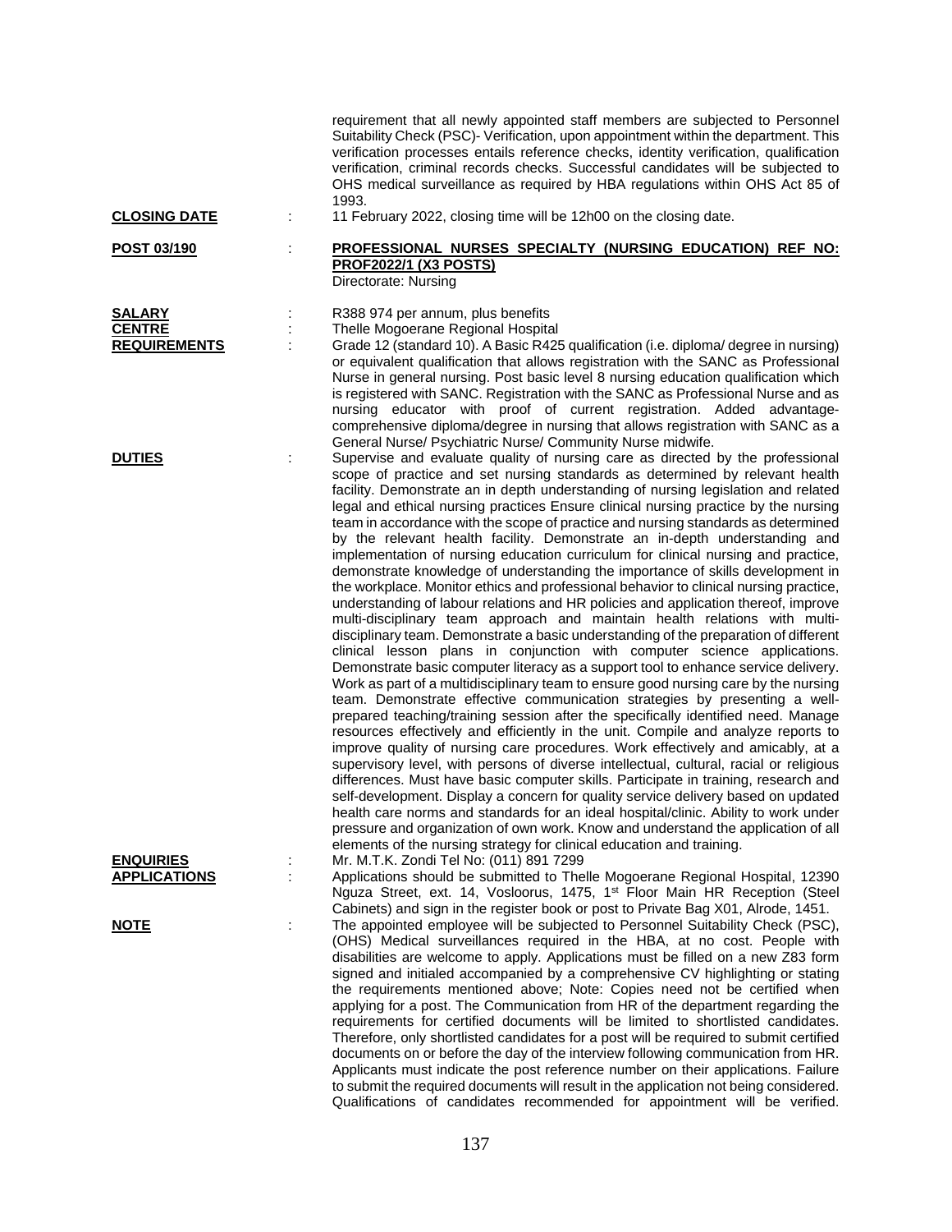requirement that all newly appointed staff members are subjected to Personnel Suitability Check (PSC)- Verification, upon appointment within the department. This verification processes entails reference checks, identity verification, qualification verification, criminal records checks. Successful candidates will be subjected to OHS medical surveillance as required by HBA regulations within OHS Act 85 of 1993.

**CLOSING DATE** : 11 February 2022, closing time will be 12h00 on the closing date.

**POST 03/190** : **PROFESSIONAL NURSES SPECIALTY (NURSING EDUCATION) REF NO: PROF2022/1 (X3 POSTS)**
Directorate: Nursing

**SALARY** : R388 974 per annum, plus benefits

**CENTRE** : Thelle Mogoerane Regional Hospital

**REQUIREMENTS** : Grade 12 (standard 10). A Basic R425 qualification (i.e. diploma/ degree in nursing) or equivalent qualification that allows registration with the SANC as Professional Nurse in general nursing. Post basic level 8 nursing education qualification which is registered with SANC. Registration with the SANC as Professional Nurse and as nursing educator with proof of current registration. Added advantage-comprehensive diploma/degree in nursing that allows registration with SANC as a General Nurse/ Psychiatric Nurse/ Community Nurse midwife.

**DUTIES** : Supervise and evaluate quality of nursing care as directed by the professional scope of practice and set nursing standards as determined by relevant health facility. Demonstrate an in depth understanding of nursing legislation and related legal and ethical nursing practices Ensure clinical nursing practice by the nursing team in accordance with the scope of practice and nursing standards as determined by the relevant health facility. Demonstrate an in-depth understanding and implementation of nursing education curriculum for clinical nursing and practice, demonstrate knowledge of understanding the importance of skills development in the workplace. Monitor ethics and professional behavior to clinical nursing practice, understanding of labour relations and HR policies and application thereof, improve multi-disciplinary team approach and maintain health relations with multi-disciplinary team. Demonstrate a basic understanding of the preparation of different clinical lesson plans in conjunction with computer science applications. Demonstrate basic computer literacy as a support tool to enhance service delivery. Work as part of a multidisciplinary team to ensure good nursing care by the nursing team. Demonstrate effective communication strategies by presenting a well-prepared teaching/training session after the specifically identified need. Manage resources effectively and efficiently in the unit. Compile and analyze reports to improve quality of nursing care procedures. Work effectively and amicably, at a supervisory level, with persons of diverse intellectual, cultural, racial or religious differences. Must have basic computer skills. Participate in training, research and self-development. Display a concern for quality service delivery based on updated health care norms and standards for an ideal hospital/clinic. Ability to work under pressure and organization of own work. Know and understand the application of all elements of the nursing strategy for clinical education and training.

**ENQUIRIES** : Mr. M.T.K. Zondi Tel No: (011) 891 7299

**APPLICATIONS** : Applications should be submitted to Thelle Mogoerane Regional Hospital, 12390 Nguza Street, ext. 14, Vosloorus, 1475, 1st Floor Main HR Reception (Steel Cabinets) and sign in the register book or post to Private Bag X01, Alrode, 1451.

**NOTE** : The appointed employee will be subjected to Personnel Suitability Check (PSC), (OHS) Medical surveillances required in the HBA, at no cost. People with disabilities are welcome to apply. Applications must be filled on a new Z83 form signed and initialed accompanied by a comprehensive CV highlighting or stating the requirements mentioned above; Note: Copies need not be certified when applying for a post. The Communication from HR of the department regarding the requirements for certified documents will be limited to shortlisted candidates. Therefore, only shortlisted candidates for a post will be required to submit certified documents on or before the day of the interview following communication from HR. Applicants must indicate the post reference number on their applications. Failure to submit the required documents will result in the application not being considered. Qualifications of candidates recommended for appointment will be verified.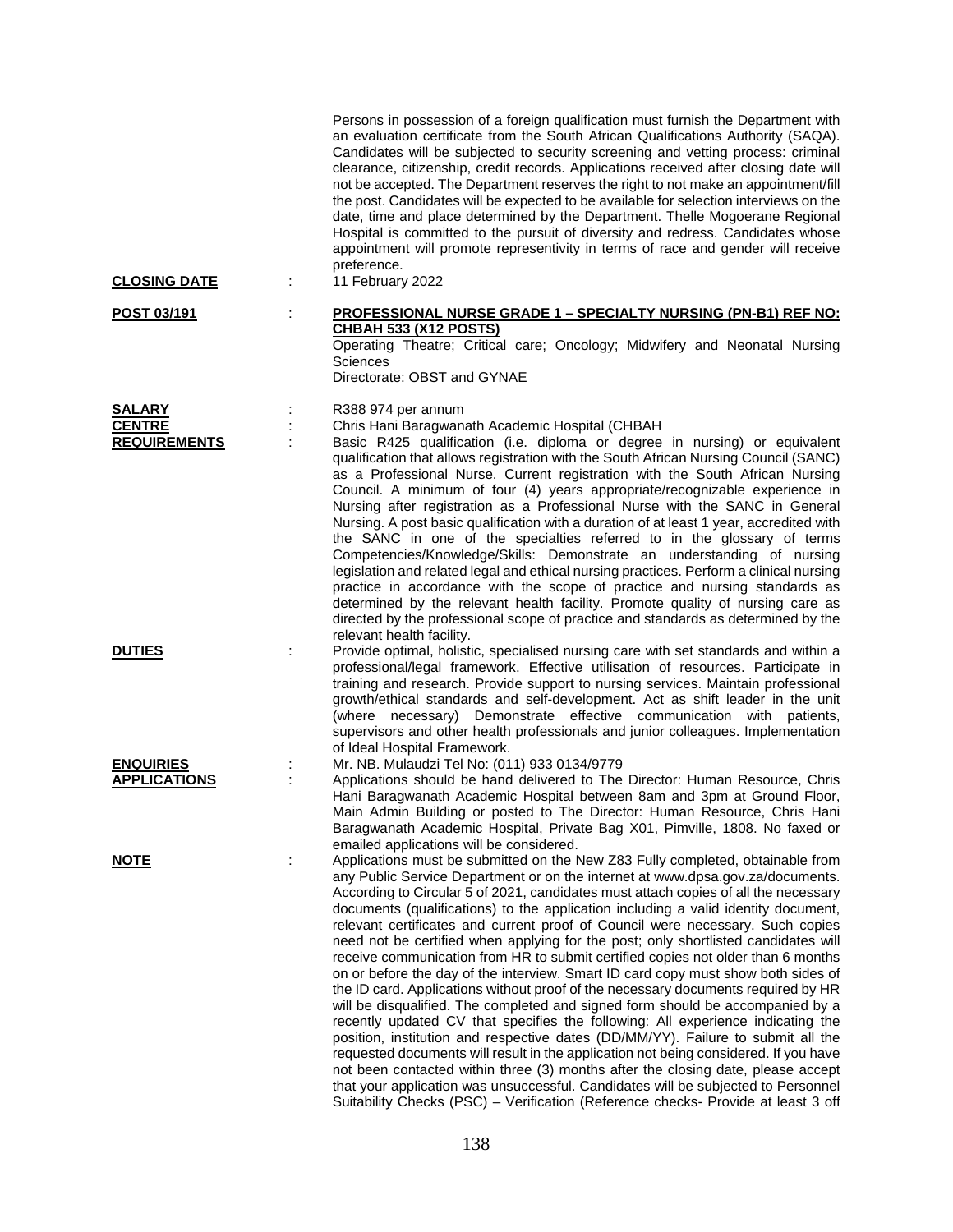Persons in possession of a foreign qualification must furnish the Department with an evaluation certificate from the South African Qualifications Authority (SAQA). Candidates will be subjected to security screening and vetting process: criminal clearance, citizenship, credit records. Applications received after closing date will not be accepted. The Department reserves the right to not make an appointment/fill the post. Candidates will be expected to be available for selection interviews on the date, time and place determined by the Department. Thelle Mogoerane Regional Hospital is committed to the pursuit of diversity and redress. Candidates whose appointment will promote representivity in terms of race and gender will receive preference.

**CLOSING DATE** : 11 February 2022

**POST 03/191** : **PROFESSIONAL NURSE GRADE 1 – SPECIALTY NURSING (PN-B1) REF NO: CHBAH 533 (X12 POSTS)**

Operating Theatre; Critical care; Oncology; Midwifery and Neonatal Nursing Sciences

Directorate: OBST and GYNAE

**SALARY** : R388 974 per annum

**CENTRE** : Chris Hani Baragwanath Academic Hospital (CHBAH

**REQUIREMENTS** : Basic R425 qualification (i.e. diploma or degree in nursing) or equivalent qualification that allows registration with the South African Nursing Council (SANC) as a Professional Nurse. Current registration with the South African Nursing Council. A minimum of four (4) years appropriate/recognizable experience in Nursing after registration as a Professional Nurse with the SANC in General Nursing. A post basic qualification with a duration of at least 1 year, accredited with the SANC in one of the specialties referred to in the glossary of terms Competencies/Knowledge/Skills: Demonstrate an understanding of nursing legislation and related legal and ethical nursing practices. Perform a clinical nursing practice in accordance with the scope of practice and nursing standards as determined by the relevant health facility. Promote quality of nursing care as directed by the professional scope of practice and standards as determined by the relevant health facility.

**DUTIES** : Provide optimal, holistic, specialised nursing care with set standards and within a professional/legal framework. Effective utilisation of resources. Participate in training and research. Provide support to nursing services. Maintain professional growth/ethical standards and self-development. Act as shift leader in the unit (where necessary) Demonstrate effective communication with patients, supervisors and other health professionals and junior colleagues. Implementation of Ideal Hospital Framework.

**ENQUIRIES** : Mr. NB. Mulaudzi Tel No: (011) 933 0134/9779

**APPLICATIONS** : Applications should be hand delivered to The Director: Human Resource, Chris Hani Baragwanath Academic Hospital between 8am and 3pm at Ground Floor, Main Admin Building or posted to The Director: Human Resource, Chris Hani Baragwanath Academic Hospital, Private Bag X01, Pimville, 1808. No faxed or emailed applications will be considered.

**NOTE** : Applications must be submitted on the New Z83 Fully completed, obtainable from any Public Service Department or on the internet at www.dpsa.gov.za/documents. According to Circular 5 of 2021, candidates must attach copies of all the necessary documents (qualifications) to the application including a valid identity document, relevant certificates and current proof of Council were necessary. Such copies need not be certified when applying for the post; only shortlisted candidates will receive communication from HR to submit certified copies not older than 6 months on or before the day of the interview. Smart ID card copy must show both sides of the ID card. Applications without proof of the necessary documents required by HR will be disqualified. The completed and signed form should be accompanied by a recently updated CV that specifies the following: All experience indicating the position, institution and respective dates (DD/MM/YY). Failure to submit all the requested documents will result in the application not being considered. If you have not been contacted within three (3) months after the closing date, please accept that your application was unsuccessful. Candidates will be subjected to Personnel Suitability Checks (PSC) – Verification (Reference checks- Provide at least 3 off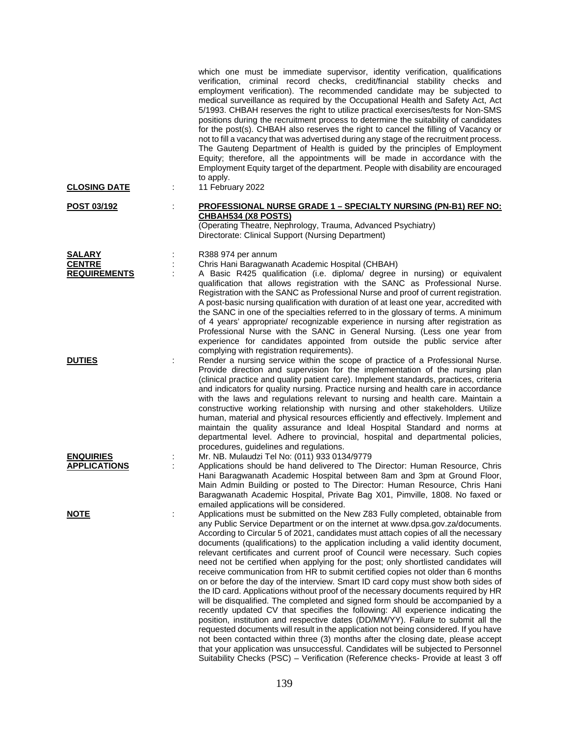which one must be immediate supervisor, identity verification, qualifications verification, criminal record checks, credit/financial stability checks and employment verification). The recommended candidate may be subjected to medical surveillance as required by the Occupational Health and Safety Act, Act 5/1993. CHBAH reserves the right to utilize practical exercises/tests for Non-SMS positions during the recruitment process to determine the suitability of candidates for the post(s). CHBAH also reserves the right to cancel the filling of Vacancy or not to fill a vacancy that was advertised during any stage of the recruitment process. The Gauteng Department of Health is guided by the principles of Employment Equity; therefore, all the appointments will be made in accordance with the Employment Equity target of the department. People with disability are encouraged to apply.

**CLOSING DATE** : 11 February 2022

**POST 03/192** : **PROFESSIONAL NURSE GRADE 1 – SPECIALTY NURSING (PN-B1) REF NO: CHBAH534 (X8 POSTS)**
(Operating Theatre, Nephrology, Trauma, Advanced Psychiatry)
Directorate: Clinical Support (Nursing Department)

**SALARY** : R388 974 per annum

**CENTRE** : Chris Hani Baragwanath Academic Hospital (CHBAH)

**REQUIREMENTS** : A Basic R425 qualification (i.e. diploma/ degree in nursing) or equivalent qualification that allows registration with the SANC as Professional Nurse. Registration with the SANC as Professional Nurse and proof of current registration. A post-basic nursing qualification with duration of at least one year, accredited with the SANC in one of the specialties referred to in the glossary of terms. A minimum of 4 years' appropriate/ recognizable experience in nursing after registration as Professional Nurse with the SANC in General Nursing. (Less one year from experience for candidates appointed from outside the public service after complying with registration requirements).

**DUTIES** : Render a nursing service within the scope of practice of a Professional Nurse. Provide direction and supervision for the implementation of the nursing plan (clinical practice and quality patient care). Implement standards, practices, criteria and indicators for quality nursing. Practice nursing and health care in accordance with the laws and regulations relevant to nursing and health care. Maintain a constructive working relationship with nursing and other stakeholders. Utilize human, material and physical resources efficiently and effectively. Implement and maintain the quality assurance and Ideal Hospital Standard and norms at departmental level. Adhere to provincial, hospital and departmental policies, procedures, guidelines and regulations.

**ENQUIRIES** : Mr. NB. Mulaudzi Tel No: (011) 933 0134/9779

**APPLICATIONS** : Applications should be hand delivered to The Director: Human Resource, Chris Hani Baragwanath Academic Hospital between 8am and 3pm at Ground Floor, Main Admin Building or posted to The Director: Human Resource, Chris Hani Baragwanath Academic Hospital, Private Bag X01, Pimville, 1808. No faxed or emailed applications will be considered.

**NOTE** : Applications must be submitted on the New Z83 Fully completed, obtainable from any Public Service Department or on the internet at www.dpsa.gov.za/documents. According to Circular 5 of 2021, candidates must attach copies of all the necessary documents (qualifications) to the application including a valid identity document, relevant certificates and current proof of Council were necessary. Such copies need not be certified when applying for the post; only shortlisted candidates will receive communication from HR to submit certified copies not older than 6 months on or before the day of the interview. Smart ID card copy must show both sides of the ID card. Applications without proof of the necessary documents required by HR will be disqualified. The completed and signed form should be accompanied by a recently updated CV that specifies the following: All experience indicating the position, institution and respective dates (DD/MM/YY). Failure to submit all the requested documents will result in the application not being considered. If you have not been contacted within three (3) months after the closing date, please accept that your application was unsuccessful. Candidates will be subjected to Personnel Suitability Checks (PSC) – Verification (Reference checks- Provide at least 3 off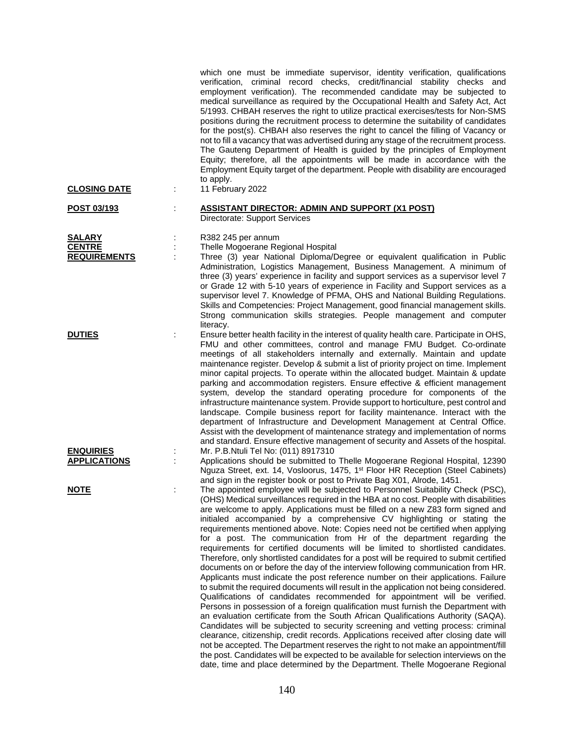which one must be immediate supervisor, identity verification, qualifications verification, criminal record checks, credit/financial stability checks and employment verification). The recommended candidate may be subjected to medical surveillance as required by the Occupational Health and Safety Act, Act 5/1993. CHBAH reserves the right to utilize practical exercises/tests for Non-SMS positions during the recruitment process to determine the suitability of candidates for the post(s). CHBAH also reserves the right to cancel the filling of Vacancy or not to fill a vacancy that was advertised during any stage of the recruitment process. The Gauteng Department of Health is guided by the principles of Employment Equity; therefore, all the appointments will be made in accordance with the Employment Equity target of the department. People with disability are encouraged to apply.

**CLOSING DATE** : 11 February 2022

**POST 03/193** : **ASSISTANT DIRECTOR: ADMIN AND SUPPORT (X1 POST)**
Directorate: Support Services

**SALARY** : R382 245 per annum

**CENTRE** : Thelle Mogoerane Regional Hospital

**REQUIREMENTS** : Three (3) year National Diploma/Degree or equivalent qualification in Public Administration, Logistics Management, Business Management. A minimum of three (3) years' experience in facility and support services as a supervisor level 7 or Grade 12 with 5-10 years of experience in Facility and Support services as a supervisor level 7. Knowledge of PFMA, OHS and National Building Regulations. Skills and Competencies: Project Management, good financial management skills. Strong communication skills strategies. People management and computer literacy.

**DUTIES** : Ensure better health facility in the interest of quality health care. Participate in OHS, FMU and other committees, control and manage FMU Budget. Co-ordinate meetings of all stakeholders internally and externally. Maintain and update maintenance register. Develop & submit a list of priority project on time. Implement minor capital projects. To operate within the allocated budget. Maintain & update parking and accommodation registers. Ensure effective & efficient management system, develop the standard operating procedure for components of the infrastructure maintenance system. Provide support to horticulture, pest control and landscape. Compile business report for facility maintenance. Interact with the department of Infrastructure and Development Management at Central Office. Assist with the development of maintenance strategy and implementation of norms and standard. Ensure effective management of security and Assets of the hospital.

**ENQUIRIES** : Mr. P.B.Ntuli Tel No: (011) 8917310

**APPLICATIONS** : Applications should be submitted to Thelle Mogoerane Regional Hospital, 12390 Nguza Street, ext. 14, Vosloorus, 1475, 1st Floor HR Reception (Steel Cabinets) and sign in the register book or post to Private Bag X01, Alrode, 1451.

**NOTE** : The appointed employee will be subjected to Personnel Suitability Check (PSC), (OHS) Medical surveillances required in the HBA at no cost. People with disabilities are welcome to apply. Applications must be filled on a new Z83 form signed and initialed accompanied by a comprehensive CV highlighting or stating the requirements mentioned above. Note: Copies need not be certified when applying for a post. The communication from Hr of the department regarding the requirements for certified documents will be limited to shortlisted candidates. Therefore, only shortlisted candidates for a post will be required to submit certified documents on or before the day of the interview following communication from HR. Applicants must indicate the post reference number on their applications. Failure to submit the required documents will result in the application not being considered. Qualifications of candidates recommended for appointment will be verified. Persons in possession of a foreign qualification must furnish the Department with an evaluation certificate from the South African Qualifications Authority (SAQA). Candidates will be subjected to security screening and vetting process: criminal clearance, citizenship, credit records. Applications received after closing date will not be accepted. The Department reserves the right to not make an appointment/fill the post. Candidates will be expected to be available for selection interviews on the date, time and place determined by the Department. Thelle Mogoerane Regional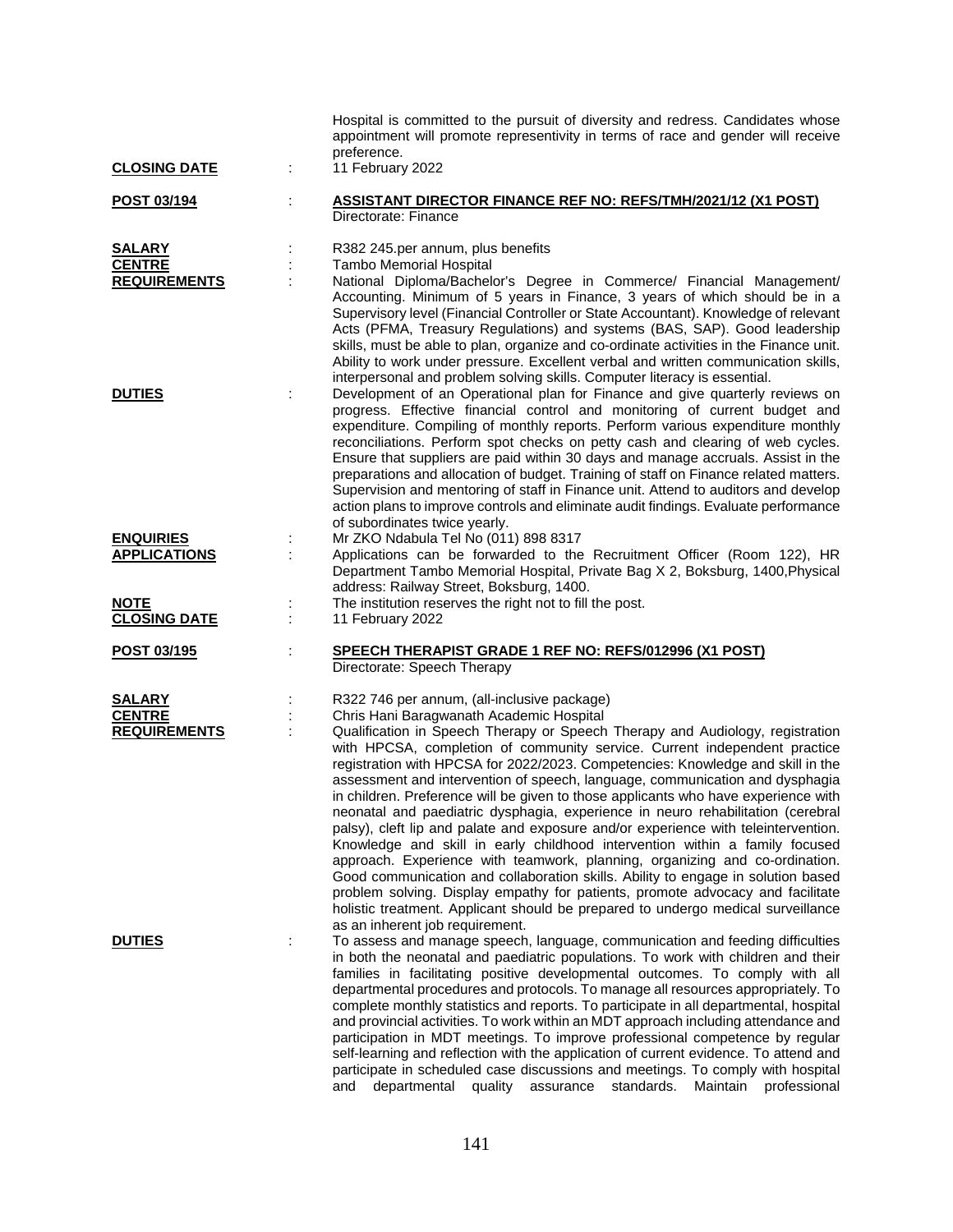Hospital is committed to the pursuit of diversity and redress. Candidates whose appointment will promote representivity in terms of race and gender will receive preference.

**CLOSING DATE** : 11 February 2022

**POST 03/194** : **ASSISTANT DIRECTOR FINANCE REF NO: REFS/TMH/2021/12 (X1 POST)**
Directorate: Finance

**SALARY** : R382 245.per annum, plus benefits

**CENTRE** : Tambo Memorial Hospital

**REQUIREMENTS** : National Diploma/Bachelor's Degree in Commerce/ Financial Management/ Accounting. Minimum of 5 years in Finance, 3 years of which should be in a Supervisory level (Financial Controller or State Accountant). Knowledge of relevant Acts (PFMA, Treasury Regulations) and systems (BAS, SAP). Good leadership skills, must be able to plan, organize and co-ordinate activities in the Finance unit. Ability to work under pressure. Excellent verbal and written communication skills, interpersonal and problem solving skills. Computer literacy is essential.

**DUTIES** : Development of an Operational plan for Finance and give quarterly reviews on progress. Effective financial control and monitoring of current budget and expenditure. Compiling of monthly reports. Perform various expenditure monthly reconciliations. Perform spot checks on petty cash and clearing of web cycles. Ensure that suppliers are paid within 30 days and manage accruals. Assist in the preparations and allocation of budget. Training of staff on Finance related matters. Supervision and mentoring of staff in Finance unit. Attend to auditors and develop action plans to improve controls and eliminate audit findings. Evaluate performance of subordinates twice yearly.

**ENQUIRIES** : Mr ZKO Ndabula Tel No (011) 898 8317

**APPLICATIONS** : Applications can be forwarded to the Recruitment Officer (Room 122), HR Department Tambo Memorial Hospital, Private Bag X 2, Boksburg, 1400,Physical address: Railway Street, Boksburg, 1400.

**NOTE** : The institution reserves the right not to fill the post.

**CLOSING DATE** : 11 February 2022

**POST 03/195** : **SPEECH THERAPIST GRADE 1 REF NO: REFS/012996 (X1 POST)**
Directorate: Speech Therapy

**SALARY** : R322 746 per annum, (all-inclusive package)

**CENTRE** : Chris Hani Baragwanath Academic Hospital

**REQUIREMENTS** : Qualification in Speech Therapy or Speech Therapy and Audiology, registration with HPCSA, completion of community service. Current independent practice registration with HPCSA for 2022/2023. Competencies: Knowledge and skill in the assessment and intervention of speech, language, communication and dysphagia in children. Preference will be given to those applicants who have experience with neonatal and paediatric dysphagia, experience in neuro rehabilitation (cerebral palsy), cleft lip and palate and exposure and/or experience with teleintervention. Knowledge and skill in early childhood intervention within a family focused approach. Experience with teamwork, planning, organizing and co-ordination. Good communication and collaboration skills. Ability to engage in solution based problem solving. Display empathy for patients, promote advocacy and facilitate holistic treatment. Applicant should be prepared to undergo medical surveillance as an inherent job requirement.

**DUTIES** : To assess and manage speech, language, communication and feeding difficulties in both the neonatal and paediatric populations. To work with children and their families in facilitating positive developmental outcomes. To comply with all departmental procedures and protocols. To manage all resources appropriately. To complete monthly statistics and reports. To participate in all departmental, hospital and provincial activities. To work within an MDT approach including attendance and participation in MDT meetings. To improve professional competence by regular self-learning and reflection with the application of current evidence. To attend and participate in scheduled case discussions and meetings. To comply with hospital and departmental quality assurance standards. Maintain professional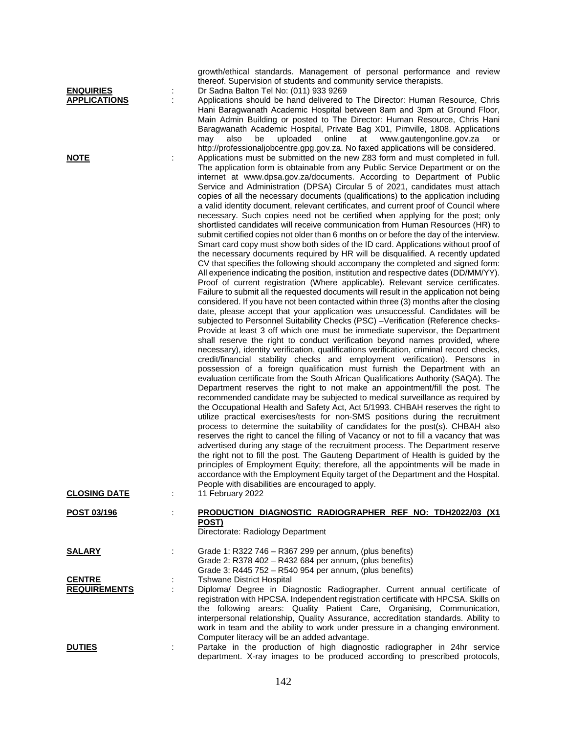growth/ethical standards. Management of personal performance and review thereof. Supervision of students and community service therapists.

**ENQUIRIES** : Dr Sadna Balton Tel No: (011) 933 9269

**APPLICATIONS** : Applications should be hand delivered to The Director: Human Resource, Chris Hani Baragwanath Academic Hospital between 8am and 3pm at Ground Floor, Main Admin Building or posted to The Director: Human Resource, Chris Hani Baragwanath Academic Hospital, Private Bag X01, Pimville, 1808. Applications may also be uploaded online at www.gautengonline.gov.za or http://professionaljobcentre.gpg.gov.za. No faxed applications will be considered.

**NOTE** : Applications must be submitted on the new Z83 form and must completed in full. The application form is obtainable from any Public Service Department or on the internet at www.dpsa.gov.za/documents. According to Department of Public Service and Administration (DPSA) Circular 5 of 2021, candidates must attach copies of all the necessary documents (qualifications) to the application including a valid identity document, relevant certificates, and current proof of Council where necessary. Such copies need not be certified when applying for the post; only shortlisted candidates will receive communication from Human Resources (HR) to submit certified copies not older than 6 months on or before the day of the interview. Smart card copy must show both sides of the ID card. Applications without proof of the necessary documents required by HR will be disqualified. A recently updated CV that specifies the following should accompany the completed and signed form: All experience indicating the position, institution and respective dates (DD/MM/YY). Proof of current registration (Where applicable). Relevant service certificates. Failure to submit all the requested documents will result in the application not being considered. If you have not been contacted within three (3) months after the closing date, please accept that your application was unsuccessful. Candidates will be subjected to Personnel Suitability Checks (PSC) –Verification (Reference checks- Provide at least 3 off which one must be immediate supervisor, the Department shall reserve the right to conduct verification beyond names provided, where necessary), identity verification, qualifications verification, criminal record checks, credit/financial stability checks and employment verification). Persons in possession of a foreign qualification must furnish the Department with an evaluation certificate from the South African Qualifications Authority (SAQA). The Department reserves the right to not make an appointment/fill the post. The recommended candidate may be subjected to medical surveillance as required by the Occupational Health and Safety Act, Act 5/1993. CHBAH reserves the right to utilize practical exercises/tests for non-SMS positions during the recruitment process to determine the suitability of candidates for the post(s). CHBAH also reserves the right to cancel the filling of Vacancy or not to fill a vacancy that was advertised during any stage of the recruitment process. The Department reserve the right not to fill the post. The Gauteng Department of Health is guided by the principles of Employment Equity; therefore, all the appointments will be made in accordance with the Employment Equity target of the Department and the Hospital. People with disabilities are encouraged to apply.

**CLOSING DATE** : 11 February 2022

**POST 03/196** : **PRODUCTION DIAGNOSTIC RADIOGRAPHER REF NO: TDH2022/03 (X1 POST)**
Directorate: Radiology Department

**SALARY** : Grade 1: R322 746 – R367 299 per annum, (plus benefits)
Grade 2: R378 402 – R432 684 per annum, (plus benefits)
Grade 3: R445 752 – R540 954 per annum, (plus benefits)

**CENTRE** : Tshwane District Hospital

**REQUIREMENTS** : Diploma/ Degree in Diagnostic Radiographer. Current annual certificate of registration with HPCSA. Independent registration certificate with HPCSA. Skills on the following arears: Quality Patient Care, Organising, Communication, interpersonal relationship, Quality Assurance, accreditation standards. Ability to work in team and the ability to work under pressure in a changing environment. Computer literacy will be an added advantage.

**DUTIES** : Partake in the production of high diagnostic radiographer in 24hr service department. X-ray images to be produced according to prescribed protocols,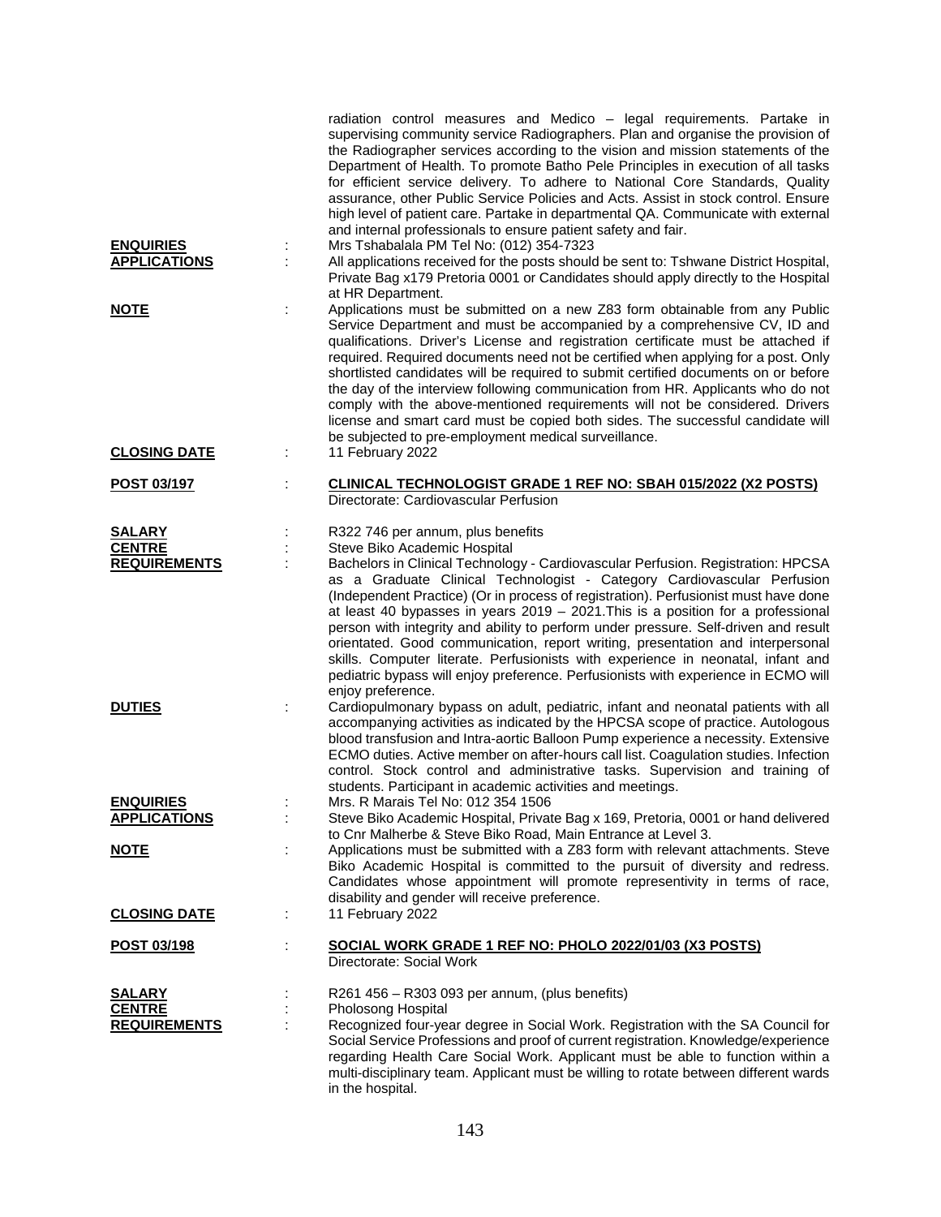radiation control measures and Medico – legal requirements. Partake in supervising community service Radiographers. Plan and organise the provision of the Radiographer services according to the vision and mission statements of the Department of Health. To promote Batho Pele Principles in execution of all tasks for efficient service delivery. To adhere to National Core Standards, Quality assurance, other Public Service Policies and Acts. Assist in stock control. Ensure high level of patient care. Partake in departmental QA. Communicate with external and internal professionals to ensure patient safety and fair.

**ENQUIRIES** : Mrs Tshabalala PM Tel No: (012) 354-7323

**APPLICATIONS** : All applications received for the posts should be sent to: Tshwane District Hospital, Private Bag x179 Pretoria 0001 or Candidates should apply directly to the Hospital at HR Department.

**NOTE** : Applications must be submitted on a new Z83 form obtainable from any Public Service Department and must be accompanied by a comprehensive CV, ID and qualifications. Driver's License and registration certificate must be attached if required. Required documents need not be certified when applying for a post. Only shortlisted candidates will be required to submit certified documents on or before the day of the interview following communication from HR. Applicants who do not comply with the above-mentioned requirements will not be considered. Drivers license and smart card must be copied both sides. The successful candidate will be subjected to pre-employment medical surveillance.

**CLOSING DATE** : 11 February 2022

**POST 03/197** : **CLINICAL TECHNOLOGIST GRADE 1 REF NO: SBAH 015/2022 (X2 POSTS)**
Directorate: Cardiovascular Perfusion

**SALARY** : R322 746 per annum, plus benefits

**CENTRE** : Steve Biko Academic Hospital

**REQUIREMENTS** : Bachelors in Clinical Technology - Cardiovascular Perfusion. Registration: HPCSA as a Graduate Clinical Technologist - Category Cardiovascular Perfusion (Independent Practice) (Or in process of registration). Perfusionist must have done at least 40 bypasses in years 2019 – 2021.This is a position for a professional person with integrity and ability to perform under pressure. Self-driven and result orientated. Good communication, report writing, presentation and interpersonal skills. Computer literate. Perfusionists with experience in neonatal, infant and pediatric bypass will enjoy preference. Perfusionists with experience in ECMO will enjoy preference.

**DUTIES** : Cardiopulmonary bypass on adult, pediatric, infant and neonatal patients with all accompanying activities as indicated by the HPCSA scope of practice. Autologous blood transfusion and Intra-aortic Balloon Pump experience a necessity. Extensive ECMO duties. Active member on after-hours call list. Coagulation studies. Infection control. Stock control and administrative tasks. Supervision and training of students. Participant in academic activities and meetings.

**ENQUIRIES** : Mrs. R Marais Tel No: 012 354 1506

**APPLICATIONS** : Steve Biko Academic Hospital, Private Bag x 169, Pretoria, 0001 or hand delivered to Cnr Malherbe & Steve Biko Road, Main Entrance at Level 3.

**NOTE** : Applications must be submitted with a Z83 form with relevant attachments. Steve Biko Academic Hospital is committed to the pursuit of diversity and redress. Candidates whose appointment will promote representivity in terms of race, disability and gender will receive preference.

**CLOSING DATE** : 11 February 2022

**POST 03/198** : **SOCIAL WORK GRADE 1 REF NO: PHOLO 2022/01/03 (X3 POSTS)**
Directorate: Social Work

**SALARY** : R261 456 – R303 093 per annum, (plus benefits)

**CENTRE** : Pholosong Hospital

**REQUIREMENTS** : Recognized four-year degree in Social Work. Registration with the SA Council for Social Service Professions and proof of current registration. Knowledge/experience regarding Health Care Social Work. Applicant must be able to function within a multi-disciplinary team. Applicant must be willing to rotate between different wards in the hospital.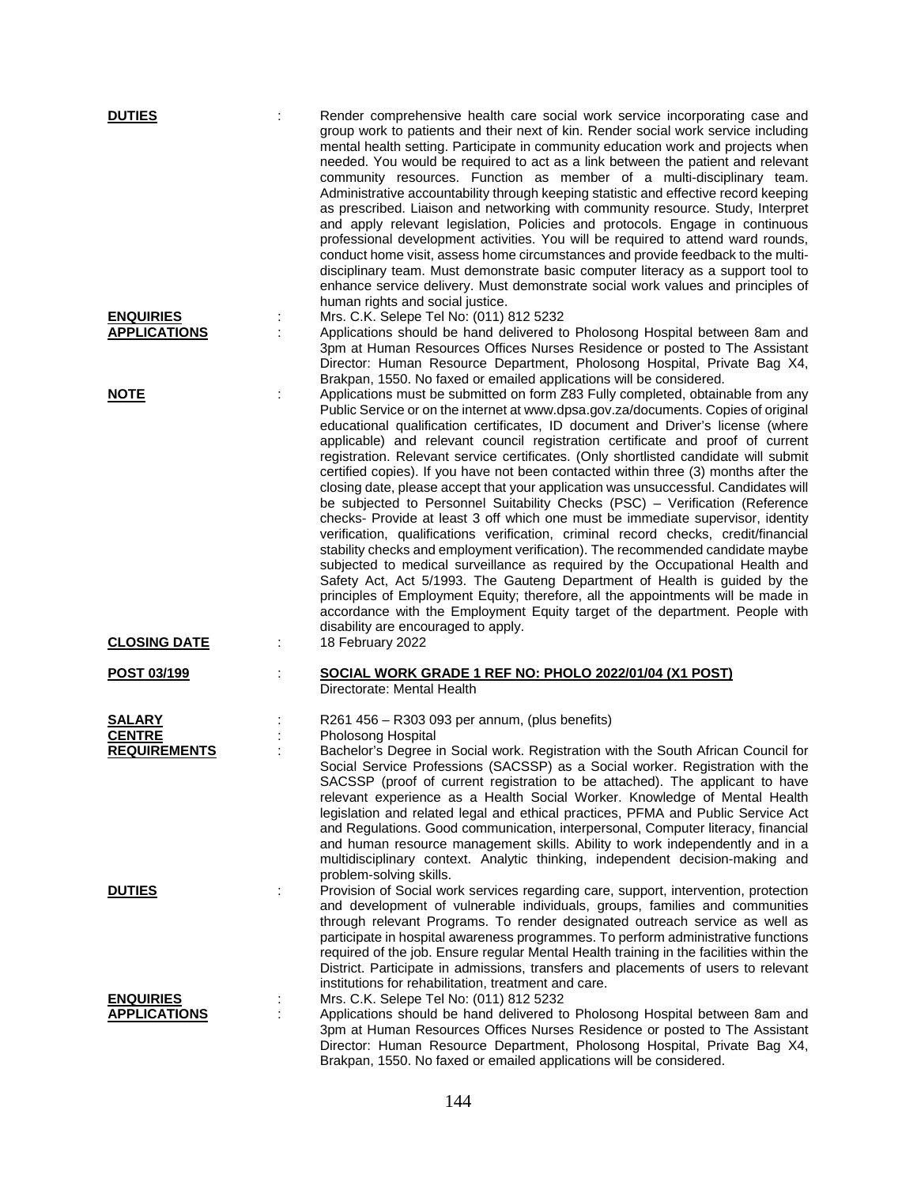**DUTIES** : Render comprehensive health care social work service incorporating case and group work to patients and their next of kin. Render social work service including mental health setting. Participate in community education work and projects when needed. You would be required to act as a link between the patient and relevant community resources. Function as member of a multi-disciplinary team. Administrative accountability through keeping statistic and effective record keeping as prescribed. Liaison and networking with community resource. Study, Interpret and apply relevant legislation, Policies and protocols. Engage in continuous professional development activities. You will be required to attend ward rounds, conduct home visit, assess home circumstances and provide feedback to the multi-disciplinary team. Must demonstrate basic computer literacy as a support tool to enhance service delivery. Must demonstrate social work values and principles of human rights and social justice.

**ENQUIRIES** : Mrs. C.K. Selepe Tel No: (011) 812 5232

**APPLICATIONS** : Applications should be hand delivered to Pholosong Hospital between 8am and 3pm at Human Resources Offices Nurses Residence or posted to The Assistant Director: Human Resource Department, Pholosong Hospital, Private Bag X4, Brakpan, 1550. No faxed or emailed applications will be considered.

**NOTE** : Applications must be submitted on form Z83 Fully completed, obtainable from any Public Service or on the internet at www.dpsa.gov.za/documents. Copies of original educational qualification certificates, ID document and Driver's license (where applicable) and relevant council registration certificate and proof of current registration. Relevant service certificates. (Only shortlisted candidate will submit certified copies). If you have not been contacted within three (3) months after the closing date, please accept that your application was unsuccessful. Candidates will be subjected to Personnel Suitability Checks (PSC) – Verification (Reference checks- Provide at least 3 off which one must be immediate supervisor, identity verification, qualifications verification, criminal record checks, credit/financial stability checks and employment verification). The recommended candidate maybe subjected to medical surveillance as required by the Occupational Health and Safety Act, Act 5/1993. The Gauteng Department of Health is guided by the principles of Employment Equity; therefore, all the appointments will be made in accordance with the Employment Equity target of the department. People with disability are encouraged to apply.

**CLOSING DATE** : 18 February 2022

**POST 03/199** : **SOCIAL WORK GRADE 1 REF NO: PHOLO 2022/01/04 (X1 POST)**
Directorate: Mental Health

**SALARY** : R261 456 – R303 093 per annum, (plus benefits)

**CENTRE** : Pholosong Hospital

**REQUIREMENTS** : Bachelor's Degree in Social work. Registration with the South African Council for Social Service Professions (SACSSP) as a Social worker. Registration with the SACSSP (proof of current registration to be attached). The applicant to have relevant experience as a Health Social Worker. Knowledge of Mental Health legislation and related legal and ethical practices, PFMA and Public Service Act and Regulations. Good communication, interpersonal, Computer literacy, financial and human resource management skills. Ability to work independently and in a multidisciplinary context. Analytic thinking, independent decision-making and problem-solving skills.

**DUTIES** : Provision of Social work services regarding care, support, intervention, protection and development of vulnerable individuals, groups, families and communities through relevant Programs. To render designated outreach service as well as participate in hospital awareness programmes. To perform administrative functions required of the job. Ensure regular Mental Health training in the facilities within the District. Participate in admissions, transfers and placements of users to relevant institutions for rehabilitation, treatment and care.

**ENQUIRIES** : Mrs. C.K. Selepe Tel No: (011) 812 5232

**APPLICATIONS** : Applications should be hand delivered to Pholosong Hospital between 8am and 3pm at Human Resources Offices Nurses Residence or posted to The Assistant Director: Human Resource Department, Pholosong Hospital, Private Bag X4, Brakpan, 1550. No faxed or emailed applications will be considered.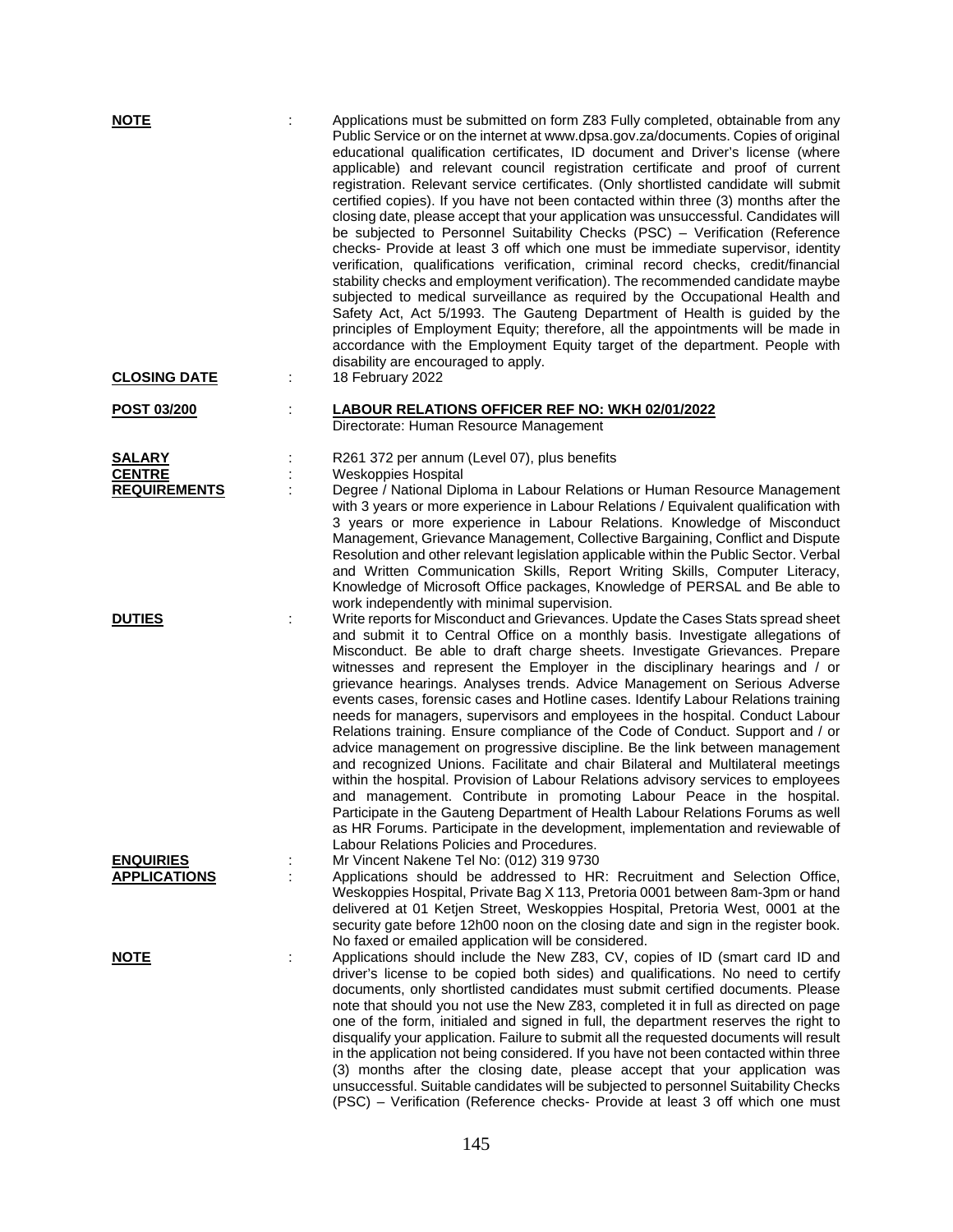**NOTE** : Applications must be submitted on form Z83 Fully completed, obtainable from any Public Service or on the internet at www.dpsa.gov.za/documents. Copies of original educational qualification certificates, ID document and Driver's license (where applicable) and relevant council registration certificate and proof of current registration. Relevant service certificates. (Only shortlisted candidate will submit certified copies). If you have not been contacted within three (3) months after the closing date, please accept that your application was unsuccessful. Candidates will be subjected to Personnel Suitability Checks (PSC) – Verification (Reference checks- Provide at least 3 off which one must be immediate supervisor, identity verification, qualifications verification, criminal record checks, credit/financial stability checks and employment verification). The recommended candidate maybe subjected to medical surveillance as required by the Occupational Health and Safety Act, Act 5/1993. The Gauteng Department of Health is guided by the principles of Employment Equity; therefore, all the appointments will be made in accordance with the Employment Equity target of the department. People with disability are encouraged to apply.

**CLOSING DATE** : 18 February 2022

**POST 03/200** : **LABOUR RELATIONS OFFICER REF NO: WKH 02/01/2022**
Directorate: Human Resource Management

**SALARY** : R261 372 per annum (Level 07), plus benefits

**CENTRE** : Weskoppies Hospital

**REQUIREMENTS** : Degree / National Diploma in Labour Relations or Human Resource Management with 3 years or more experience in Labour Relations / Equivalent qualification with 3 years or more experience in Labour Relations. Knowledge of Misconduct Management, Grievance Management, Collective Bargaining, Conflict and Dispute Resolution and other relevant legislation applicable within the Public Sector. Verbal and Written Communication Skills, Report Writing Skills, Computer Literacy, Knowledge of Microsoft Office packages, Knowledge of PERSAL and Be able to work independently with minimal supervision.

**DUTIES** : Write reports for Misconduct and Grievances. Update the Cases Stats spread sheet and submit it to Central Office on a monthly basis. Investigate allegations of Misconduct. Be able to draft charge sheets. Investigate Grievances. Prepare witnesses and represent the Employer in the disciplinary hearings and / or grievance hearings. Analyses trends. Advice Management on Serious Adverse events cases, forensic cases and Hotline cases. Identify Labour Relations training needs for managers, supervisors and employees in the hospital. Conduct Labour Relations training. Ensure compliance of the Code of Conduct. Support and / or advice management on progressive discipline. Be the link between management and recognized Unions. Facilitate and chair Bilateral and Multilateral meetings within the hospital. Provision of Labour Relations advisory services to employees and management. Contribute in promoting Labour Peace in the hospital. Participate in the Gauteng Department of Health Labour Relations Forums as well as HR Forums. Participate in the development, implementation and reviewable of Labour Relations Policies and Procedures.

**ENQUIRIES** : Mr Vincent Nakene Tel No: (012) 319 9730

**APPLICATIONS** : Applications should be addressed to HR: Recruitment and Selection Office, Weskoppies Hospital, Private Bag X 113, Pretoria 0001 between 8am-3pm or hand delivered at 01 Ketjen Street, Weskoppies Hospital, Pretoria West, 0001 at the security gate before 12h00 noon on the closing date and sign in the register book. No faxed or emailed application will be considered.

**NOTE** : Applications should include the New Z83, CV, copies of ID (smart card ID and driver's license to be copied both sides) and qualifications. No need to certify documents, only shortlisted candidates must submit certified documents. Please note that should you not use the New Z83, completed it in full as directed on page one of the form, initialed and signed in full, the department reserves the right to disqualify your application. Failure to submit all the requested documents will result in the application not being considered. If you have not been contacted within three (3) months after the closing date, please accept that your application was unsuccessful. Suitable candidates will be subjected to personnel Suitability Checks (PSC) – Verification (Reference checks- Provide at least 3 off which one must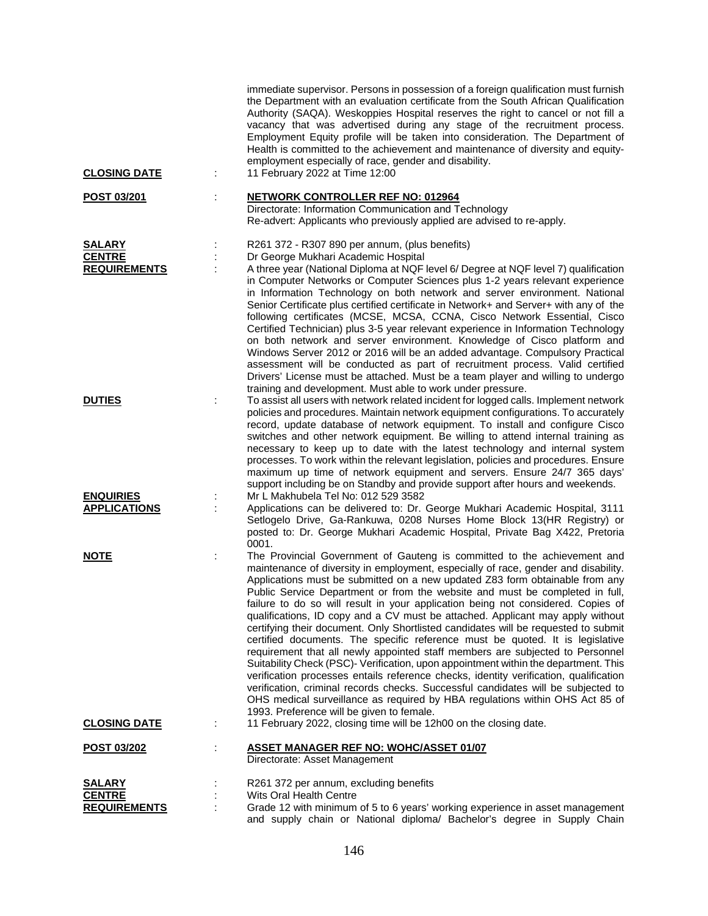immediate supervisor. Persons in possession of a foreign qualification must furnish the Department with an evaluation certificate from the South African Qualification Authority (SAQA). Weskoppies Hospital reserves the right to cancel or not fill a vacancy that was advertised during any stage of the recruitment process. Employment Equity profile will be taken into consideration. The Department of Health is committed to the achievement and maintenance of diversity and equity-employment especially of race, gender and disability.

**CLOSING DATE** : 11 February 2022 at Time 12:00

**POST 03/201** : **NETWORK CONTROLLER REF NO: 012964**
Directorate: Information Communication and Technology
Re-advert: Applicants who previously applied are advised to re-apply.

**SALARY** : R261 372 - R307 890 per annum, (plus benefits)

**CENTRE** : Dr George Mukhari Academic Hospital

**REQUIREMENTS** : A three year (National Diploma at NQF level 6/ Degree at NQF level 7) qualification in Computer Networks or Computer Sciences plus 1-2 years relevant experience in Information Technology on both network and server environment. National Senior Certificate plus certified certificate in Network+ and Server+ with any of the following certificates (MCSE, MCSA, CCNA, Cisco Network Essential, Cisco Certified Technician) plus 3-5 year relevant experience in Information Technology on both network and server environment. Knowledge of Cisco platform and Windows Server 2012 or 2016 will be an added advantage. Compulsory Practical assessment will be conducted as part of recruitment process. Valid certified Drivers' License must be attached. Must be a team player and willing to undergo training and development. Must able to work under pressure.

**DUTIES** : To assist all users with network related incident for logged calls. Implement network policies and procedures. Maintain network equipment configurations. To accurately record, update database of network equipment. To install and configure Cisco switches and other network equipment. Be willing to attend internal training as necessary to keep up to date with the latest technology and internal system processes. To work within the relevant legislation, policies and procedures. Ensure maximum up time of network equipment and servers. Ensure 24/7 365 days' support including be on Standby and provide support after hours and weekends.

**ENQUIRIES** : Mr L Makhubela Tel No: 012 529 3582

**APPLICATIONS** : Applications can be delivered to: Dr. George Mukhari Academic Hospital, 3111 Setlogelo Drive, Ga-Rankuwa, 0208 Nurses Home Block 13(HR Registry) or posted to: Dr. George Mukhari Academic Hospital, Private Bag X422, Pretoria 0001.

**NOTE** : The Provincial Government of Gauteng is committed to the achievement and maintenance of diversity in employment, especially of race, gender and disability. Applications must be submitted on a new updated Z83 form obtainable from any Public Service Department or from the website and must be completed in full, failure to do so will result in your application being not considered. Copies of qualifications, ID copy and a CV must be attached. Applicant may apply without certifying their document. Only Shortlisted candidates will be requested to submit certified documents. The specific reference must be quoted. It is legislative requirement that all newly appointed staff members are subjected to Personnel Suitability Check (PSC)- Verification, upon appointment within the department. This verification processes entails reference checks, identity verification, qualification verification, criminal records checks. Successful candidates will be subjected to OHS medical surveillance as required by HBA regulations within OHS Act 85 of 1993. Preference will be given to female.

**CLOSING DATE** : 11 February 2022, closing time will be 12h00 on the closing date.

**POST 03/202** : **ASSET MANAGER REF NO: WOHC/ASSET 01/07**
Directorate: Asset Management

**SALARY** : R261 372 per annum, excluding benefits

**CENTRE** : Wits Oral Health Centre

**REQUIREMENTS** : Grade 12 with minimum of 5 to 6 years' working experience in asset management and supply chain or National diploma/ Bachelor's degree in Supply Chain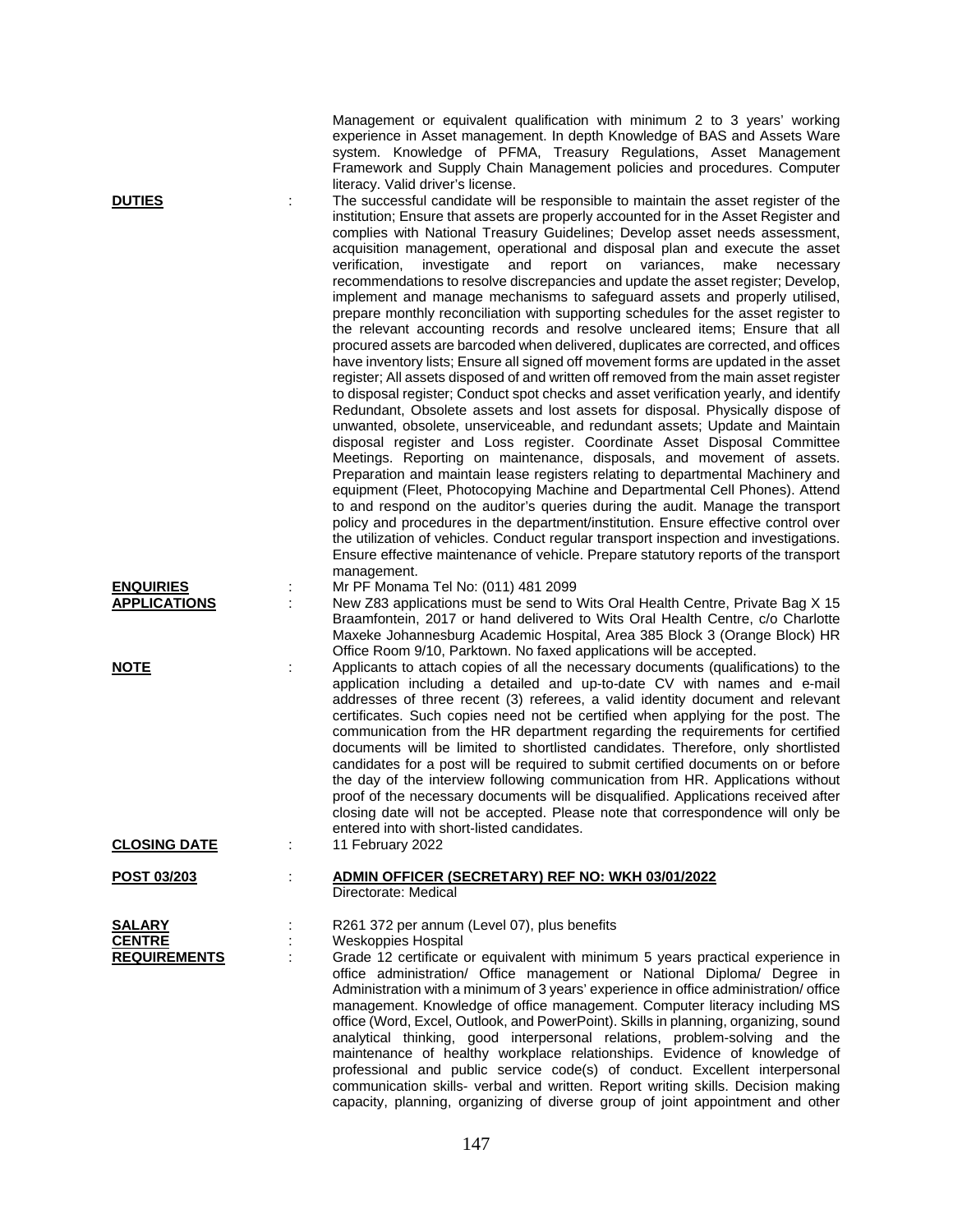Management or equivalent qualification with minimum 2 to 3 years' working experience in Asset management. In depth Knowledge of BAS and Assets Ware system. Knowledge of PFMA, Treasury Regulations, Asset Management Framework and Supply Chain Management policies and procedures. Computer literacy. Valid driver's license.

**DUTIES** : The successful candidate will be responsible to maintain the asset register of the institution; Ensure that assets are properly accounted for in the Asset Register and complies with National Treasury Guidelines; Develop asset needs assessment, acquisition management, operational and disposal plan and execute the asset verification, investigate and report on variances, make necessary recommendations to resolve discrepancies and update the asset register; Develop, implement and manage mechanisms to safeguard assets and properly utilised, prepare monthly reconciliation with supporting schedules for the asset register to the relevant accounting records and resolve uncleared items; Ensure that all procured assets are barcoded when delivered, duplicates are corrected, and offices have inventory lists; Ensure all signed off movement forms are updated in the asset register; All assets disposed of and written off removed from the main asset register to disposal register; Conduct spot checks and asset verification yearly, and identify Redundant, Obsolete assets and lost assets for disposal. Physically dispose of unwanted, obsolete, unserviceable, and redundant assets; Update and Maintain disposal register and Loss register. Coordinate Asset Disposal Committee Meetings. Reporting on maintenance, disposals, and movement of assets. Preparation and maintain lease registers relating to departmental Machinery and equipment (Fleet, Photocopying Machine and Departmental Cell Phones). Attend to and respond on the auditor's queries during the audit. Manage the transport policy and procedures in the department/institution. Ensure effective control over the utilization of vehicles. Conduct regular transport inspection and investigations. Ensure effective maintenance of vehicle. Prepare statutory reports of the transport management.

**ENQUIRIES** : Mr PF Monama Tel No: (011) 481 2099

**APPLICATIONS** : New Z83 applications must be send to Wits Oral Health Centre, Private Bag X 15 Braamfontein, 2017 or hand delivered to Wits Oral Health Centre, c/o Charlotte Maxeke Johannesburg Academic Hospital, Area 385 Block 3 (Orange Block) HR Office Room 9/10, Parktown. No faxed applications will be accepted.

**NOTE** : Applicants to attach copies of all the necessary documents (qualifications) to the application including a detailed and up-to-date CV with names and e-mail addresses of three recent (3) referees, a valid identity document and relevant certificates. Such copies need not be certified when applying for the post. The communication from the HR department regarding the requirements for certified documents will be limited to shortlisted candidates. Therefore, only shortlisted candidates for a post will be required to submit certified documents on or before the day of the interview following communication from HR. Applications without proof of the necessary documents will be disqualified. Applications received after closing date will not be accepted. Please note that correspondence will only be entered into with short-listed candidates.

**CLOSING DATE** : 11 February 2022

**POST 03/203** : **ADMIN OFFICER (SECRETARY) REF NO: WKH 03/01/2022**
Directorate: Medical

**SALARY** : R261 372 per annum (Level 07), plus benefits

**CENTRE** : Weskoppies Hospital

**REQUIREMENTS** : Grade 12 certificate or equivalent with minimum 5 years practical experience in office administration/ Office management or National Diploma/ Degree in Administration with a minimum of 3 years' experience in office administration/ office management. Knowledge of office management. Computer literacy including MS office (Word, Excel, Outlook, and PowerPoint). Skills in planning, organizing, sound analytical thinking, good interpersonal relations, problem-solving and the maintenance of healthy workplace relationships. Evidence of knowledge of professional and public service code(s) of conduct. Excellent interpersonal communication skills- verbal and written. Report writing skills. Decision making capacity, planning, organizing of diverse group of joint appointment and other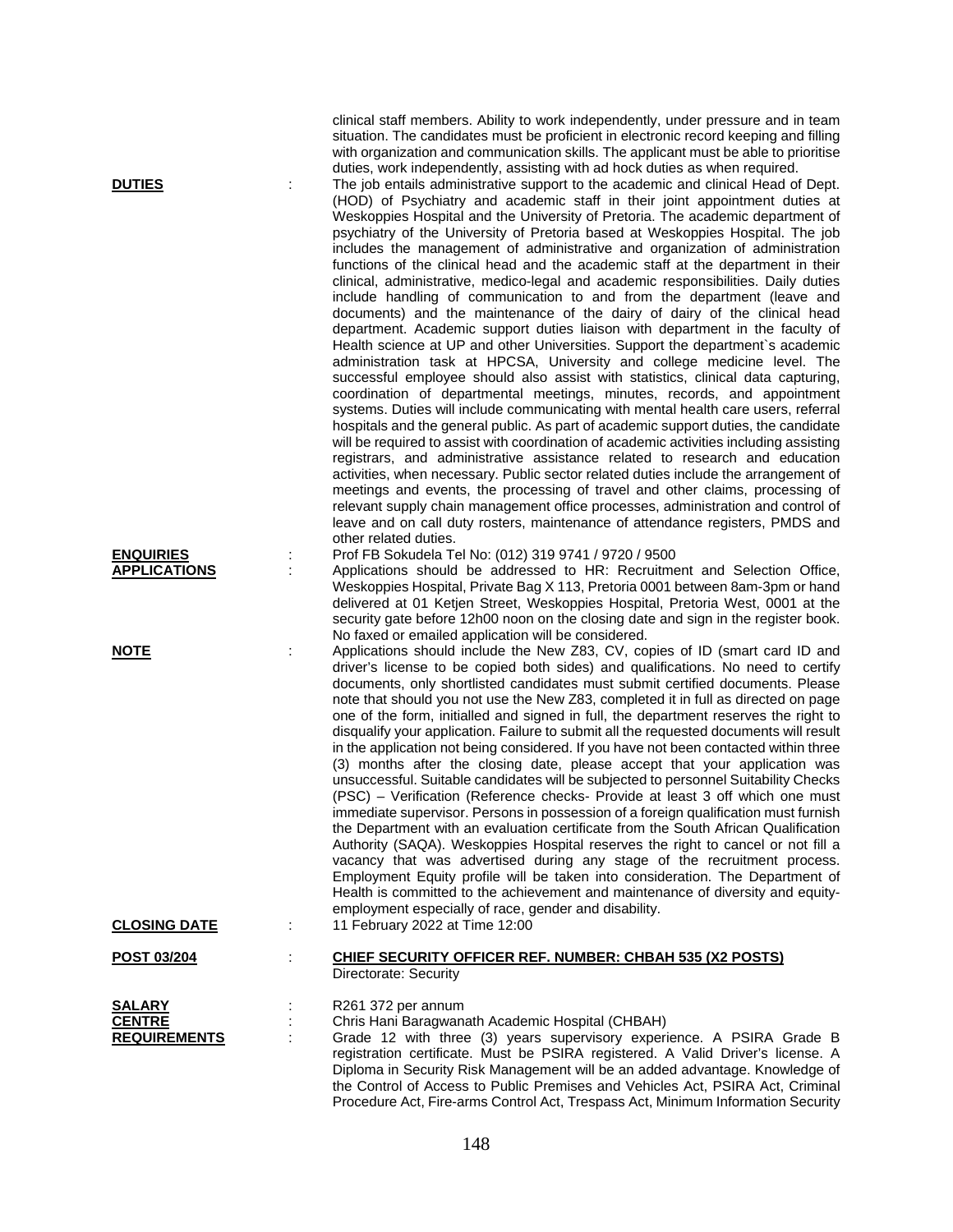clinical staff members. Ability to work independently, under pressure and in team situation. The candidates must be proficient in electronic record keeping and filling with organization and communication skills. The applicant must be able to prioritise duties, work independently, assisting with ad hock duties as when required.

**DUTIES** : The job entails administrative support to the academic and clinical Head of Dept. (HOD) of Psychiatry and academic staff in their joint appointment duties at Weskoppies Hospital and the University of Pretoria. The academic department of psychiatry of the University of Pretoria based at Weskoppies Hospital. The job includes the management of administrative and organization of administration functions of the clinical head and the academic staff at the department in their clinical, administrative, medico-legal and academic responsibilities. Daily duties include handling of communication to and from the department (leave and documents) and the maintenance of the dairy of dairy of the clinical head department. Academic support duties liaison with department in the faculty of Health science at UP and other Universities. Support the department`s academic administration task at HPCSA, University and college medicine level. The successful employee should also assist with statistics, clinical data capturing, coordination of departmental meetings, minutes, records, and appointment systems. Duties will include communicating with mental health care users, referral hospitals and the general public. As part of academic support duties, the candidate will be required to assist with coordination of academic activities including assisting registrars, and administrative assistance related to research and education activities, when necessary. Public sector related duties include the arrangement of meetings and events, the processing of travel and other claims, processing of relevant supply chain management office processes, administration and control of leave and on call duty rosters, maintenance of attendance registers, PMDS and other related duties.

**ENQUIRIES** : Prof FB Sokudela Tel No: (012) 319 9741 / 9720 / 9500

**APPLICATIONS** : Applications should be addressed to HR: Recruitment and Selection Office, Weskoppies Hospital, Private Bag X 113, Pretoria 0001 between 8am-3pm or hand delivered at 01 Ketjen Street, Weskoppies Hospital, Pretoria West, 0001 at the security gate before 12h00 noon on the closing date and sign in the register book. No faxed or emailed application will be considered.

**NOTE** : Applications should include the New Z83, CV, copies of ID (smart card ID and driver's license to be copied both sides) and qualifications. No need to certify documents, only shortlisted candidates must submit certified documents. Please note that should you not use the New Z83, completed it in full as directed on page one of the form, initialled and signed in full, the department reserves the right to disqualify your application. Failure to submit all the requested documents will result in the application not being considered. If you have not been contacted within three (3) months after the closing date, please accept that your application was unsuccessful. Suitable candidates will be subjected to personnel Suitability Checks (PSC) – Verification (Reference checks- Provide at least 3 off which one must immediate supervisor. Persons in possession of a foreign qualification must furnish the Department with an evaluation certificate from the South African Qualification Authority (SAQA). Weskoppies Hospital reserves the right to cancel or not fill a vacancy that was advertised during any stage of the recruitment process. Employment Equity profile will be taken into consideration. The Department of Health is committed to the achievement and maintenance of diversity and equity-employment especially of race, gender and disability.

**CLOSING DATE** : 11 February 2022 at Time 12:00

**POST 03/204** : **CHIEF SECURITY OFFICER REF. NUMBER: CHBAH 535 (X2 POSTS)**
Directorate: Security

**SALARY** : R261 372 per annum

**CENTRE** : Chris Hani Baragwanath Academic Hospital (CHBAH)

**REQUIREMENTS** : Grade 12 with three (3) years supervisory experience. A PSIRA Grade B registration certificate. Must be PSIRA registered. A Valid Driver's license. A Diploma in Security Risk Management will be an added advantage. Knowledge of the Control of Access to Public Premises and Vehicles Act, PSIRA Act, Criminal Procedure Act, Fire-arms Control Act, Trespass Act, Minimum Information Security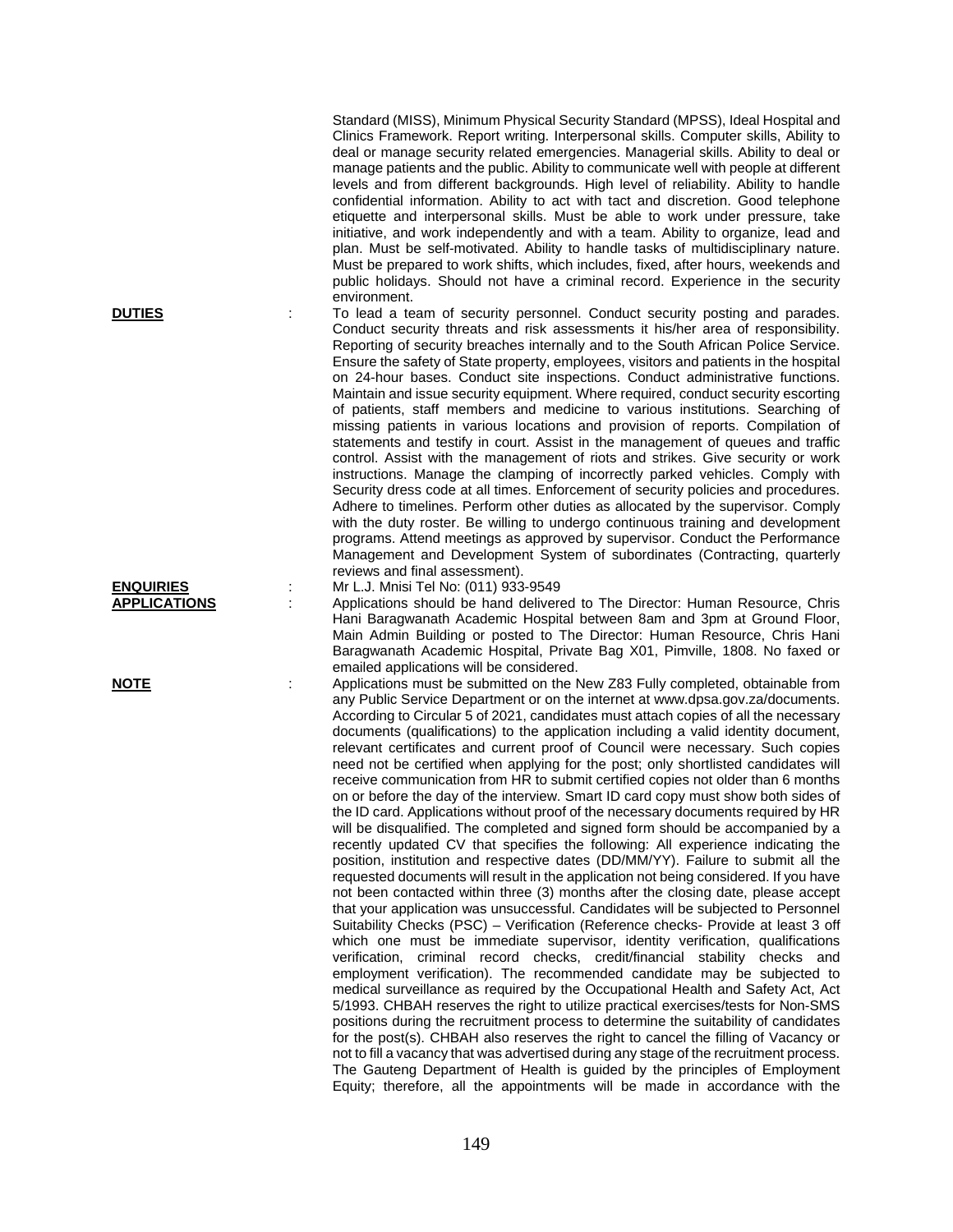Standard (MISS), Minimum Physical Security Standard (MPSS), Ideal Hospital and Clinics Framework. Report writing. Interpersonal skills. Computer skills, Ability to deal or manage security related emergencies. Managerial skills. Ability to deal or manage patients and the public. Ability to communicate well with people at different levels and from different backgrounds. High level of reliability. Ability to handle confidential information. Ability to act with tact and discretion. Good telephone etiquette and interpersonal skills. Must be able to work under pressure, take initiative, and work independently and with a team. Ability to organize, lead and plan. Must be self-motivated. Ability to handle tasks of multidisciplinary nature. Must be prepared to work shifts, which includes, fixed, after hours, weekends and public holidays. Should not have a criminal record. Experience in the security environment.

**DUTIES** : To lead a team of security personnel. Conduct security posting and parades. Conduct security threats and risk assessments it his/her area of responsibility. Reporting of security breaches internally and to the South African Police Service. Ensure the safety of State property, employees, visitors and patients in the hospital on 24-hour bases. Conduct site inspections. Conduct administrative functions. Maintain and issue security equipment. Where required, conduct security escorting of patients, staff members and medicine to various institutions. Searching of missing patients in various locations and provision of reports. Compilation of statements and testify in court. Assist in the management of queues and traffic control. Assist with the management of riots and strikes. Give security or work instructions. Manage the clamping of incorrectly parked vehicles. Comply with Security dress code at all times. Enforcement of security policies and procedures. Adhere to timelines. Perform other duties as allocated by the supervisor. Comply with the duty roster. Be willing to undergo continuous training and development programs. Attend meetings as approved by supervisor. Conduct the Performance Management and Development System of subordinates (Contracting, quarterly reviews and final assessment).

**ENQUIRIES** : Mr L.J. Mnisi Tel No: (011) 933-9549

**APPLICATIONS** : Applications should be hand delivered to The Director: Human Resource, Chris Hani Baragwanath Academic Hospital between 8am and 3pm at Ground Floor, Main Admin Building or posted to The Director: Human Resource, Chris Hani Baragwanath Academic Hospital, Private Bag X01, Pimville, 1808. No faxed or emailed applications will be considered.

**NOTE** : Applications must be submitted on the New Z83 Fully completed, obtainable from any Public Service Department or on the internet at www.dpsa.gov.za/documents. According to Circular 5 of 2021, candidates must attach copies of all the necessary documents (qualifications) to the application including a valid identity document, relevant certificates and current proof of Council were necessary. Such copies need not be certified when applying for the post; only shortlisted candidates will receive communication from HR to submit certified copies not older than 6 months on or before the day of the interview. Smart ID card copy must show both sides of the ID card. Applications without proof of the necessary documents required by HR will be disqualified. The completed and signed form should be accompanied by a recently updated CV that specifies the following: All experience indicating the position, institution and respective dates (DD/MM/YY). Failure to submit all the requested documents will result in the application not being considered. If you have not been contacted within three (3) months after the closing date, please accept that your application was unsuccessful. Candidates will be subjected to Personnel Suitability Checks (PSC) – Verification (Reference checks- Provide at least 3 off which one must be immediate supervisor, identity verification, qualifications verification, criminal record checks, credit/financial stability checks and employment verification). The recommended candidate may be subjected to medical surveillance as required by the Occupational Health and Safety Act, Act 5/1993. CHBAH reserves the right to utilize practical exercises/tests for Non-SMS positions during the recruitment process to determine the suitability of candidates for the post(s). CHBAH also reserves the right to cancel the filling of Vacancy or not to fill a vacancy that was advertised during any stage of the recruitment process. The Gauteng Department of Health is guided by the principles of Employment Equity; therefore, all the appointments will be made in accordance with the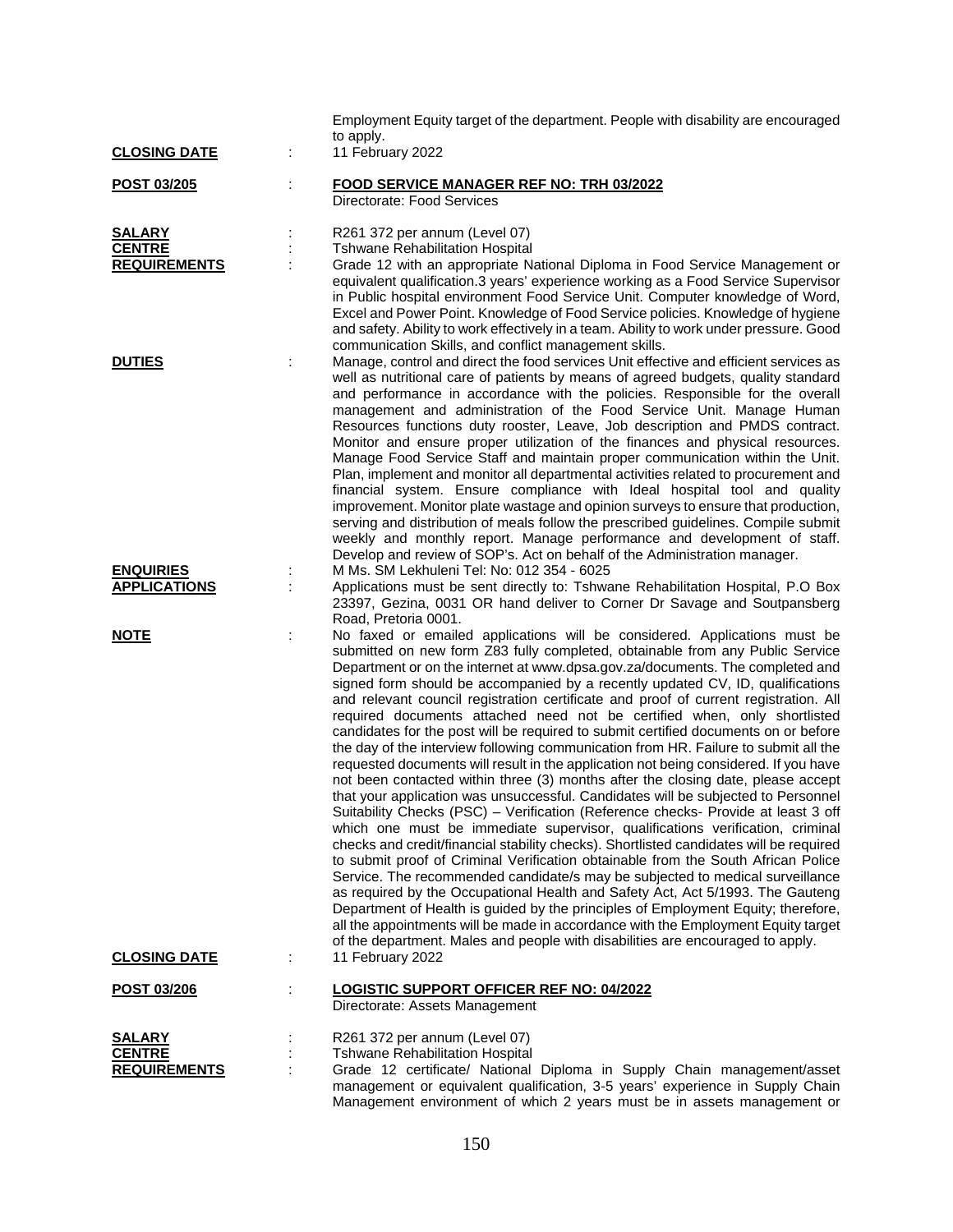Employment Equity target of the department. People with disability are encouraged to apply.

**CLOSING DATE** : 11 February 2022

**POST 03/205** : **FOOD SERVICE MANAGER REF NO: TRH 03/2022**
Directorate: Food Services

**SALARY** : R261 372 per annum (Level 07)

**CENTRE** : Tshwane Rehabilitation Hospital

**REQUIREMENTS** : Grade 12 with an appropriate National Diploma in Food Service Management or equivalent qualification.3 years' experience working as a Food Service Supervisor in Public hospital environment Food Service Unit. Computer knowledge of Word, Excel and Power Point. Knowledge of Food Service policies. Knowledge of hygiene and safety. Ability to work effectively in a team. Ability to work under pressure. Good communication Skills, and conflict management skills.

**DUTIES** : Manage, control and direct the food services Unit effective and efficient services as well as nutritional care of patients by means of agreed budgets, quality standard and performance in accordance with the policies. Responsible for the overall management and administration of the Food Service Unit. Manage Human Resources functions duty rooster, Leave, Job description and PMDS contract. Monitor and ensure proper utilization of the finances and physical resources. Manage Food Service Staff and maintain proper communication within the Unit. Plan, implement and monitor all departmental activities related to procurement and financial system. Ensure compliance with Ideal hospital tool and quality improvement. Monitor plate wastage and opinion surveys to ensure that production, serving and distribution of meals follow the prescribed guidelines. Compile submit weekly and monthly report. Manage performance and development of staff. Develop and review of SOP's. Act on behalf of the Administration manager.

**ENQUIRIES** : M Ms. SM Lekhuleni Tel: No: 012 354 - 6025

**APPLICATIONS** : Applications must be sent directly to: Tshwane Rehabilitation Hospital, P.O Box 23397, Gezina, 0031 OR hand deliver to Corner Dr Savage and Soutpansberg Road, Pretoria 0001.

**NOTE** : No faxed or emailed applications will be considered. Applications must be submitted on new form Z83 fully completed, obtainable from any Public Service Department or on the internet at www.dpsa.gov.za/documents. The completed and signed form should be accompanied by a recently updated CV, ID, qualifications and relevant council registration certificate and proof of current registration. All required documents attached need not be certified when, only shortlisted candidates for the post will be required to submit certified documents on or before the day of the interview following communication from HR. Failure to submit all the requested documents will result in the application not being considered. If you have not been contacted within three (3) months after the closing date, please accept that your application was unsuccessful. Candidates will be subjected to Personnel Suitability Checks (PSC) – Verification (Reference checks- Provide at least 3 off which one must be immediate supervisor, qualifications verification, criminal checks and credit/financial stability checks). Shortlisted candidates will be required to submit proof of Criminal Verification obtainable from the South African Police Service. The recommended candidate/s may be subjected to medical surveillance as required by the Occupational Health and Safety Act, Act 5/1993. The Gauteng Department of Health is guided by the principles of Employment Equity; therefore, all the appointments will be made in accordance with the Employment Equity target of the department. Males and people with disabilities are encouraged to apply.

**CLOSING DATE** : 11 February 2022

**POST 03/206** : **LOGISTIC SUPPORT OFFICER REF NO: 04/2022**
Directorate: Assets Management

**SALARY** : R261 372 per annum (Level 07)

**CENTRE** : Tshwane Rehabilitation Hospital

**REQUIREMENTS** : Grade 12 certificate/ National Diploma in Supply Chain management/asset management or equivalent qualification, 3-5 years' experience in Supply Chain Management environment of which 2 years must be in assets management or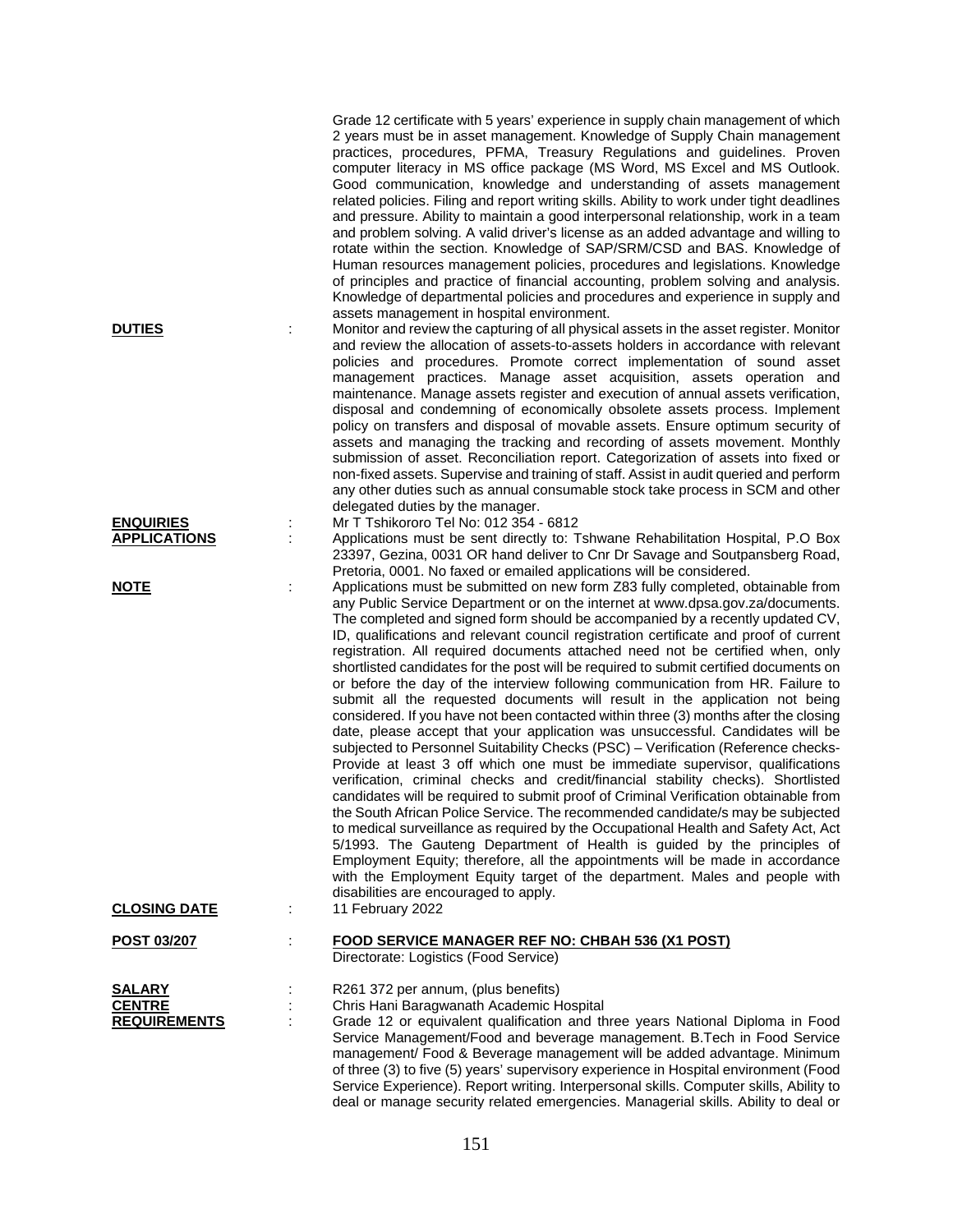Grade 12 certificate with 5 years' experience in supply chain management of which 2 years must be in asset management. Knowledge of Supply Chain management practices, procedures, PFMA, Treasury Regulations and guidelines. Proven computer literacy in MS office package (MS Word, MS Excel and MS Outlook. Good communication, knowledge and understanding of assets management related policies. Filing and report writing skills. Ability to work under tight deadlines and pressure. Ability to maintain a good interpersonal relationship, work in a team and problem solving. A valid driver's license as an added advantage and willing to rotate within the section. Knowledge of SAP/SRM/CSD and BAS. Knowledge of Human resources management policies, procedures and legislations. Knowledge of principles and practice of financial accounting, problem solving and analysis. Knowledge of departmental policies and procedures and experience in supply and assets management in hospital environment.

**DUTIES** : Monitor and review the capturing of all physical assets in the asset register. Monitor and review the allocation of assets-to-assets holders in accordance with relevant policies and procedures. Promote correct implementation of sound asset management practices. Manage asset acquisition, assets operation and maintenance. Manage assets register and execution of annual assets verification, disposal and condemning of economically obsolete assets process. Implement policy on transfers and disposal of movable assets. Ensure optimum security of assets and managing the tracking and recording of assets movement. Monthly submission of asset. Reconciliation report. Categorization of assets into fixed or non-fixed assets. Supervise and training of staff. Assist in audit queried and perform any other duties such as annual consumable stock take process in SCM and other delegated duties by the manager.

**ENQUIRIES** : Mr T Tshikororo Tel No: 012 354 - 6812

**APPLICATIONS** : Applications must be sent directly to: Tshwane Rehabilitation Hospital, P.O Box 23397, Gezina, 0031 OR hand deliver to Cnr Dr Savage and Soutpansberg Road, Pretoria, 0001. No faxed or emailed applications will be considered.

**NOTE** : Applications must be submitted on new form Z83 fully completed, obtainable from any Public Service Department or on the internet at www.dpsa.gov.za/documents. The completed and signed form should be accompanied by a recently updated CV, ID, qualifications and relevant council registration certificate and proof of current registration. All required documents attached need not be certified when, only shortlisted candidates for the post will be required to submit certified documents on or before the day of the interview following communication from HR. Failure to submit all the requested documents will result in the application not being considered. If you have not been contacted within three (3) months after the closing date, please accept that your application was unsuccessful. Candidates will be subjected to Personnel Suitability Checks (PSC) – Verification (Reference checks- Provide at least 3 off which one must be immediate supervisor, qualifications verification, criminal checks and credit/financial stability checks). Shortlisted candidates will be required to submit proof of Criminal Verification obtainable from the South African Police Service. The recommended candidate/s may be subjected to medical surveillance as required by the Occupational Health and Safety Act, Act 5/1993. The Gauteng Department of Health is guided by the principles of Employment Equity; therefore, all the appointments will be made in accordance with the Employment Equity target of the department. Males and people with disabilities are encouraged to apply.

**CLOSING DATE** : 11 February 2022

**POST 03/207** : **FOOD SERVICE MANAGER REF NO: CHBAH 536 (X1 POST)**
Directorate: Logistics (Food Service)

**SALARY** : R261 372 per annum, (plus benefits)

**CENTRE** : Chris Hani Baragwanath Academic Hospital

**REQUIREMENTS** : Grade 12 or equivalent qualification and three years National Diploma in Food Service Management/Food and beverage management. B.Tech in Food Service management/ Food & Beverage management will be added advantage. Minimum of three (3) to five (5) years' supervisory experience in Hospital environment (Food Service Experience). Report writing. Interpersonal skills. Computer skills, Ability to deal or manage security related emergencies. Managerial skills. Ability to deal or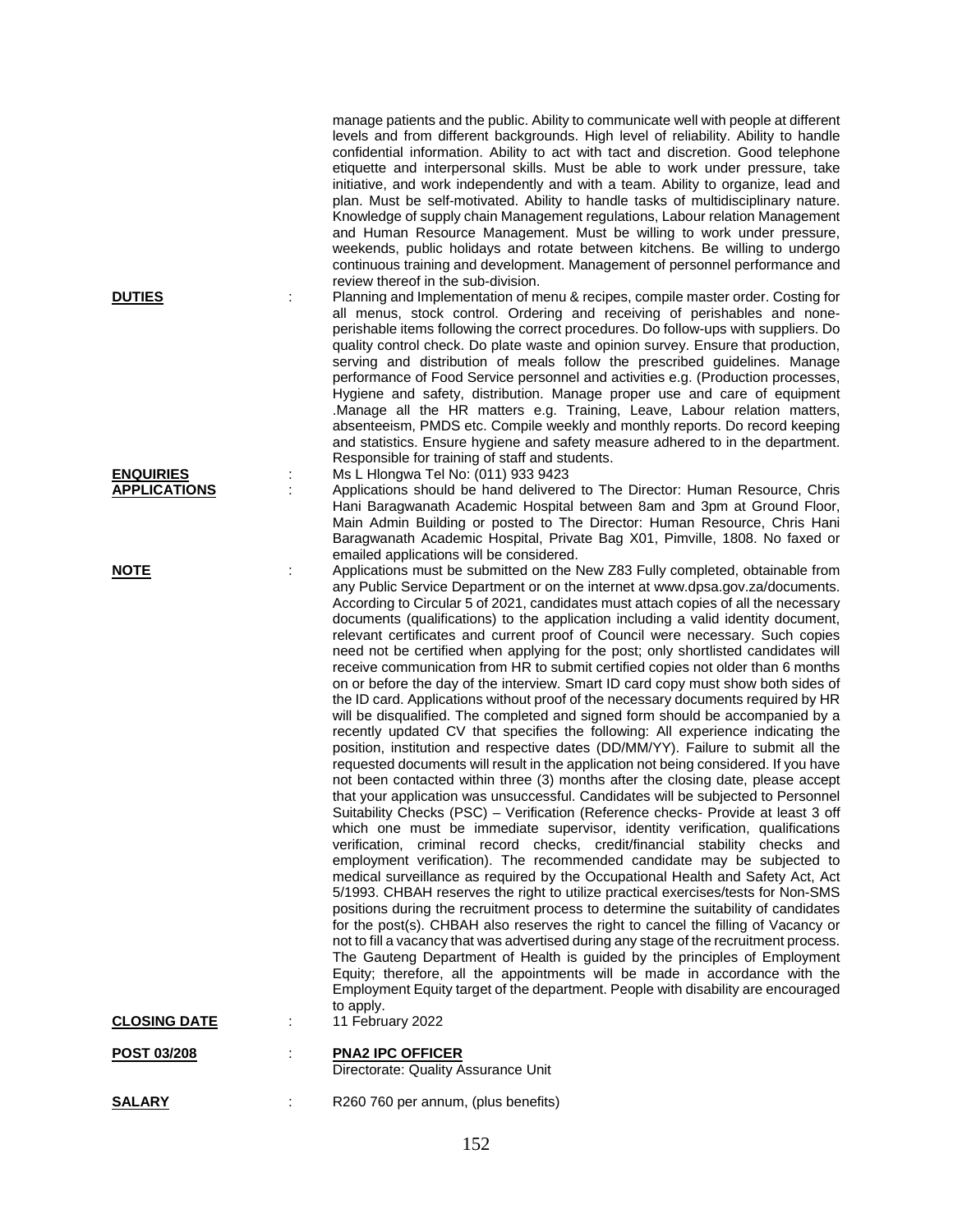manage patients and the public. Ability to communicate well with people at different levels and from different backgrounds. High level of reliability. Ability to handle confidential information. Ability to act with tact and discretion. Good telephone etiquette and interpersonal skills. Must be able to work under pressure, take initiative, and work independently and with a team. Ability to organize, lead and plan. Must be self-motivated. Ability to handle tasks of multidisciplinary nature. Knowledge of supply chain Management regulations, Labour relation Management and Human Resource Management. Must be willing to work under pressure, weekends, public holidays and rotate between kitchens. Be willing to undergo continuous training and development. Management of personnel performance and review thereof in the sub-division.

**DUTIES** : Planning and Implementation of menu & recipes, compile master order. Costing for all menus, stock control. Ordering and receiving of perishables and none-perishable items following the correct procedures. Do follow-ups with suppliers. Do quality control check. Do plate waste and opinion survey. Ensure that production, serving and distribution of meals follow the prescribed guidelines. Manage performance of Food Service personnel and activities e.g. (Production processes, Hygiene and safety, distribution. Manage proper use and care of equipment .Manage all the HR matters e.g. Training, Leave, Labour relation matters, absenteeism, PMDS etc. Compile weekly and monthly reports. Do record keeping and statistics. Ensure hygiene and safety measure adhered to in the department. Responsible for training of staff and students.

**ENQUIRIES** : Ms L Hlongwa Tel No: (011) 933 9423

**APPLICATIONS** : Applications should be hand delivered to The Director: Human Resource, Chris Hani Baragwanath Academic Hospital between 8am and 3pm at Ground Floor, Main Admin Building or posted to The Director: Human Resource, Chris Hani Baragwanath Academic Hospital, Private Bag X01, Pimville, 1808. No faxed or emailed applications will be considered.

**NOTE** : Applications must be submitted on the New Z83 Fully completed, obtainable from any Public Service Department or on the internet at www.dpsa.gov.za/documents. According to Circular 5 of 2021, candidates must attach copies of all the necessary documents (qualifications) to the application including a valid identity document, relevant certificates and current proof of Council were necessary. Such copies need not be certified when applying for the post; only shortlisted candidates will receive communication from HR to submit certified copies not older than 6 months on or before the day of the interview. Smart ID card copy must show both sides of the ID card. Applications without proof of the necessary documents required by HR will be disqualified. The completed and signed form should be accompanied by a recently updated CV that specifies the following: All experience indicating the position, institution and respective dates (DD/MM/YY). Failure to submit all the requested documents will result in the application not being considered. If you have not been contacted within three (3) months after the closing date, please accept that your application was unsuccessful. Candidates will be subjected to Personnel Suitability Checks (PSC) – Verification (Reference checks- Provide at least 3 off which one must be immediate supervisor, identity verification, qualifications verification, criminal record checks, credit/financial stability checks and employment verification). The recommended candidate may be subjected to medical surveillance as required by the Occupational Health and Safety Act, Act 5/1993. CHBAH reserves the right to utilize practical exercises/tests for Non-SMS positions during the recruitment process to determine the suitability of candidates for the post(s). CHBAH also reserves the right to cancel the filling of Vacancy or not to fill a vacancy that was advertised during any stage of the recruitment process. The Gauteng Department of Health is guided by the principles of Employment Equity; therefore, all the appointments will be made in accordance with the Employment Equity target of the department. People with disability are encouraged to apply.

**CLOSING DATE** : 11 February 2022

**POST 03/208** : **PNA2 IPC OFFICER**
Directorate: Quality Assurance Unit

**SALARY** : R260 760 per annum, (plus benefits)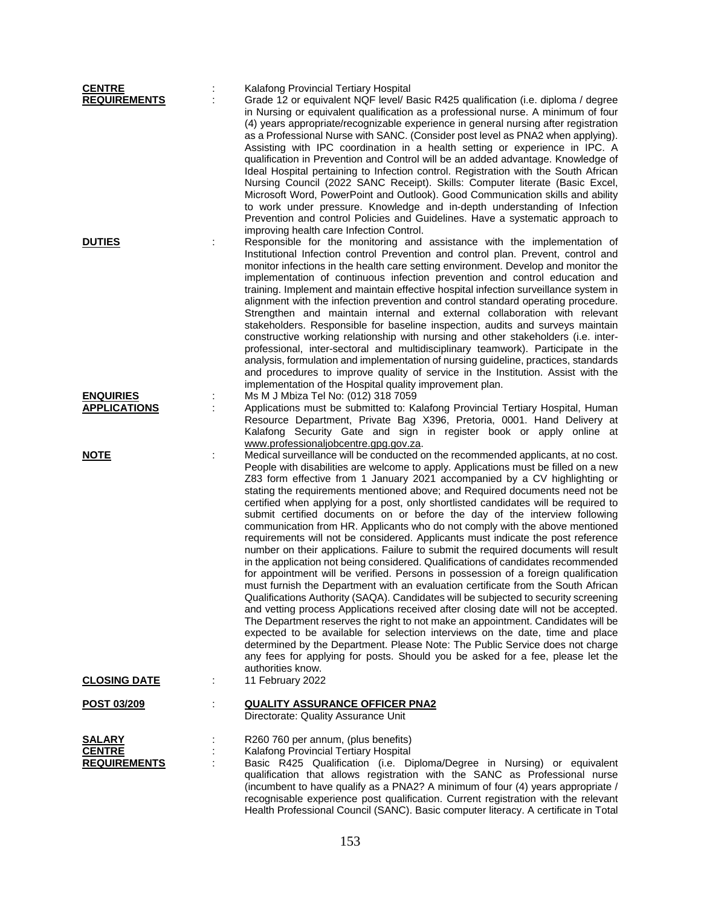**CENTRE** : Kalafong Provincial Tertiary Hospital

**REQUIREMENTS** : Grade 12 or equivalent NQF level/ Basic R425 qualification (i.e. diploma / degree in Nursing or equivalent qualification as a professional nurse. A minimum of four (4) years appropriate/recognizable experience in general nursing after registration as a Professional Nurse with SANC. (Consider post level as PNA2 when applying). Assisting with IPC coordination in a health setting or experience in IPC. A qualification in Prevention and Control will be an added advantage. Knowledge of Ideal Hospital pertaining to Infection control. Registration with the South African Nursing Council (2022 SANC Receipt). Skills: Computer literate (Basic Excel, Microsoft Word, PowerPoint and Outlook). Good Communication skills and ability to work under pressure. Knowledge and in-depth understanding of Infection Prevention and control Policies and Guidelines. Have a systematic approach to improving health care Infection Control.

**DUTIES** : Responsible for the monitoring and assistance with the implementation of Institutional Infection control Prevention and control plan. Prevent, control and monitor infections in the health care setting environment. Develop and monitor the implementation of continuous infection prevention and control education and training. Implement and maintain effective hospital infection surveillance system in alignment with the infection prevention and control standard operating procedure. Strengthen and maintain internal and external collaboration with relevant stakeholders. Responsible for baseline inspection, audits and surveys maintain constructive working relationship with nursing and other stakeholders (i.e. inter-professional, inter-sectoral and multidisciplinary teamwork). Participate in the analysis, formulation and implementation of nursing guideline, practices, standards and procedures to improve quality of service in the Institution. Assist with the implementation of the Hospital quality improvement plan.

**ENQUIRIES** : Ms M J Mbiza Tel No: (012) 318 7059

**APPLICATIONS** : Applications must be submitted to: Kalafong Provincial Tertiary Hospital, Human Resource Department, Private Bag X396, Pretoria, 0001. Hand Delivery at Kalafong Security Gate and sign in register book or apply online at www.professionaljobcentre.gpg.gov.za.

**NOTE** : Medical surveillance will be conducted on the recommended applicants, at no cost. People with disabilities are welcome to apply. Applications must be filled on a new Z83 form effective from 1 January 2021 accompanied by a CV highlighting or stating the requirements mentioned above; and Required documents need not be certified when applying for a post, only shortlisted candidates will be required to submit certified documents on or before the day of the interview following communication from HR. Applicants who do not comply with the above mentioned requirements will not be considered. Applicants must indicate the post reference number on their applications. Failure to submit the required documents will result in the application not being considered. Qualifications of candidates recommended for appointment will be verified. Persons in possession of a foreign qualification must furnish the Department with an evaluation certificate from the South African Qualifications Authority (SAQA). Candidates will be subjected to security screening and vetting process Applications received after closing date will not be accepted. The Department reserves the right to not make an appointment. Candidates will be expected to be available for selection interviews on the date, time and place determined by the Department. Please Note: The Public Service does not charge any fees for applying for posts. Should you be asked for a fee, please let the authorities know.

**CLOSING DATE** : 11 February 2022

**POST 03/209** : **QUALITY ASSURANCE OFFICER PNA2**
Directorate: Quality Assurance Unit

**SALARY** : R260 760 per annum, (plus benefits)

**CENTRE** : Kalafong Provincial Tertiary Hospital

**REQUIREMENTS** : Basic R425 Qualification (i.e. Diploma/Degree in Nursing) or equivalent qualification that allows registration with the SANC as Professional nurse (incumbent to have qualify as a PNA2? A minimum of four (4) years appropriate / recognisable experience post qualification. Current registration with the relevant Health Professional Council (SANC). Basic computer literacy. A certificate in Total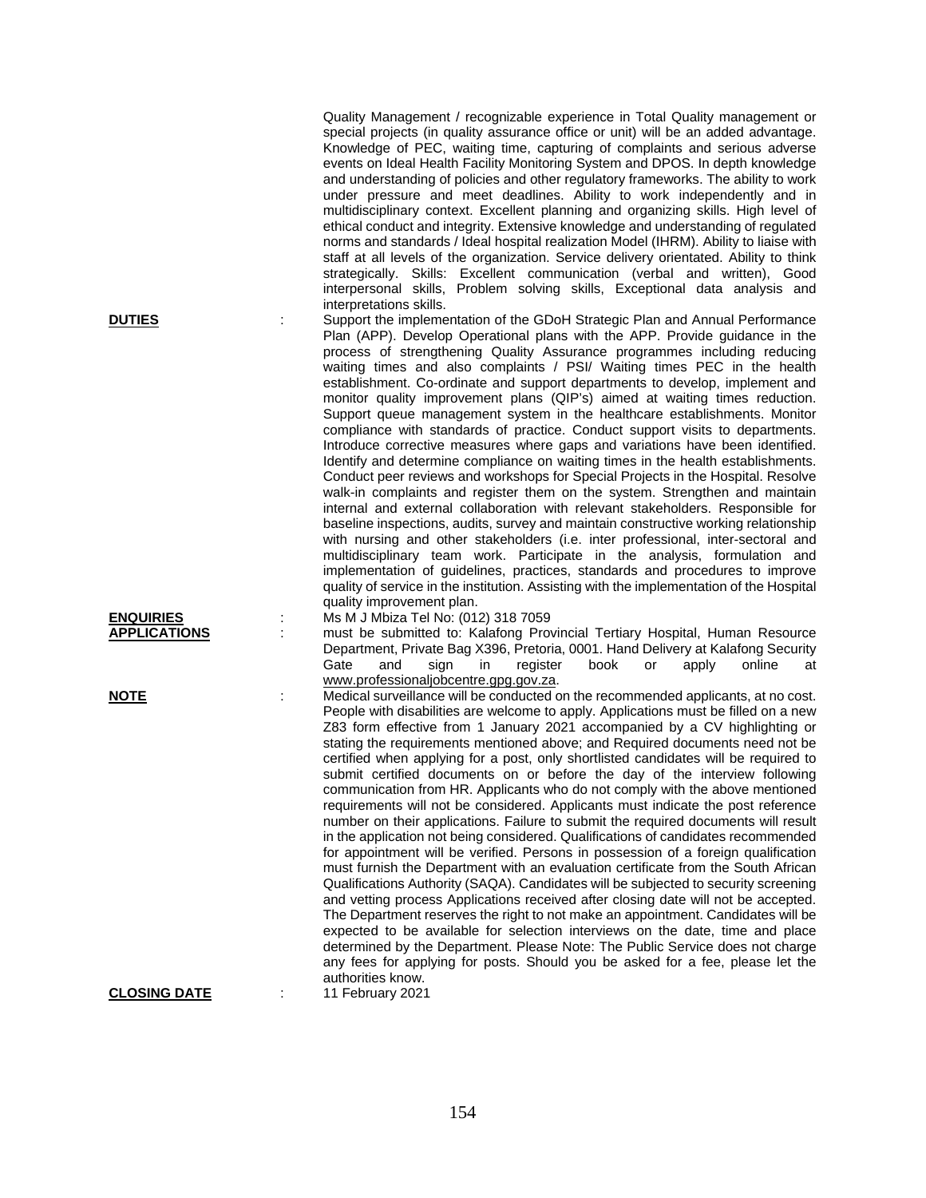Quality Management / recognizable experience in Total Quality management or special projects (in quality assurance office or unit) will be an added advantage. Knowledge of PEC, waiting time, capturing of complaints and serious adverse events on Ideal Health Facility Monitoring System and DPOS. In depth knowledge and understanding of policies and other regulatory frameworks. The ability to work under pressure and meet deadlines. Ability to work independently and in multidisciplinary context. Excellent planning and organizing skills. High level of ethical conduct and integrity. Extensive knowledge and understanding of regulated norms and standards / Ideal hospital realization Model (IHRM). Ability to liaise with staff at all levels of the organization. Service delivery orientated. Ability to think strategically. Skills: Excellent communication (verbal and written), Good interpersonal skills, Problem solving skills, Exceptional data analysis and interpretations skills.

**DUTIES** : Support the implementation of the GDoH Strategic Plan and Annual Performance Plan (APP). Develop Operational plans with the APP. Provide guidance in the process of strengthening Quality Assurance programmes including reducing waiting times and also complaints / PSI/ Waiting times PEC in the health establishment. Co-ordinate and support departments to develop, implement and monitor quality improvement plans (QIP's) aimed at waiting times reduction. Support queue management system in the healthcare establishments. Monitor compliance with standards of practice. Conduct support visits to departments. Introduce corrective measures where gaps and variations have been identified. Identify and determine compliance on waiting times in the health establishments. Conduct peer reviews and workshops for Special Projects in the Hospital. Resolve walk-in complaints and register them on the system. Strengthen and maintain internal and external collaboration with relevant stakeholders. Responsible for baseline inspections, audits, survey and maintain constructive working relationship with nursing and other stakeholders (i.e. inter professional, inter-sectoral and multidisciplinary team work. Participate in the analysis, formulation and implementation of guidelines, practices, standards and procedures to improve quality of service in the institution. Assisting with the implementation of the Hospital quality improvement plan.

**ENQUIRIES** : Ms M J Mbiza Tel No: (012) 318 7059

**APPLICATIONS** : must be submitted to: Kalafong Provincial Tertiary Hospital, Human Resource Department, Private Bag X396, Pretoria, 0001. Hand Delivery at Kalafong Security Gate and sign in register book or apply online at www.professionaljobcentre.gpg.gov.za.

**NOTE** : Medical surveillance will be conducted on the recommended applicants, at no cost. People with disabilities are welcome to apply. Applications must be filled on a new Z83 form effective from 1 January 2021 accompanied by a CV highlighting or stating the requirements mentioned above; and Required documents need not be certified when applying for a post, only shortlisted candidates will be required to submit certified documents on or before the day of the interview following communication from HR. Applicants who do not comply with the above mentioned requirements will not be considered. Applicants must indicate the post reference number on their applications. Failure to submit the required documents will result in the application not being considered. Qualifications of candidates recommended for appointment will be verified. Persons in possession of a foreign qualification must furnish the Department with an evaluation certificate from the South African Qualifications Authority (SAQA). Candidates will be subjected to security screening and vetting process Applications received after closing date will not be accepted. The Department reserves the right to not make an appointment. Candidates will be expected to be available for selection interviews on the date, time and place determined by the Department. Please Note: The Public Service does not charge any fees for applying for posts. Should you be asked for a fee, please let the authorities know.

**CLOSING DATE** : 11 February 2021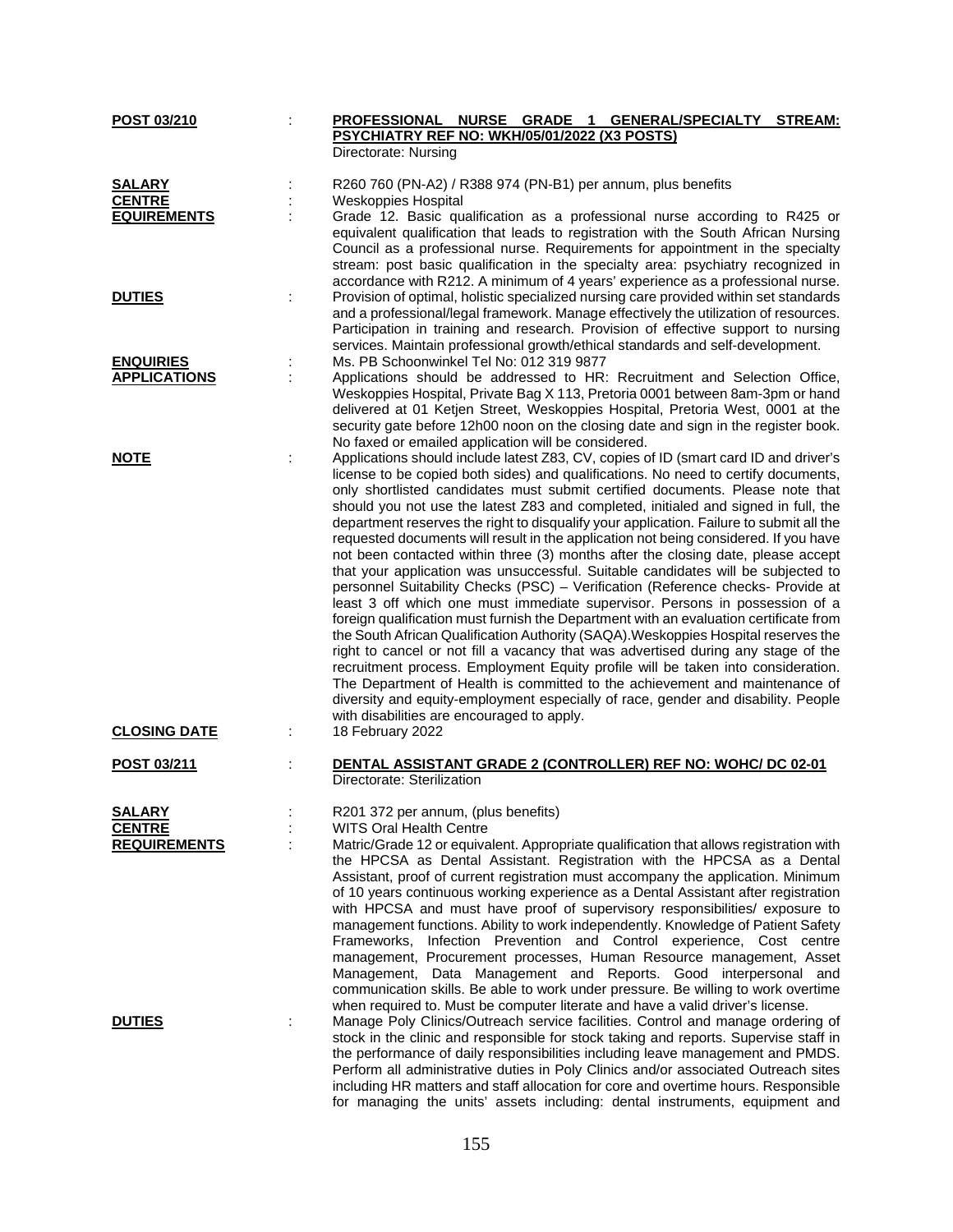**POST 03/210** : **PROFESSIONAL NURSE GRADE 1 GENERAL/SPECIALTY STREAM: PSYCHIATRY REF NO: WKH/05/01/2022 (X3 POSTS)**
Directorate: Nursing

**SALARY** : R260 760 (PN-A2) / R388 974 (PN-B1) per annum, plus benefits

**CENTRE** : Weskoppies Hospital

**EQUIREMENTS** : Grade 12. Basic qualification as a professional nurse according to R425 or equivalent qualification that leads to registration with the South African Nursing Council as a professional nurse. Requirements for appointment in the specialty stream: post basic qualification in the specialty area: psychiatry recognized in accordance with R212. A minimum of 4 years' experience as a professional nurse.

**DUTIES** : Provision of optimal, holistic specialized nursing care provided within set standards and a professional/legal framework. Manage effectively the utilization of resources. Participation in training and research. Provision of effective support to nursing services. Maintain professional growth/ethical standards and self-development.

**ENQUIRIES** : Ms. PB Schoonwinkel Tel No: 012 319 9877

**APPLICATIONS** : Applications should be addressed to HR: Recruitment and Selection Office, Weskoppies Hospital, Private Bag X 113, Pretoria 0001 between 8am-3pm or hand delivered at 01 Ketjen Street, Weskoppies Hospital, Pretoria West, 0001 at the security gate before 12h00 noon on the closing date and sign in the register book. No faxed or emailed application will be considered.

**NOTE** : Applications should include latest Z83, CV, copies of ID (smart card ID and driver's license to be copied both sides) and qualifications. No need to certify documents, only shortlisted candidates must submit certified documents. Please note that should you not use the latest Z83 and completed, initialed and signed in full, the department reserves the right to disqualify your application. Failure to submit all the requested documents will result in the application not being considered. If you have not been contacted within three (3) months after the closing date, please accept that your application was unsuccessful. Suitable candidates will be subjected to personnel Suitability Checks (PSC) – Verification (Reference checks- Provide at least 3 off which one must immediate supervisor. Persons in possession of a foreign qualification must furnish the Department with an evaluation certificate from the South African Qualification Authority (SAQA).Weskoppies Hospital reserves the right to cancel or not fill a vacancy that was advertised during any stage of the recruitment process. Employment Equity profile will be taken into consideration. The Department of Health is committed to the achievement and maintenance of diversity and equity-employment especially of race, gender and disability. People with disabilities are encouraged to apply.

**CLOSING DATE** : 18 February 2022

**POST 03/211** : **DENTAL ASSISTANT GRADE 2 (CONTROLLER) REF NO: WOHC/ DC 02-01**
Directorate: Sterilization

**SALARY** : R201 372 per annum, (plus benefits)

**CENTRE** : WITS Oral Health Centre

**REQUIREMENTS** : Matric/Grade 12 or equivalent. Appropriate qualification that allows registration with the HPCSA as Dental Assistant. Registration with the HPCSA as a Dental Assistant, proof of current registration must accompany the application. Minimum of 10 years continuous working experience as a Dental Assistant after registration with HPCSA and must have proof of supervisory responsibilities/ exposure to management functions. Ability to work independently. Knowledge of Patient Safety Frameworks, Infection Prevention and Control experience, Cost centre management, Procurement processes, Human Resource management, Asset Management, Data Management and Reports. Good interpersonal and communication skills. Be able to work under pressure. Be willing to work overtime when required to. Must be computer literate and have a valid driver's license.

**DUTIES** : Manage Poly Clinics/Outreach service facilities. Control and manage ordering of stock in the clinic and responsible for stock taking and reports. Supervise staff in the performance of daily responsibilities including leave management and PMDS. Perform all administrative duties in Poly Clinics and/or associated Outreach sites including HR matters and staff allocation for core and overtime hours. Responsible for managing the units' assets including: dental instruments, equipment and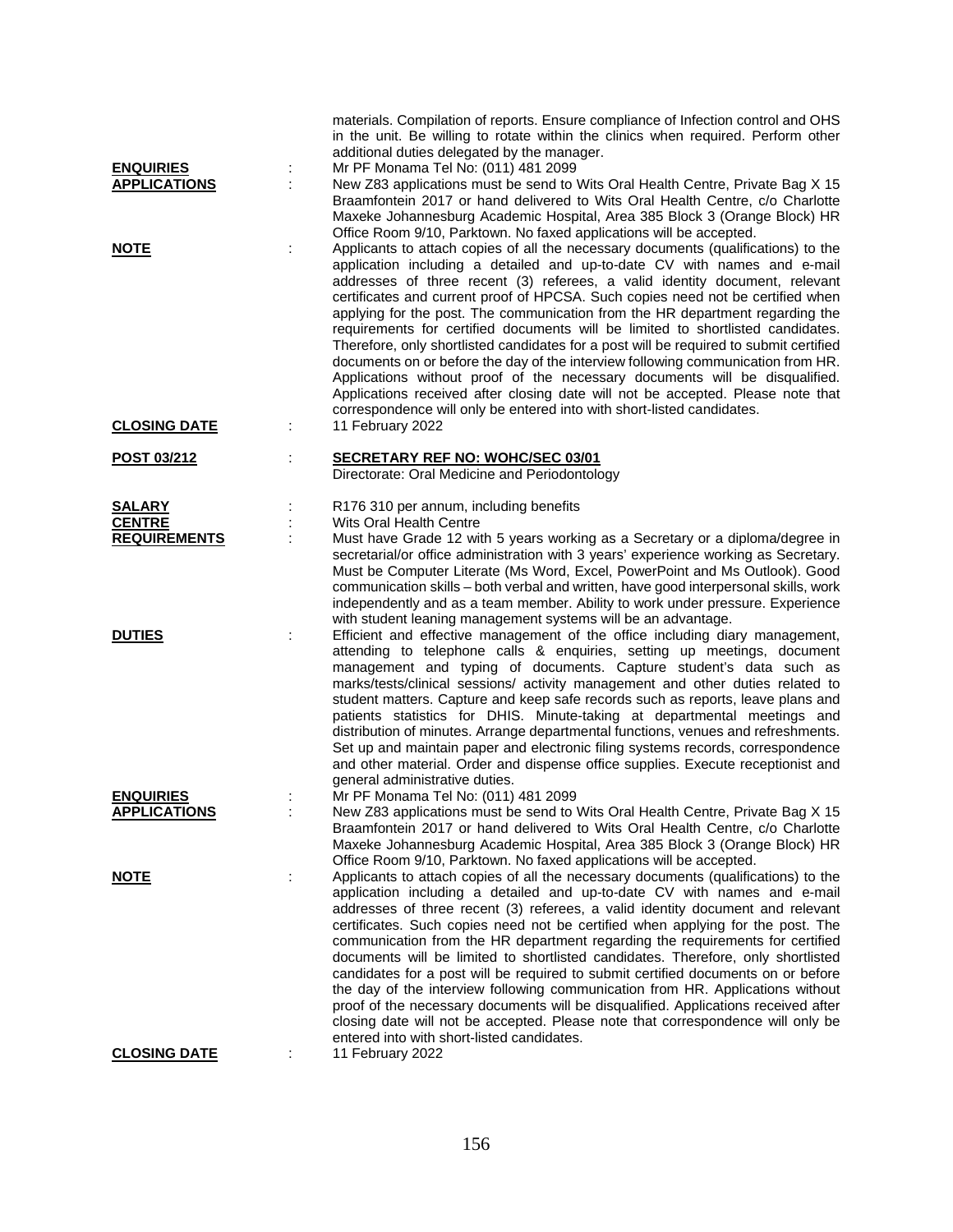materials. Compilation of reports. Ensure compliance of Infection control and OHS in the unit. Be willing to rotate within the clinics when required. Perform other additional duties delegated by the manager.

**ENQUIRIES** : Mr PF Monama Tel No: (011) 481 2099

**APPLICATIONS** : New Z83 applications must be send to Wits Oral Health Centre, Private Bag X 15 Braamfontein 2017 or hand delivered to Wits Oral Health Centre, c/o Charlotte Maxeke Johannesburg Academic Hospital, Area 385 Block 3 (Orange Block) HR Office Room 9/10, Parktown. No faxed applications will be accepted.

**NOTE** : Applicants to attach copies of all the necessary documents (qualifications) to the application including a detailed and up-to-date CV with names and e-mail addresses of three recent (3) referees, a valid identity document, relevant certificates and current proof of HPCSA. Such copies need not be certified when applying for the post. The communication from the HR department regarding the requirements for certified documents will be limited to shortlisted candidates. Therefore, only shortlisted candidates for a post will be required to submit certified documents on or before the day of the interview following communication from HR. Applications without proof of the necessary documents will be disqualified. Applications received after closing date will not be accepted. Please note that correspondence will only be entered into with short-listed candidates.

**CLOSING DATE** : 11 February 2022

## POST 03/212 : SECRETARY REF NO: WOHC/SEC 03/01

Directorate: Oral Medicine and Periodontology

**SALARY** : R176 310 per annum, including benefits

**CENTRE** : Wits Oral Health Centre

**REQUIREMENTS** : Must have Grade 12 with 5 years working as a Secretary or a diploma/degree in secretarial/or office administration with 3 years' experience working as Secretary. Must be Computer Literate (Ms Word, Excel, PowerPoint and Ms Outlook). Good communication skills – both verbal and written, have good interpersonal skills, work independently and as a team member. Ability to work under pressure. Experience with student leaning management systems will be an advantage.

**DUTIES** : Efficient and effective management of the office including diary management, attending to telephone calls & enquiries, setting up meetings, document management and typing of documents. Capture student's data such as marks/tests/clinical sessions/ activity management and other duties related to student matters. Capture and keep safe records such as reports, leave plans and patients statistics for DHIS. Minute-taking at departmental meetings and distribution of minutes. Arrange departmental functions, venues and refreshments. Set up and maintain paper and electronic filing systems records, correspondence and other material. Order and dispense office supplies. Execute receptionist and general administrative duties.

**ENQUIRIES** : Mr PF Monama Tel No: (011) 481 2099

**APPLICATIONS** : New Z83 applications must be send to Wits Oral Health Centre, Private Bag X 15 Braamfontein 2017 or hand delivered to Wits Oral Health Centre, c/o Charlotte Maxeke Johannesburg Academic Hospital, Area 385 Block 3 (Orange Block) HR Office Room 9/10, Parktown. No faxed applications will be accepted.

**NOTE** : Applicants to attach copies of all the necessary documents (qualifications) to the application including a detailed and up-to-date CV with names and e-mail addresses of three recent (3) referees, a valid identity document and relevant certificates. Such copies need not be certified when applying for the post. The communication from the HR department regarding the requirements for certified documents will be limited to shortlisted candidates. Therefore, only shortlisted candidates for a post will be required to submit certified documents on or before the day of the interview following communication from HR. Applications without proof of the necessary documents will be disqualified. Applications received after closing date will not be accepted. Please note that correspondence will only be entered into with short-listed candidates.

**CLOSING DATE** : 11 February 2022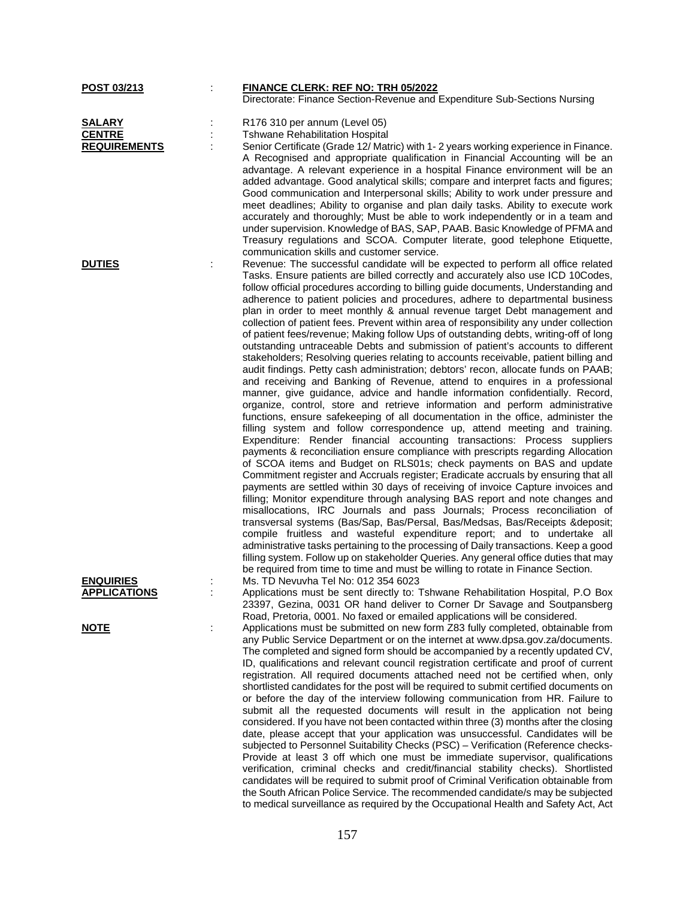**POST 03/213** : **FINANCE CLERK: REF NO: TRH 05/2022**
Directorate: Finance Section-Revenue and Expenditure Sub-Sections Nursing

**SALARY** : R176 310 per annum (Level 05)

**CENTRE** : Tshwane Rehabilitation Hospital

**REQUIREMENTS** : Senior Certificate (Grade 12/ Matric) with 1- 2 years working experience in Finance. A Recognised and appropriate qualification in Financial Accounting will be an advantage. A relevant experience in a hospital Finance environment will be an added advantage. Good analytical skills; compare and interpret facts and figures; Good communication and Interpersonal skills; Ability to work under pressure and meet deadlines; Ability to organise and plan daily tasks. Ability to execute work accurately and thoroughly; Must be able to work independently or in a team and under supervision. Knowledge of BAS, SAP, PAAB. Basic Knowledge of PFMA and Treasury regulations and SCOA. Computer literate, good telephone Etiquette, communication skills and customer service.

**DUTIES** : Revenue: The successful candidate will be expected to perform all office related Tasks. Ensure patients are billed correctly and accurately also use ICD 10Codes, follow official procedures according to billing guide documents, Understanding and adherence to patient policies and procedures, adhere to departmental business plan in order to meet monthly & annual revenue target Debt management and collection of patient fees. Prevent within area of responsibility any under collection of patient fees/revenue; Making follow Ups of outstanding debts, writing-off of long outstanding untraceable Debts and submission of patient's accounts to different stakeholders; Resolving queries relating to accounts receivable, patient billing and audit findings. Petty cash administration; debtors' recon, allocate funds on PAAB; and receiving and Banking of Revenue, attend to enquires in a professional manner, give guidance, advice and handle information confidentially. Record, organize, control, store and retrieve information and perform administrative functions, ensure safekeeping of all documentation in the office, administer the filling system and follow correspondence up, attend meeting and training. Expenditure: Render financial accounting transactions: Process suppliers payments & reconciliation ensure compliance with prescripts regarding Allocation of SCOA items and Budget on RLS01s; check payments on BAS and update Commitment register and Accruals register; Eradicate accruals by ensuring that all payments are settled within 30 days of receiving of invoice Capture invoices and filling; Monitor expenditure through analysing BAS report and note changes and misallocations, IRC Journals and pass Journals; Process reconciliation of transversal systems (Bas/Sap, Bas/Persal, Bas/Medsas, Bas/Receipts &deposit; compile fruitless and wasteful expenditure report; and to undertake all administrative tasks pertaining to the processing of Daily transactions. Keep a good filling system. Follow up on stakeholder Queries. Any general office duties that may be required from time to time and must be willing to rotate in Finance Section.

**ENQUIRIES** : Ms. TD Nevuvha Tel No: 012 354 6023

**APPLICATIONS** : Applications must be sent directly to: Tshwane Rehabilitation Hospital, P.O Box 23397, Gezina, 0031 OR hand deliver to Corner Dr Savage and Soutpansberg Road, Pretoria, 0001. No faxed or emailed applications will be considered.

**NOTE** : Applications must be submitted on new form Z83 fully completed, obtainable from any Public Service Department or on the internet at www.dpsa.gov.za/documents. The completed and signed form should be accompanied by a recently updated CV, ID, qualifications and relevant council registration certificate and proof of current registration. All required documents attached need not be certified when, only shortlisted candidates for the post will be required to submit certified documents on or before the day of the interview following communication from HR. Failure to submit all the requested documents will result in the application not being considered. If you have not been contacted within three (3) months after the closing date, please accept that your application was unsuccessful. Candidates will be subjected to Personnel Suitability Checks (PSC) – Verification (Reference checks- Provide at least 3 off which one must be immediate supervisor, qualifications verification, criminal checks and credit/financial stability checks). Shortlisted candidates will be required to submit proof of Criminal Verification obtainable from the South African Police Service. The recommended candidate/s may be subjected to medical surveillance as required by the Occupational Health and Safety Act, Act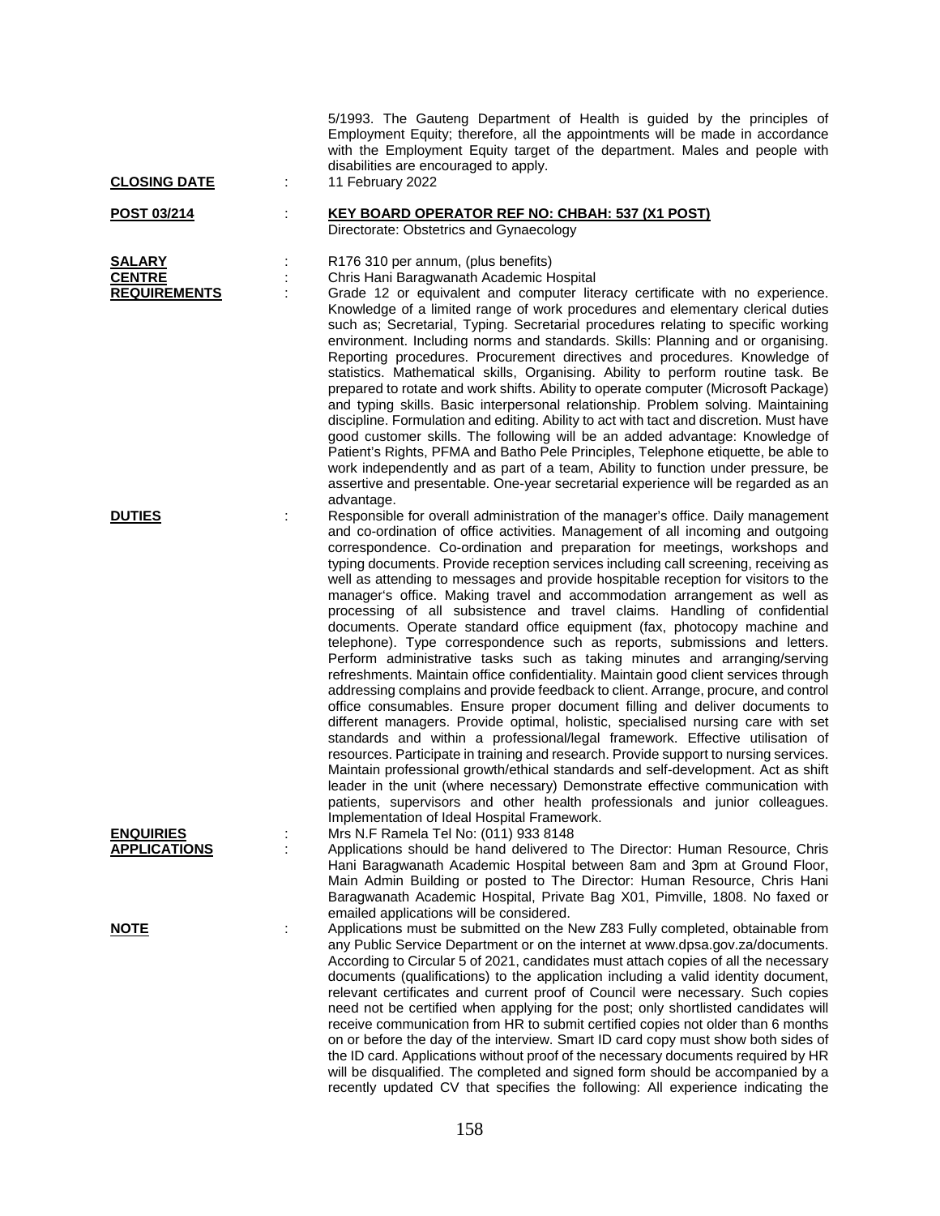5/1993. The Gauteng Department of Health is guided by the principles of Employment Equity; therefore, all the appointments will be made in accordance with the Employment Equity target of the department. Males and people with disabilities are encouraged to apply.

**CLOSING DATE** : 11 February 2022

**POST 03/214** : **KEY BOARD OPERATOR REF NO: CHBAH: 537 (X1 POST)**
Directorate: Obstetrics and Gynaecology

**SALARY** : R176 310 per annum, (plus benefits)

**CENTRE** : Chris Hani Baragwanath Academic Hospital

**REQUIREMENTS** : Grade 12 or equivalent and computer literacy certificate with no experience. Knowledge of a limited range of work procedures and elementary clerical duties such as; Secretarial, Typing. Secretarial procedures relating to specific working environment. Including norms and standards. Skills: Planning and or organising. Reporting procedures. Procurement directives and procedures. Knowledge of statistics. Mathematical skills, Organising. Ability to perform routine task. Be prepared to rotate and work shifts. Ability to operate computer (Microsoft Package) and typing skills. Basic interpersonal relationship. Problem solving. Maintaining discipline. Formulation and editing. Ability to act with tact and discretion. Must have good customer skills. The following will be an added advantage: Knowledge of Patient's Rights, PFMA and Batho Pele Principles, Telephone etiquette, be able to work independently and as part of a team, Ability to function under pressure, be assertive and presentable. One-year secretarial experience will be regarded as an advantage.

**DUTIES** : Responsible for overall administration of the manager's office. Daily management and co-ordination of office activities. Management of all incoming and outgoing correspondence. Co-ordination and preparation for meetings, workshops and typing documents. Provide reception services including call screening, receiving as well as attending to messages and provide hospitable reception for visitors to the manager's office. Making travel and accommodation arrangement as well as processing of all subsistence and travel claims. Handling of confidential documents. Operate standard office equipment (fax, photocopy machine and telephone). Type correspondence such as reports, submissions and letters. Perform administrative tasks such as taking minutes and arranging/serving refreshments. Maintain office confidentiality. Maintain good client services through addressing complains and provide feedback to client. Arrange, procure, and control office consumables. Ensure proper document filling and deliver documents to different managers. Provide optimal, holistic, specialised nursing care with set standards and within a professional/legal framework. Effective utilisation of resources. Participate in training and research. Provide support to nursing services. Maintain professional growth/ethical standards and self-development. Act as shift leader in the unit (where necessary) Demonstrate effective communication with patients, supervisors and other health professionals and junior colleagues. Implementation of Ideal Hospital Framework.

**ENQUIRIES** : Mrs N.F Ramela Tel No: (011) 933 8148

**APPLICATIONS** : Applications should be hand delivered to The Director: Human Resource, Chris Hani Baragwanath Academic Hospital between 8am and 3pm at Ground Floor, Main Admin Building or posted to The Director: Human Resource, Chris Hani Baragwanath Academic Hospital, Private Bag X01, Pimville, 1808. No faxed or emailed applications will be considered.

**NOTE** : Applications must be submitted on the New Z83 Fully completed, obtainable from any Public Service Department or on the internet at www.dpsa.gov.za/documents. According to Circular 5 of 2021, candidates must attach copies of all the necessary documents (qualifications) to the application including a valid identity document, relevant certificates and current proof of Council were necessary. Such copies need not be certified when applying for the post; only shortlisted candidates will receive communication from HR to submit certified copies not older than 6 months on or before the day of the interview. Smart ID card copy must show both sides of the ID card. Applications without proof of the necessary documents required by HR will be disqualified. The completed and signed form should be accompanied by a recently updated CV that specifies the following: All experience indicating the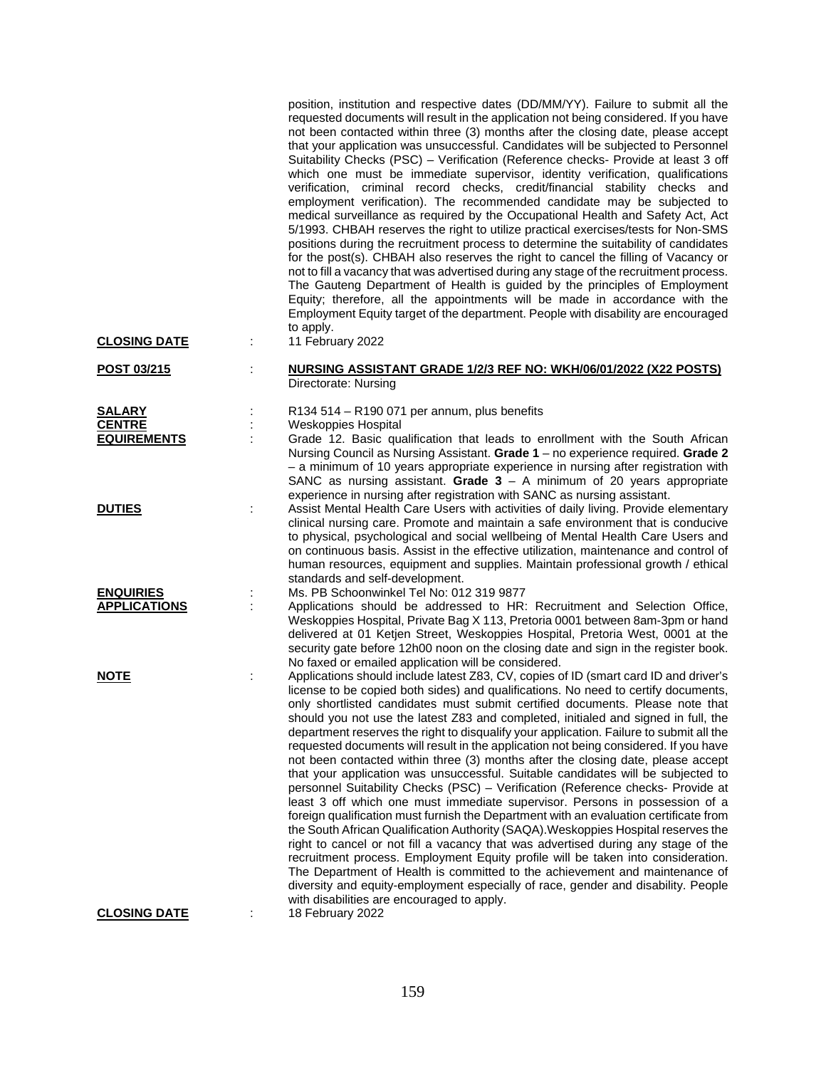position, institution and respective dates (DD/MM/YY). Failure to submit all the requested documents will result in the application not being considered. If you have not been contacted within three (3) months after the closing date, please accept that your application was unsuccessful. Candidates will be subjected to Personnel Suitability Checks (PSC) – Verification (Reference checks- Provide at least 3 off which one must be immediate supervisor, identity verification, qualifications verification, criminal record checks, credit/financial stability checks and employment verification). The recommended candidate may be subjected to medical surveillance as required by the Occupational Health and Safety Act, Act 5/1993. CHBAH reserves the right to utilize practical exercises/tests for Non-SMS positions during the recruitment process to determine the suitability of candidates for the post(s). CHBAH also reserves the right to cancel the filling of Vacancy or not to fill a vacancy that was advertised during any stage of the recruitment process. The Gauteng Department of Health is guided by the principles of Employment Equity; therefore, all the appointments will be made in accordance with the Employment Equity target of the department. People with disability are encouraged to apply.

**CLOSING DATE** : 11 February 2022

**POST 03/215** : **NURSING ASSISTANT GRADE 1/2/3 REF NO: WKH/06/01/2022 (X22 POSTS)**
Directorate: Nursing

**SALARY** : R134 514 – R190 071 per annum, plus benefits

**CENTRE** : Weskoppies Hospital

**EQUIREMENTS** : Grade 12. Basic qualification that leads to enrollment with the South African Nursing Council as Nursing Assistant. **Grade 1** – no experience required. **Grade 2** – a minimum of 10 years appropriate experience in nursing after registration with SANC as nursing assistant. **Grade 3** – A minimum of 20 years appropriate experience in nursing after registration with SANC as nursing assistant.

**DUTIES** : Assist Mental Health Care Users with activities of daily living. Provide elementary clinical nursing care. Promote and maintain a safe environment that is conducive to physical, psychological and social wellbeing of Mental Health Care Users and on continuous basis. Assist in the effective utilization, maintenance and control of human resources, equipment and supplies. Maintain professional growth / ethical standards and self-development.

**ENQUIRIES** : Ms. PB Schoonwinkel Tel No: 012 319 9877

**APPLICATIONS** : Applications should be addressed to HR: Recruitment and Selection Office, Weskoppies Hospital, Private Bag X 113, Pretoria 0001 between 8am-3pm or hand delivered at 01 Ketjen Street, Weskoppies Hospital, Pretoria West, 0001 at the security gate before 12h00 noon on the closing date and sign in the register book. No faxed or emailed application will be considered.

**NOTE** : Applications should include latest Z83, CV, copies of ID (smart card ID and driver's license to be copied both sides) and qualifications. No need to certify documents, only shortlisted candidates must submit certified documents. Please note that should you not use the latest Z83 and completed, initialed and signed in full, the department reserves the right to disqualify your application. Failure to submit all the requested documents will result in the application not being considered. If you have not been contacted within three (3) months after the closing date, please accept that your application was unsuccessful. Suitable candidates will be subjected to personnel Suitability Checks (PSC) – Verification (Reference checks- Provide at least 3 off which one must immediate supervisor. Persons in possession of a foreign qualification must furnish the Department with an evaluation certificate from the South African Qualification Authority (SAQA).Weskoppies Hospital reserves the right to cancel or not fill a vacancy that was advertised during any stage of the recruitment process. Employment Equity profile will be taken into consideration. The Department of Health is committed to the achievement and maintenance of diversity and equity-employment especially of race, gender and disability. People with disabilities are encouraged to apply.

**CLOSING DATE** : 18 February 2022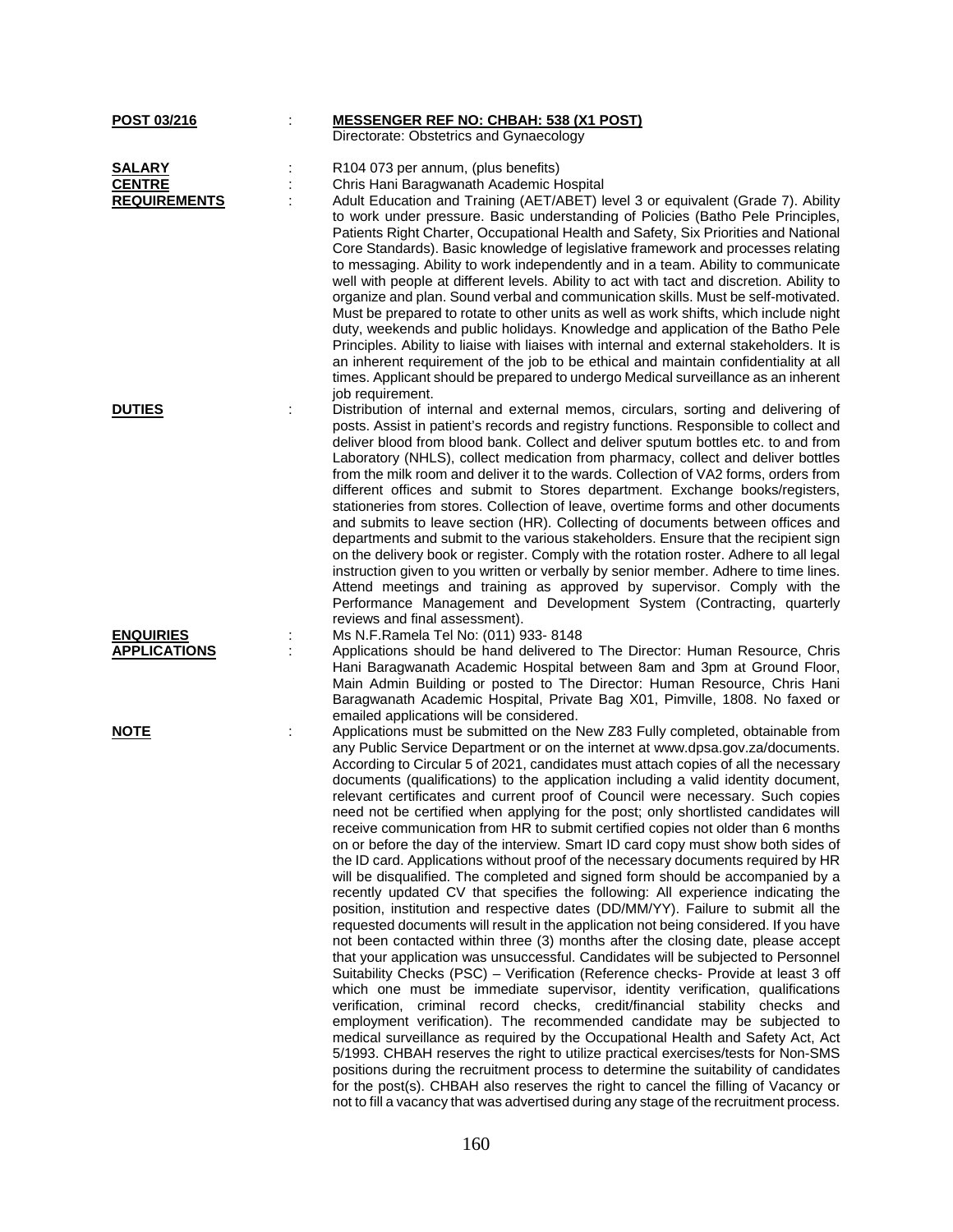**POST 03/216** : **MESSENGER REF NO: CHBAH: 538 (X1 POST)**
Directorate: Obstetrics and Gynaecology

**SALARY** : R104 073 per annum, (plus benefits)

**CENTRE** : Chris Hani Baragwanath Academic Hospital

**REQUIREMENTS** : Adult Education and Training (AET/ABET) level 3 or equivalent (Grade 7). Ability to work under pressure. Basic understanding of Policies (Batho Pele Principles, Patients Right Charter, Occupational Health and Safety, Six Priorities and National Core Standards). Basic knowledge of legislative framework and processes relating to messaging. Ability to work independently and in a team. Ability to communicate well with people at different levels. Ability to act with tact and discretion. Ability to organize and plan. Sound verbal and communication skills. Must be self-motivated. Must be prepared to rotate to other units as well as work shifts, which include night duty, weekends and public holidays. Knowledge and application of the Batho Pele Principles. Ability to liaise with liaises with internal and external stakeholders. It is an inherent requirement of the job to be ethical and maintain confidentiality at all times. Applicant should be prepared to undergo Medical surveillance as an inherent job requirement.

**DUTIES** : Distribution of internal and external memos, circulars, sorting and delivering of posts. Assist in patient's records and registry functions. Responsible to collect and deliver blood from blood bank. Collect and deliver sputum bottles etc. to and from Laboratory (NHLS), collect medication from pharmacy, collect and deliver bottles from the milk room and deliver it to the wards. Collection of VA2 forms, orders from different offices and submit to Stores department. Exchange books/registers, stationeries from stores. Collection of leave, overtime forms and other documents and submits to leave section (HR). Collecting of documents between offices and departments and submit to the various stakeholders. Ensure that the recipient sign on the delivery book or register. Comply with the rotation roster. Adhere to all legal instruction given to you written or verbally by senior member. Adhere to time lines. Attend meetings and training as approved by supervisor. Comply with the Performance Management and Development System (Contracting, quarterly reviews and final assessment).

**ENQUIRIES** : Ms N.F.Ramela Tel No: (011) 933- 8148

**APPLICATIONS** : Applications should be hand delivered to The Director: Human Resource, Chris Hani Baragwanath Academic Hospital between 8am and 3pm at Ground Floor, Main Admin Building or posted to The Director: Human Resource, Chris Hani Baragwanath Academic Hospital, Private Bag X01, Pimville, 1808. No faxed or emailed applications will be considered.

**NOTE** : Applications must be submitted on the New Z83 Fully completed, obtainable from any Public Service Department or on the internet at www.dpsa.gov.za/documents. According to Circular 5 of 2021, candidates must attach copies of all the necessary documents (qualifications) to the application including a valid identity document, relevant certificates and current proof of Council were necessary. Such copies need not be certified when applying for the post; only shortlisted candidates will receive communication from HR to submit certified copies not older than 6 months on or before the day of the interview. Smart ID card copy must show both sides of the ID card. Applications without proof of the necessary documents required by HR will be disqualified. The completed and signed form should be accompanied by a recently updated CV that specifies the following: All experience indicating the position, institution and respective dates (DD/MM/YY). Failure to submit all the requested documents will result in the application not being considered. If you have not been contacted within three (3) months after the closing date, please accept that your application was unsuccessful. Candidates will be subjected to Personnel Suitability Checks (PSC) – Verification (Reference checks- Provide at least 3 off which one must be immediate supervisor, identity verification, qualifications verification, criminal record checks, credit/financial stability checks and employment verification). The recommended candidate may be subjected to medical surveillance as required by the Occupational Health and Safety Act, Act 5/1993. CHBAH reserves the right to utilize practical exercises/tests for Non-SMS positions during the recruitment process to determine the suitability of candidates for the post(s). CHBAH also reserves the right to cancel the filling of Vacancy or not to fill a vacancy that was advertised during any stage of the recruitment process.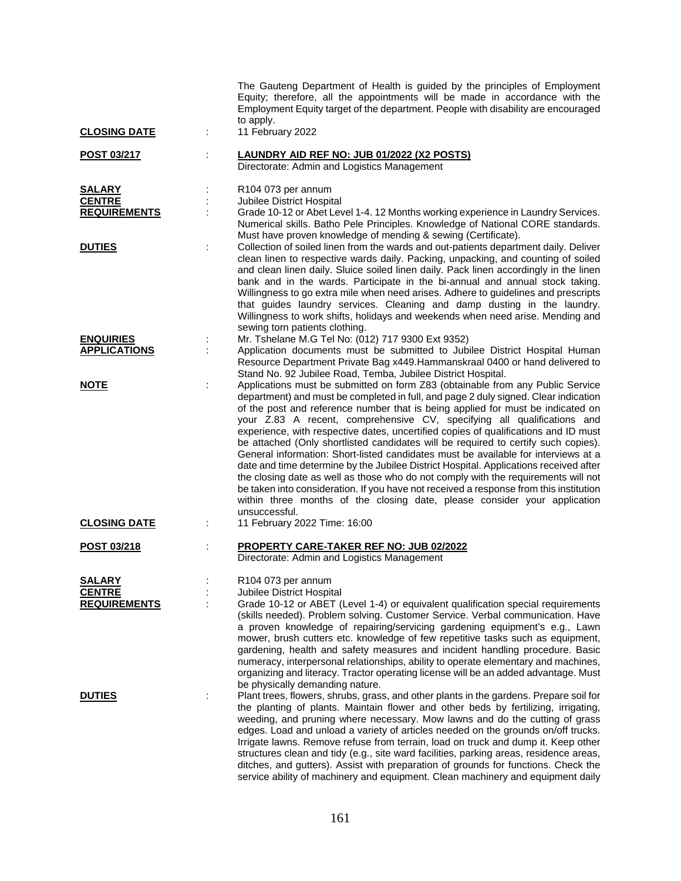The Gauteng Department of Health is guided by the principles of Employment Equity; therefore, all the appointments will be made in accordance with the Employment Equity target of the department. People with disability are encouraged to apply.

**CLOSING DATE** : 11 February 2022

**POST 03/217** : **LAUNDRY AID REF NO: JUB 01/2022 (X2 POSTS)**
Directorate: Admin and Logistics Management

**SALARY** : R104 073 per annum

**CENTRE** : Jubilee District Hospital

**REQUIREMENTS** : Grade 10-12 or Abet Level 1-4. 12 Months working experience in Laundry Services. Numerical skills. Batho Pele Principles. Knowledge of National CORE standards. Must have proven knowledge of mending & sewing (Certificate).

**DUTIES** : Collection of soiled linen from the wards and out-patients department daily. Deliver clean linen to respective wards daily. Packing, unpacking, and counting of soiled and clean linen daily. Sluice soiled linen daily. Pack linen accordingly in the linen bank and in the wards. Participate in the bi-annual and annual stock taking. Willingness to go extra mile when need arises. Adhere to guidelines and prescripts that guides laundry services. Cleaning and damp dusting in the laundry. Willingness to work shifts, holidays and weekends when need arise. Mending and sewing torn patients clothing.

**ENQUIRIES** : Mr. Tshelane M.G Tel No: (012) 717 9300 Ext 9352)

**APPLICATIONS** : Application documents must be submitted to Jubilee District Hospital Human Resource Department Private Bag x449.Hammanskraal 0400 or hand delivered to Stand No. 92 Jubilee Road, Temba, Jubilee District Hospital.

**NOTE** : Applications must be submitted on form Z83 (obtainable from any Public Service department) and must be completed in full, and page 2 duly signed. Clear indication of the post and reference number that is being applied for must be indicated on your Z.83 A recent, comprehensive CV, specifying all qualifications and experience, with respective dates, uncertified copies of qualifications and ID must be attached (Only shortlisted candidates will be required to certify such copies). General information: Short-listed candidates must be available for interviews at a date and time determine by the Jubilee District Hospital. Applications received after the closing date as well as those who do not comply with the requirements will not be taken into consideration. If you have not received a response from this institution within three months of the closing date, please consider your application unsuccessful.

**CLOSING DATE** : 11 February 2022 Time: 16:00

**POST 03/218** : **PROPERTY CARE-TAKER REF NO: JUB 02/2022**
Directorate: Admin and Logistics Management

**SALARY** : R104 073 per annum

**CENTRE** : Jubilee District Hospital

**REQUIREMENTS** : Grade 10-12 or ABET (Level 1-4) or equivalent qualification special requirements (skills needed). Problem solving. Customer Service. Verbal communication. Have a proven knowledge of repairing/servicing gardening equipment's e.g., Lawn mower, brush cutters etc. knowledge of few repetitive tasks such as equipment, gardening, health and safety measures and incident handling procedure. Basic numeracy, interpersonal relationships, ability to operate elementary and machines, organizing and literacy. Tractor operating license will be an added advantage. Must be physically demanding nature.

**DUTIES** : Plant trees, flowers, shrubs, grass, and other plants in the gardens. Prepare soil for the planting of plants. Maintain flower and other beds by fertilizing, irrigating, weeding, and pruning where necessary. Mow lawns and do the cutting of grass edges. Load and unload a variety of articles needed on the grounds on/off trucks. Irrigate lawns. Remove refuse from terrain, load on truck and dump it. Keep other structures clean and tidy (e.g., site ward facilities, parking areas, residence areas, ditches, and gutters). Assist with preparation of grounds for functions. Check the service ability of machinery and equipment. Clean machinery and equipment daily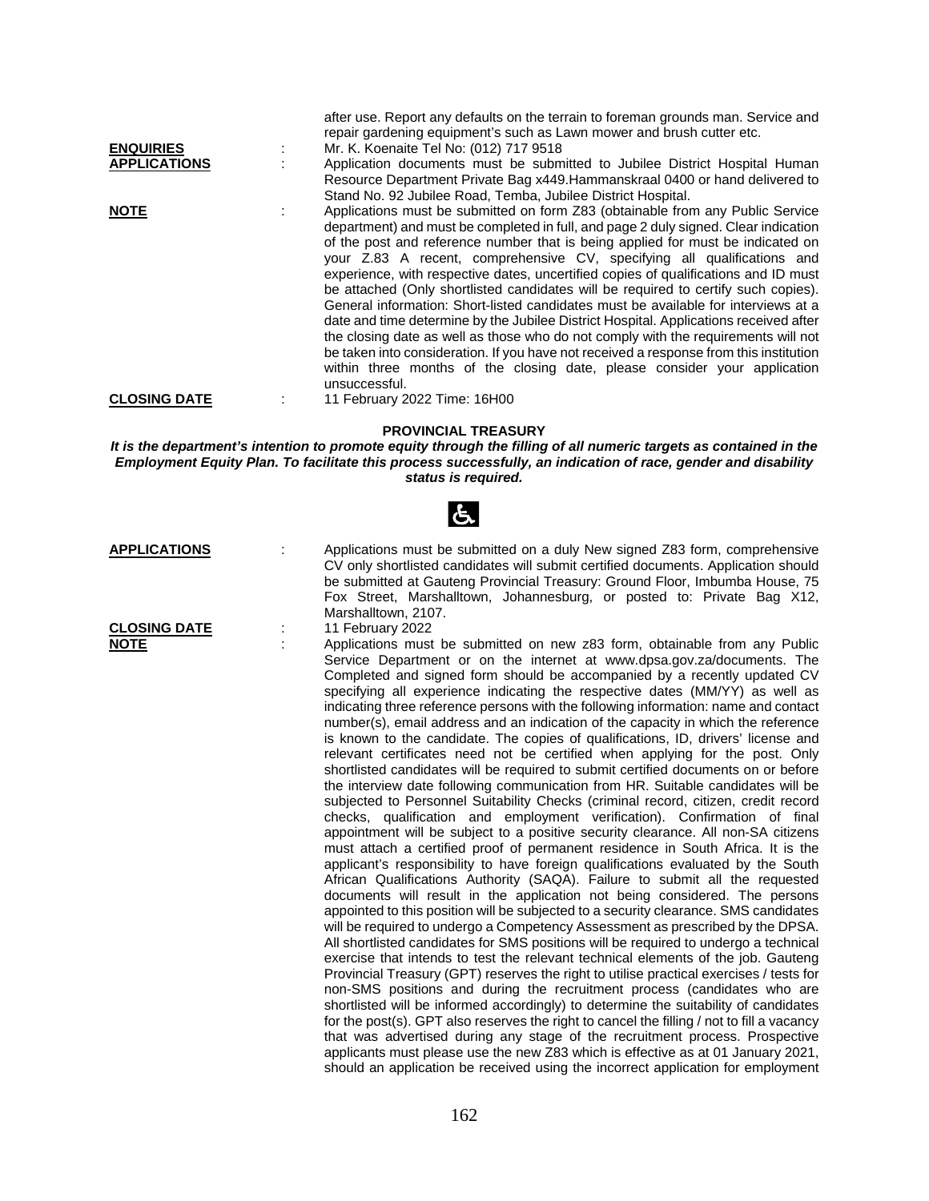after use. Report any defaults on the terrain to foreman grounds man. Service and repair gardening equipment's such as Lawn mower and brush cutter etc.

**ENQUIRIES** : Mr. K. Koenaite Tel No: (012) 717 9518

**APPLICATIONS** : Application documents must be submitted to Jubilee District Hospital Human Resource Department Private Bag x449.Hammanskraal 0400 or hand delivered to Stand No. 92 Jubilee Road, Temba, Jubilee District Hospital.

**NOTE** : Applications must be submitted on form Z83 (obtainable from any Public Service department) and must be completed in full, and page 2 duly signed. Clear indication of the post and reference number that is being applied for must be indicated on your Z.83 A recent, comprehensive CV, specifying all qualifications and experience, with respective dates, uncertified copies of qualifications and ID must be attached (Only shortlisted candidates will be required to certify such copies). General information: Short-listed candidates must be available for interviews at a date and time determine by the Jubilee District Hospital. Applications received after the closing date as well as those who do not comply with the requirements will not be taken into consideration. If you have not received a response from this institution within three months of the closing date, please consider your application unsuccessful.

**CLOSING DATE** : 11 February 2022 Time: 16H00

## PROVINCIAL TREASURY

***It is the department's intention to promote equity through the filling of all numeric targets as contained in the Employment Equity Plan. To facilitate this process successfully, an indication of race, gender and disability status is required.***

**APPLICATIONS** : Applications must be submitted on a duly New signed Z83 form, comprehensive CV only shortlisted candidates will submit certified documents. Application should be submitted at Gauteng Provincial Treasury: Ground Floor, Imbumba House, 75 Fox Street, Marshalltown, Johannesburg, or posted to: Private Bag X12, Marshalltown, 2107.

**CLOSING DATE** : 11 February 2022

**NOTE** : Applications must be submitted on new z83 form, obtainable from any Public Service Department or on the internet at www.dpsa.gov.za/documents. The Completed and signed form should be accompanied by a recently updated CV specifying all experience indicating the respective dates (MM/YY) as well as indicating three reference persons with the following information: name and contact number(s), email address and an indication of the capacity in which the reference is known to the candidate. The copies of qualifications, ID, drivers' license and relevant certificates need not be certified when applying for the post. Only shortlisted candidates will be required to submit certified documents on or before the interview date following communication from HR. Suitable candidates will be subjected to Personnel Suitability Checks (criminal record, citizen, credit record checks, qualification and employment verification). Confirmation of final appointment will be subject to a positive security clearance. All non-SA citizens must attach a certified proof of permanent residence in South Africa. It is the applicant's responsibility to have foreign qualifications evaluated by the South African Qualifications Authority (SAQA). Failure to submit all the requested documents will result in the application not being considered. The persons appointed to this position will be subjected to a security clearance. SMS candidates will be required to undergo a Competency Assessment as prescribed by the DPSA. All shortlisted candidates for SMS positions will be required to undergo a technical exercise that intends to test the relevant technical elements of the job. Gauteng Provincial Treasury (GPT) reserves the right to utilise practical exercises / tests for non-SMS positions and during the recruitment process (candidates who are shortlisted will be informed accordingly) to determine the suitability of candidates for the post(s). GPT also reserves the right to cancel the filling / not to fill a vacancy that was advertised during any stage of the recruitment process. Prospective applicants must please use the new Z83 which is effective as at 01 January 2021, should an application be received using the incorrect application for employment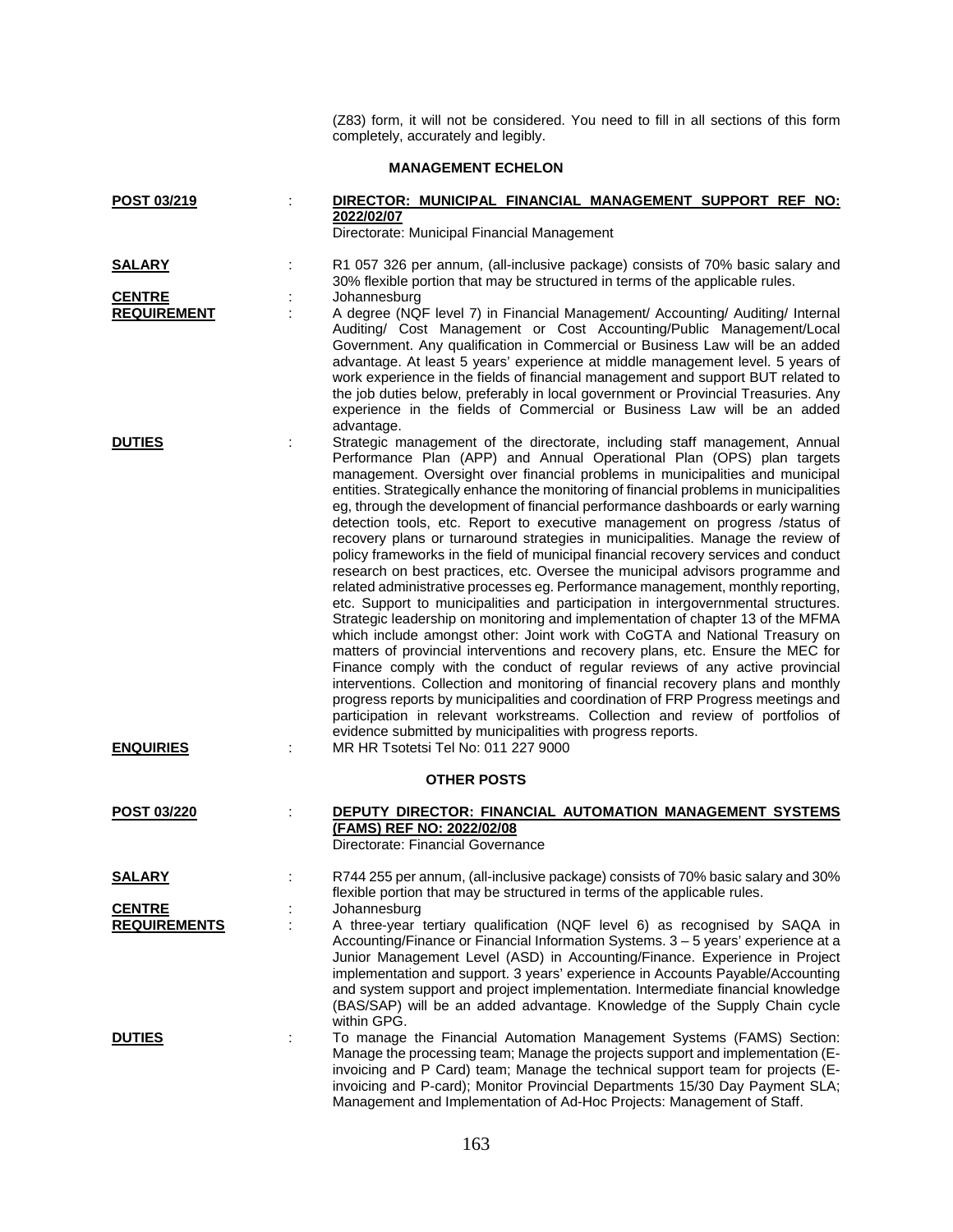(Z83) form, it will not be considered. You need to fill in all sections of this form completely, accurately and legibly.

## MANAGEMENT ECHELON

**POST 03/219** : **DIRECTOR: MUNICIPAL FINANCIAL MANAGEMENT SUPPORT REF NO: 2022/02/07**
Directorate: Municipal Financial Management

**SALARY** : R1 057 326 per annum, (all-inclusive package) consists of 70% basic salary and 30% flexible portion that may be structured in terms of the applicable rules.

**CENTRE** : Johannesburg

**REQUIREMENT** : A degree (NQF level 7) in Financial Management/ Accounting/ Auditing/ Internal Auditing/ Cost Management or Cost Accounting/Public Management/Local Government. Any qualification in Commercial or Business Law will be an added advantage. At least 5 years' experience at middle management level. 5 years of work experience in the fields of financial management and support BUT related to the job duties below, preferably in local government or Provincial Treasuries. Any experience in the fields of Commercial or Business Law will be an added advantage.

**DUTIES** : Strategic management of the directorate, including staff management, Annual Performance Plan (APP) and Annual Operational Plan (OPS) plan targets management. Oversight over financial problems in municipalities and municipal entities. Strategically enhance the monitoring of financial problems in municipalities eg, through the development of financial performance dashboards or early warning detection tools, etc. Report to executive management on progress /status of recovery plans or turnaround strategies in municipalities. Manage the review of policy frameworks in the field of municipal financial recovery services and conduct research on best practices, etc. Oversee the municipal advisors programme and related administrative processes eg. Performance management, monthly reporting, etc. Support to municipalities and participation in intergovernmental structures. Strategic leadership on monitoring and implementation of chapter 13 of the MFMA which include amongst other: Joint work with CoGTA and National Treasury on matters of provincial interventions and recovery plans, etc. Ensure the MEC for Finance comply with the conduct of regular reviews of any active provincial interventions. Collection and monitoring of financial recovery plans and monthly progress reports by municipalities and coordination of FRP Progress meetings and participation in relevant workstreams. Collection and review of portfolios of evidence submitted by municipalities with progress reports.

**ENQUIRIES** : MR HR Tsotetsi Tel No: 011 227 9000

## OTHER POSTS

**POST 03/220** : **DEPUTY DIRECTOR: FINANCIAL AUTOMATION MANAGEMENT SYSTEMS (FAMS) REF NO: 2022/02/08**
Directorate: Financial Governance

**SALARY** : R744 255 per annum, (all-inclusive package) consists of 70% basic salary and 30% flexible portion that may be structured in terms of the applicable rules.

**CENTRE** : Johannesburg

**REQUIREMENTS** : A three-year tertiary qualification (NQF level 6) as recognised by SAQA in Accounting/Finance or Financial Information Systems. 3 – 5 years' experience at a Junior Management Level (ASD) in Accounting/Finance. Experience in Project implementation and support. 3 years' experience in Accounts Payable/Accounting and system support and project implementation. Intermediate financial knowledge (BAS/SAP) will be an added advantage. Knowledge of the Supply Chain cycle within GPG.

**DUTIES** : To manage the Financial Automation Management Systems (FAMS) Section: Manage the processing team; Manage the projects support and implementation (E-invoicing and P Card) team; Manage the technical support team for projects (E-invoicing and P-card); Monitor Provincial Departments 15/30 Day Payment SLA; Management and Implementation of Ad-Hoc Projects: Management of Staff.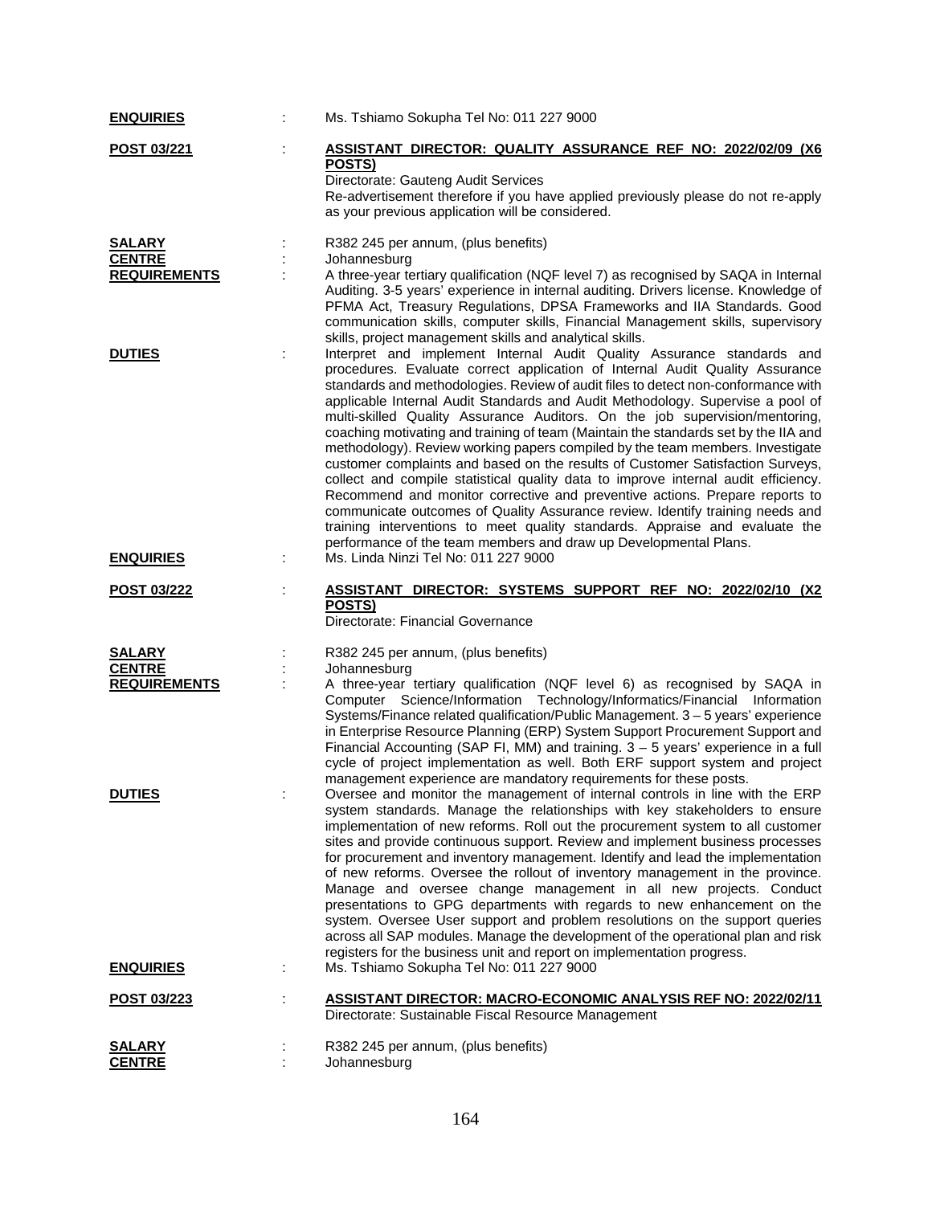**ENQUIRIES** : Ms. Tshiamo Sokupha Tel No: 011 227 9000

**POST 03/221** : **ASSISTANT DIRECTOR: QUALITY ASSURANCE REF NO: 2022/02/09 (X6 POSTS)**
Directorate: Gauteng Audit Services
Re-advertisement therefore if you have applied previously please do not re-apply as your previous application will be considered.

**SALARY** : R382 245 per annum, (plus benefits)

**CENTRE** : Johannesburg

**REQUIREMENTS** : A three-year tertiary qualification (NQF level 7) as recognised by SAQA in Internal Auditing. 3-5 years' experience in internal auditing. Drivers license. Knowledge of PFMA Act, Treasury Regulations, DPSA Frameworks and IIA Standards. Good communication skills, computer skills, Financial Management skills, supervisory skills, project management skills and analytical skills.

**DUTIES** : Interpret and implement Internal Audit Quality Assurance standards and procedures. Evaluate correct application of Internal Audit Quality Assurance standards and methodologies. Review of audit files to detect non-conformance with applicable Internal Audit Standards and Audit Methodology. Supervise a pool of multi-skilled Quality Assurance Auditors. On the job supervision/mentoring, coaching motivating and training of team (Maintain the standards set by the IIA and methodology). Review working papers compiled by the team members. Investigate customer complaints and based on the results of Customer Satisfaction Surveys, collect and compile statistical quality data to improve internal audit efficiency. Recommend and monitor corrective and preventive actions. Prepare reports to communicate outcomes of Quality Assurance review. Identify training needs and training interventions to meet quality standards. Appraise and evaluate the performance of the team members and draw up Developmental Plans.

**ENQUIRIES** : Ms. Linda Ninzi Tel No: 011 227 9000

**POST 03/222** : **ASSISTANT DIRECTOR: SYSTEMS SUPPORT REF NO: 2022/02/10 (X2 POSTS)**
Directorate: Financial Governance

**SALARY** : R382 245 per annum, (plus benefits)

**CENTRE** : Johannesburg

**REQUIREMENTS** : A three-year tertiary qualification (NQF level 6) as recognised by SAQA in Computer Science/Information Technology/Informatics/Financial Information Systems/Finance related qualification/Public Management. 3 – 5 years' experience in Enterprise Resource Planning (ERP) System Support Procurement Support and Financial Accounting (SAP FI, MM) and training. 3 – 5 years' experience in a full cycle of project implementation as well. Both ERF support system and project management experience are mandatory requirements for these posts.

**DUTIES** : Oversee and monitor the management of internal controls in line with the ERP system standards. Manage the relationships with key stakeholders to ensure implementation of new reforms. Roll out the procurement system to all customer sites and provide continuous support. Review and implement business processes for procurement and inventory management. Identify and lead the implementation of new reforms. Oversee the rollout of inventory management in the province. Manage and oversee change management in all new projects. Conduct presentations to GPG departments with regards to new enhancement on the system. Oversee User support and problem resolutions on the support queries across all SAP modules. Manage the development of the operational plan and risk registers for the business unit and report on implementation progress.

**ENQUIRIES** : Ms. Tshiamo Sokupha Tel No: 011 227 9000

**POST 03/223** : **ASSISTANT DIRECTOR: MACRO-ECONOMIC ANALYSIS REF NO: 2022/02/11**
Directorate: Sustainable Fiscal Resource Management

**SALARY** : R382 245 per annum, (plus benefits)

**CENTRE** : Johannesburg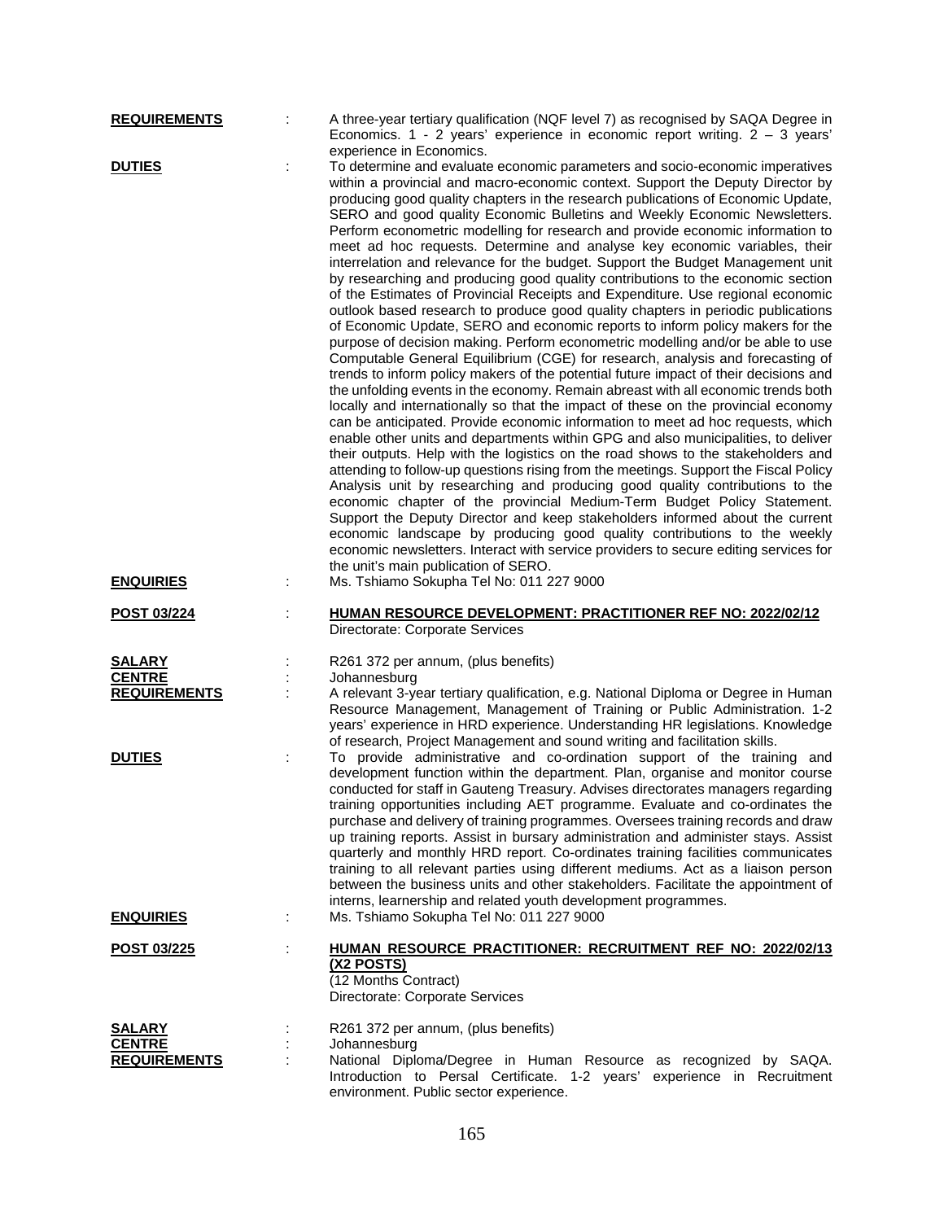**REQUIREMENTS** : A three-year tertiary qualification (NQF level 7) as recognised by SAQA Degree in Economics. 1 - 2 years' experience in economic report writing. 2 – 3 years' experience in Economics.

**DUTIES** : To determine and evaluate economic parameters and socio-economic imperatives within a provincial and macro-economic context. Support the Deputy Director by producing good quality chapters in the research publications of Economic Update, SERO and good quality Economic Bulletins and Weekly Economic Newsletters. Perform econometric modelling for research and provide economic information to meet ad hoc requests. Determine and analyse key economic variables, their interrelation and relevance for the budget. Support the Budget Management unit by researching and producing good quality contributions to the economic section of the Estimates of Provincial Receipts and Expenditure. Use regional economic outlook based research to produce good quality chapters in periodic publications of Economic Update, SERO and economic reports to inform policy makers for the purpose of decision making. Perform econometric modelling and/or be able to use Computable General Equilibrium (CGE) for research, analysis and forecasting of trends to inform policy makers of the potential future impact of their decisions and the unfolding events in the economy. Remain abreast with all economic trends both locally and internationally so that the impact of these on the provincial economy can be anticipated. Provide economic information to meet ad hoc requests, which enable other units and departments within GPG and also municipalities, to deliver their outputs. Help with the logistics on the road shows to the stakeholders and attending to follow-up questions rising from the meetings. Support the Fiscal Policy Analysis unit by researching and producing good quality contributions to the economic chapter of the provincial Medium-Term Budget Policy Statement. Support the Deputy Director and keep stakeholders informed about the current economic landscape by producing good quality contributions to the weekly economic newsletters. Interact with service providers to secure editing services for the unit's main publication of SERO.

**ENQUIRIES** : Ms. Tshiamo Sokupha Tel No: 011 227 9000

**POST 03/224** : **HUMAN RESOURCE DEVELOPMENT: PRACTITIONER REF NO: 2022/02/12**
Directorate: Corporate Services

**SALARY** : R261 372 per annum, (plus benefits)

**CENTRE** : Johannesburg

**REQUIREMENTS** : A relevant 3-year tertiary qualification, e.g. National Diploma or Degree in Human Resource Management, Management of Training or Public Administration. 1-2 years' experience in HRD experience. Understanding HR legislations. Knowledge of research, Project Management and sound writing and facilitation skills.

**DUTIES** : To provide administrative and co-ordination support of the training and development function within the department. Plan, organise and monitor course conducted for staff in Gauteng Treasury. Advises directorates managers regarding training opportunities including AET programme. Evaluate and co-ordinates the purchase and delivery of training programmes. Oversees training records and draw up training reports. Assist in bursary administration and administer stays. Assist quarterly and monthly HRD report. Co-ordinates training facilities communicates training to all relevant parties using different mediums. Act as a liaison person between the business units and other stakeholders. Facilitate the appointment of interns, learnership and related youth development programmes.

**ENQUIRIES** : Ms. Tshiamo Sokupha Tel No: 011 227 9000

**POST 03/225** : **HUMAN RESOURCE PRACTITIONER: RECRUITMENT REF NO: 2022/02/13 (X2 POSTS)**
(12 Months Contract)
Directorate: Corporate Services

**SALARY** : R261 372 per annum, (plus benefits)

**CENTRE** : Johannesburg

**REQUIREMENTS** : National Diploma/Degree in Human Resource as recognized by SAQA. Introduction to Persal Certificate. 1-2 years' experience in Recruitment environment. Public sector experience.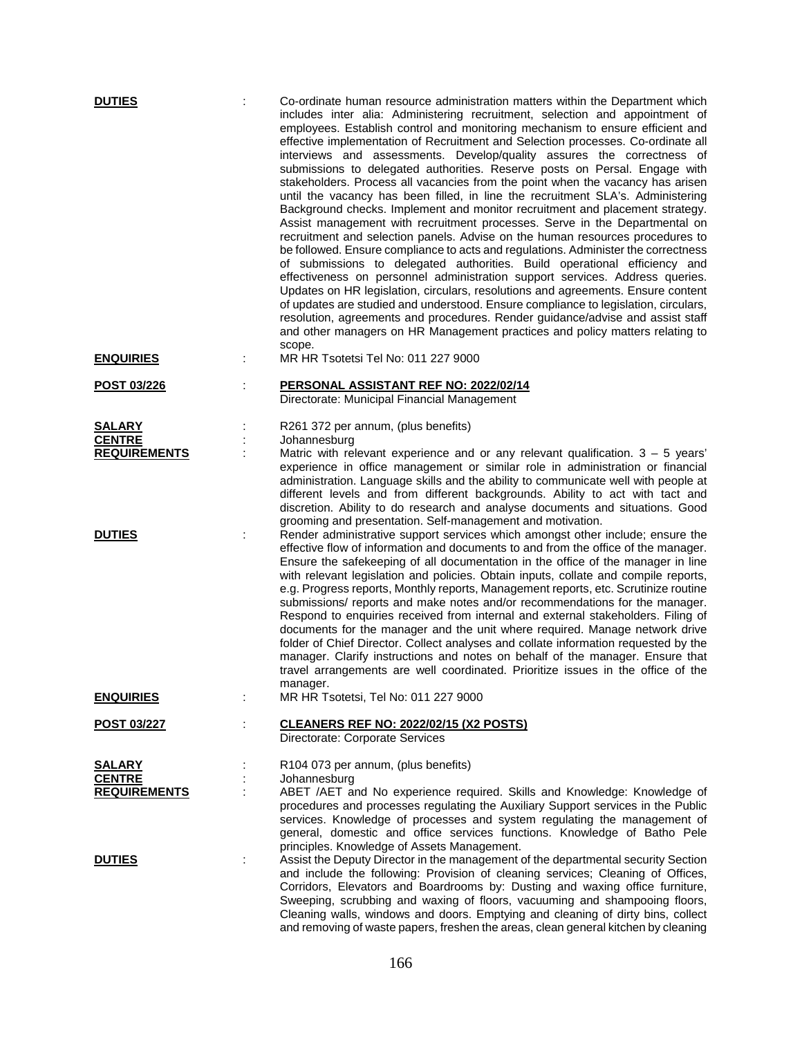**DUTIES** : Co-ordinate human resource administration matters within the Department which includes inter alia: Administering recruitment, selection and appointment of employees. Establish control and monitoring mechanism to ensure efficient and effective implementation of Recruitment and Selection processes. Co-ordinate all interviews and assessments. Develop/quality assures the correctness of submissions to delegated authorities. Reserve posts on Persal. Engage with stakeholders. Process all vacancies from the point when the vacancy has arisen until the vacancy has been filled, in line the recruitment SLA's. Administering Background checks. Implement and monitor recruitment and placement strategy. Assist management with recruitment processes. Serve in the Departmental on recruitment and selection panels. Advise on the human resources procedures to be followed. Ensure compliance to acts and regulations. Administer the correctness of submissions to delegated authorities. Build operational efficiency and effectiveness on personnel administration support services. Address queries. Updates on HR legislation, circulars, resolutions and agreements. Ensure content of updates are studied and understood. Ensure compliance to legislation, circulars, resolution, agreements and procedures. Render guidance/advise and assist staff and other managers on HR Management practices and policy matters relating to scope.

**ENQUIRIES** : MR HR Tsotetsi Tel No: 011 227 9000

**POST 03/226** : **PERSONAL ASSISTANT REF NO: 2022/02/14**
Directorate: Municipal Financial Management

**SALARY** : R261 372 per annum, (plus benefits)

**CENTRE** : Johannesburg

**REQUIREMENTS** : Matric with relevant experience and or any relevant qualification. 3 – 5 years' experience in office management or similar role in administration or financial administration. Language skills and the ability to communicate well with people at different levels and from different backgrounds. Ability to act with tact and discretion. Ability to do research and analyse documents and situations. Good grooming and presentation. Self-management and motivation.

**DUTIES** : Render administrative support services which amongst other include; ensure the effective flow of information and documents to and from the office of the manager. Ensure the safekeeping of all documentation in the office of the manager in line with relevant legislation and policies. Obtain inputs, collate and compile reports, e.g. Progress reports, Monthly reports, Management reports, etc. Scrutinize routine submissions/ reports and make notes and/or recommendations for the manager. Respond to enquiries received from internal and external stakeholders. Filing of documents for the manager and the unit where required. Manage network drive folder of Chief Director. Collect analyses and collate information requested by the manager. Clarify instructions and notes on behalf of the manager. Ensure that travel arrangements are well coordinated. Prioritize issues in the office of the manager.

**ENQUIRIES** : MR HR Tsotetsi, Tel No: 011 227 9000

**POST 03/227** : **CLEANERS REF NO: 2022/02/15 (X2 POSTS)**
Directorate: Corporate Services

**SALARY** : R104 073 per annum, (plus benefits)

**CENTRE** : Johannesburg

**REQUIREMENTS** : ABET /AET and No experience required. Skills and Knowledge: Knowledge of procedures and processes regulating the Auxiliary Support services in the Public services. Knowledge of processes and system regulating the management of general, domestic and office services functions. Knowledge of Batho Pele principles. Knowledge of Assets Management.

**DUTIES** : Assist the Deputy Director in the management of the departmental security Section and include the following: Provision of cleaning services; Cleaning of Offices, Corridors, Elevators and Boardrooms by: Dusting and waxing office furniture, Sweeping, scrubbing and waxing of floors, vacuuming and shampooing floors, Cleaning walls, windows and doors. Emptying and cleaning of dirty bins, collect and removing of waste papers, freshen the areas, clean general kitchen by cleaning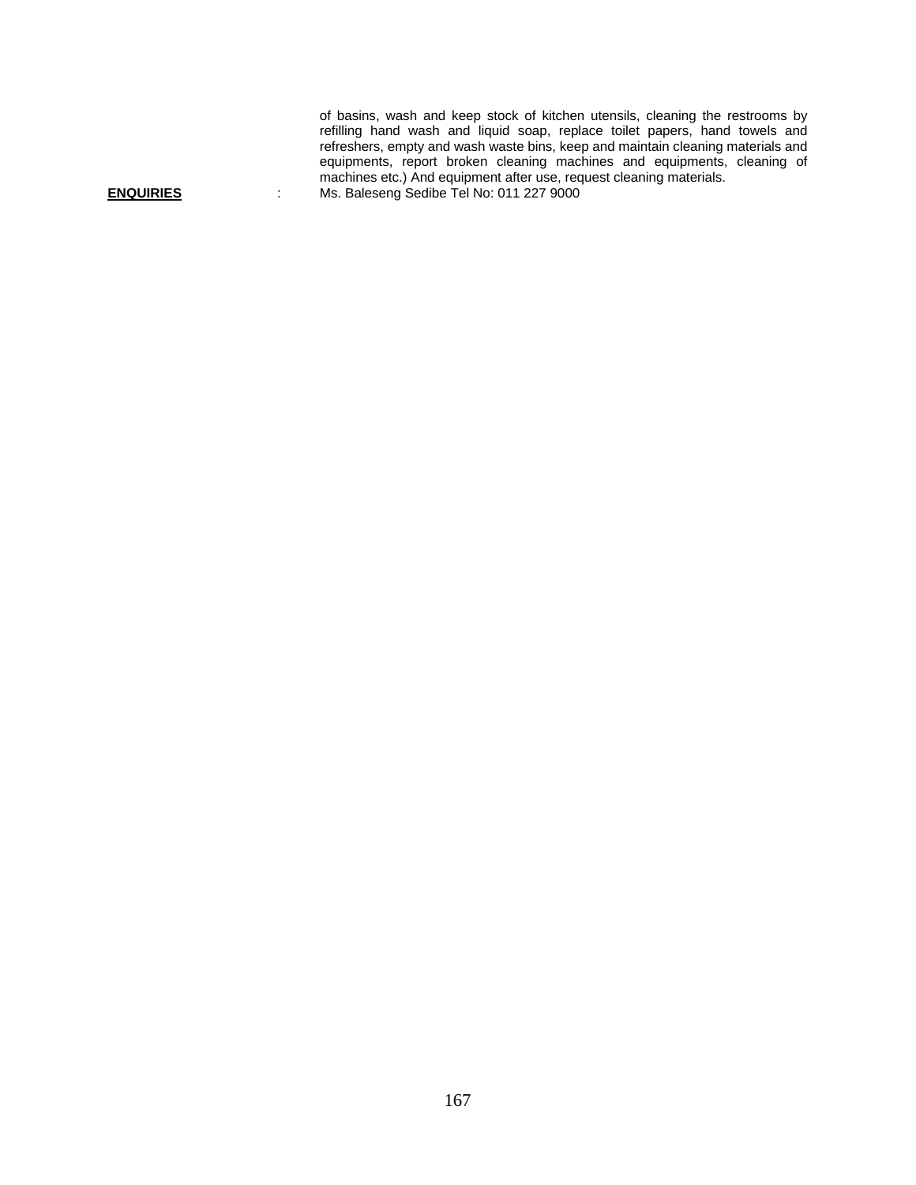of basins, wash and keep stock of kitchen utensils, cleaning the restrooms by refilling hand wash and liquid soap, replace toilet papers, hand towels and refreshers, empty and wash waste bins, keep and maintain cleaning materials and equipments, report broken cleaning machines and equipments, cleaning of machines etc.) And equipment after use, request cleaning materials.

**ENQUIRIES** : Ms. Baleseng Sedibe Tel No: 011 227 9000